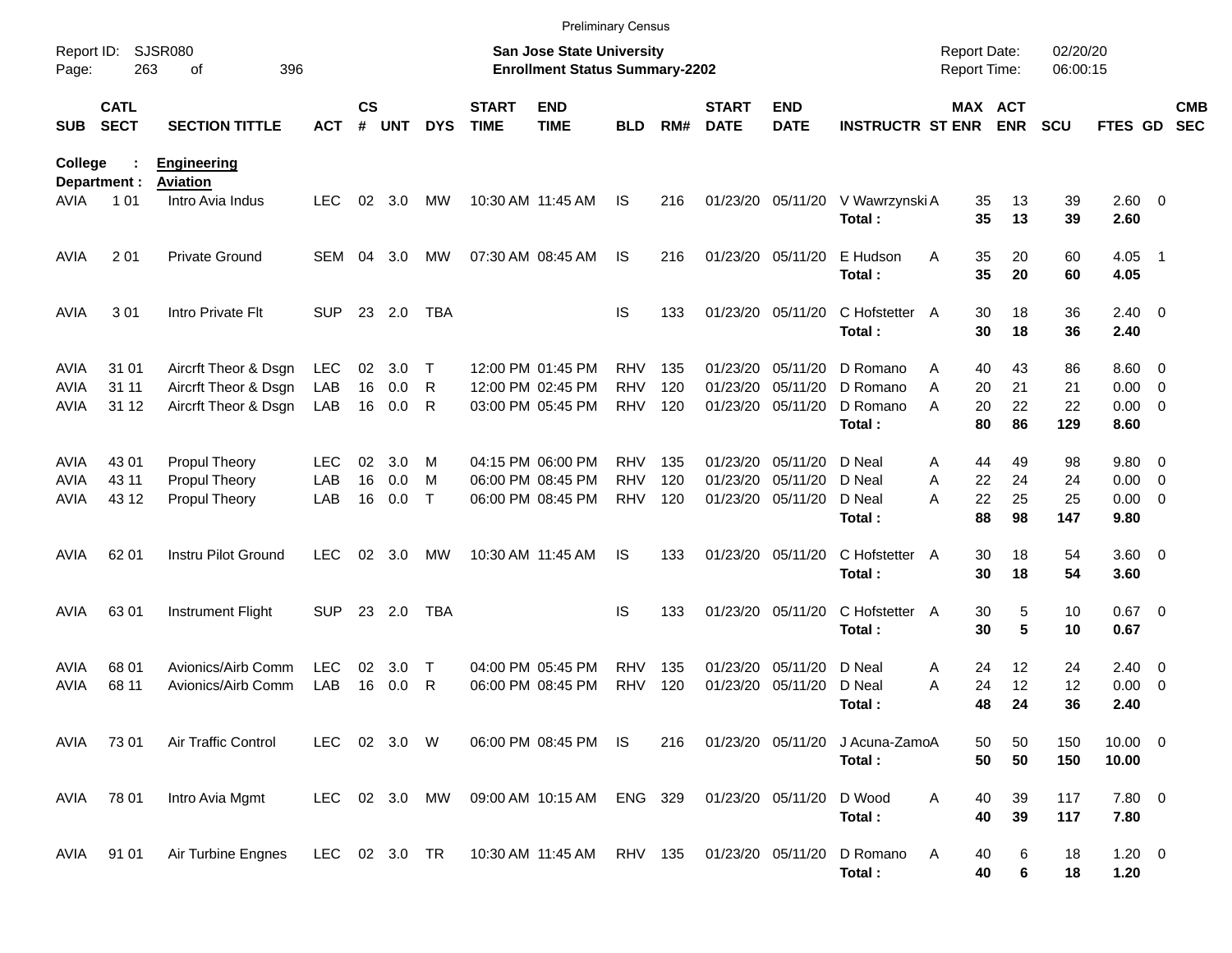Preliminary Census

Report ID: SJSR080
Page: 263 of 396

**San Jose State University**
**Enrollment Status Summary-2202**

Report Date: 02/20/20
Report Time: 06:00:15

**College : Engineering**
**Department : Aviation**

| SUB | CATL SECT | SECTION TITTLE | ACT | CS # | UNT | DYS | START TIME | END TIME | BLD | RM# | START DATE | END DATE | INSTRUCTR | ST | MAX ENR | ACT ENR | SCU | FTES | GD | CMB SEC |
|---|---|---|---|---|---|---|---|---|---|---|---|---|---|---|---|---|---|---|---|---|
| AVIA | 1 01 | Intro Avia Indus | LEC | 02 | 3.0 | MW | 10:30 AM | 11:45 AM | IS | 216 | 01/23/20 | 05/11/20 | V Wawrzynski | A | 35 | 13 | 39 | 2.60 | 0 | |
| | | | | | | | | | | | | | **Total :** | | **35** | **13** | **39** | **2.60** | | |
| AVIA | 2 01 | Private Ground | SEM | 04 | 3.0 | MW | 07:30 AM | 08:45 AM | IS | 216 | 01/23/20 | 05/11/20 | E Hudson | A | 35 | 20 | 60 | 4.05 | 1 | |
| | | | | | | | | | | | | | **Total :** | | **35** | **20** | **60** | **4.05** | | |
| AVIA | 3 01 | Intro Private Flt | SUP | 23 | 2.0 | TBA | | | IS | 133 | 01/23/20 | 05/11/20 | C Hofstetter | A | 30 | 18 | 36 | 2.40 | 0 | |
| | | | | | | | | | | | | | **Total :** | | **30** | **18** | **36** | **2.40** | | |
| AVIA | 31 01 | Aircrft Theor & Dsgn | LEC | 02 | 3.0 | T | 12:00 PM | 01:45 PM | RHV | 135 | 01/23/20 | 05/11/20 | D Romano | A | 40 | 43 | 86 | 8.60 | 0 | |
| AVIA | 31 11 | Aircrft Theor & Dsgn | LAB | 16 | 0.0 | R | 12:00 PM | 02:45 PM | RHV | 120 | 01/23/20 | 05/11/20 | D Romano | A | 20 | 21 | 21 | 0.00 | 0 | |
| AVIA | 31 12 | Aircrft Theor & Dsgn | LAB | 16 | 0.0 | R | 03:00 PM | 05:45 PM | RHV | 120 | 01/23/20 | 05/11/20 | D Romano | A | 20 | 22 | 22 | 0.00 | 0 | |
| | | | | | | | | | | | | | **Total :** | | **80** | **86** | **129** | **8.60** | | |
| AVIA | 43 01 | Propul Theory | LEC | 02 | 3.0 | M | 04:15 PM | 06:00 PM | RHV | 135 | 01/23/20 | 05/11/20 | D Neal | A | 44 | 49 | 98 | 9.80 | 0 | |
| AVIA | 43 11 | Propul Theory | LAB | 16 | 0.0 | M | 06:00 PM | 08:45 PM | RHV | 120 | 01/23/20 | 05/11/20 | D Neal | A | 22 | 24 | 24 | 0.00 | 0 | |
| AVIA | 43 12 | Propul Theory | LAB | 16 | 0.0 | T | 06:00 PM | 08:45 PM | RHV | 120 | 01/23/20 | 05/11/20 | D Neal | A | 22 | 25 | 25 | 0.00 | 0 | |
| | | | | | | | | | | | | | **Total :** | | **88** | **98** | **147** | **9.80** | | |
| AVIA | 62 01 | Instru Pilot Ground | LEC | 02 | 3.0 | MW | 10:30 AM | 11:45 AM | IS | 133 | 01/23/20 | 05/11/20 | C Hofstetter | A | 30 | 18 | 54 | 3.60 | 0 | |
| | | | | | | | | | | | | | **Total :** | | **30** | **18** | **54** | **3.60** | | |
| AVIA | 63 01 | Instrument Flight | SUP | 23 | 2.0 | TBA | | | IS | 133 | 01/23/20 | 05/11/20 | C Hofstetter | A | 30 | 5 | 10 | 0.67 | 0 | |
| | | | | | | | | | | | | | **Total :** | | **30** | **5** | **10** | **0.67** | | |
| AVIA | 68 01 | Avionics/Airb Comm | LEC | 02 | 3.0 | T | 04:00 PM | 05:45 PM | RHV | 135 | 01/23/20 | 05/11/20 | D Neal | A | 24 | 12 | 24 | 2.40 | 0 | |
| AVIA | 68 11 | Avionics/Airb Comm | LAB | 16 | 0.0 | R | 06:00 PM | 08:45 PM | RHV | 120 | 01/23/20 | 05/11/20 | D Neal | A | 24 | 12 | 12 | 0.00 | 0 | |
| | | | | | | | | | | | | | **Total :** | | **48** | **24** | **36** | **2.40** | | |
| AVIA | 73 01 | Air Traffic Control | LEC | 02 | 3.0 | W | 06:00 PM | 08:45 PM | IS | 216 | 01/23/20 | 05/11/20 | J Acuna-Zamo | A | 50 | 50 | 150 | 10.00 | 0 | |
| | | | | | | | | | | | | | **Total :** | | **50** | **50** | **150** | **10.00** | | |
| AVIA | 78 01 | Intro Avia Mgmt | LEC | 02 | 3.0 | MW | 09:00 AM | 10:15 AM | ENG | 329 | 01/23/20 | 05/11/20 | D Wood | A | 40 | 39 | 117 | 7.80 | 0 | |
| | | | | | | | | | | | | | **Total :** | | **40** | **39** | **117** | **7.80** | | |
| AVIA | 91 01 | Air Turbine Engnes | LEC | 02 | 3.0 | TR | 10:30 AM | 11:45 AM | RHV | 135 | 01/23/20 | 05/11/20 | D Romano | A | 40 | 6 | 18 | 1.20 | 0 | |
| | | | | | | | | | | | | | **Total :** | | **40** | **6** | **18** | **1.20** | | |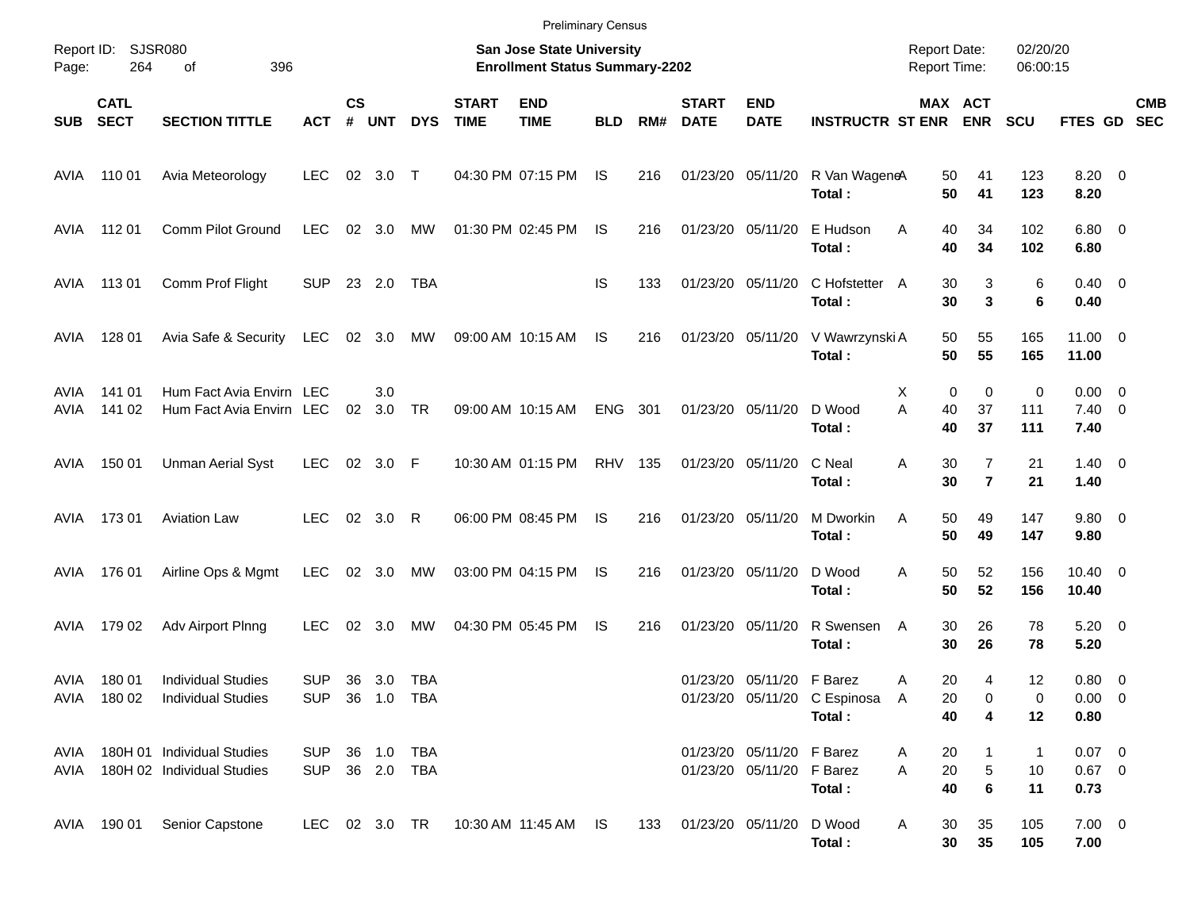Preliminary Census

Report ID: SJSR080
Page: 264 of 396

**San Jose State University**
**Enrollment Status Summary-2202**

Report Date: 02/20/20
Report Time: 06:00:15

| SUB | CATL SECT | SECTION TITTLE | ACT | CS # | UNT | DYS | START TIME | END TIME | BLD | RM# | START DATE | END DATE | INSTRUCTR | ST | MAX ENR | ACT ENR | SCU | FTES | GD | CMB SEC |
|---|---|---|---|---|---|---|---|---|---|---|---|---|---|---|---|---|---|---|---|---|
| AVIA | 110 01 | Avia Meteorology | LEC | 02 | 3.0 | T | 04:30 PM | 07:15 PM | IS | 216 | 01/23/20 | 05/11/20 | R Van Wagene | A | 50 | 41 | 123 | 8.20 | 0 | |
| | | | | | | | | | | | | | **Total :** | | **50** | **41** | **123** | **8.20** | | |
| AVIA | 112 01 | Comm Pilot Ground | LEC | 02 | 3.0 | MW | 01:30 PM | 02:45 PM | IS | 216 | 01/23/20 | 05/11/20 | E Hudson | A | 40 | 34 | 102 | 6.80 | 0 | |
| | | | | | | | | | | | | | **Total :** | | **40** | **34** | **102** | **6.80** | | |
| AVIA | 113 01 | Comm Prof Flight | SUP | 23 | 2.0 | TBA | | | IS | 133 | 01/23/20 | 05/11/20 | C Hofstetter | A | 30 | 3 | 6 | 0.40 | 0 | |
| | | | | | | | | | | | | | **Total :** | | **30** | **3** | **6** | **0.40** | | |
| AVIA | 128 01 | Avia Safe & Security | LEC | 02 | 3.0 | MW | 09:00 AM | 10:15 AM | IS | 216 | 01/23/20 | 05/11/20 | V Wawrzynski | A | 50 | 55 | 165 | 11.00 | 0 | |
| | | | | | | | | | | | | | **Total :** | | **50** | **55** | **165** | **11.00** | | |
| AVIA | 141 01 | Hum Fact Avia Envirn | LEC | | 3.0 | | | | | | | | | X | 0 | 0 | 0 | 0.00 | 0 | |
| AVIA | 141 02 | Hum Fact Avia Envirn | LEC | 02 | 3.0 | TR | 09:00 AM | 10:15 AM | ENG | 301 | 01/23/20 | 05/11/20 | D Wood | A | 40 | 37 | 111 | 7.40 | 0 | |
| | | | | | | | | | | | | | **Total :** | | **40** | **37** | **111** | **7.40** | | |
| AVIA | 150 01 | Unman Aerial Syst | LEC | 02 | 3.0 | F | 10:30 AM | 01:15 PM | RHV | 135 | 01/23/20 | 05/11/20 | C Neal | A | 30 | 7 | 21 | 1.40 | 0 | |
| | | | | | | | | | | | | | **Total :** | | **30** | **7** | **21** | **1.40** | | |
| AVIA | 173 01 | Aviation Law | LEC | 02 | 3.0 | R | 06:00 PM | 08:45 PM | IS | 216 | 01/23/20 | 05/11/20 | M Dworkin | A | 50 | 49 | 147 | 9.80 | 0 | |
| | | | | | | | | | | | | | **Total :** | | **50** | **49** | **147** | **9.80** | | |
| AVIA | 176 01 | Airline Ops & Mgmt | LEC | 02 | 3.0 | MW | 03:00 PM | 04:15 PM | IS | 216 | 01/23/20 | 05/11/20 | D Wood | A | 50 | 52 | 156 | 10.40 | 0 | |
| | | | | | | | | | | | | | **Total :** | | **50** | **52** | **156** | **10.40** | | |
| AVIA | 179 02 | Adv Airport Plnng | LEC | 02 | 3.0 | MW | 04:30 PM | 05:45 PM | IS | 216 | 01/23/20 | 05/11/20 | R Swensen | A | 30 | 26 | 78 | 5.20 | 0 | |
| | | | | | | | | | | | | | **Total :** | | **30** | **26** | **78** | **5.20** | | |
| AVIA | 180 01 | Individual Studies | SUP | 36 | 3.0 | TBA | | | | | 01/23/20 | 05/11/20 | F Barez | A | 20 | 4 | 12 | 0.80 | 0 | |
| AVIA | 180 02 | Individual Studies | SUP | 36 | 1.0 | TBA | | | | | 01/23/20 | 05/11/20 | C Espinosa | A | 20 | 0 | 0 | 0.00 | 0 | |
| | | | | | | | | | | | | | **Total :** | | **40** | **4** | **12** | **0.80** | | |
| AVIA | 180H 01 | Individual Studies | SUP | 36 | 1.0 | TBA | | | | | 01/23/20 | 05/11/20 | F Barez | A | 20 | 1 | 1 | 0.07 | 0 | |
| AVIA | 180H 02 | Individual Studies | SUP | 36 | 2.0 | TBA | | | | | 01/23/20 | 05/11/20 | F Barez | A | 20 | 5 | 10 | 0.67 | 0 | |
| | | | | | | | | | | | | | **Total :** | | **40** | **6** | **11** | **0.73** | | |
| AVIA | 190 01 | Senior Capstone | LEC | 02 | 3.0 | TR | 10:30 AM | 11:45 AM | IS | 133 | 01/23/20 | 05/11/20 | D Wood | A | 30 | 35 | 105 | 7.00 | 0 | |
| | | | | | | | | | | | | | **Total :** | | **30** | **35** | **105** | **7.00** | | |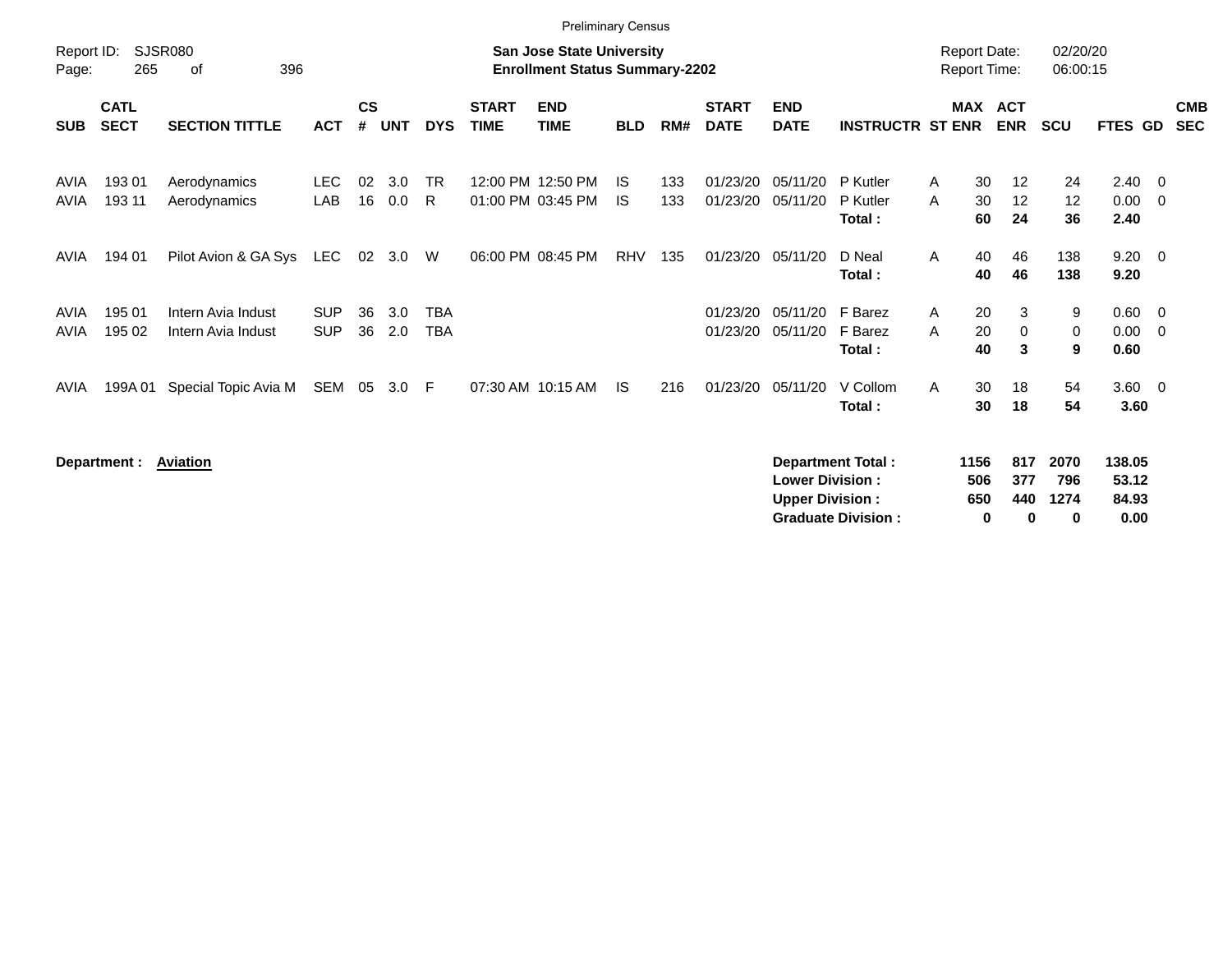Preliminary Census

Report ID: SJSR080

**San Jose State University**
**Enrollment Status Summary-2202**

Report Date: 02/20/20
Report Time: 06:00:15

| SUB | CATL SECT | SECTION TITTLE | ACT | CS # | UNT | DYS | START TIME | END TIME | BLD | RM# | START DATE | END DATE | INSTRUCTR | ST | MAX ENR | ACT ENR | SCU | FTES | GD | CMB SEC |
|---|---|---|---|---|---|---|---|---|---|---|---|---|---|---|---|---|---|---|---|---|
| AVIA | 193 01 | Aerodynamics | LEC | 02 | 3.0 | TR | 12:00 PM | 12:50 PM | IS | 133 | 01/23/20 | 05/11/20 | P Kutler | A | 30 | 12 | 24 | 2.40 | 0 | |
| AVIA | 193 11 | Aerodynamics | LAB | 16 | 0.0 | R | 01:00 PM | 03:45 PM | IS | 133 | 01/23/20 | 05/11/20 | P Kutler | A | 30 | 12 | 12 | 0.00 | 0 | |
| | | | | | | | | | | | | | **Total :** | | **60** | **24** | **36** | **2.40** | | |
| AVIA | 194 01 | Pilot Avion & GA Sys | LEC | 02 | 3.0 | W | 06:00 PM | 08:45 PM | RHV | 135 | 01/23/20 | 05/11/20 | D Neal | A | 40 | 46 | 138 | 9.20 | 0 | |
| | | | | | | | | | | | | | **Total :** | | **40** | **46** | **138** | **9.20** | | |
| AVIA | 195 01 | Intern Avia Indust | SUP | 36 | 3.0 | TBA | | | | | 01/23/20 | 05/11/20 | F Barez | A | 20 | 3 | 9 | 0.60 | 0 | |
| AVIA | 195 02 | Intern Avia Indust | SUP | 36 | 2.0 | TBA | | | | | 01/23/20 | 05/11/20 | F Barez | A | 20 | 0 | 0 | 0.00 | 0 | |
| | | | | | | | | | | | | | **Total :** | | **40** | **3** | **9** | **0.60** | | |
| AVIA | 199A 01 | Special Topic Avia M | SEM | 05 | 3.0 | F | 07:30 AM | 10:15 AM | IS | 216 | 01/23/20 | 05/11/20 | V Collom | A | 30 | 18 | 54 | 3.60 | 0 | |
| | | | | | | | | | | | | | **Total :** | | **30** | **18** | **54** | **3.60** | | |

**Department :** **Aviation**

| | MAX ENR | ACT ENR | SCU | FTES |
|---|---|---|---|---|
| **Department Total :** | **1156** | **817** | **2070** | **138.05** |
| **Lower Division :** | **506** | **377** | **796** | **53.12** |
| **Upper Division :** | **650** | **440** | **1274** | **84.93** |
| **Graduate Division :** | **0** | **0** | **0** | **0.00** |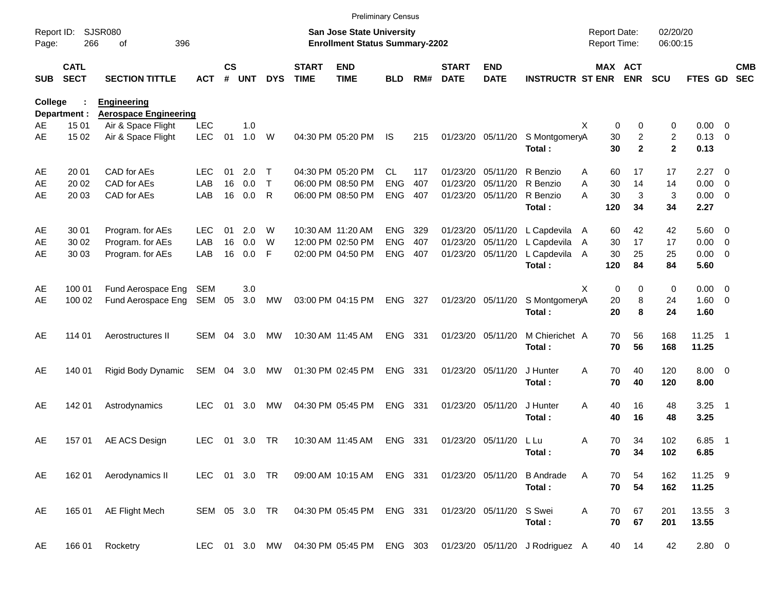Preliminary Census

Report ID: SJSR080
Page: 266 of 396

**San Jose State University**
**Enrollment Status Summary-2202**

Report Date: 02/20/20
Report Time: 06:00:15

College : **Engineering**
Department : **Aerospace Engineering**

| SUB | CATL SECT | SECTION TITTLE | ACT | CS # | UNT | DYS | START TIME | END TIME | BLD | RM# | START DATE | END DATE | INSTRUCTR | ST | MAX ENR | ACT ENR | SCU | FTES | GD | CMB SEC |
|---|---|---|---|---|---|---|---|---|---|---|---|---|---|---|---|---|---|---|---|---|
| AE | 15 01 | Air & Space Flight | LEC | | 1.0 | | | | | | | | | X | 0 | 0 | 0 | 0.00 | 0 | |
| AE | 15 02 | Air & Space Flight | LEC | 01 | 1.0 | W | 04:30 PM | 05:20 PM | IS | 215 | 01/23/20 | 05/11/20 | S Montgomery | A | 30 | 2 | 2 | 0.13 | 0 | |
| | | | | | | | | | | | | | **Total :** | | **30** | **2** | **2** | **0.13** | | |
| AE | 20 01 | CAD for AEs | LEC | 01 | 2.0 | T | 04:30 PM | 05:20 PM | CL | 117 | 01/23/20 | 05/11/20 | R Benzio | A | 60 | 17 | 17 | 2.27 | 0 | |
| AE | 20 02 | CAD for AEs | LAB | 16 | 0.0 | T | 06:00 PM | 08:50 PM | ENG | 407 | 01/23/20 | 05/11/20 | R Benzio | A | 30 | 14 | 14 | 0.00 | 0 | |
| AE | 20 03 | CAD for AEs | LAB | 16 | 0.0 | R | 06:00 PM | 08:50 PM | ENG | 407 | 01/23/20 | 05/11/20 | R Benzio | A | 30 | 3 | 3 | 0.00 | 0 | |
| | | | | | | | | | | | | | **Total :** | | **120** | **34** | **34** | **2.27** | | |
| AE | 30 01 | Program. for AEs | LEC | 01 | 2.0 | W | 10:30 AM | 11:20 AM | ENG | 329 | 01/23/20 | 05/11/20 | L Capdevila | A | 60 | 42 | 42 | 5.60 | 0 | |
| AE | 30 02 | Program. for AEs | LAB | 16 | 0.0 | W | 12:00 PM | 02:50 PM | ENG | 407 | 01/23/20 | 05/11/20 | L Capdevila | A | 30 | 17 | 17 | 0.00 | 0 | |
| AE | 30 03 | Program. for AEs | LAB | 16 | 0.0 | F | 02:00 PM | 04:50 PM | ENG | 407 | 01/23/20 | 05/11/20 | L Capdevila | A | 30 | 25 | 25 | 0.00 | 0 | |
| | | | | | | | | | | | | | **Total :** | | **120** | **84** | **84** | **5.60** | | |
| AE | 100 01 | Fund Aerospace Eng | SEM | | 3.0 | | | | | | | | | X | 0 | 0 | 0 | 0.00 | 0 | |
| AE | 100 02 | Fund Aerospace Eng | SEM | 05 | 3.0 | MW | 03:00 PM | 04:15 PM | ENG | 327 | 01/23/20 | 05/11/20 | S Montgomery | A | 20 | 8 | 24 | 1.60 | 0 | |
| | | | | | | | | | | | | | **Total :** | | **20** | **8** | **24** | **1.60** | | |
| AE | 114 01 | Aerostructures II | SEM | 04 | 3.0 | MW | 10:30 AM | 11:45 AM | ENG | 331 | 01/23/20 | 05/11/20 | M Chierichet | A | 70 | 56 | 168 | 11.25 | 1 | |
| | | | | | | | | | | | | | **Total :** | | **70** | **56** | **168** | **11.25** | | |
| AE | 140 01 | Rigid Body Dynamic | SEM | 04 | 3.0 | MW | 01:30 PM | 02:45 PM | ENG | 331 | 01/23/20 | 05/11/20 | J Hunter | A | 70 | 40 | 120 | 8.00 | 0 | |
| | | | | | | | | | | | | | **Total :** | | **70** | **40** | **120** | **8.00** | | |
| AE | 142 01 | Astrodynamics | LEC | 01 | 3.0 | MW | 04:30 PM | 05:45 PM | ENG | 331 | 01/23/20 | 05/11/20 | J Hunter | A | 40 | 16 | 48 | 3.25 | 1 | |
| | | | | | | | | | | | | | **Total :** | | **40** | **16** | **48** | **3.25** | | |
| AE | 157 01 | AE ACS Design | LEC | 01 | 3.0 | TR | 10:30 AM | 11:45 AM | ENG | 331 | 01/23/20 | 05/11/20 | L Lu | A | 70 | 34 | 102 | 6.85 | 1 | |
| | | | | | | | | | | | | | **Total :** | | **70** | **34** | **102** | **6.85** | | |
| AE | 162 01 | Aerodynamics II | LEC | 01 | 3.0 | TR | 09:00 AM | 10:15 AM | ENG | 331 | 01/23/20 | 05/11/20 | B Andrade | A | 70 | 54 | 162 | 11.25 | 9 | |
| | | | | | | | | | | | | | **Total :** | | **70** | **54** | **162** | **11.25** | | |
| AE | 165 01 | AE Flight Mech | SEM | 05 | 3.0 | TR | 04:30 PM | 05:45 PM | ENG | 331 | 01/23/20 | 05/11/20 | S Swei | A | 70 | 67 | 201 | 13.55 | 3 | |
| | | | | | | | | | | | | | **Total :** | | **70** | **67** | **201** | **13.55** | | |
| AE | 166 01 | Rocketry | LEC | 01 | 3.0 | MW | 04:30 PM | 05:45 PM | ENG | 303 | 01/23/20 | 05/11/20 | J Rodriguez | A | 40 | 14 | 42 | 2.80 | 0 | |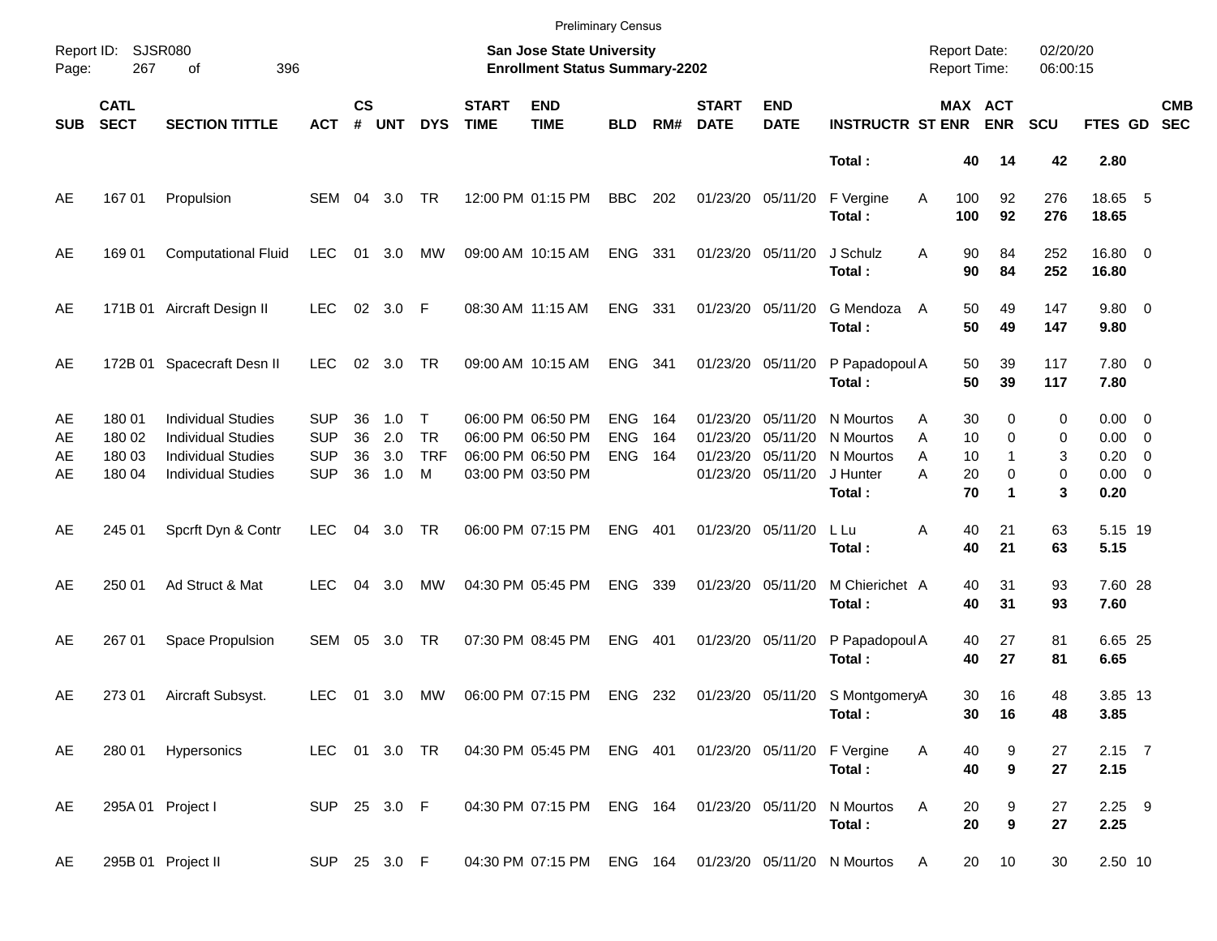Preliminary Census

Report ID: SJSR080
Page: 267 of 396

**San Jose State University**
**Enrollment Status Summary-2202**

Report Date: 02/20/20
Report Time: 06:00:15

| SUB | CATL SECT | SECTION TITTLE | ACT | CS # | UNT | DYS | START TIME | END TIME | BLD | RM# | START DATE | END DATE | INSTRUCTR | ST | MAX ENR | ACT ENR | SCU | FTES | GD | CMB SEC |
|---|---|---|---|---|---|---|---|---|---|---|---|---|---|---|---|---|---|---|---|---|
| | | | | | | | | | | | | | **Total :** | | **40** | **14** | **42** | **2.80** | | |
| AE | 167 01 | Propulsion | SEM | 04 | 3.0 | TR | 12:00 PM | 01:15 PM | BBC | 202 | 01/23/20 | 05/11/20 | F Vergine | A | 100 | 92 | 276 | 18.65 | 5 | |
| | | | | | | | | | | | | | **Total :** | | **100** | **92** | **276** | **18.65** | | |
| AE | 169 01 | Computational Fluid | LEC | 01 | 3.0 | MW | 09:00 AM | 10:15 AM | ENG | 331 | 01/23/20 | 05/11/20 | J Schulz | A | 90 | 84 | 252 | 16.80 | 0 | |
| | | | | | | | | | | | | | **Total :** | | **90** | **84** | **252** | **16.80** | | |
| AE | 171B 01 | Aircraft Design II | LEC | 02 | 3.0 | F | 08:30 AM | 11:15 AM | ENG | 331 | 01/23/20 | 05/11/20 | G Mendoza | A | 50 | 49 | 147 | 9.80 | 0 | |
| | | | | | | | | | | | | | **Total :** | | **50** | **49** | **147** | **9.80** | | |
| AE | 172B 01 | Spacecraft Desn II | LEC | 02 | 3.0 | TR | 09:00 AM | 10:15 AM | ENG | 341 | 01/23/20 | 05/11/20 | P Papadopoul | A | 50 | 39 | 117 | 7.80 | 0 | |
| | | | | | | | | | | | | | **Total :** | | **50** | **39** | **117** | **7.80** | | |
| AE | 180 01 | Individual Studies | SUP | 36 | 1.0 | T | 06:00 PM | 06:50 PM | ENG | 164 | 01/23/20 | 05/11/20 | N Mourtos | A | 30 | 0 | 0 | 0.00 | 0 | |
| AE | 180 02 | Individual Studies | SUP | 36 | 2.0 | TR | 06:00 PM | 06:50 PM | ENG | 164 | 01/23/20 | 05/11/20 | N Mourtos | A | 10 | 0 | 0 | 0.00 | 0 | |
| AE | 180 03 | Individual Studies | SUP | 36 | 3.0 | TRF | 06:00 PM | 06:50 PM | ENG | 164 | 01/23/20 | 05/11/20 | N Mourtos | A | 10 | 1 | 3 | 0.20 | 0 | |
| AE | 180 04 | Individual Studies | SUP | 36 | 1.0 | M | 03:00 PM | 03:50 PM | | | 01/23/20 | 05/11/20 | J Hunter | A | 20 | 0 | 0 | 0.00 | 0 | |
| | | | | | | | | | | | | | **Total :** | | **70** | **1** | **3** | **0.20** | | |
| AE | 245 01 | Spcrft Dyn & Contr | LEC | 04 | 3.0 | TR | 06:00 PM | 07:15 PM | ENG | 401 | 01/23/20 | 05/11/20 | L Lu | A | 40 | 21 | 63 | 5.15 | 19 | |
| | | | | | | | | | | | | | **Total :** | | **40** | **21** | **63** | **5.15** | | |
| AE | 250 01 | Ad Struct & Mat | LEC | 04 | 3.0 | MW | 04:30 PM | 05:45 PM | ENG | 339 | 01/23/20 | 05/11/20 | M Chierichet | A | 40 | 31 | 93 | 7.60 | 28 | |
| | | | | | | | | | | | | | **Total :** | | **40** | **31** | **93** | **7.60** | | |
| AE | 267 01 | Space Propulsion | SEM | 05 | 3.0 | TR | 07:30 PM | 08:45 PM | ENG | 401 | 01/23/20 | 05/11/20 | P Papadopoul | A | 40 | 27 | 81 | 6.65 | 25 | |
| | | | | | | | | | | | | | **Total :** | | **40** | **27** | **81** | **6.65** | | |
| AE | 273 01 | Aircraft Subsyst. | LEC | 01 | 3.0 | MW | 06:00 PM | 07:15 PM | ENG | 232 | 01/23/20 | 05/11/20 | S Montgomery | A | 30 | 16 | 48 | 3.85 | 13 | |
| | | | | | | | | | | | | | **Total :** | | **30** | **16** | **48** | **3.85** | | |
| AE | 280 01 | Hypersonics | LEC | 01 | 3.0 | TR | 04:30 PM | 05:45 PM | ENG | 401 | 01/23/20 | 05/11/20 | F Vergine | A | 40 | 9 | 27 | 2.15 | 7 | |
| | | | | | | | | | | | | | **Total :** | | **40** | **9** | **27** | **2.15** | | |
| AE | 295A 01 | Project I | SUP | 25 | 3.0 | F | 04:30 PM | 07:15 PM | ENG | 164 | 01/23/20 | 05/11/20 | N Mourtos | A | 20 | 9 | 27 | 2.25 | 9 | |
| | | | | | | | | | | | | | **Total :** | | **20** | **9** | **27** | **2.25** | | |
| AE | 295B 01 | Project II | SUP | 25 | 3.0 | F | 04:30 PM | 07:15 PM | ENG | 164 | 01/23/20 | 05/11/20 | N Mourtos | A | 20 | 10 | 30 | 2.50 | 10 | |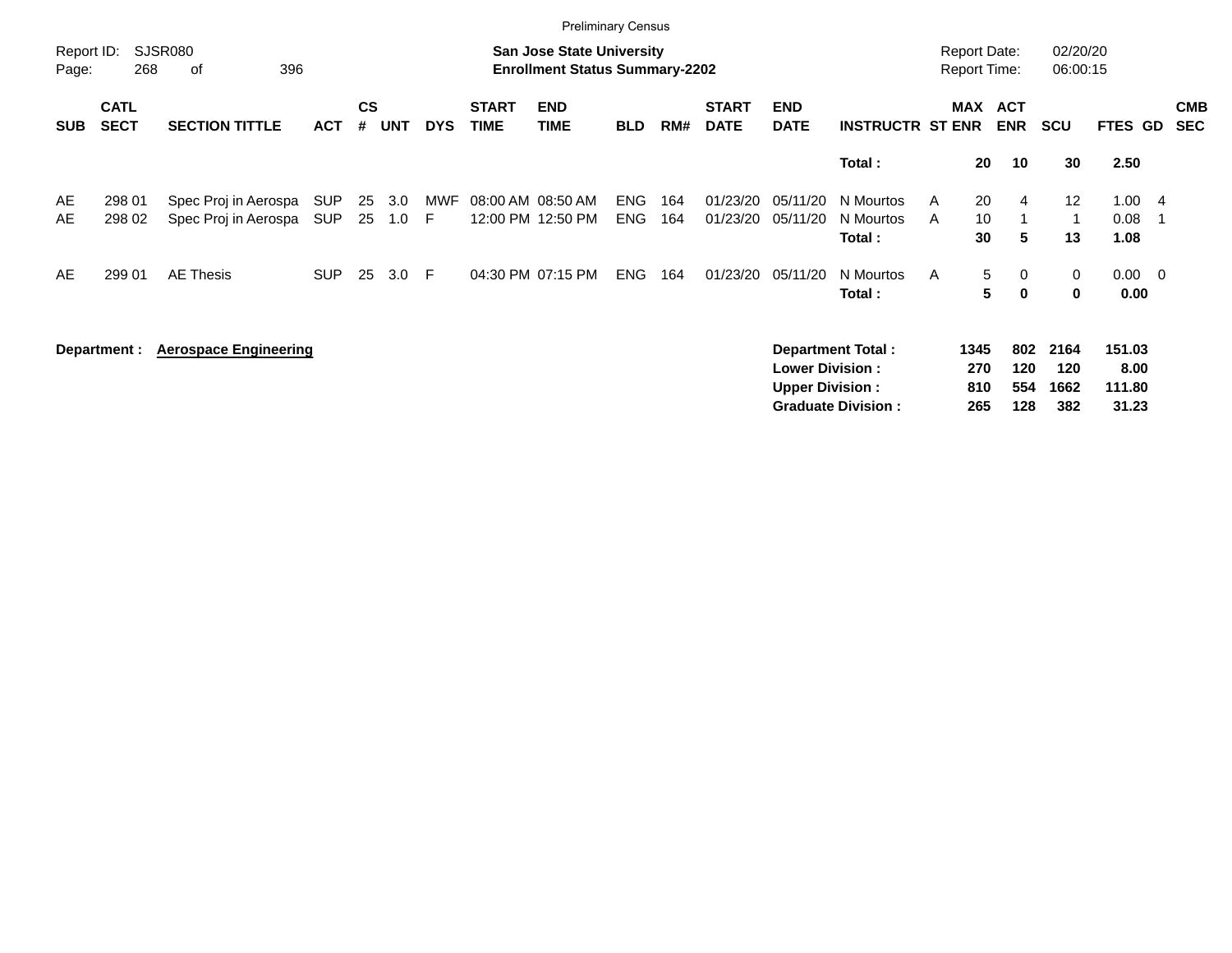Preliminary Census

Report ID: SJSR080
Report Date: 02/20/20
Report Time: 06:00:15

**San Jose State University**
**Enrollment Status Summary-2202**

| SUB | CATL SECT | SECTION TITTLE | ACT | CS # | UNT | DYS | START TIME | END TIME | BLD | RM# | START DATE | END DATE | INSTRUCTR | ST | MAX ENR | ACT ENR | SCU | FTES | GD | CMB SEC |
|---|---|---|---|---|---|---|---|---|---|---|---|---|---|---|---|---|---|---|---|---|
| | | | | | | | | | | | | | **Total :** | | **20** | **10** | **30** | **2.50** | | |
| AE | 298 01 | Spec Proj in Aerospa | SUP | 25 | 3.0 | MWF | 08:00 AM | 08:50 AM | ENG | 164 | 01/23/20 | 05/11/20 | N Mourtos | A | 20 | 4 | 12 | 1.00 | 4 | |
| AE | 298 02 | Spec Proj in Aerospa | SUP | 25 | 1.0 | F | 12:00 PM | 12:50 PM | ENG | 164 | 01/23/20 | 05/11/20 | N Mourtos | A | 10 | 1 | 1 | 0.08 | 1 | |
| | | | | | | | | | | | | | **Total :** | | **30** | **5** | **13** | **1.08** | | |
| AE | 299 01 | AE Thesis | SUP | 25 | 3.0 | F | 04:30 PM | 07:15 PM | ENG | 164 | 01/23/20 | 05/11/20 | N Mourtos | A | 5 | 0 | 0 | 0.00 | 0 | |
| | | | | | | | | | | | | | **Total :** | | **5** | **0** | **0** | **0.00** | | |

**Department :** **Aerospace Engineering**

| | MAX ENR | ACT ENR | SCU | FTES |
|---|---|---|---|---|
| **Department Total :** | **1345** | **802** | **2164** | **151.03** |
| **Lower Division :** | **270** | **120** | **120** | **8.00** |
| **Upper Division :** | **810** | **554** | **1662** | **111.80** |
| **Graduate Division :** | **265** | **128** | **382** | **31.23** |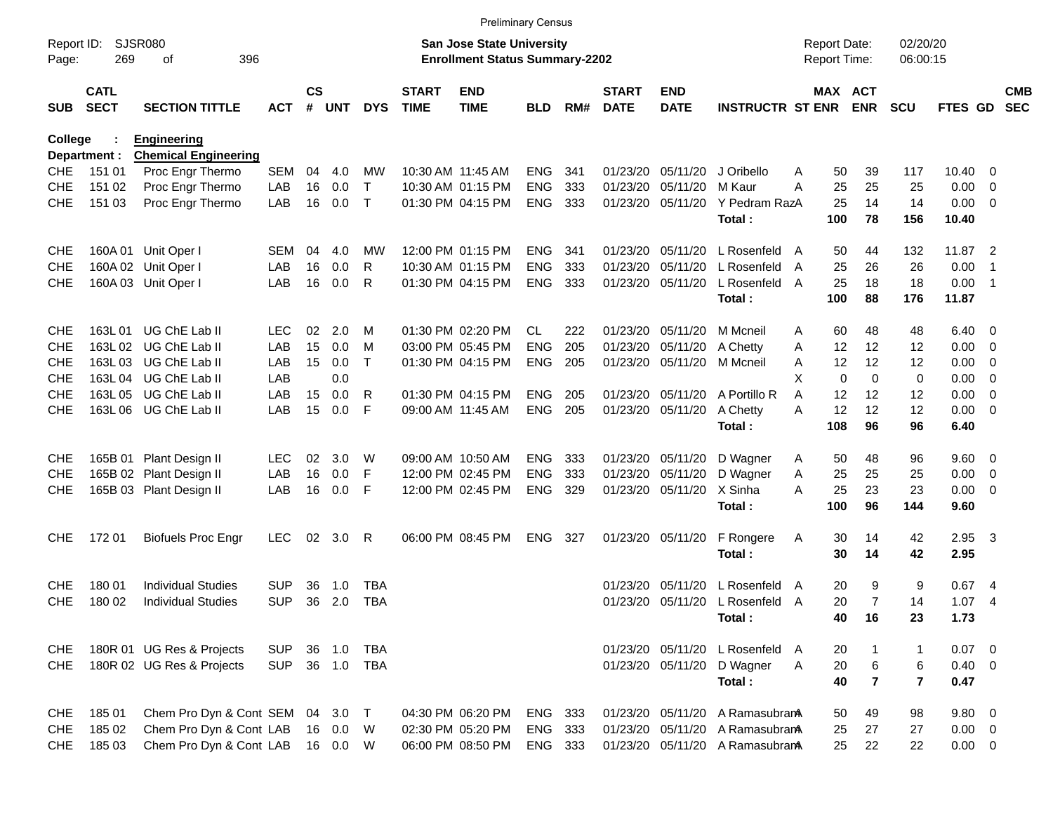Preliminary Census

Report ID: SJSR080

**San Jose State University**
**Enrollment Status Summary-2202**

Report Date: 02/20/20
Report Time: 06:00:15

College : **Engineering**
Department : **Chemical Engineering**

| SUB | CATL SECT | SECTION TITTLE | ACT | CS # | UNT | DYS | START TIME | END TIME | BLD | RM# | START DATE | END DATE | INSTRUCTR | ST | MAX ENR | ACT ENR | SCU | FTES | GD | CMB SEC |
|---|---|---|---|---|---|---|---|---|---|---|---|---|---|---|---|---|---|---|---|---|
| CHE | 151 01 | Proc Engr Thermo | SEM | 04 | 4.0 | MW | 10:30 AM | 11:45 AM | ENG | 341 | 01/23/20 | 05/11/20 | J Oribello | A | 50 | 39 | 117 | 10.40 | 0 | |
| CHE | 151 02 | Proc Engr Thermo | LAB | 16 | 0.0 | T | 10:30 AM | 01:15 PM | ENG | 333 | 01/23/20 | 05/11/20 | M Kaur | A | 25 | 25 | 25 | 0.00 | 0 | |
| CHE | 151 03 | Proc Engr Thermo | LAB | 16 | 0.0 | T | 01:30 PM | 04:15 PM | ENG | 333 | 01/23/20 | 05/11/20 | Y Pedram Raz | A | 25 | 14 | 14 | 0.00 | 0 | |
| | | | | | | | | | | | | | **Total :** | | **100** | **78** | **156** | **10.40** | | |
| CHE | 160A 01 | Unit Oper I | SEM | 04 | 4.0 | MW | 12:00 PM | 01:15 PM | ENG | 341 | 01/23/20 | 05/11/20 | L Rosenfeld | A | 50 | 44 | 132 | 11.87 | 2 | |
| CHE | 160A 02 | Unit Oper I | LAB | 16 | 0.0 | R | 10:30 AM | 01:15 PM | ENG | 333 | 01/23/20 | 05/11/20 | L Rosenfeld | A | 25 | 26 | 26 | 0.00 | 1 | |
| CHE | 160A 03 | Unit Oper I | LAB | 16 | 0.0 | R | 01:30 PM | 04:15 PM | ENG | 333 | 01/23/20 | 05/11/20 | L Rosenfeld | A | 25 | 18 | 18 | 0.00 | 1 | |
| | | | | | | | | | | | | | **Total :** | | **100** | **88** | **176** | **11.87** | | |
| CHE | 163L 01 | UG ChE Lab II | LEC | 02 | 2.0 | M | 01:30 PM | 02:20 PM | CL | 222 | 01/23/20 | 05/11/20 | M Mcneil | A | 60 | 48 | 48 | 6.40 | 0 | |
| CHE | 163L 02 | UG ChE Lab II | LAB | 15 | 0.0 | M | 03:00 PM | 05:45 PM | ENG | 205 | 01/23/20 | 05/11/20 | A Chetty | A | 12 | 12 | 12 | 0.00 | 0 | |
| CHE | 163L 03 | UG ChE Lab II | LAB | 15 | 0.0 | T | 01:30 PM | 04:15 PM | ENG | 205 | 01/23/20 | 05/11/20 | M Mcneil | A | 12 | 12 | 12 | 0.00 | 0 | |
| CHE | 163L 04 | UG ChE Lab II | LAB | | 0.0 | | | | | | | | | X | 0 | 0 | 0 | 0.00 | 0 | |
| CHE | 163L 05 | UG ChE Lab II | LAB | 15 | 0.0 | R | 01:30 PM | 04:15 PM | ENG | 205 | 01/23/20 | 05/11/20 | A Portillo R | A | 12 | 12 | 12 | 0.00 | 0 | |
| CHE | 163L 06 | UG ChE Lab II | LAB | 15 | 0.0 | F | 09:00 AM | 11:45 AM | ENG | 205 | 01/23/20 | 05/11/20 | A Chetty | A | 12 | 12 | 12 | 0.00 | 0 | |
| | | | | | | | | | | | | | **Total :** | | **108** | **96** | **96** | **6.40** | | |
| CHE | 165B 01 | Plant Design II | LEC | 02 | 3.0 | W | 09:00 AM | 10:50 AM | ENG | 333 | 01/23/20 | 05/11/20 | D Wagner | A | 50 | 48 | 96 | 9.60 | 0 | |
| CHE | 165B 02 | Plant Design II | LAB | 16 | 0.0 | F | 12:00 PM | 02:45 PM | ENG | 333 | 01/23/20 | 05/11/20 | D Wagner | A | 25 | 25 | 25 | 0.00 | 0 | |
| CHE | 165B 03 | Plant Design II | LAB | 16 | 0.0 | F | 12:00 PM | 02:45 PM | ENG | 329 | 01/23/20 | 05/11/20 | X Sinha | A | 25 | 23 | 23 | 0.00 | 0 | |
| | | | | | | | | | | | | | **Total :** | | **100** | **96** | **144** | **9.60** | | |
| CHE | 172 01 | Biofuels Proc Engr | LEC | 02 | 3.0 | R | 06:00 PM | 08:45 PM | ENG | 327 | 01/23/20 | 05/11/20 | F Rongere | A | 30 | 14 | 42 | 2.95 | 3 | |
| | | | | | | | | | | | | | **Total :** | | **30** | **14** | **42** | **2.95** | | |
| CHE | 180 01 | Individual Studies | SUP | 36 | 1.0 | TBA | | | | | 01/23/20 | 05/11/20 | L Rosenfeld | A | 20 | 9 | 9 | 0.67 | 4 | |
| CHE | 180 02 | Individual Studies | SUP | 36 | 2.0 | TBA | | | | | 01/23/20 | 05/11/20 | L Rosenfeld | A | 20 | 7 | 14 | 1.07 | 4 | |
| | | | | | | | | | | | | | **Total :** | | **40** | **16** | **23** | **1.73** | | |
| CHE | 180R 01 | UG Res & Projects | SUP | 36 | 1.0 | TBA | | | | | 01/23/20 | 05/11/20 | L Rosenfeld | A | 20 | 1 | 1 | 0.07 | 0 | |
| CHE | 180R 02 | UG Res & Projects | SUP | 36 | 1.0 | TBA | | | | | 01/23/20 | 05/11/20 | D Wagner | A | 20 | 6 | 6 | 0.40 | 0 | |
| | | | | | | | | | | | | | **Total :** | | **40** | **7** | **7** | **0.47** | | |
| CHE | 185 01 | Chem Pro Dyn & Cont | SEM | 04 | 3.0 | T | 04:30 PM | 06:20 PM | ENG | 333 | 01/23/20 | 05/11/20 | A Ramasubram | A | 50 | 49 | 98 | 9.80 | 0 | |
| CHE | 185 02 | Chem Pro Dyn & Cont | LAB | 16 | 0.0 | W | 02:30 PM | 05:20 PM | ENG | 333 | 01/23/20 | 05/11/20 | A Ramasubram | A | 25 | 27 | 27 | 0.00 | 0 | |
| CHE | 185 03 | Chem Pro Dyn & Cont | LAB | 16 | 0.0 | W | 06:00 PM | 08:50 PM | ENG | 333 | 01/23/20 | 05/11/20 | A Ramasubram | A | 25 | 22 | 22 | 0.00 | 0 | |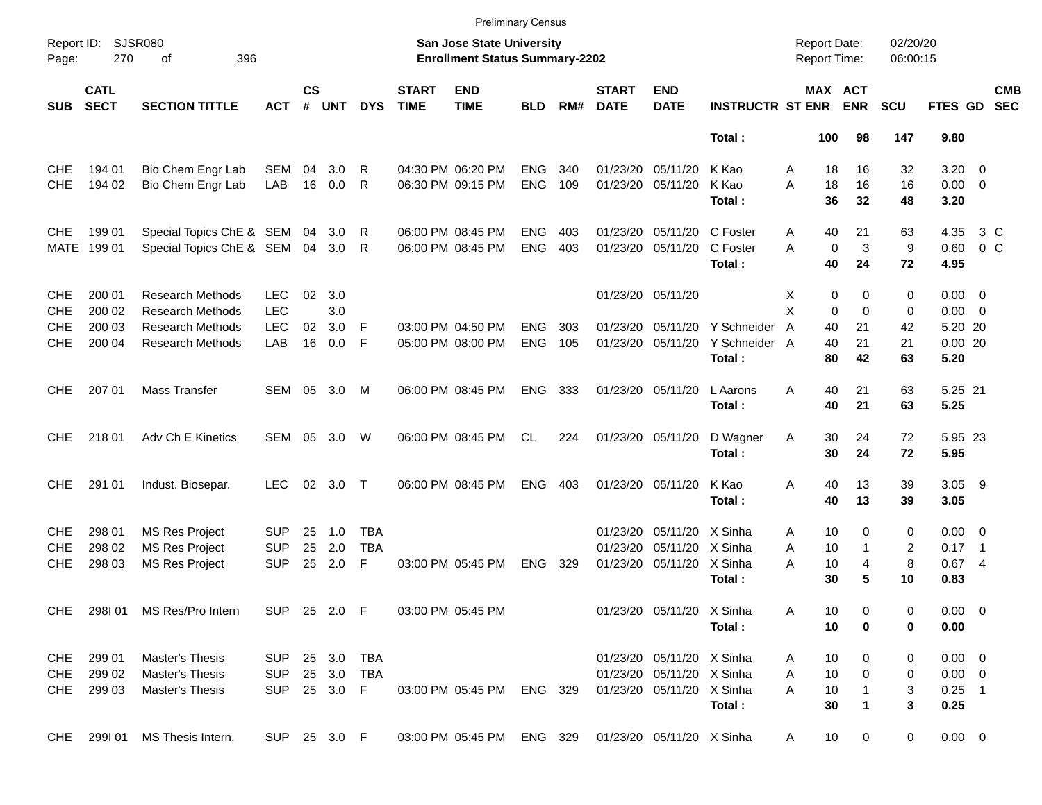Preliminary Census

Report ID: SJSR080

**San Jose State University**
**Enrollment Status Summary-2202**

Report Date: 02/20/20
Report Time: 06:00:15

| SUB | CATL SECT | SECTION TITTLE | ACT | CS # | UNT | DYS | START TIME | END TIME | BLD | RM# | START DATE | END DATE | INSTRUCTR | ST | MAX ENR | ACT ENR | SCU | FTES | GD | CMB SEC |
|---|---|---|---|---|---|---|---|---|---|---|---|---|---|---|---|---|---|---|---|---|
| | | | | | | | | | | | | | **Total :** | | **100** | **98** | **147** | **9.80** | | |
| CHE | 194 01 | Bio Chem Engr Lab | SEM | 04 | 3.0 | R | 04:30 PM | 06:20 PM | ENG | 340 | 01/23/20 | 05/11/20 | K Kao | A | 18 | 16 | 32 | 3.20 | 0 | |
| CHE | 194 02 | Bio Chem Engr Lab | LAB | 16 | 0.0 | R | 06:30 PM | 09:15 PM | ENG | 109 | 01/23/20 | 05/11/20 | K Kao | A | 18 | 16 | 16 | 0.00 | 0 | |
| | | | | | | | | | | | | | **Total :** | | **36** | **32** | **48** | **3.20** | | |
| CHE | 199 01 | Special Topics ChE & | SEM | 04 | 3.0 | R | 06:00 PM | 08:45 PM | ENG | 403 | 01/23/20 | 05/11/20 | C Foster | A | 40 | 21 | 63 | 4.35 | 3 | C |
| MATE | 199 01 | Special Topics ChE & | SEM | 04 | 3.0 | R | 06:00 PM | 08:45 PM | ENG | 403 | 01/23/20 | 05/11/20 | C Foster | A | 0 | 3 | 9 | 0.60 | 0 | C |
| | | | | | | | | | | | | | **Total :** | | **40** | **24** | **72** | **4.95** | | |
| CHE | 200 01 | Research Methods | LEC | 02 | 3.0 | | | | | | 01/23/20 | 05/11/20 | | X | 0 | 0 | 0 | 0.00 | 0 | |
| CHE | 200 02 | Research Methods | LEC | | 3.0 | | | | | | | | | X | 0 | 0 | 0 | 0.00 | 0 | |
| CHE | 200 03 | Research Methods | LEC | 02 | 3.0 | F | 03:00 PM | 04:50 PM | ENG | 303 | 01/23/20 | 05/11/20 | Y Schneider | A | 40 | 21 | 42 | 5.20 | 20 | |
| CHE | 200 04 | Research Methods | LAB | 16 | 0.0 | F | 05:00 PM | 08:00 PM | ENG | 105 | 01/23/20 | 05/11/20 | Y Schneider | A | 40 | 21 | 21 | 0.00 | 20 | |
| | | | | | | | | | | | | | **Total :** | | **80** | **42** | **63** | **5.20** | | |
| CHE | 207 01 | Mass Transfer | SEM | 05 | 3.0 | M | 06:00 PM | 08:45 PM | ENG | 333 | 01/23/20 | 05/11/20 | L Aarons | A | 40 | 21 | 63 | 5.25 | 21 | |
| | | | | | | | | | | | | | **Total :** | | **40** | **21** | **63** | **5.25** | | |
| CHE | 218 01 | Adv Ch E Kinetics | SEM | 05 | 3.0 | W | 06:00 PM | 08:45 PM | CL | 224 | 01/23/20 | 05/11/20 | D Wagner | A | 30 | 24 | 72 | 5.95 | 23 | |
| | | | | | | | | | | | | | **Total :** | | **30** | **24** | **72** | **5.95** | | |
| CHE | 291 01 | Indust. Biosepar. | LEC | 02 | 3.0 | T | 06:00 PM | 08:45 PM | ENG | 403 | 01/23/20 | 05/11/20 | K Kao | A | 40 | 13 | 39 | 3.05 | 9 | |
| | | | | | | | | | | | | | **Total :** | | **40** | **13** | **39** | **3.05** | | |
| CHE | 298 01 | MS Res Project | SUP | 25 | 1.0 | TBA | | | | | 01/23/20 | 05/11/20 | X Sinha | A | 10 | 0 | 0 | 0.00 | 0 | |
| CHE | 298 02 | MS Res Project | SUP | 25 | 2.0 | TBA | | | | | 01/23/20 | 05/11/20 | X Sinha | A | 10 | 1 | 2 | 0.17 | 1 | |
| CHE | 298 03 | MS Res Project | SUP | 25 | 2.0 | F | 03:00 PM | 05:45 PM | ENG | 329 | 01/23/20 | 05/11/20 | X Sinha | A | 10 | 4 | 8 | 0.67 | 4 | |
| | | | | | | | | | | | | | **Total :** | | **30** | **5** | **10** | **0.83** | | |
| CHE | 298I 01 | MS Res/Pro Intern | SUP | 25 | 2.0 | F | 03:00 PM | 05:45 PM | | | 01/23/20 | 05/11/20 | X Sinha | A | 10 | 0 | 0 | 0.00 | 0 | |
| | | | | | | | | | | | | | **Total :** | | **10** | **0** | **0** | **0.00** | | |
| CHE | 299 01 | Master's Thesis | SUP | 25 | 3.0 | TBA | | | | | 01/23/20 | 05/11/20 | X Sinha | A | 10 | 0 | 0 | 0.00 | 0 | |
| CHE | 299 02 | Master's Thesis | SUP | 25 | 3.0 | TBA | | | | | 01/23/20 | 05/11/20 | X Sinha | A | 10 | 0 | 0 | 0.00 | 0 | |
| CHE | 299 03 | Master's Thesis | SUP | 25 | 3.0 | F | 03:00 PM | 05:45 PM | ENG | 329 | 01/23/20 | 05/11/20 | X Sinha | A | 10 | 1 | 3 | 0.25 | 1 | |
| | | | | | | | | | | | | | **Total :** | | **30** | **1** | **3** | **0.25** | | |
| CHE | 299I 01 | MS Thesis Intern. | SUP | 25 | 3.0 | F | 03:00 PM | 05:45 PM | ENG | 329 | 01/23/20 | 05/11/20 | X Sinha | A | 10 | 0 | 0 | 0.00 | 0 | |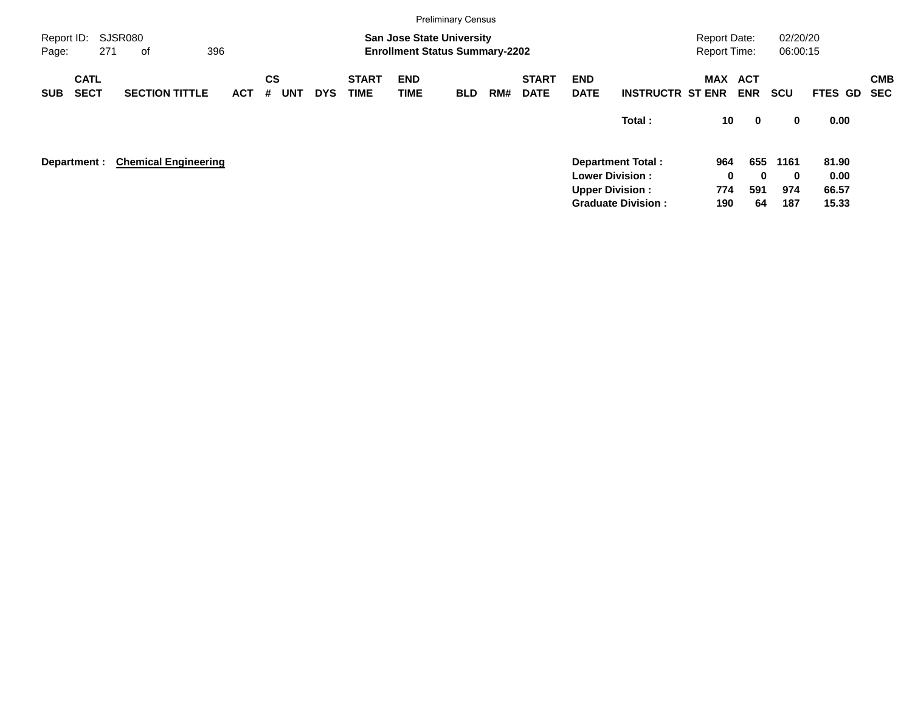Preliminary Census

Report ID: SJSR080

**San Jose State University**
**Enrollment Status Summary-2202**

Report Date: 02/20/20
Report Time: 06:00:15

| SUB | CATL SECT | SECTION TITTLE | ACT | CS # | UNT | DYS | START TIME | END TIME | BLD | RM# | START DATE | END DATE | INSTRUCTR | MAX ST ENR | ACT ENR | SCU | FTES | GD | CMB SEC |
|---|---|---|---|---|---|---|---|---|---|---|---|---|---|---|---|---|---|---|---|
| | | | | | | | | | | | | | **Total :** | **10** | **0** | **0** | **0.00** | | |

**Department :** **Chemical Engineering**

| | MAX ST ENR | ACT ENR | SCU | FTES |
|---|---|---|---|---|
| **Department Total :** | **964** | **655** | **1161** | **81.90** |
| **Lower Division :** | **0** | **0** | **0** | **0.00** |
| **Upper Division :** | **774** | **591** | **974** | **66.57** |
| **Graduate Division :** | **190** | **64** | **187** | **15.33** |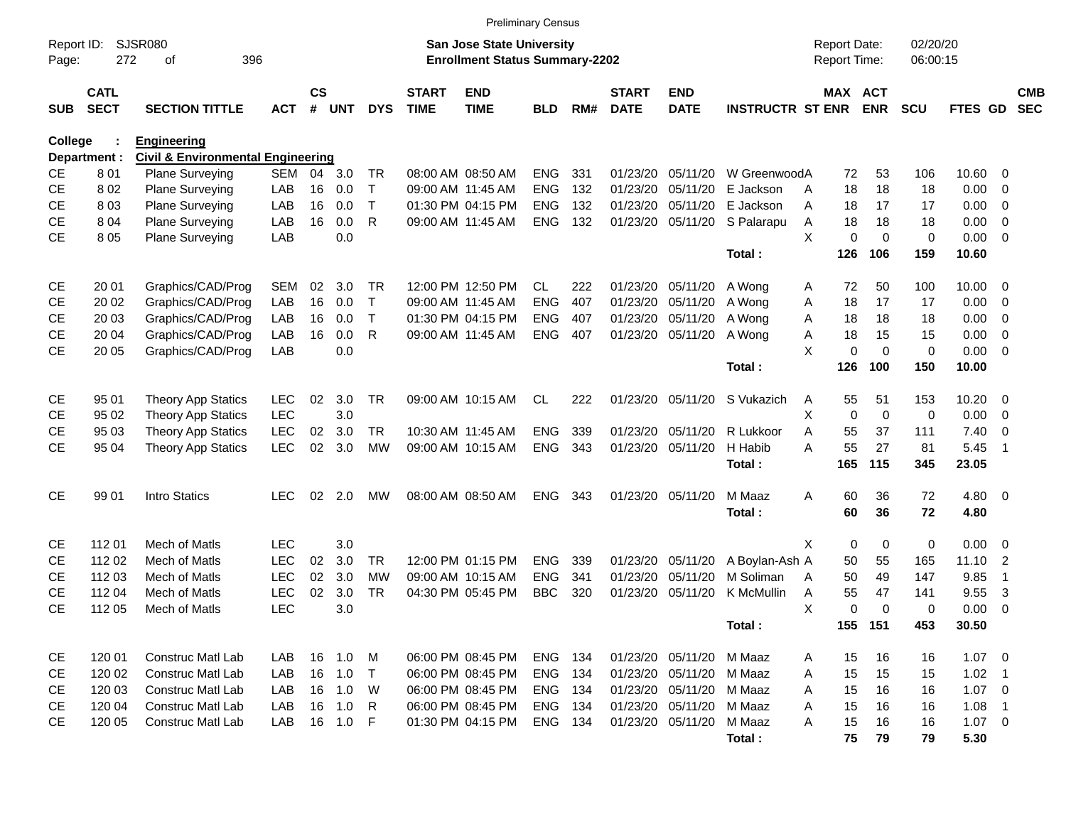Preliminary Census

Report ID: SJSR080
Page: 272 of 396

**San Jose State University**
**Enrollment Status Summary-2202**

Report Date: 02/20/20
Report Time: 06:00:15

College : **Engineering**
Department : **Civil & Environmental Engineering**

| SUB | CATL SECT | SECTION TITTLE | ACT | CS # | UNT | DYS | START TIME | END TIME | BLD | RM# | START DATE | END DATE | INSTRUCTR | ST | MAX ENR | ACT ENR | SCU | FTES | GD | CMB SEC |
|---|---|---|---|---|---|---|---|---|---|---|---|---|---|---|---|---|---|---|---|---|
| CE | 8 01 | Plane Surveying | SEM | 04 | 3.0 | TR | 08:00 AM | 08:50 AM | ENG | 331 | 01/23/20 | 05/11/20 | W Greenwood | A | 72 | 53 | 106 | 10.60 | 0 | |
| CE | 8 02 | Plane Surveying | LAB | 16 | 0.0 | T | 09:00 AM | 11:45 AM | ENG | 132 | 01/23/20 | 05/11/20 | E Jackson | A | 18 | 18 | 18 | 0.00 | 0 | |
| CE | 8 03 | Plane Surveying | LAB | 16 | 0.0 | T | 01:30 PM | 04:15 PM | ENG | 132 | 01/23/20 | 05/11/20 | E Jackson | A | 18 | 17 | 17 | 0.00 | 0 | |
| CE | 8 04 | Plane Surveying | LAB | 16 | 0.0 | R | 09:00 AM | 11:45 AM | ENG | 132 | 01/23/20 | 05/11/20 | S Palarapu | A | 18 | 18 | 18 | 0.00 | 0 | |
| CE | 8 05 | Plane Surveying | LAB | | 0.0 | | | | | | | | | X | 0 | 0 | 0 | 0.00 | 0 | |
| | | | | | | | | | | | | | **Total :** | | **126** | **106** | **159** | **10.60** | | |
| CE | 20 01 | Graphics/CAD/Prog | SEM | 02 | 3.0 | TR | 12:00 PM | 12:50 PM | CL | 222 | 01/23/20 | 05/11/20 | A Wong | A | 72 | 50 | 100 | 10.00 | 0 | |
| CE | 20 02 | Graphics/CAD/Prog | LAB | 16 | 0.0 | T | 09:00 AM | 11:45 AM | ENG | 407 | 01/23/20 | 05/11/20 | A Wong | A | 18 | 17 | 17 | 0.00 | 0 | |
| CE | 20 03 | Graphics/CAD/Prog | LAB | 16 | 0.0 | T | 01:30 PM | 04:15 PM | ENG | 407 | 01/23/20 | 05/11/20 | A Wong | A | 18 | 18 | 18 | 0.00 | 0 | |
| CE | 20 04 | Graphics/CAD/Prog | LAB | 16 | 0.0 | R | 09:00 AM | 11:45 AM | ENG | 407 | 01/23/20 | 05/11/20 | A Wong | A | 18 | 15 | 15 | 0.00 | 0 | |
| CE | 20 05 | Graphics/CAD/Prog | LAB | | 0.0 | | | | | | | | | X | 0 | 0 | 0 | 0.00 | 0 | |
| | | | | | | | | | | | | | **Total :** | | **126** | **100** | **150** | **10.00** | | |
| CE | 95 01 | Theory App Statics | LEC | 02 | 3.0 | TR | 09:00 AM | 10:15 AM | CL | 222 | 01/23/20 | 05/11/20 | S Vukazich | A | 55 | 51 | 153 | 10.20 | 0 | |
| CE | 95 02 | Theory App Statics | LEC | | 3.0 | | | | | | | | | X | 0 | 0 | 0 | 0.00 | 0 | |
| CE | 95 03 | Theory App Statics | LEC | 02 | 3.0 | TR | 10:30 AM | 11:45 AM | ENG | 339 | 01/23/20 | 05/11/20 | R Lukkoor | A | 55 | 37 | 111 | 7.40 | 0 | |
| CE | 95 04 | Theory App Statics | LEC | 02 | 3.0 | MW | 09:00 AM | 10:15 AM | ENG | 343 | 01/23/20 | 05/11/20 | H Habib | A | 55 | 27 | 81 | 5.45 | 1 | |
| | | | | | | | | | | | | | **Total :** | | **165** | **115** | **345** | **23.05** | | |
| CE | 99 01 | Intro Statics | LEC | 02 | 2.0 | MW | 08:00 AM | 08:50 AM | ENG | 343 | 01/23/20 | 05/11/20 | M Maaz | A | 60 | 36 | 72 | 4.80 | 0 | |
| | | | | | | | | | | | | | **Total :** | | **60** | **36** | **72** | **4.80** | | |
| CE | 112 01 | Mech of Matls | LEC | | 3.0 | | | | | | | | | X | 0 | 0 | 0 | 0.00 | 0 | |
| CE | 112 02 | Mech of Matls | LEC | 02 | 3.0 | TR | 12:00 PM | 01:15 PM | ENG | 339 | 01/23/20 | 05/11/20 | A Boylan-Ash | A | 50 | 55 | 165 | 11.10 | 2 | |
| CE | 112 03 | Mech of Matls | LEC | 02 | 3.0 | MW | 09:00 AM | 10:15 AM | ENG | 341 | 01/23/20 | 05/11/20 | M Soliman | A | 50 | 49 | 147 | 9.85 | 1 | |
| CE | 112 04 | Mech of Matls | LEC | 02 | 3.0 | TR | 04:30 PM | 05:45 PM | BBC | 320 | 01/23/20 | 05/11/20 | K McMullin | A | 55 | 47 | 141 | 9.55 | 3 | |
| CE | 112 05 | Mech of Matls | LEC | | 3.0 | | | | | | | | | X | 0 | 0 | 0 | 0.00 | 0 | |
| | | | | | | | | | | | | | **Total :** | | **155** | **151** | **453** | **30.50** | | |
| CE | 120 01 | Construc Matl Lab | LAB | 16 | 1.0 | M | 06:00 PM | 08:45 PM | ENG | 134 | 01/23/20 | 05/11/20 | M Maaz | A | 15 | 16 | 16 | 1.07 | 0 | |
| CE | 120 02 | Construc Matl Lab | LAB | 16 | 1.0 | T | 06:00 PM | 08:45 PM | ENG | 134 | 01/23/20 | 05/11/20 | M Maaz | A | 15 | 15 | 15 | 1.02 | 1 | |
| CE | 120 03 | Construc Matl Lab | LAB | 16 | 1.0 | W | 06:00 PM | 08:45 PM | ENG | 134 | 01/23/20 | 05/11/20 | M Maaz | A | 15 | 16 | 16 | 1.07 | 0 | |
| CE | 120 04 | Construc Matl Lab | LAB | 16 | 1.0 | R | 06:00 PM | 08:45 PM | ENG | 134 | 01/23/20 | 05/11/20 | M Maaz | A | 15 | 16 | 16 | 1.08 | 1 | |
| CE | 120 05 | Construc Matl Lab | LAB | 16 | 1.0 | F | 01:30 PM | 04:15 PM | ENG | 134 | 01/23/20 | 05/11/20 | M Maaz | A | 15 | 16 | 16 | 1.07 | 0 | |
| | | | | | | | | | | | | | **Total :** | | **75** | **79** | **79** | **5.30** | | |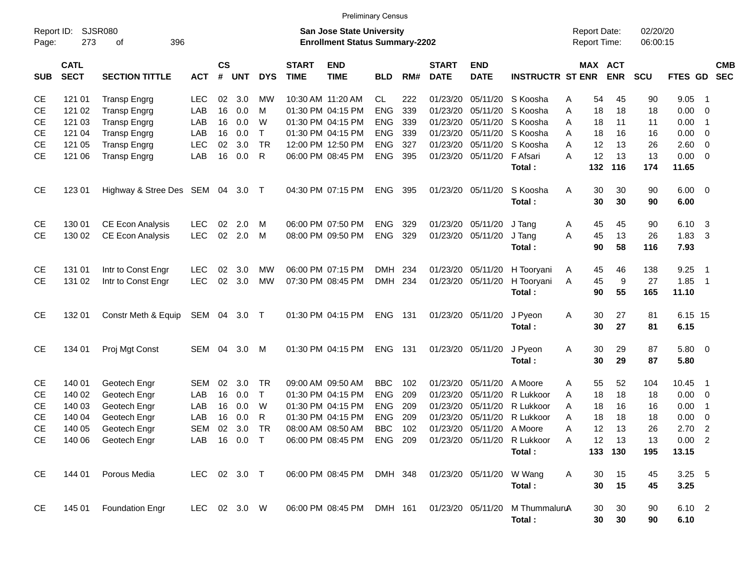Preliminary Census

Report ID: SJSR080
Page: 273 of 396

**San Jose State University**
**Enrollment Status Summary-2202**

Report Date: 02/20/20
Report Time: 06:00:15

| SUB | CATL SECT | SECTION TITTLE | ACT | CS # | UNT | DYS | START TIME | END TIME | BLD | RM# | START DATE | END DATE | INSTRUCTR | ST | MAX ENR | ACT ENR | SCU | FTES | GD | CMB SEC |
|---|---|---|---|---|---|---|---|---|---|---|---|---|---|---|---|---|---|---|---|---|
| CE | 121 01 | Transp Engrg | LEC | 02 | 3.0 | MW | 10:30 AM | 11:20 AM | CL | 222 | 01/23/20 | 05/11/20 | S Koosha | A | 54 | 45 | 90 | 9.05 | 1 | |
| CE | 121 02 | Transp Engrg | LAB | 16 | 0.0 | M | 01:30 PM | 04:15 PM | ENG | 339 | 01/23/20 | 05/11/20 | S Koosha | A | 18 | 18 | 18 | 0.00 | 0 | |
| CE | 121 03 | Transp Engrg | LAB | 16 | 0.0 | W | 01:30 PM | 04:15 PM | ENG | 339 | 01/23/20 | 05/11/20 | S Koosha | A | 18 | 11 | 11 | 0.00 | 1 | |
| CE | 121 04 | Transp Engrg | LAB | 16 | 0.0 | T | 01:30 PM | 04:15 PM | ENG | 339 | 01/23/20 | 05/11/20 | S Koosha | A | 18 | 16 | 16 | 0.00 | 0 | |
| CE | 121 05 | Transp Engrg | LEC | 02 | 3.0 | TR | 12:00 PM | 12:50 PM | ENG | 327 | 01/23/20 | 05/11/20 | S Koosha | A | 12 | 13 | 26 | 2.60 | 0 | |
| CE | 121 06 | Transp Engrg | LAB | 16 | 0.0 | R | 06:00 PM | 08:45 PM | ENG | 395 | 01/23/20 | 05/11/20 | F Afsari | A | 12 | 13 | 13 | 0.00 | 0 | |
| | | | | | | | | | | | | | **Total :** | | **132** | **116** | **174** | **11.65** | | |
| CE | 123 01 | Highway & Stree Des | SEM | 04 | 3.0 | T | 04:30 PM | 07:15 PM | ENG | 395 | 01/23/20 | 05/11/20 | S Koosha | A | 30 | 30 | 90 | 6.00 | 0 | |
| | | | | | | | | | | | | | **Total :** | | **30** | **30** | **90** | **6.00** | | |
| CE | 130 01 | CE Econ Analysis | LEC | 02 | 2.0 | M | 06:00 PM | 07:50 PM | ENG | 329 | 01/23/20 | 05/11/20 | J Tang | A | 45 | 45 | 90 | 6.10 | 3 | |
| CE | 130 02 | CE Econ Analysis | LEC | 02 | 2.0 | M | 08:00 PM | 09:50 PM | ENG | 329 | 01/23/20 | 05/11/20 | J Tang | A | 45 | 13 | 26 | 1.83 | 3 | |
| | | | | | | | | | | | | | **Total :** | | **90** | **58** | **116** | **7.93** | | |
| CE | 131 01 | Intr to Const Engr | LEC | 02 | 3.0 | MW | 06:00 PM | 07:15 PM | DMH | 234 | 01/23/20 | 05/11/20 | H Tooryani | A | 45 | 46 | 138 | 9.25 | 1 | |
| CE | 131 02 | Intr to Const Engr | LEC | 02 | 3.0 | MW | 07:30 PM | 08:45 PM | DMH | 234 | 01/23/20 | 05/11/20 | H Tooryani | A | 45 | 9 | 27 | 1.85 | 1 | |
| | | | | | | | | | | | | | **Total :** | | **90** | **55** | **165** | **11.10** | | |
| CE | 132 01 | Constr Meth & Equip | SEM | 04 | 3.0 | T | 01:30 PM | 04:15 PM | ENG | 131 | 01/23/20 | 05/11/20 | J Pyeon | A | 30 | 27 | 81 | 6.15 | 15 | |
| | | | | | | | | | | | | | **Total :** | | **30** | **27** | **81** | **6.15** | | |
| CE | 134 01 | Proj Mgt Const | SEM | 04 | 3.0 | M | 01:30 PM | 04:15 PM | ENG | 131 | 01/23/20 | 05/11/20 | J Pyeon | A | 30 | 29 | 87 | 5.80 | 0 | |
| | | | | | | | | | | | | | **Total :** | | **30** | **29** | **87** | **5.80** | | |
| CE | 140 01 | Geotech Engr | SEM | 02 | 3.0 | TR | 09:00 AM | 09:50 AM | BBC | 102 | 01/23/20 | 05/11/20 | A Moore | A | 55 | 52 | 104 | 10.45 | 1 | |
| CE | 140 02 | Geotech Engr | LAB | 16 | 0.0 | T | 01:30 PM | 04:15 PM | ENG | 209 | 01/23/20 | 05/11/20 | R Lukkoor | A | 18 | 18 | 18 | 0.00 | 0 | |
| CE | 140 03 | Geotech Engr | LAB | 16 | 0.0 | W | 01:30 PM | 04:15 PM | ENG | 209 | 01/23/20 | 05/11/20 | R Lukkoor | A | 18 | 16 | 16 | 0.00 | 1 | |
| CE | 140 04 | Geotech Engr | LAB | 16 | 0.0 | R | 01:30 PM | 04:15 PM | ENG | 209 | 01/23/20 | 05/11/20 | R Lukkoor | A | 18 | 18 | 18 | 0.00 | 0 | |
| CE | 140 05 | Geotech Engr | SEM | 02 | 3.0 | TR | 08:00 AM | 08:50 AM | BBC | 102 | 01/23/20 | 05/11/20 | A Moore | A | 12 | 13 | 26 | 2.70 | 2 | |
| CE | 140 06 | Geotech Engr | LAB | 16 | 0.0 | T | 06:00 PM | 08:45 PM | ENG | 209 | 01/23/20 | 05/11/20 | R Lukkoor | A | 12 | 13 | 13 | 0.00 | 2 | |
| | | | | | | | | | | | | | **Total :** | | **133** | **130** | **195** | **13.15** | | |
| CE | 144 01 | Porous Media | LEC | 02 | 3.0 | T | 06:00 PM | 08:45 PM | DMH | 348 | 01/23/20 | 05/11/20 | W Wang | A | 30 | 15 | 45 | 3.25 | 5 | |
| | | | | | | | | | | | | | **Total :** | | **30** | **15** | **45** | **3.25** | | |
| CE | 145 01 | Foundation Engr | LEC | 02 | 3.0 | W | 06:00 PM | 08:45 PM | DMH | 161 | 01/23/20 | 05/11/20 | M Thummaluru | A | 30 | 30 | 90 | 6.10 | 2 | |
| | | | | | | | | | | | | | **Total :** | | **30** | **30** | **90** | **6.10** | | |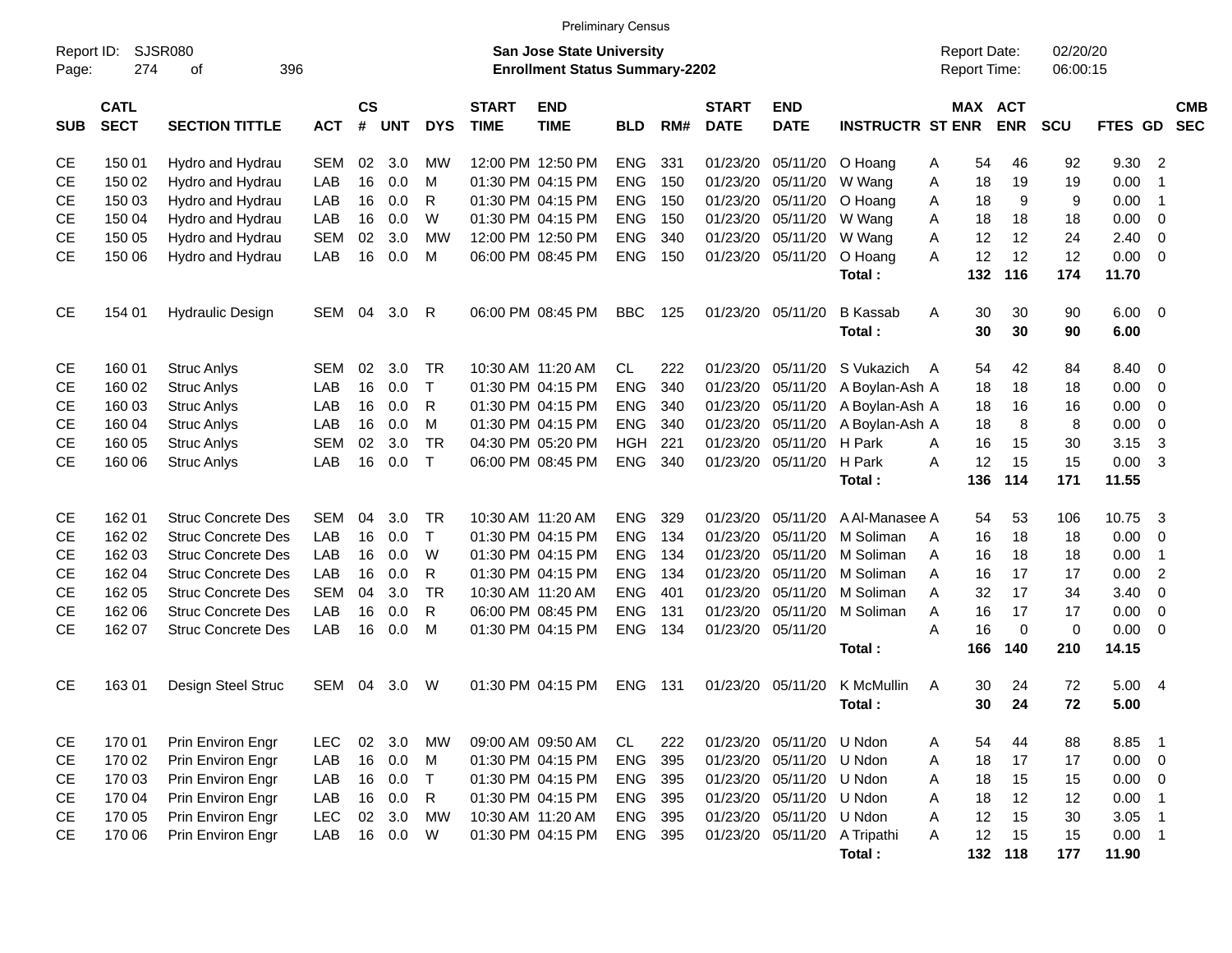Preliminary Census

Report ID: SJSR080
Page: 274 of 396

**San Jose State University**
**Enrollment Status Summary-2202**

Report Date: 02/20/20
Report Time: 06:00:15

| SUB | CATL SECT | SECTION TITTLE | ACT | CS # | UNT | DYS | START TIME | END TIME | BLD | RM# | START DATE | END DATE | INSTRUCTR | ST | MAX ENR | ACT ENR | SCU | FTES | GD | CMB SEC |
|---|---|---|---|---|---|---|---|---|---|---|---|---|---|---|---|---|---|---|---|---|
| CE | 150 01 | Hydro and Hydrau | SEM | 02 | 3.0 | MW | 12:00 PM | 12:50 PM | ENG | 331 | 01/23/20 | 05/11/20 | O Hoang | A | 54 | 46 | 92 | 9.30 | 2 | |
| CE | 150 02 | Hydro and Hydrau | LAB | 16 | 0.0 | M | 01:30 PM | 04:15 PM | ENG | 150 | 01/23/20 | 05/11/20 | W Wang | A | 18 | 19 | 19 | 0.00 | 1 | |
| CE | 150 03 | Hydro and Hydrau | LAB | 16 | 0.0 | R | 01:30 PM | 04:15 PM | ENG | 150 | 01/23/20 | 05/11/20 | O Hoang | A | 18 | 9 | 9 | 0.00 | 1 | |
| CE | 150 04 | Hydro and Hydrau | LAB | 16 | 0.0 | W | 01:30 PM | 04:15 PM | ENG | 150 | 01/23/20 | 05/11/20 | W Wang | A | 18 | 18 | 18 | 0.00 | 0 | |
| CE | 150 05 | Hydro and Hydrau | SEM | 02 | 3.0 | MW | 12:00 PM | 12:50 PM | ENG | 340 | 01/23/20 | 05/11/20 | W Wang | A | 12 | 12 | 24 | 2.40 | 0 | |
| CE | 150 06 | Hydro and Hydrau | LAB | 16 | 0.0 | M | 06:00 PM | 08:45 PM | ENG | 150 | 01/23/20 | 05/11/20 | O Hoang | A | 12 | 12 | 12 | 0.00 | 0 | |
| | | | | | | | | | | | | | **Total :** | | **132** | **116** | **174** | **11.70** | | |
| CE | 154 01 | Hydraulic Design | SEM | 04 | 3.0 | R | 06:00 PM | 08:45 PM | BBC | 125 | 01/23/20 | 05/11/20 | B Kassab | A | 30 | 30 | 90 | 6.00 | 0 | |
| | | | | | | | | | | | | | **Total :** | | **30** | **30** | **90** | **6.00** | | |
| CE | 160 01 | Struc Anlys | SEM | 02 | 3.0 | TR | 10:30 AM | 11:20 AM | CL | 222 | 01/23/20 | 05/11/20 | S Vukazich | A | 54 | 42 | 84 | 8.40 | 0 | |
| CE | 160 02 | Struc Anlys | LAB | 16 | 0.0 | T | 01:30 PM | 04:15 PM | ENG | 340 | 01/23/20 | 05/11/20 | A Boylan-Ash | A | 18 | 18 | 18 | 0.00 | 0 | |
| CE | 160 03 | Struc Anlys | LAB | 16 | 0.0 | R | 01:30 PM | 04:15 PM | ENG | 340 | 01/23/20 | 05/11/20 | A Boylan-Ash | A | 18 | 16 | 16 | 0.00 | 0 | |
| CE | 160 04 | Struc Anlys | LAB | 16 | 0.0 | M | 01:30 PM | 04:15 PM | ENG | 340 | 01/23/20 | 05/11/20 | A Boylan-Ash | A | 18 | 8 | 8 | 0.00 | 0 | |
| CE | 160 05 | Struc Anlys | SEM | 02 | 3.0 | TR | 04:30 PM | 05:20 PM | HGH | 221 | 01/23/20 | 05/11/20 | H Park | A | 16 | 15 | 30 | 3.15 | 3 | |
| CE | 160 06 | Struc Anlys | LAB | 16 | 0.0 | T | 06:00 PM | 08:45 PM | ENG | 340 | 01/23/20 | 05/11/20 | H Park | A | 12 | 15 | 15 | 0.00 | 3 | |
| | | | | | | | | | | | | | **Total :** | | **136** | **114** | **171** | **11.55** | | |
| CE | 162 01 | Struc Concrete Des | SEM | 04 | 3.0 | TR | 10:30 AM | 11:20 AM | ENG | 329 | 01/23/20 | 05/11/20 | A Al-Manasee | A | 54 | 53 | 106 | 10.75 | 3 | |
| CE | 162 02 | Struc Concrete Des | LAB | 16 | 0.0 | T | 01:30 PM | 04:15 PM | ENG | 134 | 01/23/20 | 05/11/20 | M Soliman | A | 16 | 18 | 18 | 0.00 | 0 | |
| CE | 162 03 | Struc Concrete Des | LAB | 16 | 0.0 | W | 01:30 PM | 04:15 PM | ENG | 134 | 01/23/20 | 05/11/20 | M Soliman | A | 16 | 18 | 18 | 0.00 | 1 | |
| CE | 162 04 | Struc Concrete Des | LAB | 16 | 0.0 | R | 01:30 PM | 04:15 PM | ENG | 134 | 01/23/20 | 05/11/20 | M Soliman | A | 16 | 17 | 17 | 0.00 | 2 | |
| CE | 162 05 | Struc Concrete Des | SEM | 04 | 3.0 | TR | 10:30 AM | 11:20 AM | ENG | 401 | 01/23/20 | 05/11/20 | M Soliman | A | 32 | 17 | 34 | 3.40 | 0 | |
| CE | 162 06 | Struc Concrete Des | LAB | 16 | 0.0 | R | 06:00 PM | 08:45 PM | ENG | 131 | 01/23/20 | 05/11/20 | M Soliman | A | 16 | 17 | 17 | 0.00 | 0 | |
| CE | 162 07 | Struc Concrete Des | LAB | 16 | 0.0 | M | 01:30 PM | 04:15 PM | ENG | 134 | 01/23/20 | 05/11/20 | | A | 16 | 0 | 0 | 0.00 | 0 | |
| | | | | | | | | | | | | | **Total :** | | **166** | **140** | **210** | **14.15** | | |
| CE | 163 01 | Design Steel Struc | SEM | 04 | 3.0 | W | 01:30 PM | 04:15 PM | ENG | 131 | 01/23/20 | 05/11/20 | K McMullin | A | 30 | 24 | 72 | 5.00 | 4 | |
| | | | | | | | | | | | | | **Total :** | | **30** | **24** | **72** | **5.00** | | |
| CE | 170 01 | Prin Environ Engr | LEC | 02 | 3.0 | MW | 09:00 AM | 09:50 AM | CL | 222 | 01/23/20 | 05/11/20 | U Ndon | A | 54 | 44 | 88 | 8.85 | 1 | |
| CE | 170 02 | Prin Environ Engr | LAB | 16 | 0.0 | M | 01:30 PM | 04:15 PM | ENG | 395 | 01/23/20 | 05/11/20 | U Ndon | A | 18 | 17 | 17 | 0.00 | 0 | |
| CE | 170 03 | Prin Environ Engr | LAB | 16 | 0.0 | T | 01:30 PM | 04:15 PM | ENG | 395 | 01/23/20 | 05/11/20 | U Ndon | A | 18 | 15 | 15 | 0.00 | 0 | |
| CE | 170 04 | Prin Environ Engr | LAB | 16 | 0.0 | R | 01:30 PM | 04:15 PM | ENG | 395 | 01/23/20 | 05/11/20 | U Ndon | A | 18 | 12 | 12 | 0.00 | 1 | |
| CE | 170 05 | Prin Environ Engr | LEC | 02 | 3.0 | MW | 10:30 AM | 11:20 AM | ENG | 395 | 01/23/20 | 05/11/20 | U Ndon | A | 12 | 15 | 30 | 3.05 | 1 | |
| CE | 170 06 | Prin Environ Engr | LAB | 16 | 0.0 | W | 01:30 PM | 04:15 PM | ENG | 395 | 01/23/20 | 05/11/20 | A Tripathi | A | 12 | 15 | 15 | 0.00 | 1 | |
| | | | | | | | | | | | | | **Total :** | | **132** | **118** | **177** | **11.90** | | |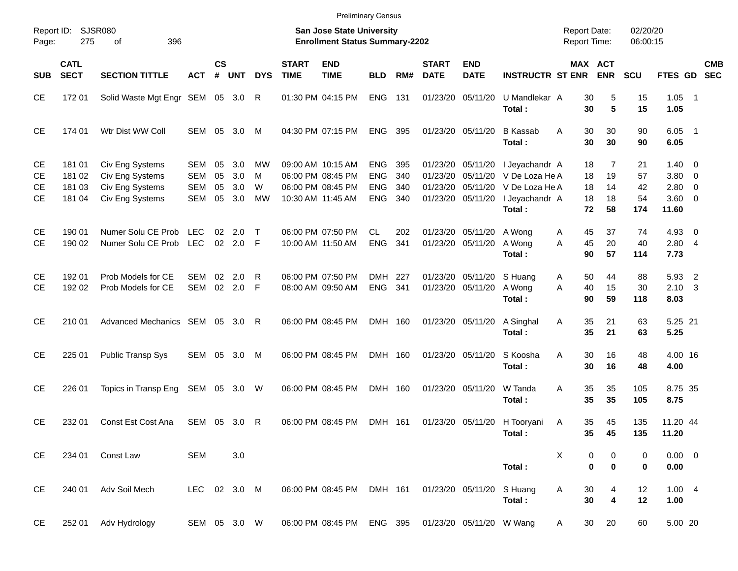Preliminary Census

Report ID: SJSR080

**San Jose State University**
**Enrollment Status Summary-2202**

Report Date: 02/20/20
Report Time: 06:00:15

| SUB | CATL SECT | SECTION TITTLE | ACT | CS # | UNT | DYS | START TIME | END TIME | BLD | RM# | START DATE | END DATE | INSTRUCTR | ST | MAX ENR | ACT ENR | SCU | FTES | GD | CMB SEC |
|---|---|---|---|---|---|---|---|---|---|---|---|---|---|---|---|---|---|---|---|---|
| CE | 172 01 | Solid Waste Mgt Engr | SEM | 05 | 3.0 | R | 01:30 PM | 04:15 PM | ENG | 131 | 01/23/20 | 05/11/20 | U Mandlekar | A | 30 | 5 | 15 | 1.05 | 1 | |
| | | | | | | | | | | | | | **Total :** | | **30** | **5** | **15** | **1.05** | | |
| CE | 174 01 | Wtr Dist WW Coll | SEM | 05 | 3.0 | M | 04:30 PM | 07:15 PM | ENG | 395 | 01/23/20 | 05/11/20 | B Kassab | A | 30 | 30 | 90 | 6.05 | 1 | |
| | | | | | | | | | | | | | **Total :** | | **30** | **30** | **90** | **6.05** | | |
| CE | 181 01 | Civ Eng Systems | SEM | 05 | 3.0 | MW | 09:00 AM | 10:15 AM | ENG | 395 | 01/23/20 | 05/11/20 | I Jeyachandr | A | 18 | 7 | 21 | 1.40 | 0 | |
| CE | 181 02 | Civ Eng Systems | SEM | 05 | 3.0 | M | 06:00 PM | 08:45 PM | ENG | 340 | 01/23/20 | 05/11/20 | V De Loza He | A | 18 | 19 | 57 | 3.80 | 0 | |
| CE | 181 03 | Civ Eng Systems | SEM | 05 | 3.0 | W | 06:00 PM | 08:45 PM | ENG | 340 | 01/23/20 | 05/11/20 | V De Loza He | A | 18 | 14 | 42 | 2.80 | 0 | |
| CE | 181 04 | Civ Eng Systems | SEM | 05 | 3.0 | MW | 10:30 AM | 11:45 AM | ENG | 340 | 01/23/20 | 05/11/20 | I Jeyachandr | A | 18 | 18 | 54 | 3.60 | 0 | |
| | | | | | | | | | | | | | **Total :** | | **72** | **58** | **174** | **11.60** | | |
| CE | 190 01 | Numer Solu CE Prob | LEC | 02 | 2.0 | T | 06:00 PM | 07:50 PM | CL | 202 | 01/23/20 | 05/11/20 | A Wong | A | 45 | 37 | 74 | 4.93 | 0 | |
| CE | 190 02 | Numer Solu CE Prob | LEC | 02 | 2.0 | F | 10:00 AM | 11:50 AM | ENG | 341 | 01/23/20 | 05/11/20 | A Wong | A | 45 | 20 | 40 | 2.80 | 4 | |
| | | | | | | | | | | | | | **Total :** | | **90** | **57** | **114** | **7.73** | | |
| CE | 192 01 | Prob Models for CE | SEM | 02 | 2.0 | R | 06:00 PM | 07:50 PM | DMH | 227 | 01/23/20 | 05/11/20 | S Huang | A | 50 | 44 | 88 | 5.93 | 2 | |
| CE | 192 02 | Prob Models for CE | SEM | 02 | 2.0 | F | 08:00 AM | 09:50 AM | ENG | 341 | 01/23/20 | 05/11/20 | A Wong | A | 40 | 15 | 30 | 2.10 | 3 | |
| | | | | | | | | | | | | | **Total :** | | **90** | **59** | **118** | **8.03** | | |
| CE | 210 01 | Advanced Mechanics | SEM | 05 | 3.0 | R | 06:00 PM | 08:45 PM | DMH | 160 | 01/23/20 | 05/11/20 | A Singhal | A | 35 | 21 | 63 | 5.25 | 21 | |
| | | | | | | | | | | | | | **Total :** | | **35** | **21** | **63** | **5.25** | | |
| CE | 225 01 | Public Transp Sys | SEM | 05 | 3.0 | M | 06:00 PM | 08:45 PM | DMH | 160 | 01/23/20 | 05/11/20 | S Koosha | A | 30 | 16 | 48 | 4.00 | 16 | |
| | | | | | | | | | | | | | **Total :** | | **30** | **16** | **48** | **4.00** | | |
| CE | 226 01 | Topics in Transp Eng | SEM | 05 | 3.0 | W | 06:00 PM | 08:45 PM | DMH | 160 | 01/23/20 | 05/11/20 | W Tanda | A | 35 | 35 | 105 | 8.75 | 35 | |
| | | | | | | | | | | | | | **Total :** | | **35** | **35** | **105** | **8.75** | | |
| CE | 232 01 | Const Est Cost Ana | SEM | 05 | 3.0 | R | 06:00 PM | 08:45 PM | DMH | 161 | 01/23/20 | 05/11/20 | H Tooryani | A | 35 | 45 | 135 | 11.20 | 44 | |
| | | | | | | | | | | | | | **Total :** | | **35** | **45** | **135** | **11.20** | | |
| CE | 234 01 | Const Law | SEM | | 3.0 | | | | | | | | | X | 0 | 0 | 0 | 0.00 | 0 | |
| | | | | | | | | | | | | | **Total :** | | **0** | **0** | **0** | **0.00** | | |
| CE | 240 01 | Adv Soil Mech | LEC | 02 | 3.0 | M | 06:00 PM | 08:45 PM | DMH | 161 | 01/23/20 | 05/11/20 | S Huang | A | 30 | 4 | 12 | 1.00 | 4 | |
| | | | | | | | | | | | | | **Total :** | | **30** | **4** | **12** | **1.00** | | |
| CE | 252 01 | Adv Hydrology | SEM | 05 | 3.0 | W | 06:00 PM | 08:45 PM | ENG | 395 | 01/23/20 | 05/11/20 | W Wang | A | 30 | 20 | 60 | 5.00 | 20 | |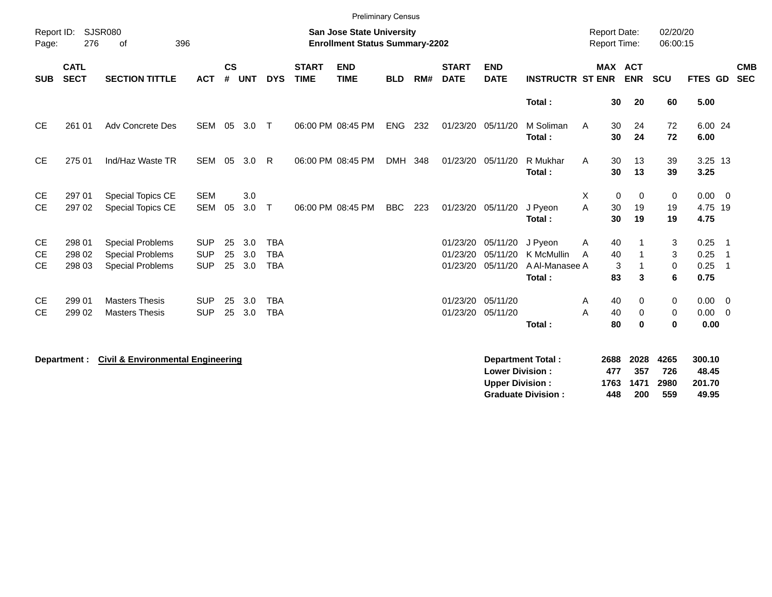Preliminary Census

Report ID: SJSR080

**San Jose State University**
**Enrollment Status Summary-2202**

Report Date: 02/20/20
Report Time: 06:00:15

| SUB | CATL SECT | SECTION TITTLE | ACT | CS # | UNT | DYS | START TIME | END TIME | BLD | RM# | START DATE | END DATE | INSTRUCTR | ST | MAX ENR | ACT ENR | SCU | FTES | GD | CMB SEC |
|---|---|---|---|---|---|---|---|---|---|---|---|---|---|---|---|---|---|---|---|---|
| | | | | | | | | | | | | | **Total :** | | **30** | **20** | **60** | **5.00** | | |
| CE | 261 01 | Adv Concrete Des | SEM | 05 | 3.0 | T | 06:00 PM | 08:45 PM | ENG | 232 | 01/23/20 | 05/11/20 | M Soliman | A | 30 | 24 | 72 | 6.00 | 24 | |
| | | | | | | | | | | | | | **Total :** | | **30** | **24** | **72** | **6.00** | | |
| CE | 275 01 | Ind/Haz Waste TR | SEM | 05 | 3.0 | R | 06:00 PM | 08:45 PM | DMH | 348 | 01/23/20 | 05/11/20 | R Mukhar | A | 30 | 13 | 39 | 3.25 | 13 | |
| | | | | | | | | | | | | | **Total :** | | **30** | **13** | **39** | **3.25** | | |
| CE | 297 01 | Special Topics CE | SEM | | 3.0 | | | | | | | | | X | 0 | 0 | 0 | 0.00 | 0 | |
| CE | 297 02 | Special Topics CE | SEM | 05 | 3.0 | T | 06:00 PM | 08:45 PM | BBC | 223 | 01/23/20 | 05/11/20 | J Pyeon | A | 30 | 19 | 19 | 4.75 | 19 | |
| | | | | | | | | | | | | | **Total :** | | **30** | **19** | **19** | **4.75** | | |
| CE | 298 01 | Special Problems | SUP | 25 | 3.0 | TBA | | | | | 01/23/20 | 05/11/20 | J Pyeon | A | 40 | 1 | 3 | 0.25 | 1 | |
| CE | 298 02 | Special Problems | SUP | 25 | 3.0 | TBA | | | | | 01/23/20 | 05/11/20 | K McMullin | A | 40 | 1 | 3 | 0.25 | 1 | |
| CE | 298 03 | Special Problems | SUP | 25 | 3.0 | TBA | | | | | 01/23/20 | 05/11/20 | A Al-Manasee | A | 3 | 1 | 0 | 0.25 | 1 | |
| | | | | | | | | | | | | | **Total :** | | **83** | **3** | **6** | **0.75** | | |
| CE | 299 01 | Masters Thesis | SUP | 25 | 3.0 | TBA | | | | | 01/23/20 | 05/11/20 | | A | 40 | 0 | 0 | 0.00 | 0 | |
| CE | 299 02 | Masters Thesis | SUP | 25 | 3.0 | TBA | | | | | 01/23/20 | 05/11/20 | | A | 40 | 0 | 0 | 0.00 | 0 | |
| | | | | | | | | | | | | | **Total :** | | **80** | **0** | **0** | **0.00** | | |

**Department : Civil & Environmental Engineering**

| | MAX ENR | ACT ENR | SCU | FTES |
|---|---|---|---|---|
| **Department Total :** | **2688** | **2028** | **4265** | **300.10** |
| **Lower Division :** | **477** | **357** | **726** | **48.45** |
| **Upper Division :** | **1763** | **1471** | **2980** | **201.70** |
| **Graduate Division :** | **448** | **200** | **559** | **49.95** |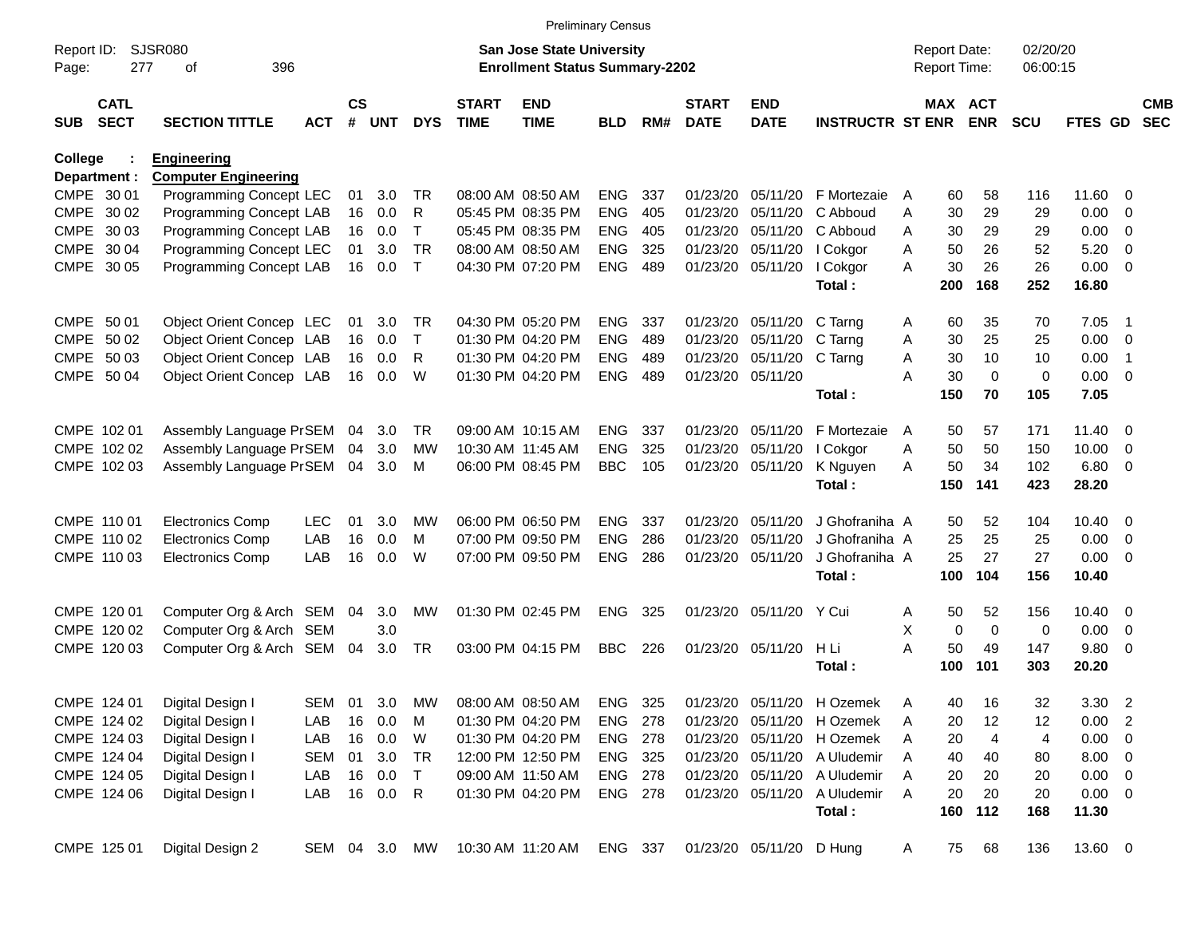Preliminary Census

Report ID: SJSR080
**San Jose State University**
**Enrollment Status Summary-2202**
Report Date: 02/20/20
Report Time: 06:00:15

**College : Engineering**
**Department : Computer Engineering**

| SUB | CATL SECT | SECTION TITTLE | ACT | CS # | UNT | DYS | START TIME | END TIME | BLD | RM# | START DATE | END DATE | INSTRUCTR | ST | MAX ENR | ACT ENR | SCU | FTES | GD | CMB SEC |
|---|---|---|---|---|---|---|---|---|---|---|---|---|---|---|---|---|---|---|---|---|
| CMPE | 30 01 | Programming Concept | LEC | 01 | 3.0 | TR | 08:00 AM | 08:50 AM | ENG | 337 | 01/23/20 | 05/11/20 | F Mortezaie | A | 60 | 58 | 116 | 11.60 | 0 | |
| CMPE | 30 02 | Programming Concept | LAB | 16 | 0.0 | R | 05:45 PM | 08:35 PM | ENG | 405 | 01/23/20 | 05/11/20 | C Abboud | A | 30 | 29 | 29 | 0.00 | 0 | |
| CMPE | 30 03 | Programming Concept | LAB | 16 | 0.0 | T | 05:45 PM | 08:35 PM | ENG | 405 | 01/23/20 | 05/11/20 | C Abboud | A | 30 | 29 | 29 | 0.00 | 0 | |
| CMPE | 30 04 | Programming Concept | LEC | 01 | 3.0 | TR | 08:00 AM | 08:50 AM | ENG | 325 | 01/23/20 | 05/11/20 | I Cokgor | A | 50 | 26 | 52 | 5.20 | 0 | |
| CMPE | 30 05 | Programming Concept | LAB | 16 | 0.0 | T | 04:30 PM | 07:20 PM | ENG | 489 | 01/23/20 | 05/11/20 | I Cokgor | A | 30 | 26 | 26 | 0.00 | 0 | |
| | | | | | | | | | | | | | **Total :** | | **200** | **168** | **252** | **16.80** | | |
| CMPE | 50 01 | Object Orient Concep | LEC | 01 | 3.0 | TR | 04:30 PM | 05:20 PM | ENG | 337 | 01/23/20 | 05/11/20 | C Tarng | A | 60 | 35 | 70 | 7.05 | 1 | |
| CMPE | 50 02 | Object Orient Concep | LAB | 16 | 0.0 | T | 01:30 PM | 04:20 PM | ENG | 489 | 01/23/20 | 05/11/20 | C Tarng | A | 30 | 25 | 25 | 0.00 | 0 | |
| CMPE | 50 03 | Object Orient Concep | LAB | 16 | 0.0 | R | 01:30 PM | 04:20 PM | ENG | 489 | 01/23/20 | 05/11/20 | C Tarng | A | 30 | 10 | 10 | 0.00 | 1 | |
| CMPE | 50 04 | Object Orient Concep | LAB | 16 | 0.0 | W | 01:30 PM | 04:20 PM | ENG | 489 | 01/23/20 | 05/11/20 | | A | 30 | 0 | 0 | 0.00 | 0 | |
| | | | | | | | | | | | | | **Total :** | | **150** | **70** | **105** | **7.05** | | |
| CMPE | 102 01 | Assembly Language Pr | SEM | 04 | 3.0 | TR | 09:00 AM | 10:15 AM | ENG | 337 | 01/23/20 | 05/11/20 | F Mortezaie | A | 50 | 57 | 171 | 11.40 | 0 | |
| CMPE | 102 02 | Assembly Language Pr | SEM | 04 | 3.0 | MW | 10:30 AM | 11:45 AM | ENG | 325 | 01/23/20 | 05/11/20 | I Cokgor | A | 50 | 50 | 150 | 10.00 | 0 | |
| CMPE | 102 03 | Assembly Language Pr | SEM | 04 | 3.0 | M | 06:00 PM | 08:45 PM | BBC | 105 | 01/23/20 | 05/11/20 | K Nguyen | A | 50 | 34 | 102 | 6.80 | 0 | |
| | | | | | | | | | | | | | **Total :** | | **150** | **141** | **423** | **28.20** | | |
| CMPE | 110 01 | Electronics Comp | LEC | 01 | 3.0 | MW | 06:00 PM | 06:50 PM | ENG | 337 | 01/23/20 | 05/11/20 | J Ghofraniha | A | 50 | 52 | 104 | 10.40 | 0 | |
| CMPE | 110 02 | Electronics Comp | LAB | 16 | 0.0 | M | 07:00 PM | 09:50 PM | ENG | 286 | 01/23/20 | 05/11/20 | J Ghofraniha | A | 25 | 25 | 25 | 0.00 | 0 | |
| CMPE | 110 03 | Electronics Comp | LAB | 16 | 0.0 | W | 07:00 PM | 09:50 PM | ENG | 286 | 01/23/20 | 05/11/20 | J Ghofraniha | A | 25 | 27 | 27 | 0.00 | 0 | |
| | | | | | | | | | | | | | **Total :** | | **100** | **104** | **156** | **10.40** | | |
| CMPE | 120 01 | Computer Org & Arch | SEM | 04 | 3.0 | MW | 01:30 PM | 02:45 PM | ENG | 325 | 01/23/20 | 05/11/20 | Y Cui | A | 50 | 52 | 156 | 10.40 | 0 | |
| CMPE | 120 02 | Computer Org & Arch | SEM | | 3.0 | | | | | | | | | X | 0 | 0 | 0 | 0.00 | 0 | |
| CMPE | 120 03 | Computer Org & Arch | SEM | 04 | 3.0 | TR | 03:00 PM | 04:15 PM | BBC | 226 | 01/23/20 | 05/11/20 | H Li | A | 50 | 49 | 147 | 9.80 | 0 | |
| | | | | | | | | | | | | | **Total :** | | **100** | **101** | **303** | **20.20** | | |
| CMPE | 124 01 | Digital Design I | SEM | 01 | 3.0 | MW | 08:00 AM | 08:50 AM | ENG | 325 | 01/23/20 | 05/11/20 | H Ozemek | A | 40 | 16 | 32 | 3.30 | 2 | |
| CMPE | 124 02 | Digital Design I | LAB | 16 | 0.0 | M | 01:30 PM | 04:20 PM | ENG | 278 | 01/23/20 | 05/11/20 | H Ozemek | A | 20 | 12 | 12 | 0.00 | 2 | |
| CMPE | 124 03 | Digital Design I | LAB | 16 | 0.0 | W | 01:30 PM | 04:20 PM | ENG | 278 | 01/23/20 | 05/11/20 | H Ozemek | A | 20 | 4 | 4 | 0.00 | 0 | |
| CMPE | 124 04 | Digital Design I | SEM | 01 | 3.0 | TR | 12:00 PM | 12:50 PM | ENG | 325 | 01/23/20 | 05/11/20 | A Uludemir | A | 40 | 40 | 80 | 8.00 | 0 | |
| CMPE | 124 05 | Digital Design I | LAB | 16 | 0.0 | T | 09:00 AM | 11:50 AM | ENG | 278 | 01/23/20 | 05/11/20 | A Uludemir | A | 20 | 20 | 20 | 0.00 | 0 | |
| CMPE | 124 06 | Digital Design I | LAB | 16 | 0.0 | R | 01:30 PM | 04:20 PM | ENG | 278 | 01/23/20 | 05/11/20 | A Uludemir | A | 20 | 20 | 20 | 0.00 | 0 | |
| | | | | | | | | | | | | | **Total :** | | **160** | **112** | **168** | **11.30** | | |
| CMPE | 125 01 | Digital Design 2 | SEM | 04 | 3.0 | MW | 10:30 AM | 11:20 AM | ENG | 337 | 01/23/20 | 05/11/20 | D Hung | A | 75 | 68 | 136 | 13.60 | 0 | |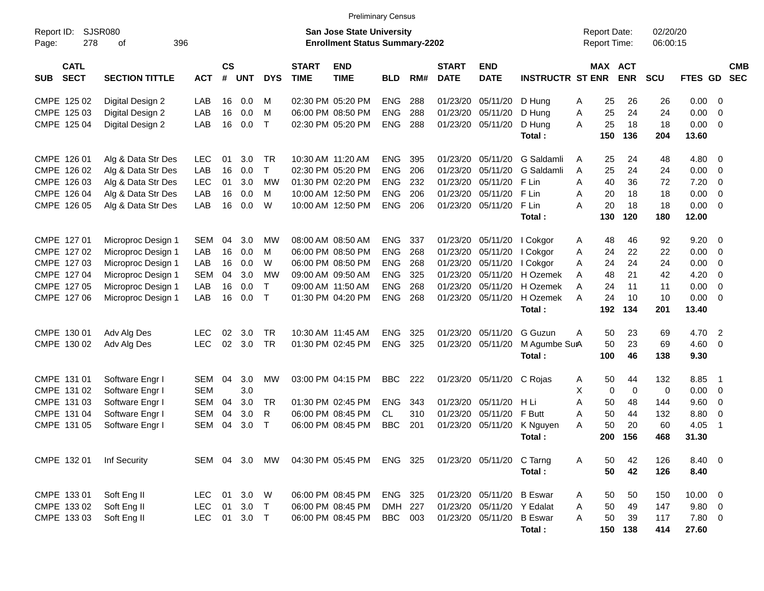Preliminary Census

Report ID: SJSR080 | San Jose State University | Report Date: 02/20/20
Page: 278 of 396 | Enrollment Status Summary-2202 | Report Time: 06:00:15

| SUB | CATL SECT | SECTION TITTLE | ACT | CS # | UNT | DYS | START TIME | END TIME | BLD | RM# | START DATE | END DATE | INSTRUCTR | ST | MAX ENR | ACT ENR | SCU | FTES | GD | CMB SEC |
|---|---|---|---|---|---|---|---|---|---|---|---|---|---|---|---|---|---|---|---|---|
| CMPE | 125 02 | Digital Design 2 | LAB | 16 | 0.0 | M | 02:30 PM | 05:20 PM | ENG | 288 | 01/23/20 | 05/11/20 | D Hung | A | 25 | 26 | 26 | 0.00 | 0 | |
| CMPE | 125 03 | Digital Design 2 | LAB | 16 | 0.0 | M | 06:00 PM | 08:50 PM | ENG | 288 | 01/23/20 | 05/11/20 | D Hung | A | 25 | 24 | 24 | 0.00 | 0 | |
| CMPE | 125 04 | Digital Design 2 | LAB | 16 | 0.0 | T | 02:30 PM | 05:20 PM | ENG | 288 | 01/23/20 | 05/11/20 | D Hung | A | 25 | 18 | 18 | 0.00 | 0 | |
| | | | | | | | | | | | | | **Total :** | | **150** | **136** | **204** | **13.60** | | |
| CMPE | 126 01 | Alg & Data Str Des | LEC | 01 | 3.0 | TR | 10:30 AM | 11:20 AM | ENG | 395 | 01/23/20 | 05/11/20 | G Saldamli | A | 25 | 24 | 48 | 4.80 | 0 | |
| CMPE | 126 02 | Alg & Data Str Des | LAB | 16 | 0.0 | T | 02:30 PM | 05:20 PM | ENG | 206 | 01/23/20 | 05/11/20 | G Saldamli | A | 25 | 24 | 24 | 0.00 | 0 | |
| CMPE | 126 03 | Alg & Data Str Des | LEC | 01 | 3.0 | MW | 01:30 PM | 02:20 PM | ENG | 232 | 01/23/20 | 05/11/20 | F Lin | A | 40 | 36 | 72 | 7.20 | 0 | |
| CMPE | 126 04 | Alg & Data Str Des | LAB | 16 | 0.0 | M | 10:00 AM | 12:50 PM | ENG | 206 | 01/23/20 | 05/11/20 | F Lin | A | 20 | 18 | 18 | 0.00 | 0 | |
| CMPE | 126 05 | Alg & Data Str Des | LAB | 16 | 0.0 | W | 10:00 AM | 12:50 PM | ENG | 206 | 01/23/20 | 05/11/20 | F Lin | A | 20 | 18 | 18 | 0.00 | 0 | |
| | | | | | | | | | | | | | **Total :** | | **130** | **120** | **180** | **12.00** | | |
| CMPE | 127 01 | Microproc Design 1 | SEM | 04 | 3.0 | MW | 08:00 AM | 08:50 AM | ENG | 337 | 01/23/20 | 05/11/20 | I Cokgor | A | 48 | 46 | 92 | 9.20 | 0 | |
| CMPE | 127 02 | Microproc Design 1 | LAB | 16 | 0.0 | M | 06:00 PM | 08:50 PM | ENG | 268 | 01/23/20 | 05/11/20 | I Cokgor | A | 24 | 22 | 22 | 0.00 | 0 | |
| CMPE | 127 03 | Microproc Design 1 | LAB | 16 | 0.0 | W | 06:00 PM | 08:50 PM | ENG | 268 | 01/23/20 | 05/11/20 | I Cokgor | A | 24 | 24 | 24 | 0.00 | 0 | |
| CMPE | 127 04 | Microproc Design 1 | SEM | 04 | 3.0 | MW | 09:00 AM | 09:50 AM | ENG | 325 | 01/23/20 | 05/11/20 | H Ozemek | A | 48 | 21 | 42 | 4.20 | 0 | |
| CMPE | 127 05 | Microproc Design 1 | LAB | 16 | 0.0 | T | 09:00 AM | 11:50 AM | ENG | 268 | 01/23/20 | 05/11/20 | H Ozemek | A | 24 | 11 | 11 | 0.00 | 0 | |
| CMPE | 127 06 | Microproc Design 1 | LAB | 16 | 0.0 | T | 01:30 PM | 04:20 PM | ENG | 268 | 01/23/20 | 05/11/20 | H Ozemek | A | 24 | 10 | 10 | 0.00 | 0 | |
| | | | | | | | | | | | | | **Total :** | | **192** | **134** | **201** | **13.40** | | |
| CMPE | 130 01 | Adv Alg Des | LEC | 02 | 3.0 | TR | 10:30 AM | 11:45 AM | ENG | 325 | 01/23/20 | 05/11/20 | G Guzun | A | 50 | 23 | 69 | 4.70 | 2 | |
| CMPE | 130 02 | Adv Alg Des | LEC | 02 | 3.0 | TR | 01:30 PM | 02:45 PM | ENG | 325 | 01/23/20 | 05/11/20 | M Agumbe Sur | A | 50 | 23 | 69 | 4.60 | 0 | |
| | | | | | | | | | | | | | **Total :** | | **100** | **46** | **138** | **9.30** | | |
| CMPE | 131 01 | Software Engr I | SEM | 04 | 3.0 | MW | 03:00 PM | 04:15 PM | BBC | 222 | 01/23/20 | 05/11/20 | C Rojas | A | 50 | 44 | 132 | 8.85 | 1 | |
| CMPE | 131 02 | Software Engr I | SEM | | 3.0 | | | | | | | | | X | 0 | 0 | 0 | 0.00 | 0 | |
| CMPE | 131 03 | Software Engr I | SEM | 04 | 3.0 | TR | 01:30 PM | 02:45 PM | ENG | 343 | 01/23/20 | 05/11/20 | H Li | A | 50 | 48 | 144 | 9.60 | 0 | |
| CMPE | 131 04 | Software Engr I | SEM | 04 | 3.0 | R | 06:00 PM | 08:45 PM | CL | 310 | 01/23/20 | 05/11/20 | F Butt | A | 50 | 44 | 132 | 8.80 | 0 | |
| CMPE | 131 05 | Software Engr I | SEM | 04 | 3.0 | T | 06:00 PM | 08:45 PM | BBC | 201 | 01/23/20 | 05/11/20 | K Nguyen | A | 50 | 20 | 60 | 4.05 | 1 | |
| | | | | | | | | | | | | | **Total :** | | **200** | **156** | **468** | **31.30** | | |
| CMPE | 132 01 | Inf Security | SEM | 04 | 3.0 | MW | 04:30 PM | 05:45 PM | ENG | 325 | 01/23/20 | 05/11/20 | C Tarng | A | 50 | 42 | 126 | 8.40 | 0 | |
| | | | | | | | | | | | | | **Total :** | | **50** | **42** | **126** | **8.40** | | |
| CMPE | 133 01 | Soft Eng II | LEC | 01 | 3.0 | W | 06:00 PM | 08:45 PM | ENG | 325 | 01/23/20 | 05/11/20 | B Eswar | A | 50 | 50 | 150 | 10.00 | 0 | |
| CMPE | 133 02 | Soft Eng II | LEC | 01 | 3.0 | T | 06:00 PM | 08:45 PM | DMH | 227 | 01/23/20 | 05/11/20 | Y Edalat | A | 50 | 49 | 147 | 9.80 | 0 | |
| CMPE | 133 03 | Soft Eng II | LEC | 01 | 3.0 | T | 06:00 PM | 08:45 PM | BBC | 003 | 01/23/20 | 05/11/20 | B Eswar | A | 50 | 39 | 117 | 7.80 | 0 | |
| | | | | | | | | | | | | | **Total :** | | **150** | **138** | **414** | **27.60** | | |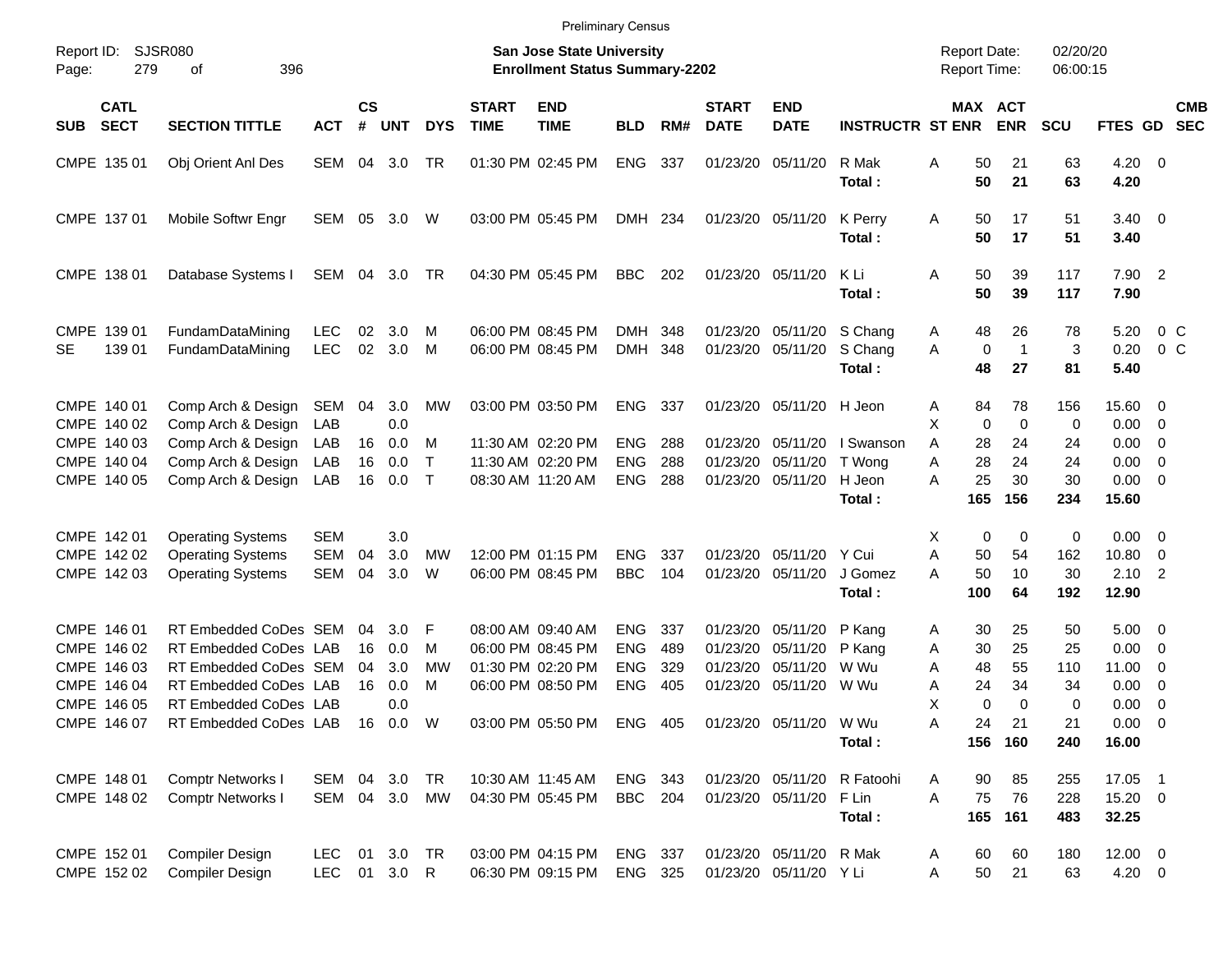Preliminary Census

Report ID: SJSR080
Page: 279 of 396

**San Jose State University**
**Enrollment Status Summary-2202**

Report Date: 02/20/20
Report Time: 06:00:15

| SUB | CATL SECT | SECTION TITTLE | ACT | CS # | UNT | DYS | START TIME | END TIME | BLD | RM# | START DATE | END DATE | INSTRUCTR | ST | MAX ENR | ACT ENR | SCU | FTES | GD | CMB SEC |
|---|---|---|---|---|---|---|---|---|---|---|---|---|---|---|---|---|---|---|---|---|
| CMPE | 135 01 | Obj Orient Anl Des | SEM | 04 | 3.0 | TR | 01:30 PM | 02:45 PM | ENG | 337 | 01/23/20 | 05/11/20 | R Mak | A | 50 | 21 | 63 | 4.20 | 0 | |
| | | | | | | | | | | | | | **Total :** | | **50** | **21** | **63** | **4.20** | | |
| CMPE | 137 01 | Mobile Softwr Engr | SEM | 05 | 3.0 | W | 03:00 PM | 05:45 PM | DMH | 234 | 01/23/20 | 05/11/20 | K Perry | A | 50 | 17 | 51 | 3.40 | 0 | |
| | | | | | | | | | | | | | **Total :** | | **50** | **17** | **51** | **3.40** | | |
| CMPE | 138 01 | Database Systems I | SEM | 04 | 3.0 | TR | 04:30 PM | 05:45 PM | BBC | 202 | 01/23/20 | 05/11/20 | K Li | A | 50 | 39 | 117 | 7.90 | 2 | |
| | | | | | | | | | | | | | **Total :** | | **50** | **39** | **117** | **7.90** | | |
| CMPE | 139 01 | FundamDataMining | LEC | 02 | 3.0 | M | 06:00 PM | 08:45 PM | DMH | 348 | 01/23/20 | 05/11/20 | S Chang | A | 48 | 26 | 78 | 5.20 | 0 | C |
| SE | 139 01 | FundamDataMining | LEC | 02 | 3.0 | M | 06:00 PM | 08:45 PM | DMH | 348 | 01/23/20 | 05/11/20 | S Chang | A | 0 | 1 | 3 | 0.20 | 0 | C |
| | | | | | | | | | | | | | **Total :** | | **48** | **27** | **81** | **5.40** | | |
| CMPE | 140 01 | Comp Arch & Design | SEM | 04 | 3.0 | MW | 03:00 PM | 03:50 PM | ENG | 337 | 01/23/20 | 05/11/20 | H Jeon | A | 84 | 78 | 156 | 15.60 | 0 | |
| CMPE | 140 02 | Comp Arch & Design | LAB | | 0.0 | | | | | | | | | X | 0 | 0 | 0 | 0.00 | 0 | |
| CMPE | 140 03 | Comp Arch & Design | LAB | 16 | 0.0 | M | 11:30 AM | 02:20 PM | ENG | 288 | 01/23/20 | 05/11/20 | I Swanson | A | 28 | 24 | 24 | 0.00 | 0 | |
| CMPE | 140 04 | Comp Arch & Design | LAB | 16 | 0.0 | T | 11:30 AM | 02:20 PM | ENG | 288 | 01/23/20 | 05/11/20 | T Wong | A | 28 | 24 | 24 | 0.00 | 0 | |
| CMPE | 140 05 | Comp Arch & Design | LAB | 16 | 0.0 | T | 08:30 AM | 11:20 AM | ENG | 288 | 01/23/20 | 05/11/20 | H Jeon | A | 25 | 30 | 30 | 0.00 | 0 | |
| | | | | | | | | | | | | | **Total :** | | **165** | **156** | **234** | **15.60** | | |
| CMPE | 142 01 | Operating Systems | SEM | | 3.0 | | | | | | | | | X | 0 | 0 | 0 | 0.00 | 0 | |
| CMPE | 142 02 | Operating Systems | SEM | 04 | 3.0 | MW | 12:00 PM | 01:15 PM | ENG | 337 | 01/23/20 | 05/11/20 | Y Cui | A | 50 | 54 | 162 | 10.80 | 0 | |
| CMPE | 142 03 | Operating Systems | SEM | 04 | 3.0 | W | 06:00 PM | 08:45 PM | BBC | 104 | 01/23/20 | 05/11/20 | J Gomez | A | 50 | 10 | 30 | 2.10 | 2 | |
| | | | | | | | | | | | | | **Total :** | | **100** | **64** | **192** | **12.90** | | |
| CMPE | 146 01 | RT Embedded CoDes | SEM | 04 | 3.0 | F | 08:00 AM | 09:40 AM | ENG | 337 | 01/23/20 | 05/11/20 | P Kang | A | 30 | 25 | 50 | 5.00 | 0 | |
| CMPE | 146 02 | RT Embedded CoDes | LAB | 16 | 0.0 | M | 06:00 PM | 08:45 PM | ENG | 489 | 01/23/20 | 05/11/20 | P Kang | A | 30 | 25 | 25 | 0.00 | 0 | |
| CMPE | 146 03 | RT Embedded CoDes | SEM | 04 | 3.0 | MW | 01:30 PM | 02:20 PM | ENG | 329 | 01/23/20 | 05/11/20 | W Wu | A | 48 | 55 | 110 | 11.00 | 0 | |
| CMPE | 146 04 | RT Embedded CoDes | LAB | 16 | 0.0 | M | 06:00 PM | 08:50 PM | ENG | 405 | 01/23/20 | 05/11/20 | W Wu | A | 24 | 34 | 34 | 0.00 | 0 | |
| CMPE | 146 05 | RT Embedded CoDes | LAB | | 0.0 | | | | | | | | | X | 0 | 0 | 0 | 0.00 | 0 | |
| CMPE | 146 07 | RT Embedded CoDes | LAB | 16 | 0.0 | W | 03:00 PM | 05:50 PM | ENG | 405 | 01/23/20 | 05/11/20 | W Wu | A | 24 | 21 | 21 | 0.00 | 0 | |
| | | | | | | | | | | | | | **Total :** | | **156** | **160** | **240** | **16.00** | | |
| CMPE | 148 01 | Comptr Networks I | SEM | 04 | 3.0 | TR | 10:30 AM | 11:45 AM | ENG | 343 | 01/23/20 | 05/11/20 | R Fatoohi | A | 90 | 85 | 255 | 17.05 | 1 | |
| CMPE | 148 02 | Comptr Networks I | SEM | 04 | 3.0 | MW | 04:30 PM | 05:45 PM | BBC | 204 | 01/23/20 | 05/11/20 | F Lin | A | 75 | 76 | 228 | 15.20 | 0 | |
| | | | | | | | | | | | | | **Total :** | | **165** | **161** | **483** | **32.25** | | |
| CMPE | 152 01 | Compiler Design | LEC | 01 | 3.0 | TR | 03:00 PM | 04:15 PM | ENG | 337 | 01/23/20 | 05/11/20 | R Mak | A | 60 | 60 | 180 | 12.00 | 0 | |
| CMPE | 152 02 | Compiler Design | LEC | 01 | 3.0 | R | 06:30 PM | 09:15 PM | ENG | 325 | 01/23/20 | 05/11/20 | Y Li | A | 50 | 21 | 63 | 4.20 | 0 | |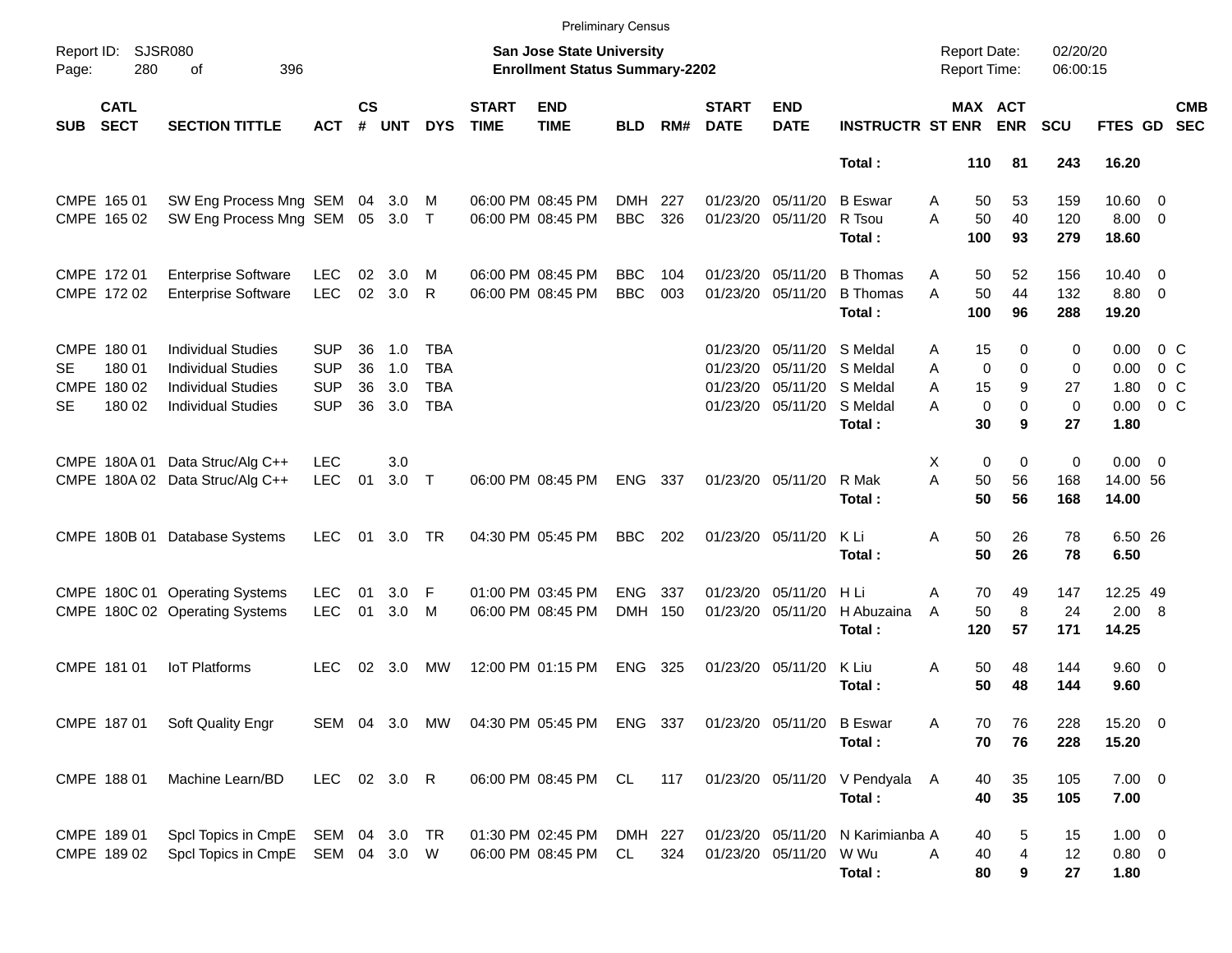Preliminary Census

Report ID: SJSR080
**San Jose State University**
**Enrollment Status Summary-2202**
Report Date: 02/20/20
Report Time: 06:00:15

| SUB | CATL SECT | SECTION TITTLE | ACT | CS # | UNT | DYS | START TIME | END TIME | BLD | RM# | START DATE | END DATE | INSTRUCTR | ST | MAX ENR | ACT ENR | SCU | FTES | GD | CMB SEC |
|---|---|---|---|---|---|---|---|---|---|---|---|---|---|---|---|---|---|---|---|---|
| | | | | | | | | | | | | | **Total :** | | **110** | **81** | **243** | **16.20** | | |
| CMPE | 165 01 | SW Eng Process Mng | SEM | 04 | 3.0 | M | 06:00 PM | 08:45 PM | DMH | 227 | 01/23/20 | 05/11/20 | B Eswar | A | 50 | 53 | 159 | 10.60 | 0 | |
| CMPE | 165 02 | SW Eng Process Mng | SEM | 05 | 3.0 | T | 06:00 PM | 08:45 PM | BBC | 326 | 01/23/20 | 05/11/20 | R Tsou | A | 50 | 40 | 120 | 8.00 | 0 | |
| | | | | | | | | | | | | | **Total :** | | **100** | **93** | **279** | **18.60** | | |
| CMPE | 172 01 | Enterprise Software | LEC | 02 | 3.0 | M | 06:00 PM | 08:45 PM | BBC | 104 | 01/23/20 | 05/11/20 | B Thomas | A | 50 | 52 | 156 | 10.40 | 0 | |
| CMPE | 172 02 | Enterprise Software | LEC | 02 | 3.0 | R | 06:00 PM | 08:45 PM | BBC | 003 | 01/23/20 | 05/11/20 | B Thomas | A | 50 | 44 | 132 | 8.80 | 0 | |
| | | | | | | | | | | | | | **Total :** | | **100** | **96** | **288** | **19.20** | | |
| CMPE | 180 01 | Individual Studies | SUP | 36 | 1.0 | TBA | | | | | 01/23/20 | 05/11/20 | S Meldal | A | 15 | 0 | 0 | 0.00 | 0 | C |
| SE | 180 01 | Individual Studies | SUP | 36 | 1.0 | TBA | | | | | 01/23/20 | 05/11/20 | S Meldal | A | 0 | 0 | 0 | 0.00 | 0 | C |
| CMPE | 180 02 | Individual Studies | SUP | 36 | 3.0 | TBA | | | | | 01/23/20 | 05/11/20 | S Meldal | A | 15 | 9 | 27 | 1.80 | 0 | C |
| SE | 180 02 | Individual Studies | SUP | 36 | 3.0 | TBA | | | | | 01/23/20 | 05/11/20 | S Meldal | A | 0 | 0 | 0 | 0.00 | 0 | C |
| | | | | | | | | | | | | | **Total :** | | **30** | **9** | **27** | **1.80** | | |
| CMPE | 180A 01 | Data Struc/Alg C++ | LEC | | 3.0 | | | | | | | | | X | 0 | 0 | 0 | 0.00 | 0 | |
| CMPE | 180A 02 | Data Struc/Alg C++ | LEC | 01 | 3.0 | T | 06:00 PM | 08:45 PM | ENG | 337 | 01/23/20 | 05/11/20 | R Mak | A | 50 | 56 | 168 | 14.00 | 56 | |
| | | | | | | | | | | | | | **Total :** | | **50** | **56** | **168** | **14.00** | | |
| CMPE | 180B 01 | Database Systems | LEC | 01 | 3.0 | TR | 04:30 PM | 05:45 PM | BBC | 202 | 01/23/20 | 05/11/20 | K Li | A | 50 | 26 | 78 | 6.50 | 26 | |
| | | | | | | | | | | | | | **Total :** | | **50** | **26** | **78** | **6.50** | | |
| CMPE | 180C 01 | Operating Systems | LEC | 01 | 3.0 | F | 01:00 PM | 03:45 PM | ENG | 337 | 01/23/20 | 05/11/20 | H Li | A | 70 | 49 | 147 | 12.25 | 49 | |
| CMPE | 180C 02 | Operating Systems | LEC | 01 | 3.0 | M | 06:00 PM | 08:45 PM | DMH | 150 | 01/23/20 | 05/11/20 | H Abuzaina | A | 50 | 8 | 24 | 2.00 | 8 | |
| | | | | | | | | | | | | | **Total :** | | **120** | **57** | **171** | **14.25** | | |
| CMPE | 181 01 | IoT Platforms | LEC | 02 | 3.0 | MW | 12:00 PM | 01:15 PM | ENG | 325 | 01/23/20 | 05/11/20 | K Liu | A | 50 | 48 | 144 | 9.60 | 0 | |
| | | | | | | | | | | | | | **Total :** | | **50** | **48** | **144** | **9.60** | | |
| CMPE | 187 01 | Soft Quality Engr | SEM | 04 | 3.0 | MW | 04:30 PM | 05:45 PM | ENG | 337 | 01/23/20 | 05/11/20 | B Eswar | A | 70 | 76 | 228 | 15.20 | 0 | |
| | | | | | | | | | | | | | **Total :** | | **70** | **76** | **228** | **15.20** | | |
| CMPE | 188 01 | Machine Learn/BD | LEC | 02 | 3.0 | R | 06:00 PM | 08:45 PM | CL | 117 | 01/23/20 | 05/11/20 | V Pendyala | A | 40 | 35 | 105 | 7.00 | 0 | |
| | | | | | | | | | | | | | **Total :** | | **40** | **35** | **105** | **7.00** | | |
| CMPE | 189 01 | Spcl Topics in CmpE | SEM | 04 | 3.0 | TR | 01:30 PM | 02:45 PM | DMH | 227 | 01/23/20 | 05/11/20 | N Karimianba | A | 40 | 5 | 15 | 1.00 | 0 | |
| CMPE | 189 02 | Spcl Topics in CmpE | SEM | 04 | 3.0 | W | 06:00 PM | 08:45 PM | CL | 324 | 01/23/20 | 05/11/20 | W Wu | A | 40 | 4 | 12 | 0.80 | 0 | |
| | | | | | | | | | | | | | **Total :** | | **80** | **9** | **27** | **1.80** | | |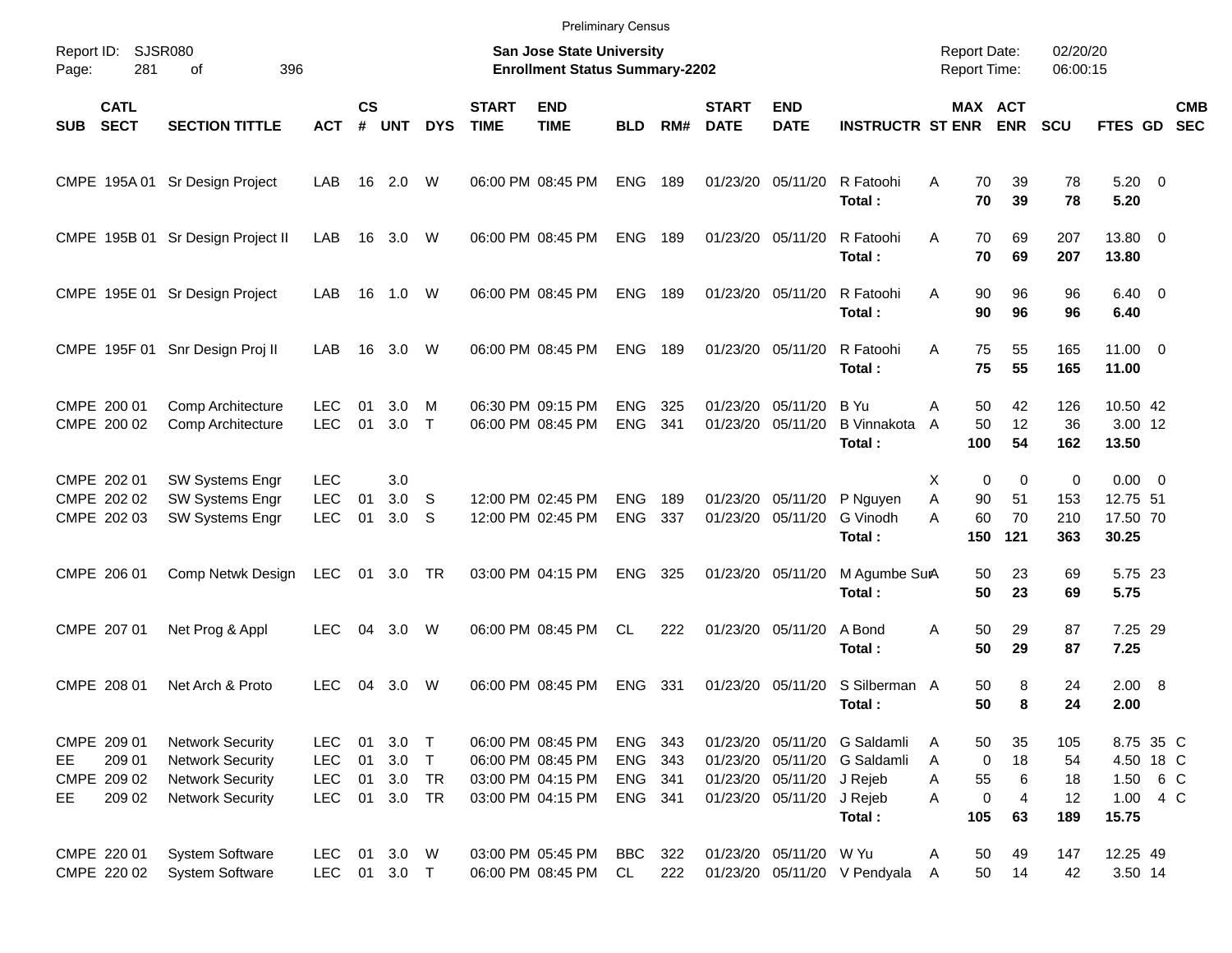Preliminary Census

Report ID: SJSR080
Page: 281 of 396

**San Jose State University**
**Enrollment Status Summary-2202**

Report Date: 02/20/20
Report Time: 06:00:15

| SUB | CATL SECT | SECTION TITTLE | ACT | CS # | UNT | DYS | START TIME | END TIME | BLD | RM# | START DATE | END DATE | INSTRUCTR | ST | MAX ENR | ACT ENR | SCU | FTES | GD | CMB SEC |
|---|---|---|---|---|---|---|---|---|---|---|---|---|---|---|---|---|---|---|---|---|
| CMPE | 195A 01 | Sr Design Project | LAB | 16 | 2.0 | W | 06:00 PM | 08:45 PM | ENG | 189 | 01/23/20 | 05/11/20 | R Fatoohi | A | 70 | 39 | 78 | 5.20 | 0 | |
| | | | | | | | | | | | | | **Total :** | | **70** | **39** | **78** | **5.20** | | |
| CMPE | 195B 01 | Sr Design Project II | LAB | 16 | 3.0 | W | 06:00 PM | 08:45 PM | ENG | 189 | 01/23/20 | 05/11/20 | R Fatoohi | A | 70 | 69 | 207 | 13.80 | 0 | |
| | | | | | | | | | | | | | **Total :** | | **70** | **69** | **207** | **13.80** | | |
| CMPE | 195E 01 | Sr Design Project | LAB | 16 | 1.0 | W | 06:00 PM | 08:45 PM | ENG | 189 | 01/23/20 | 05/11/20 | R Fatoohi | A | 90 | 96 | 96 | 6.40 | 0 | |
| | | | | | | | | | | | | | **Total :** | | **90** | **96** | **96** | **6.40** | | |
| CMPE | 195F 01 | Snr Design Proj II | LAB | 16 | 3.0 | W | 06:00 PM | 08:45 PM | ENG | 189 | 01/23/20 | 05/11/20 | R Fatoohi | A | 75 | 55 | 165 | 11.00 | 0 | |
| | | | | | | | | | | | | | **Total :** | | **75** | **55** | **165** | **11.00** | | |
| CMPE | 200 01 | Comp Architecture | LEC | 01 | 3.0 | M | 06:30 PM | 09:15 PM | ENG | 325 | 01/23/20 | 05/11/20 | B Yu | A | 50 | 42 | 126 | 10.50 | 42 | |
| CMPE | 200 02 | Comp Architecture | LEC | 01 | 3.0 | T | 06:00 PM | 08:45 PM | ENG | 341 | 01/23/20 | 05/11/20 | B Vinnakota | A | 50 | 12 | 36 | 3.00 | 12 | |
| | | | | | | | | | | | | | **Total :** | | **100** | **54** | **162** | **13.50** | | |
| CMPE | 202 01 | SW Systems Engr | LEC | | 3.0 | | | | | | | | | X | 0 | 0 | 0 | 0.00 | 0 | |
| CMPE | 202 02 | SW Systems Engr | LEC | 01 | 3.0 | S | 12:00 PM | 02:45 PM | ENG | 189 | 01/23/20 | 05/11/20 | P Nguyen | A | 90 | 51 | 153 | 12.75 | 51 | |
| CMPE | 202 03 | SW Systems Engr | LEC | 01 | 3.0 | S | 12:00 PM | 02:45 PM | ENG | 337 | 01/23/20 | 05/11/20 | G Vinodh | A | 60 | 70 | 210 | 17.50 | 70 | |
| | | | | | | | | | | | | | **Total :** | | **150** | **121** | **363** | **30.25** | | |
| CMPE | 206 01 | Comp Netwk Design | LEC | 01 | 3.0 | TR | 03:00 PM | 04:15 PM | ENG | 325 | 01/23/20 | 05/11/20 | M Agumbe Sur | A | 50 | 23 | 69 | 5.75 | 23 | |
| | | | | | | | | | | | | | **Total :** | | **50** | **23** | **69** | **5.75** | | |
| CMPE | 207 01 | Net Prog & Appl | LEC | 04 | 3.0 | W | 06:00 PM | 08:45 PM | CL | 222 | 01/23/20 | 05/11/20 | A Bond | A | 50 | 29 | 87 | 7.25 | 29 | |
| | | | | | | | | | | | | | **Total :** | | **50** | **29** | **87** | **7.25** | | |
| CMPE | 208 01 | Net Arch & Proto | LEC | 04 | 3.0 | W | 06:00 PM | 08:45 PM | ENG | 331 | 01/23/20 | 05/11/20 | S Silberman | A | 50 | 8 | 24 | 2.00 | 8 | |
| | | | | | | | | | | | | | **Total :** | | **50** | **8** | **24** | **2.00** | | |
| CMPE | 209 01 | Network Security | LEC | 01 | 3.0 | T | 06:00 PM | 08:45 PM | ENG | 343 | 01/23/20 | 05/11/20 | G Saldamli | A | 50 | 35 | 105 | 8.75 | 35 | C |
| EE | 209 01 | Network Security | LEC | 01 | 3.0 | T | 06:00 PM | 08:45 PM | ENG | 343 | 01/23/20 | 05/11/20 | G Saldamli | A | 0 | 18 | 54 | 4.50 | 18 | C |
| CMPE | 209 02 | Network Security | LEC | 01 | 3.0 | TR | 03:00 PM | 04:15 PM | ENG | 341 | 01/23/20 | 05/11/20 | J Rejeb | A | 55 | 6 | 18 | 1.50 | 6 | C |
| EE | 209 02 | Network Security | LEC | 01 | 3.0 | TR | 03:00 PM | 04:15 PM | ENG | 341 | 01/23/20 | 05/11/20 | J Rejeb | A | 0 | 4 | 12 | 1.00 | 4 | C |
| | | | | | | | | | | | | | **Total :** | | **105** | **63** | **189** | **15.75** | | |
| CMPE | 220 01 | System Software | LEC | 01 | 3.0 | W | 03:00 PM | 05:45 PM | BBC | 322 | 01/23/20 | 05/11/20 | W Yu | A | 50 | 49 | 147 | 12.25 | 49 | |
| CMPE | 220 02 | System Software | LEC | 01 | 3.0 | T | 06:00 PM | 08:45 PM | CL | 222 | 01/23/20 | 05/11/20 | V Pendyala | A | 50 | 14 | 42 | 3.50 | 14 | |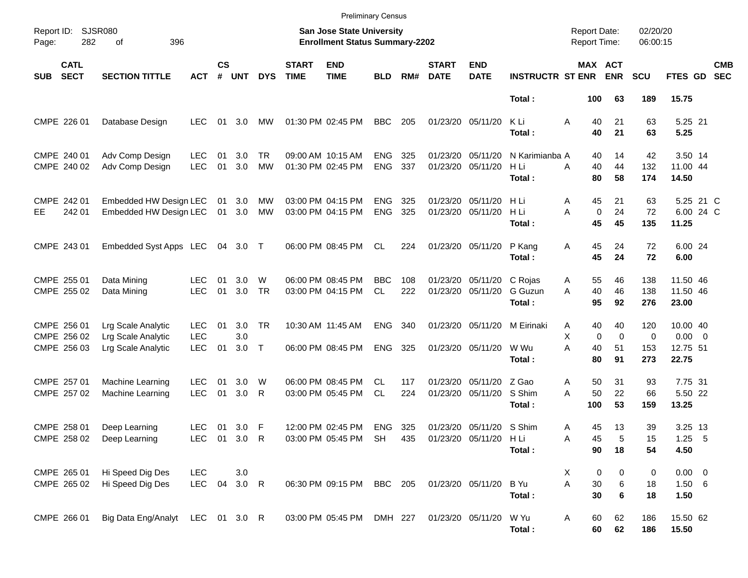Preliminary Census

Report ID: SJSR080
Page: 282 of 396

**San Jose State University**
**Enrollment Status Summary-2202**

Report Date: 02/20/20
Report Time: 06:00:15

| SUB | CATL SECT | SECTION TITTLE | ACT | CS # | UNT | DYS | START TIME | END TIME | BLD | RM# | START DATE | END DATE | INSTRUCTR | ST | MAX ENR | ACT ENR | SCU | FTES | GD | CMB SEC |
|---|---|---|---|---|---|---|---|---|---|---|---|---|---|---|---|---|---|---|---|---|
| | | | | | | | | | | | | | **Total :** | | **100** | **63** | **189** | **15.75** | | |
| CMPE | 226 01 | Database Design | LEC | 01 | 3.0 | MW | 01:30 PM | 02:45 PM | BBC | 205 | 01/23/20 | 05/11/20 | K Li | A | 40 | 21 | 63 | 5.25 | 21 | |
| | | | | | | | | | | | | | **Total :** | | **40** | **21** | **63** | **5.25** | | |
| CMPE | 240 01 | Adv Comp Design | LEC | 01 | 3.0 | TR | 09:00 AM | 10:15 AM | ENG | 325 | 01/23/20 | 05/11/20 | N Karimianba | A | 40 | 14 | 42 | 3.50 | 14 | |
| CMPE | 240 02 | Adv Comp Design | LEC | 01 | 3.0 | MW | 01:30 PM | 02:45 PM | ENG | 337 | 01/23/20 | 05/11/20 | H Li | A | 40 | 44 | 132 | 11.00 | 44 | |
| | | | | | | | | | | | | | **Total :** | | **80** | **58** | **174** | **14.50** | | |
| CMPE | 242 01 | Embedded HW Design | LEC | 01 | 3.0 | MW | 03:00 PM | 04:15 PM | ENG | 325 | 01/23/20 | 05/11/20 | H Li | A | 45 | 21 | 63 | 5.25 | 21 | C |
| EE | 242 01 | Embedded HW Design | LEC | 01 | 3.0 | MW | 03:00 PM | 04:15 PM | ENG | 325 | 01/23/20 | 05/11/20 | H Li | A | 0 | 24 | 72 | 6.00 | 24 | C |
| | | | | | | | | | | | | | **Total :** | | **45** | **45** | **135** | **11.25** | | |
| CMPE | 243 01 | Embedded Syst Apps | LEC | 04 | 3.0 | T | 06:00 PM | 08:45 PM | CL | 224 | 01/23/20 | 05/11/20 | P Kang | A | 45 | 24 | 72 | 6.00 | 24 | |
| | | | | | | | | | | | | | **Total :** | | **45** | **24** | **72** | **6.00** | | |
| CMPE | 255 01 | Data Mining | LEC | 01 | 3.0 | W | 06:00 PM | 08:45 PM | BBC | 108 | 01/23/20 | 05/11/20 | C Rojas | A | 55 | 46 | 138 | 11.50 | 46 | |
| CMPE | 255 02 | Data Mining | LEC | 01 | 3.0 | TR | 03:00 PM | 04:15 PM | CL | 222 | 01/23/20 | 05/11/20 | G Guzun | A | 40 | 46 | 138 | 11.50 | 46 | |
| | | | | | | | | | | | | | **Total :** | | **95** | **92** | **276** | **23.00** | | |
| CMPE | 256 01 | Lrg Scale Analytic | LEC | 01 | 3.0 | TR | 10:30 AM | 11:45 AM | ENG | 340 | 01/23/20 | 05/11/20 | M Eirinaki | A | 40 | 40 | 120 | 10.00 | 40 | |
| CMPE | 256 02 | Lrg Scale Analytic | LEC | | 3.0 | | | | | | | | | X | 0 | 0 | 0 | 0.00 | 0 | |
| CMPE | 256 03 | Lrg Scale Analytic | LEC | 01 | 3.0 | T | 06:00 PM | 08:45 PM | ENG | 325 | 01/23/20 | 05/11/20 | W Wu | A | 40 | 51 | 153 | 12.75 | 51 | |
| | | | | | | | | | | | | | **Total :** | | **80** | **91** | **273** | **22.75** | | |
| CMPE | 257 01 | Machine Learning | LEC | 01 | 3.0 | W | 06:00 PM | 08:45 PM | CL | 117 | 01/23/20 | 05/11/20 | Z Gao | A | 50 | 31 | 93 | 7.75 | 31 | |
| CMPE | 257 02 | Machine Learning | LEC | 01 | 3.0 | R | 03:00 PM | 05:45 PM | CL | 224 | 01/23/20 | 05/11/20 | S Shim | A | 50 | 22 | 66 | 5.50 | 22 | |
| | | | | | | | | | | | | | **Total :** | | **100** | **53** | **159** | **13.25** | | |
| CMPE | 258 01 | Deep Learning | LEC | 01 | 3.0 | F | 12:00 PM | 02:45 PM | ENG | 325 | 01/23/20 | 05/11/20 | S Shim | A | 45 | 13 | 39 | 3.25 | 13 | |
| CMPE | 258 02 | Deep Learning | LEC | 01 | 3.0 | R | 03:00 PM | 05:45 PM | SH | 435 | 01/23/20 | 05/11/20 | H Li | A | 45 | 5 | 15 | 1.25 | 5 | |
| | | | | | | | | | | | | | **Total :** | | **90** | **18** | **54** | **4.50** | | |
| CMPE | 265 01 | Hi Speed Dig Des | LEC | | 3.0 | | | | | | | | | X | 0 | 0 | 0 | 0.00 | 0 | |
| CMPE | 265 02 | Hi Speed Dig Des | LEC | 04 | 3.0 | R | 06:30 PM | 09:15 PM | BBC | 205 | 01/23/20 | 05/11/20 | B Yu | A | 30 | 6 | 18 | 1.50 | 6 | |
| | | | | | | | | | | | | | **Total :** | | **30** | **6** | **18** | **1.50** | | |
| CMPE | 266 01 | Big Data Eng/Analyt | LEC | 01 | 3.0 | R | 03:00 PM | 05:45 PM | DMH | 227 | 01/23/20 | 05/11/20 | W Yu | A | 60 | 62 | 186 | 15.50 | 62 | |
| | | | | | | | | | | | | | **Total :** | | **60** | **62** | **186** | **15.50** | | |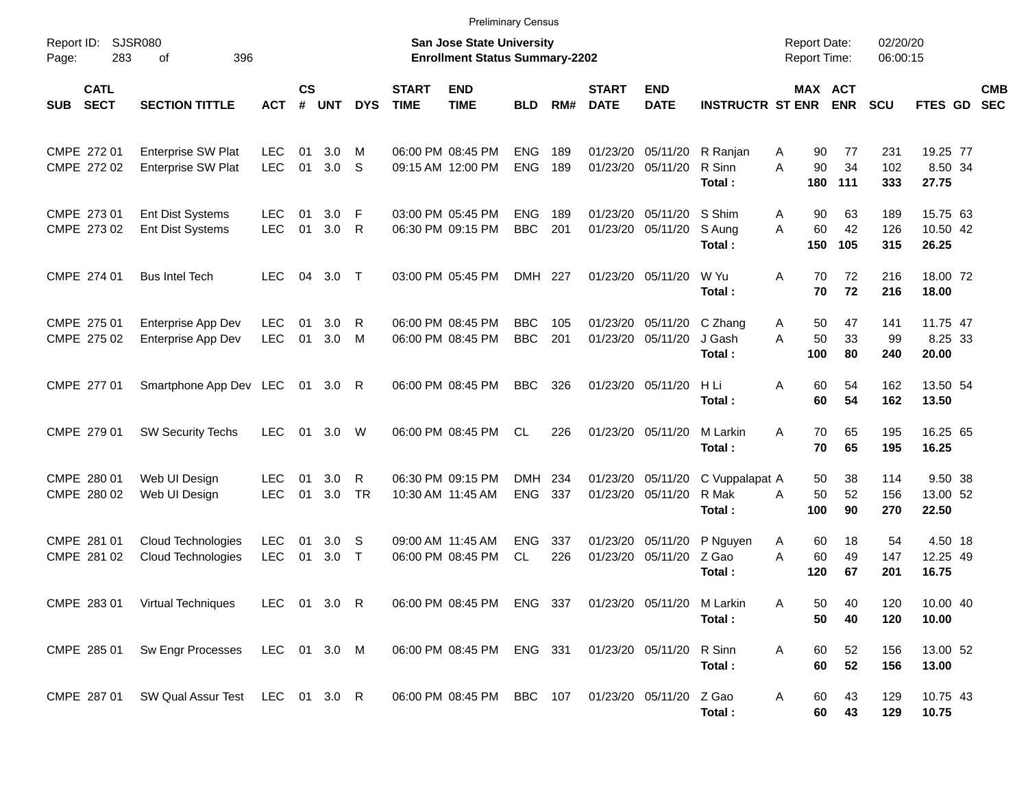Preliminary Census

Report ID: SJSR080

**San Jose State University**
**Enrollment Status Summary-2202**

Report Date: 02/20/20
Report Time: 06:00:15

| SUB | CATL SECT | SECTION TITTLE | ACT | CS # | UNT | DYS | START TIME | END TIME | BLD | RM# | START DATE | END DATE | INSTRUCTR | ST | MAX ENR | ACT ENR | SCU | FTES | GD | CMB SEC |
|---|---|---|---|---|---|---|---|---|---|---|---|---|---|---|---|---|---|---|---|---|
| CMPE | 272 01 | Enterprise SW Plat | LEC | 01 | 3.0 | M | 06:00 PM | 08:45 PM | ENG | 189 | 01/23/20 | 05/11/20 | R Ranjan | A | 90 | 77 | 231 | 19.25 | 77 | |
| CMPE | 272 02 | Enterprise SW Plat | LEC | 01 | 3.0 | S | 09:15 AM | 12:00 PM | ENG | 189 | 01/23/20 | 05/11/20 | R Sinn | A | 90 | 34 | 102 | 8.50 | 34 | |
| | | | | | | | | | | | | | **Total :** | | **180** | **111** | **333** | **27.75** | | |
| CMPE | 273 01 | Ent Dist Systems | LEC | 01 | 3.0 | F | 03:00 PM | 05:45 PM | ENG | 189 | 01/23/20 | 05/11/20 | S Shim | A | 90 | 63 | 189 | 15.75 | 63 | |
| CMPE | 273 02 | Ent Dist Systems | LEC | 01 | 3.0 | R | 06:30 PM | 09:15 PM | BBC | 201 | 01/23/20 | 05/11/20 | S Aung | A | 60 | 42 | 126 | 10.50 | 42 | |
| | | | | | | | | | | | | | **Total :** | | **150** | **105** | **315** | **26.25** | | |
| CMPE | 274 01 | Bus Intel Tech | LEC | 04 | 3.0 | T | 03:00 PM | 05:45 PM | DMH | 227 | 01/23/20 | 05/11/20 | W Yu | A | 70 | 72 | 216 | 18.00 | 72 | |
| | | | | | | | | | | | | | **Total :** | | **70** | **72** | **216** | **18.00** | | |
| CMPE | 275 01 | Enterprise App Dev | LEC | 01 | 3.0 | R | 06:00 PM | 08:45 PM | BBC | 105 | 01/23/20 | 05/11/20 | C Zhang | A | 50 | 47 | 141 | 11.75 | 47 | |
| CMPE | 275 02 | Enterprise App Dev | LEC | 01 | 3.0 | M | 06:00 PM | 08:45 PM | BBC | 201 | 01/23/20 | 05/11/20 | J Gash | A | 50 | 33 | 99 | 8.25 | 33 | |
| | | | | | | | | | | | | | **Total :** | | **100** | **80** | **240** | **20.00** | | |
| CMPE | 277 01 | Smartphone App Dev | LEC | 01 | 3.0 | R | 06:00 PM | 08:45 PM | BBC | 326 | 01/23/20 | 05/11/20 | H Li | A | 60 | 54 | 162 | 13.50 | 54 | |
| | | | | | | | | | | | | | **Total :** | | **60** | **54** | **162** | **13.50** | | |
| CMPE | 279 01 | SW Security Techs | LEC | 01 | 3.0 | W | 06:00 PM | 08:45 PM | CL | 226 | 01/23/20 | 05/11/20 | M Larkin | A | 70 | 65 | 195 | 16.25 | 65 | |
| | | | | | | | | | | | | | **Total :** | | **70** | **65** | **195** | **16.25** | | |
| CMPE | 280 01 | Web UI Design | LEC | 01 | 3.0 | R | 06:30 PM | 09:15 PM | DMH | 234 | 01/23/20 | 05/11/20 | C Vuppalapat | A | 50 | 38 | 114 | 9.50 | 38 | |
| CMPE | 280 02 | Web UI Design | LEC | 01 | 3.0 | TR | 10:30 AM | 11:45 AM | ENG | 337 | 01/23/20 | 05/11/20 | R Mak | A | 50 | 52 | 156 | 13.00 | 52 | |
| | | | | | | | | | | | | | **Total :** | | **100** | **90** | **270** | **22.50** | | |
| CMPE | 281 01 | Cloud Technologies | LEC | 01 | 3.0 | S | 09:00 AM | 11:45 AM | ENG | 337 | 01/23/20 | 05/11/20 | P Nguyen | A | 60 | 18 | 54 | 4.50 | 18 | |
| CMPE | 281 02 | Cloud Technologies | LEC | 01 | 3.0 | T | 06:00 PM | 08:45 PM | CL | 226 | 01/23/20 | 05/11/20 | Z Gao | A | 60 | 49 | 147 | 12.25 | 49 | |
| | | | | | | | | | | | | | **Total :** | | **120** | **67** | **201** | **16.75** | | |
| CMPE | 283 01 | Virtual Techniques | LEC | 01 | 3.0 | R | 06:00 PM | 08:45 PM | ENG | 337 | 01/23/20 | 05/11/20 | M Larkin | A | 50 | 40 | 120 | 10.00 | 40 | |
| | | | | | | | | | | | | | **Total :** | | **50** | **40** | **120** | **10.00** | | |
| CMPE | 285 01 | Sw Engr Processes | LEC | 01 | 3.0 | M | 06:00 PM | 08:45 PM | ENG | 331 | 01/23/20 | 05/11/20 | R Sinn | A | 60 | 52 | 156 | 13.00 | 52 | |
| | | | | | | | | | | | | | **Total :** | | **60** | **52** | **156** | **13.00** | | |
| CMPE | 287 01 | SW Qual Assur Test | LEC | 01 | 3.0 | R | 06:00 PM | 08:45 PM | BBC | 107 | 01/23/20 | 05/11/20 | Z Gao | A | 60 | 43 | 129 | 10.75 | 43 | |
| | | | | | | | | | | | | | **Total :** | | **60** | **43** | **129** | **10.75** | | |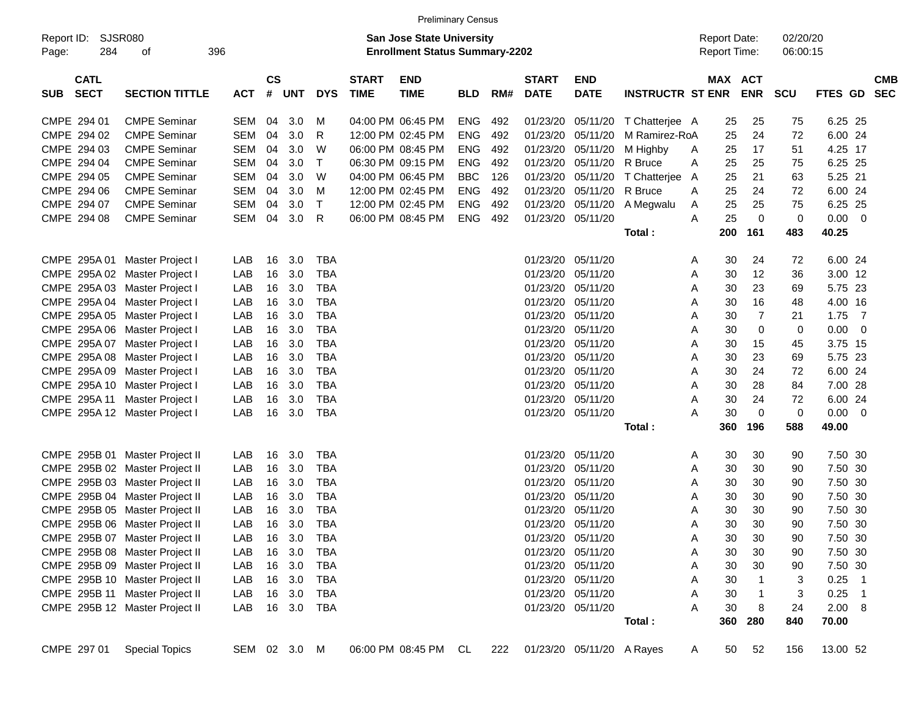Preliminary Census

Report ID: SJSR080
Page: 284 of 396

**San Jose State University**
**Enrollment Status Summary-2202**

Report Date: 02/20/20
Report Time: 06:00:15

| SUB | CATL SECT | SECTION TITTLE | ACT | CS # | UNT | DYS | START TIME | END TIME | BLD | RM# | START DATE | END DATE | INSTRUCTR | ST | MAX ENR | ACT ENR | SCU | FTES | GD | CMB SEC |
|---|---|---|---|---|---|---|---|---|---|---|---|---|---|---|---|---|---|---|---|---|
| CMPE | 294 01 | CMPE Seminar | SEM | 04 | 3.0 | M | 04:00 PM | 06:45 PM | ENG | 492 | 01/23/20 | 05/11/20 | T Chatterjee | A | 25 | 25 | 75 | 6.25 | 25 | |
| CMPE | 294 02 | CMPE Seminar | SEM | 04 | 3.0 | R | 12:00 PM | 02:45 PM | ENG | 492 | 01/23/20 | 05/11/20 | M Ramirez-Ro | A | 25 | 24 | 72 | 6.00 | 24 | |
| CMPE | 294 03 | CMPE Seminar | SEM | 04 | 3.0 | W | 06:00 PM | 08:45 PM | ENG | 492 | 01/23/20 | 05/11/20 | M Highby | A | 25 | 17 | 51 | 4.25 | 17 | |
| CMPE | 294 04 | CMPE Seminar | SEM | 04 | 3.0 | T | 06:30 PM | 09:15 PM | ENG | 492 | 01/23/20 | 05/11/20 | R Bruce | A | 25 | 25 | 75 | 6.25 | 25 | |
| CMPE | 294 05 | CMPE Seminar | SEM | 04 | 3.0 | W | 04:00 PM | 06:45 PM | BBC | 126 | 01/23/20 | 05/11/20 | T Chatterjee | A | 25 | 21 | 63 | 5.25 | 21 | |
| CMPE | 294 06 | CMPE Seminar | SEM | 04 | 3.0 | M | 12:00 PM | 02:45 PM | ENG | 492 | 01/23/20 | 05/11/20 | R Bruce | A | 25 | 24 | 72 | 6.00 | 24 | |
| CMPE | 294 07 | CMPE Seminar | SEM | 04 | 3.0 | T | 12:00 PM | 02:45 PM | ENG | 492 | 01/23/20 | 05/11/20 | A Megwalu | A | 25 | 25 | 75 | 6.25 | 25 | |
| CMPE | 294 08 | CMPE Seminar | SEM | 04 | 3.0 | R | 06:00 PM | 08:45 PM | ENG | 492 | 01/23/20 | 05/11/20 | | A | 25 | 0 | 0 | 0.00 | 0 | |
| | | | | | | | | | | | | | **Total :** | | **200** | **161** | **483** | **40.25** | | |
| CMPE | 295A 01 | Master Project I | LAB | 16 | 3.0 | TBA | | | | | 01/23/20 | 05/11/20 | | A | 30 | 24 | 72 | 6.00 | 24 | |
| CMPE | 295A 02 | Master Project I | LAB | 16 | 3.0 | TBA | | | | | 01/23/20 | 05/11/20 | | A | 30 | 12 | 36 | 3.00 | 12 | |
| CMPE | 295A 03 | Master Project I | LAB | 16 | 3.0 | TBA | | | | | 01/23/20 | 05/11/20 | | A | 30 | 23 | 69 | 5.75 | 23 | |
| CMPE | 295A 04 | Master Project I | LAB | 16 | 3.0 | TBA | | | | | 01/23/20 | 05/11/20 | | A | 30 | 16 | 48 | 4.00 | 16 | |
| CMPE | 295A 05 | Master Project I | LAB | 16 | 3.0 | TBA | | | | | 01/23/20 | 05/11/20 | | A | 30 | 7 | 21 | 1.75 | 7 | |
| CMPE | 295A 06 | Master Project I | LAB | 16 | 3.0 | TBA | | | | | 01/23/20 | 05/11/20 | | A | 30 | 0 | 0 | 0.00 | 0 | |
| CMPE | 295A 07 | Master Project I | LAB | 16 | 3.0 | TBA | | | | | 01/23/20 | 05/11/20 | | A | 30 | 15 | 45 | 3.75 | 15 | |
| CMPE | 295A 08 | Master Project I | LAB | 16 | 3.0 | TBA | | | | | 01/23/20 | 05/11/20 | | A | 30 | 23 | 69 | 5.75 | 23 | |
| CMPE | 295A 09 | Master Project I | LAB | 16 | 3.0 | TBA | | | | | 01/23/20 | 05/11/20 | | A | 30 | 24 | 72 | 6.00 | 24 | |
| CMPE | 295A 10 | Master Project I | LAB | 16 | 3.0 | TBA | | | | | 01/23/20 | 05/11/20 | | A | 30 | 28 | 84 | 7.00 | 28 | |
| CMPE | 295A 11 | Master Project I | LAB | 16 | 3.0 | TBA | | | | | 01/23/20 | 05/11/20 | | A | 30 | 24 | 72 | 6.00 | 24 | |
| CMPE | 295A 12 | Master Project I | LAB | 16 | 3.0 | TBA | | | | | 01/23/20 | 05/11/20 | | A | 30 | 0 | 0 | 0.00 | 0 | |
| | | | | | | | | | | | | | **Total :** | | **360** | **196** | **588** | **49.00** | | |
| CMPE | 295B 01 | Master Project II | LAB | 16 | 3.0 | TBA | | | | | 01/23/20 | 05/11/20 | | A | 30 | 30 | 90 | 7.50 | 30 | |
| CMPE | 295B 02 | Master Project II | LAB | 16 | 3.0 | TBA | | | | | 01/23/20 | 05/11/20 | | A | 30 | 30 | 90 | 7.50 | 30 | |
| CMPE | 295B 03 | Master Project II | LAB | 16 | 3.0 | TBA | | | | | 01/23/20 | 05/11/20 | | A | 30 | 30 | 90 | 7.50 | 30 | |
| CMPE | 295B 04 | Master Project II | LAB | 16 | 3.0 | TBA | | | | | 01/23/20 | 05/11/20 | | A | 30 | 30 | 90 | 7.50 | 30 | |
| CMPE | 295B 05 | Master Project II | LAB | 16 | 3.0 | TBA | | | | | 01/23/20 | 05/11/20 | | A | 30 | 30 | 90 | 7.50 | 30 | |
| CMPE | 295B 06 | Master Project II | LAB | 16 | 3.0 | TBA | | | | | 01/23/20 | 05/11/20 | | A | 30 | 30 | 90 | 7.50 | 30 | |
| CMPE | 295B 07 | Master Project II | LAB | 16 | 3.0 | TBA | | | | | 01/23/20 | 05/11/20 | | A | 30 | 30 | 90 | 7.50 | 30 | |
| CMPE | 295B 08 | Master Project II | LAB | 16 | 3.0 | TBA | | | | | 01/23/20 | 05/11/20 | | A | 30 | 30 | 90 | 7.50 | 30 | |
| CMPE | 295B 09 | Master Project II | LAB | 16 | 3.0 | TBA | | | | | 01/23/20 | 05/11/20 | | A | 30 | 30 | 90 | 7.50 | 30 | |
| CMPE | 295B 10 | Master Project II | LAB | 16 | 3.0 | TBA | | | | | 01/23/20 | 05/11/20 | | A | 30 | 1 | 3 | 0.25 | 1 | |
| CMPE | 295B 11 | Master Project II | LAB | 16 | 3.0 | TBA | | | | | 01/23/20 | 05/11/20 | | A | 30 | 1 | 3 | 0.25 | 1 | |
| CMPE | 295B 12 | Master Project II | LAB | 16 | 3.0 | TBA | | | | | 01/23/20 | 05/11/20 | | A | 30 | 8 | 24 | 2.00 | 8 | |
| | | | | | | | | | | | | | **Total :** | | **360** | **280** | **840** | **70.00** | | |
| CMPE | 297 01 | Special Topics | SEM | 02 | 3.0 | M | 06:00 PM | 08:45 PM | CL | 222 | 01/23/20 | 05/11/20 | A Rayes | A | 50 | 52 | 156 | 13.00 | 52 | |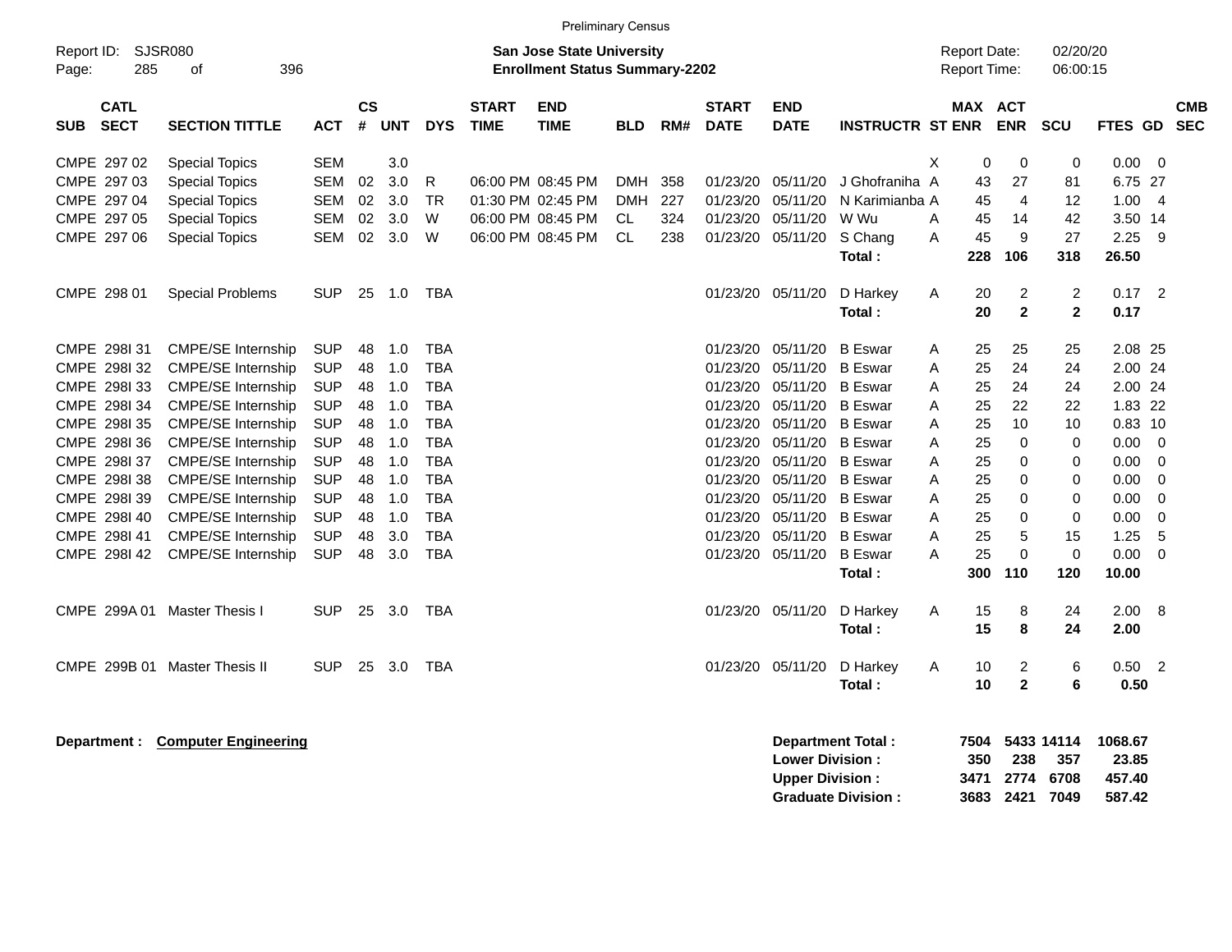Preliminary Census

Report ID: SJSR080

**San Jose State University**
**Enrollment Status Summary-2202**

Report Date: 02/20/20
Report Time: 06:00:15

| SUB | CATL SECT | SECTION TITTLE | ACT | CS # | UNT | DYS | START TIME | END TIME | BLD | RM# | START DATE | END DATE | INSTRUCTR | ST | MAX ENR | ACT ENR | SCU | FTES | GD | CMB SEC |
|---|---|---|---|---|---|---|---|---|---|---|---|---|---|---|---|---|---|---|---|---|
| CMPE | 297 02 | Special Topics | SEM | | 3.0 | | | | | | | | | X | 0 | 0 | 0 | 0.00 | 0 | |
| CMPE | 297 03 | Special Topics | SEM | 02 | 3.0 | R | 06:00 PM | 08:45 PM | DMH | 358 | 01/23/20 | 05/11/20 | J Ghofraniha | A | 43 | 27 | 81 | 6.75 | 27 | |
| CMPE | 297 04 | Special Topics | SEM | 02 | 3.0 | TR | 01:30 PM | 02:45 PM | DMH | 227 | 01/23/20 | 05/11/20 | N Karimianba | A | 45 | 4 | 12 | 1.00 | 4 | |
| CMPE | 297 05 | Special Topics | SEM | 02 | 3.0 | W | 06:00 PM | 08:45 PM | CL | 324 | 01/23/20 | 05/11/20 | W Wu | A | 45 | 14 | 42 | 3.50 | 14 | |
| CMPE | 297 06 | Special Topics | SEM | 02 | 3.0 | W | 06:00 PM | 08:45 PM | CL | 238 | 01/23/20 | 05/11/20 | S Chang | A | 45 | 9 | 27 | 2.25 | 9 | |
| | | | | | | | | | | | | | **Total :** | | **228** | **106** | **318** | **26.50** | | |
| CMPE | 298 01 | Special Problems | SUP | 25 | 1.0 | TBA | | | | | 01/23/20 | 05/11/20 | D Harkey | A | 20 | 2 | 2 | 0.17 | 2 | |
| | | | | | | | | | | | | | **Total :** | | **20** | **2** | **2** | **0.17** | | |
| CMPE | 298I 31 | CMPE/SE Internship | SUP | 48 | 1.0 | TBA | | | | | 01/23/20 | 05/11/20 | B Eswar | A | 25 | 25 | 25 | 2.08 | 25 | |
| CMPE | 298I 32 | CMPE/SE Internship | SUP | 48 | 1.0 | TBA | | | | | 01/23/20 | 05/11/20 | B Eswar | A | 25 | 24 | 24 | 2.00 | 24 | |
| CMPE | 298I 33 | CMPE/SE Internship | SUP | 48 | 1.0 | TBA | | | | | 01/23/20 | 05/11/20 | B Eswar | A | 25 | 24 | 24 | 2.00 | 24 | |
| CMPE | 298I 34 | CMPE/SE Internship | SUP | 48 | 1.0 | TBA | | | | | 01/23/20 | 05/11/20 | B Eswar | A | 25 | 22 | 22 | 1.83 | 22 | |
| CMPE | 298I 35 | CMPE/SE Internship | SUP | 48 | 1.0 | TBA | | | | | 01/23/20 | 05/11/20 | B Eswar | A | 25 | 10 | 10 | 0.83 | 10 | |
| CMPE | 298I 36 | CMPE/SE Internship | SUP | 48 | 1.0 | TBA | | | | | 01/23/20 | 05/11/20 | B Eswar | A | 25 | 0 | 0 | 0.00 | 0 | |
| CMPE | 298I 37 | CMPE/SE Internship | SUP | 48 | 1.0 | TBA | | | | | 01/23/20 | 05/11/20 | B Eswar | A | 25 | 0 | 0 | 0.00 | 0 | |
| CMPE | 298I 38 | CMPE/SE Internship | SUP | 48 | 1.0 | TBA | | | | | 01/23/20 | 05/11/20 | B Eswar | A | 25 | 0 | 0 | 0.00 | 0 | |
| CMPE | 298I 39 | CMPE/SE Internship | SUP | 48 | 1.0 | TBA | | | | | 01/23/20 | 05/11/20 | B Eswar | A | 25 | 0 | 0 | 0.00 | 0 | |
| CMPE | 298I 40 | CMPE/SE Internship | SUP | 48 | 1.0 | TBA | | | | | 01/23/20 | 05/11/20 | B Eswar | A | 25 | 0 | 0 | 0.00 | 0 | |
| CMPE | 298I 41 | CMPE/SE Internship | SUP | 48 | 3.0 | TBA | | | | | 01/23/20 | 05/11/20 | B Eswar | A | 25 | 5 | 15 | 1.25 | 5 | |
| CMPE | 298I 42 | CMPE/SE Internship | SUP | 48 | 3.0 | TBA | | | | | 01/23/20 | 05/11/20 | B Eswar | A | 25 | 0 | 0 | 0.00 | 0 | |
| | | | | | | | | | | | | | **Total :** | | **300** | **110** | **120** | **10.00** | | |
| CMPE | 299A 01 | Master Thesis I | SUP | 25 | 3.0 | TBA | | | | | 01/23/20 | 05/11/20 | D Harkey | A | 15 | 8 | 24 | 2.00 | 8 | |
| | | | | | | | | | | | | | **Total :** | | **15** | **8** | **24** | **2.00** | | |
| CMPE | 299B 01 | Master Thesis II | SUP | 25 | 3.0 | TBA | | | | | 01/23/20 | 05/11/20 | D Harkey | A | 10 | 2 | 6 | 0.50 | 2 | |
| | | | | | | | | | | | | | **Total :** | | **10** | **2** | **6** | **0.50** | | |

**Department : Computer Engineering**

| | MAX ENR | ACT ENR | SCU | FTES |
|---|---|---|---|---|
| **Department Total :** | **7504** | **5433** | **14114** | **1068.67** |
| **Lower Division :** | **350** | **238** | **357** | **23.85** |
| **Upper Division :** | **3471** | **2774** | **6708** | **457.40** |
| **Graduate Division :** | **3683** | **2421** | **7049** | **587.42** |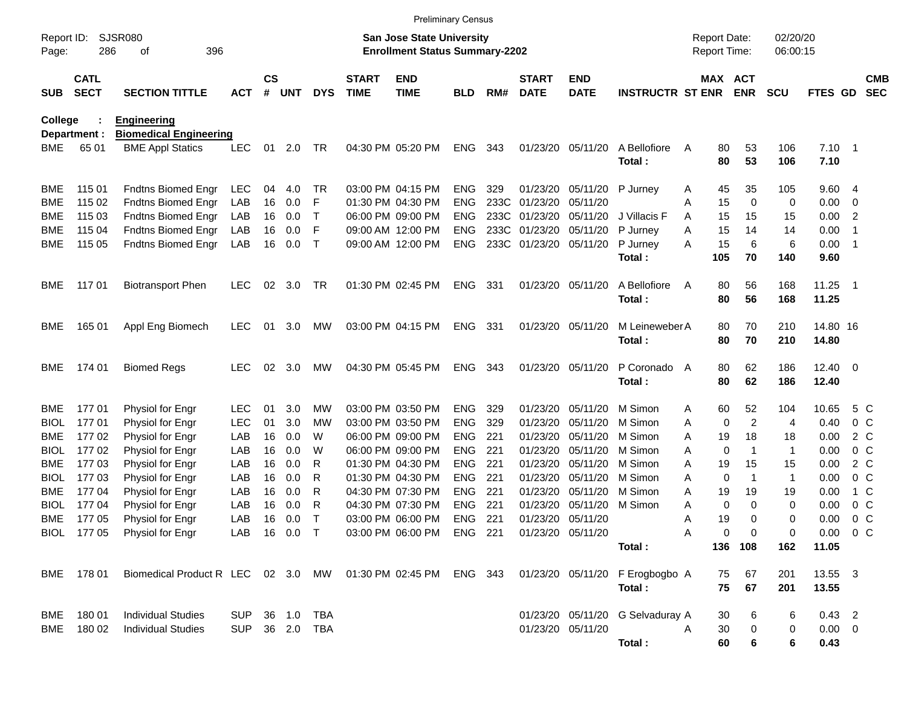Preliminary Census

Report ID: SJSR080

**San Jose State University**
**Enrollment Status Summary-2202**

Report Date: 02/20/20
Report Time: 06:00:15

**College : Engineering**
**Department : Biomedical Engineering**

| SUB | CATL SECT | SECTION TITTLE | ACT | CS # | UNT | DYS | START TIME | END TIME | BLD | RM# | START DATE | END DATE | INSTRUCTR | ST | MAX ENR | ACT ENR | SCU | FTES | GD | CMB SEC |
|---|---|---|---|---|---|---|---|---|---|---|---|---|---|---|---|---|---|---|---|---|
| BME | 65 01 | BME Appl Statics | LEC | 01 | 2.0 | TR | 04:30 PM | 05:20 PM | ENG | 343 | 01/23/20 | 05/11/20 | A Bellofiore | A | 80 | 53 | 106 | 7.10 | 1 | |
| | | | | | | | | | | | | | **Total :** | | **80** | **53** | **106** | **7.10** | | |
| BME | 115 01 | Fndtns Biomed Engr | LEC | 04 | 4.0 | TR | 03:00 PM | 04:15 PM | ENG | 329 | 01/23/20 | 05/11/20 | P Jurney | A | 45 | 35 | 105 | 9.60 | 4 | |
| BME | 115 02 | Fndtns Biomed Engr | LAB | 16 | 0.0 | F | 01:30 PM | 04:30 PM | ENG | 233C | 01/23/20 | 05/11/20 | | A | 15 | 0 | 0 | 0.00 | 0 | |
| BME | 115 03 | Fndtns Biomed Engr | LAB | 16 | 0.0 | T | 06:00 PM | 09:00 PM | ENG | 233C | 01/23/20 | 05/11/20 | J Villacis F | A | 15 | 15 | 15 | 0.00 | 2 | |
| BME | 115 04 | Fndtns Biomed Engr | LAB | 16 | 0.0 | F | 09:00 AM | 12:00 PM | ENG | 233C | 01/23/20 | 05/11/20 | P Jurney | A | 15 | 14 | 14 | 0.00 | 1 | |
| BME | 115 05 | Fndtns Biomed Engr | LAB | 16 | 0.0 | T | 09:00 AM | 12:00 PM | ENG | 233C | 01/23/20 | 05/11/20 | P Jurney | A | 15 | 6 | 6 | 0.00 | 1 | |
| | | | | | | | | | | | | | **Total :** | | **105** | **70** | **140** | **9.60** | | |
| BME | 117 01 | Biotransport Phen | LEC | 02 | 3.0 | TR | 01:30 PM | 02:45 PM | ENG | 331 | 01/23/20 | 05/11/20 | A Bellofiore | A | 80 | 56 | 168 | 11.25 | 1 | |
| | | | | | | | | | | | | | **Total :** | | **80** | **56** | **168** | **11.25** | | |
| BME | 165 01 | Appl Eng Biomech | LEC | 01 | 3.0 | MW | 03:00 PM | 04:15 PM | ENG | 331 | 01/23/20 | 05/11/20 | M Leineweber | A | 80 | 70 | 210 | 14.80 | 16 | |
| | | | | | | | | | | | | | **Total :** | | **80** | **70** | **210** | **14.80** | | |
| BME | 174 01 | Biomed Regs | LEC | 02 | 3.0 | MW | 04:30 PM | 05:45 PM | ENG | 343 | 01/23/20 | 05/11/20 | P Coronado | A | 80 | 62 | 186 | 12.40 | 0 | |
| | | | | | | | | | | | | | **Total :** | | **80** | **62** | **186** | **12.40** | | |
| BME | 177 01 | Physiol for Engr | LEC | 01 | 3.0 | MW | 03:00 PM | 03:50 PM | ENG | 329 | 01/23/20 | 05/11/20 | M Simon | A | 60 | 52 | 104 | 10.65 | 5 | C |
| BIOL | 177 01 | Physiol for Engr | LEC | 01 | 3.0 | MW | 03:00 PM | 03:50 PM | ENG | 329 | 01/23/20 | 05/11/20 | M Simon | A | 0 | 2 | 4 | 0.40 | 0 | C |
| BME | 177 02 | Physiol for Engr | LAB | 16 | 0.0 | W | 06:00 PM | 09:00 PM | ENG | 221 | 01/23/20 | 05/11/20 | M Simon | A | 19 | 18 | 18 | 0.00 | 2 | C |
| BIOL | 177 02 | Physiol for Engr | LAB | 16 | 0.0 | W | 06:00 PM | 09:00 PM | ENG | 221 | 01/23/20 | 05/11/20 | M Simon | A | 0 | 1 | 1 | 0.00 | 0 | C |
| BME | 177 03 | Physiol for Engr | LAB | 16 | 0.0 | R | 01:30 PM | 04:30 PM | ENG | 221 | 01/23/20 | 05/11/20 | M Simon | A | 19 | 15 | 15 | 0.00 | 2 | C |
| BIOL | 177 03 | Physiol for Engr | LAB | 16 | 0.0 | R | 01:30 PM | 04:30 PM | ENG | 221 | 01/23/20 | 05/11/20 | M Simon | A | 0 | 1 | 1 | 0.00 | 0 | C |
| BME | 177 04 | Physiol for Engr | LAB | 16 | 0.0 | R | 04:30 PM | 07:30 PM | ENG | 221 | 01/23/20 | 05/11/20 | M Simon | A | 19 | 19 | 19 | 0.00 | 1 | C |
| BIOL | 177 04 | Physiol for Engr | LAB | 16 | 0.0 | R | 04:30 PM | 07:30 PM | ENG | 221 | 01/23/20 | 05/11/20 | M Simon | A | 0 | 0 | 0 | 0.00 | 0 | C |
| BME | 177 05 | Physiol for Engr | LAB | 16 | 0.0 | T | 03:00 PM | 06:00 PM | ENG | 221 | 01/23/20 | 05/11/20 | | A | 19 | 0 | 0 | 0.00 | 0 | C |
| BIOL | 177 05 | Physiol for Engr | LAB | 16 | 0.0 | T | 03:00 PM | 06:00 PM | ENG | 221 | 01/23/20 | 05/11/20 | | A | 0 | 0 | 0 | 0.00 | 0 | C |
| | | | | | | | | | | | | | **Total :** | | **136** | **108** | **162** | **11.05** | | |
| BME | 178 01 | Biomedical Product R | LEC | 02 | 3.0 | MW | 01:30 PM | 02:45 PM | ENG | 343 | 01/23/20 | 05/11/20 | F Erogbogbo | A | 75 | 67 | 201 | 13.55 | 3 | |
| | | | | | | | | | | | | | **Total :** | | **75** | **67** | **201** | **13.55** | | |
| BME | 180 01 | Individual Studies | SUP | 36 | 1.0 | TBA | | | | | 01/23/20 | 05/11/20 | G Selvaduray | A | 30 | 6 | 6 | 0.43 | 2 | |
| BME | 180 02 | Individual Studies | SUP | 36 | 2.0 | TBA | | | | | 01/23/20 | 05/11/20 | | A | 30 | 0 | 0 | 0.00 | 0 | |
| | | | | | | | | | | | | | **Total :** | | **60** | **6** | **6** | **0.43** | | |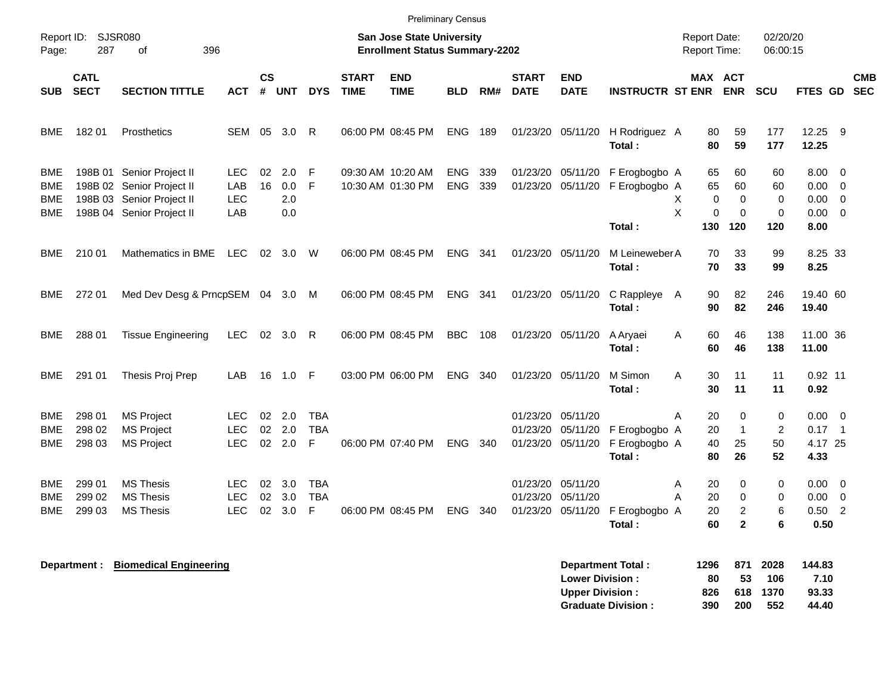Preliminary Census

Report ID: SJSR080
Page: 287 of 396

**San Jose State University**
**Enrollment Status Summary-2202**

Report Date: 02/20/20
Report Time: 06:00:15

| SUB | CATL SECT | SECTION TITTLE | ACT | CS # | UNT | DYS | START TIME | END TIME | BLD | RM# | START DATE | END DATE | INSTRUCTR | ST | MAX ENR | ACT ENR | SCU | FTES | GD | CMB SEC |
|---|---|---|---|---|---|---|---|---|---|---|---|---|---|---|---|---|---|---|---|---|
| BME | 182 01 | Prosthetics | SEM | 05 | 3.0 | R | 06:00 PM | 08:45 PM | ENG | 189 | 01/23/20 | 05/11/20 | H Rodriguez | A | 80 | 59 | 177 | 12.25 | 9 | |
| | | | | | | | | | | | | | **Total :** | | **80** | **59** | **177** | **12.25** | | |
| BME | 198B 01 | Senior Project II | LEC | 02 | 2.0 | F | 09:30 AM | 10:20 AM | ENG | 339 | 01/23/20 | 05/11/20 | F Erogbogbo | A | 65 | 60 | 60 | 8.00 | 0 | |
| BME | 198B 02 | Senior Project II | LAB | 16 | 0.0 | F | 10:30 AM | 01:30 PM | ENG | 339 | 01/23/20 | 05/11/20 | F Erogbogbo | A | 65 | 60 | 60 | 0.00 | 0 | |
| BME | 198B 03 | Senior Project II | LEC | | 2.0 | | | | | | | | | X | 0 | 0 | 0 | 0.00 | 0 | |
| BME | 198B 04 | Senior Project II | LAB | | 0.0 | | | | | | | | | X | 0 | 0 | 0 | 0.00 | 0 | |
| | | | | | | | | | | | | | **Total :** | | **130** | **120** | **120** | **8.00** | | |
| BME | 210 01 | Mathematics in BME | LEC | 02 | 3.0 | W | 06:00 PM | 08:45 PM | ENG | 341 | 01/23/20 | 05/11/20 | M Leineweber | A | 70 | 33 | 99 | 8.25 | 33 | |
| | | | | | | | | | | | | | **Total :** | | **70** | **33** | **99** | **8.25** | | |
| BME | 272 01 | Med Dev Desg & Prncp | SEM | 04 | 3.0 | M | 06:00 PM | 08:45 PM | ENG | 341 | 01/23/20 | 05/11/20 | C Rappleye | A | 90 | 82 | 246 | 19.40 | 60 | |
| | | | | | | | | | | | | | **Total :** | | **90** | **82** | **246** | **19.40** | | |
| BME | 288 01 | Tissue Engineering | LEC | 02 | 3.0 | R | 06:00 PM | 08:45 PM | BBC | 108 | 01/23/20 | 05/11/20 | A Aryaei | A | 60 | 46 | 138 | 11.00 | 36 | |
| | | | | | | | | | | | | | **Total :** | | **60** | **46** | **138** | **11.00** | | |
| BME | 291 01 | Thesis Proj Prep | LAB | 16 | 1.0 | F | 03:00 PM | 06:00 PM | ENG | 340 | 01/23/20 | 05/11/20 | M Simon | A | 30 | 11 | 11 | 0.92 | 11 | |
| | | | | | | | | | | | | | **Total :** | | **30** | **11** | **11** | **0.92** | | |
| BME | 298 01 | MS Project | LEC | 02 | 2.0 | TBA | | | | | 01/23/20 | 05/11/20 | | A | 20 | 0 | 0 | 0.00 | 0 | |
| BME | 298 02 | MS Project | LEC | 02 | 2.0 | TBA | | | | | 01/23/20 | 05/11/20 | F Erogbogbo | A | 20 | 1 | 2 | 0.17 | 1 | |
| BME | 298 03 | MS Project | LEC | 02 | 2.0 | F | 06:00 PM | 07:40 PM | ENG | 340 | 01/23/20 | 05/11/20 | F Erogbogbo | A | 40 | 25 | 50 | 4.17 | 25 | |
| | | | | | | | | | | | | | **Total :** | | **80** | **26** | **52** | **4.33** | | |
| BME | 299 01 | MS Thesis | LEC | 02 | 3.0 | TBA | | | | | 01/23/20 | 05/11/20 | | A | 20 | 0 | 0 | 0.00 | 0 | |
| BME | 299 02 | MS Thesis | LEC | 02 | 3.0 | TBA | | | | | 01/23/20 | 05/11/20 | | A | 20 | 0 | 0 | 0.00 | 0 | |
| BME | 299 03 | MS Thesis | LEC | 02 | 3.0 | F | 06:00 PM | 08:45 PM | ENG | 340 | 01/23/20 | 05/11/20 | F Erogbogbo | A | 20 | 2 | 6 | 0.50 | 2 | |
| | | | | | | | | | | | | | **Total :** | | **60** | **2** | **6** | **0.50** | | |

**Department : Biomedical Engineering**

| | MAX ENR | ACT ENR | SCU | FTES |
|---|---|---|---|---|
| **Department Total :** | **1296** | **871** | **2028** | **144.83** |
| **Lower Division :** | **80** | **53** | **106** | **7.10** |
| **Upper Division :** | **826** | **618** | **1370** | **93.33** |
| **Graduate Division :** | **390** | **200** | **552** | **44.40** |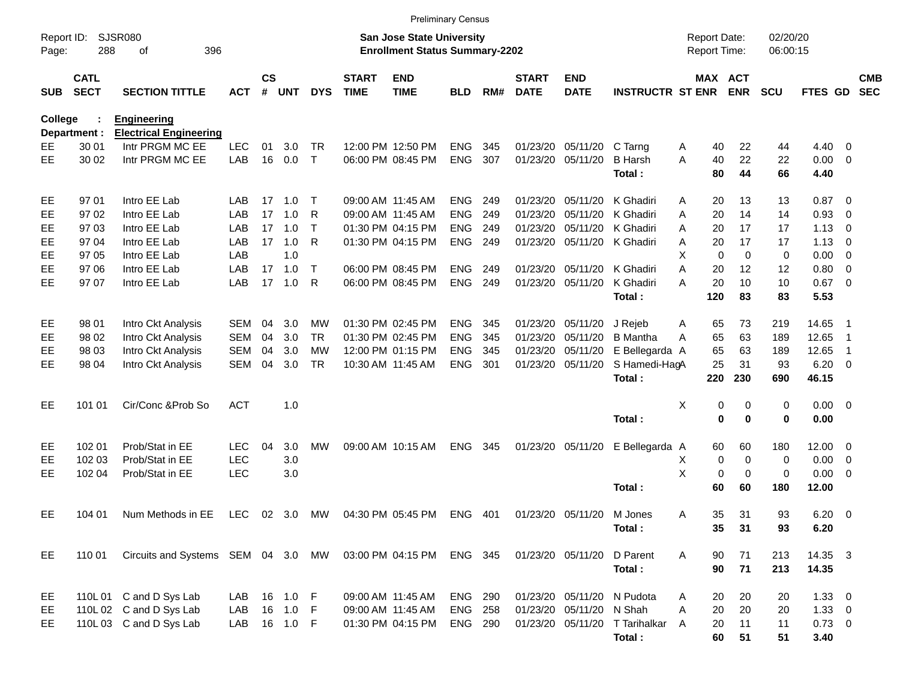Preliminary Census

Report ID: SJSR080
Page: 288 of 396

**San Jose State University**
**Enrollment Status Summary-2202**

Report Date: 02/20/20
Report Time: 06:00:15

**College : Engineering**
**Department : Electrical Engineering**

| SUB | CATL SECT | SECTION TITTLE | ACT | CS # | UNT | DYS | START TIME | END TIME | BLD | RM# | START DATE | END DATE | INSTRUCTR | ST | MAX ENR | ACT ENR | SCU | FTES | GD | CMB SEC |
|---|---|---|---|---|---|---|---|---|---|---|---|---|---|---|---|---|---|---|---|---|
| EE | 30 01 | Intr PRGM MC EE | LEC | 01 | 3.0 | TR | 12:00 PM | 12:50 PM | ENG | 345 | 01/23/20 | 05/11/20 | C Tarng | A | 40 | 22 | 44 | 4.40 | 0 | |
| EE | 30 02 | Intr PRGM MC EE | LAB | 16 | 0.0 | T | 06:00 PM | 08:45 PM | ENG | 307 | 01/23/20 | 05/11/20 | B Harsh | A | 40 | 22 | 22 | 0.00 | 0 | |
| | | | | | | | | | | | | | **Total :** | | **80** | **44** | **66** | **4.40** | | |
| EE | 97 01 | Intro EE Lab | LAB | 17 | 1.0 | T | 09:00 AM | 11:45 AM | ENG | 249 | 01/23/20 | 05/11/20 | K Ghadiri | A | 20 | 13 | 13 | 0.87 | 0 | |
| EE | 97 02 | Intro EE Lab | LAB | 17 | 1.0 | R | 09:00 AM | 11:45 AM | ENG | 249 | 01/23/20 | 05/11/20 | K Ghadiri | A | 20 | 14 | 14 | 0.93 | 0 | |
| EE | 97 03 | Intro EE Lab | LAB | 17 | 1.0 | T | 01:30 PM | 04:15 PM | ENG | 249 | 01/23/20 | 05/11/20 | K Ghadiri | A | 20 | 17 | 17 | 1.13 | 0 | |
| EE | 97 04 | Intro EE Lab | LAB | 17 | 1.0 | R | 01:30 PM | 04:15 PM | ENG | 249 | 01/23/20 | 05/11/20 | K Ghadiri | A | 20 | 17 | 17 | 1.13 | 0 | |
| EE | 97 05 | Intro EE Lab | LAB | | 1.0 | | | | | | | | | X | 0 | 0 | 0 | 0.00 | 0 | |
| EE | 97 06 | Intro EE Lab | LAB | 17 | 1.0 | T | 06:00 PM | 08:45 PM | ENG | 249 | 01/23/20 | 05/11/20 | K Ghadiri | A | 20 | 12 | 12 | 0.80 | 0 | |
| EE | 97 07 | Intro EE Lab | LAB | 17 | 1.0 | R | 06:00 PM | 08:45 PM | ENG | 249 | 01/23/20 | 05/11/20 | K Ghadiri | A | 20 | 10 | 10 | 0.67 | 0 | |
| | | | | | | | | | | | | | **Total :** | | **120** | **83** | **83** | **5.53** | | |
| EE | 98 01 | Intro Ckt Analysis | SEM | 04 | 3.0 | MW | 01:30 PM | 02:45 PM | ENG | 345 | 01/23/20 | 05/11/20 | J Rejeb | A | 65 | 73 | 219 | 14.65 | 1 | |
| EE | 98 02 | Intro Ckt Analysis | SEM | 04 | 3.0 | TR | 01:30 PM | 02:45 PM | ENG | 345 | 01/23/20 | 05/11/20 | B Mantha | A | 65 | 63 | 189 | 12.65 | 1 | |
| EE | 98 03 | Intro Ckt Analysis | SEM | 04 | 3.0 | MW | 12:00 PM | 01:15 PM | ENG | 345 | 01/23/20 | 05/11/20 | E Bellegarda | A | 65 | 63 | 189 | 12.65 | 1 | |
| EE | 98 04 | Intro Ckt Analysis | SEM | 04 | 3.0 | TR | 10:30 AM | 11:45 AM | ENG | 301 | 01/23/20 | 05/11/20 | S Hamedi-Hag | A | 25 | 31 | 93 | 6.20 | 0 | |
| | | | | | | | | | | | | | **Total :** | | **220** | **230** | **690** | **46.15** | | |
| EE | 101 01 | Cir/Conc &Prob So | ACT | | 1.0 | | | | | | | | | X | 0 | 0 | 0 | 0.00 | 0 | |
| | | | | | | | | | | | | | **Total :** | | **0** | **0** | **0** | **0.00** | | |
| EE | 102 01 | Prob/Stat in EE | LEC | 04 | 3.0 | MW | 09:00 AM | 10:15 AM | ENG | 345 | 01/23/20 | 05/11/20 | E Bellegarda | A | 60 | 60 | 180 | 12.00 | 0 | |
| EE | 102 03 | Prob/Stat in EE | LEC | | 3.0 | | | | | | | | | X | 0 | 0 | 0 | 0.00 | 0 | |
| EE | 102 04 | Prob/Stat in EE | LEC | | 3.0 | | | | | | | | | X | 0 | 0 | 0 | 0.00 | 0 | |
| | | | | | | | | | | | | | **Total :** | | **60** | **60** | **180** | **12.00** | | |
| EE | 104 01 | Num Methods in EE | LEC | 02 | 3.0 | MW | 04:30 PM | 05:45 PM | ENG | 401 | 01/23/20 | 05/11/20 | M Jones | A | 35 | 31 | 93 | 6.20 | 0 | |
| | | | | | | | | | | | | | **Total :** | | **35** | **31** | **93** | **6.20** | | |
| EE | 110 01 | Circuits and Systems | SEM | 04 | 3.0 | MW | 03:00 PM | 04:15 PM | ENG | 345 | 01/23/20 | 05/11/20 | D Parent | A | 90 | 71 | 213 | 14.35 | 3 | |
| | | | | | | | | | | | | | **Total :** | | **90** | **71** | **213** | **14.35** | | |
| EE | 110L 01 | C and D Sys Lab | LAB | 16 | 1.0 | F | 09:00 AM | 11:45 AM | ENG | 290 | 01/23/20 | 05/11/20 | N Pudota | A | 20 | 20 | 20 | 1.33 | 0 | |
| EE | 110L 02 | C and D Sys Lab | LAB | 16 | 1.0 | F | 09:00 AM | 11:45 AM | ENG | 258 | 01/23/20 | 05/11/20 | N Shah | A | 20 | 20 | 20 | 1.33 | 0 | |
| EE | 110L 03 | C and D Sys Lab | LAB | 16 | 1.0 | F | 01:30 PM | 04:15 PM | ENG | 290 | 01/23/20 | 05/11/20 | T Tarihalkar | A | 20 | 11 | 11 | 0.73 | 0 | |
| | | | | | | | | | | | | | **Total :** | | **60** | **51** | **51** | **3.40** | | |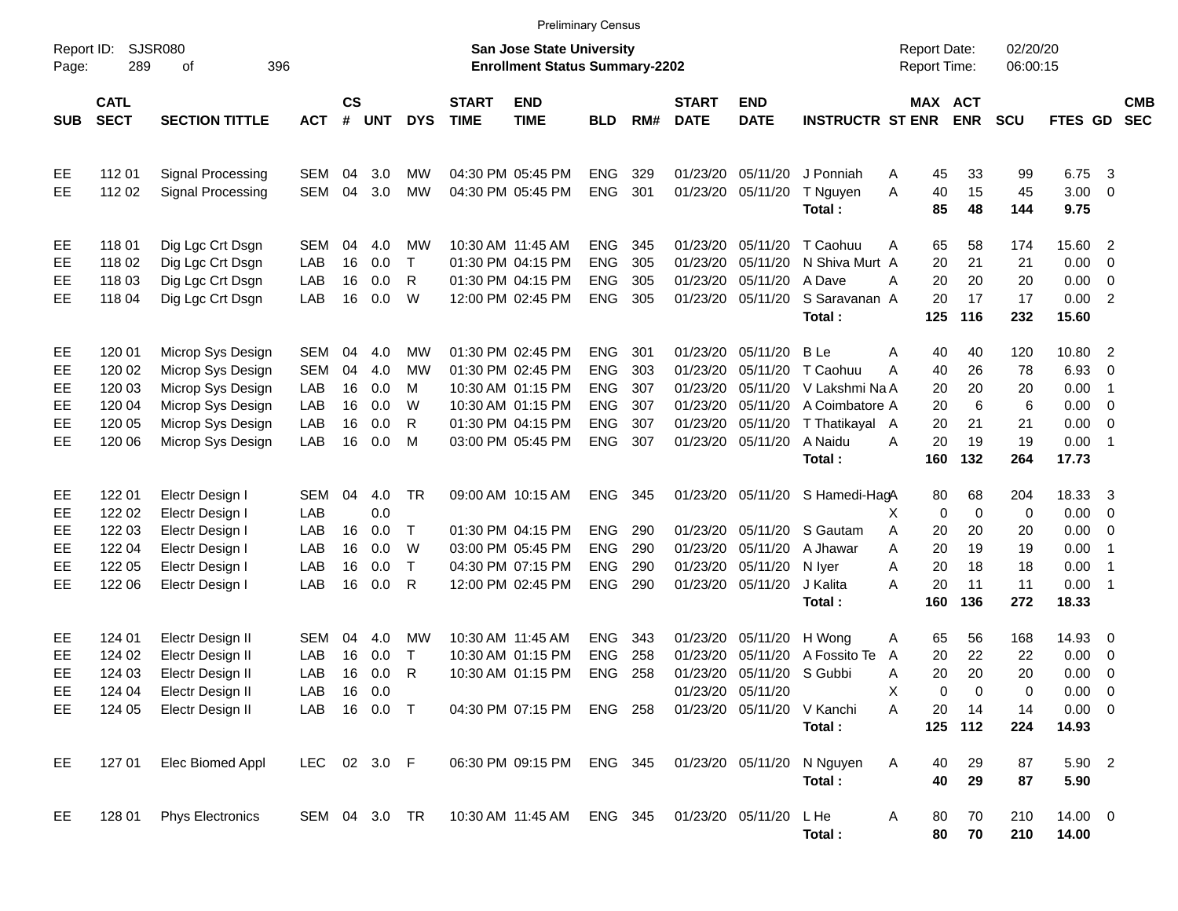Preliminary Census

Report ID: SJSR080

**San Jose State University**
**Enrollment Status Summary-2202**

Report Date: 02/20/20
Report Time: 06:00:15

| SUB | CATL SECT | SECTION TITTLE | ACT | CS # | UNT | DYS | START TIME | END TIME | BLD | RM# | START DATE | END DATE | INSTRUCTR | ST | MAX ENR | ACT ENR | SCU | FTES | GD | CMB SEC |
|---|---|---|---|---|---|---|---|---|---|---|---|---|---|---|---|---|---|---|---|---|
| EE | 112 01 | Signal Processing | SEM | 04 | 3.0 | MW | 04:30 PM | 05:45 PM | ENG | 329 | 01/23/20 | 05/11/20 | J Ponniah | A | 45 | 33 | 99 | 6.75 | 3 | |
| EE | 112 02 | Signal Processing | SEM | 04 | 3.0 | MW | 04:30 PM | 05:45 PM | ENG | 301 | 01/23/20 | 05/11/20 | T Nguyen | A | 40 | 15 | 45 | 3.00 | 0 | |
| | | | | | | | | | | | | | **Total :** | | **85** | **48** | **144** | **9.75** | | |
| EE | 118 01 | Dig Lgc Crt Dsgn | SEM | 04 | 4.0 | MW | 10:30 AM | 11:45 AM | ENG | 345 | 01/23/20 | 05/11/20 | T Caohuu | A | 65 | 58 | 174 | 15.60 | 2 | |
| EE | 118 02 | Dig Lgc Crt Dsgn | LAB | 16 | 0.0 | T | 01:30 PM | 04:15 PM | ENG | 305 | 01/23/20 | 05/11/20 | N Shiva Murt | A | 20 | 21 | 21 | 0.00 | 0 | |
| EE | 118 03 | Dig Lgc Crt Dsgn | LAB | 16 | 0.0 | R | 01:30 PM | 04:15 PM | ENG | 305 | 01/23/20 | 05/11/20 | A Dave | A | 20 | 20 | 20 | 0.00 | 0 | |
| EE | 118 04 | Dig Lgc Crt Dsgn | LAB | 16 | 0.0 | W | 12:00 PM | 02:45 PM | ENG | 305 | 01/23/20 | 05/11/20 | S Saravanan | A | 20 | 17 | 17 | 0.00 | 2 | |
| | | | | | | | | | | | | | **Total :** | | **125** | **116** | **232** | **15.60** | | |
| EE | 120 01 | Microp Sys Design | SEM | 04 | 4.0 | MW | 01:30 PM | 02:45 PM | ENG | 301 | 01/23/20 | 05/11/20 | B Le | A | 40 | 40 | 120 | 10.80 | 2 | |
| EE | 120 02 | Microp Sys Design | SEM | 04 | 4.0 | MW | 01:30 PM | 02:45 PM | ENG | 303 | 01/23/20 | 05/11/20 | T Caohuu | A | 40 | 26 | 78 | 6.93 | 0 | |
| EE | 120 03 | Microp Sys Design | LAB | 16 | 0.0 | M | 10:30 AM | 01:15 PM | ENG | 307 | 01/23/20 | 05/11/20 | V Lakshmi Na | A | 20 | 20 | 20 | 0.00 | 1 | |
| EE | 120 04 | Microp Sys Design | LAB | 16 | 0.0 | W | 10:30 AM | 01:15 PM | ENG | 307 | 01/23/20 | 05/11/20 | A Coimbatore | A | 20 | 6 | 6 | 0.00 | 0 | |
| EE | 120 05 | Microp Sys Design | LAB | 16 | 0.0 | R | 01:30 PM | 04:15 PM | ENG | 307 | 01/23/20 | 05/11/20 | T Thatikayal | A | 20 | 21 | 21 | 0.00 | 0 | |
| EE | 120 06 | Microp Sys Design | LAB | 16 | 0.0 | M | 03:00 PM | 05:45 PM | ENG | 307 | 01/23/20 | 05/11/20 | A Naidu | A | 20 | 19 | 19 | 0.00 | 1 | |
| | | | | | | | | | | | | | **Total :** | | **160** | **132** | **264** | **17.73** | | |
| EE | 122 01 | Electr Design I | SEM | 04 | 4.0 | TR | 09:00 AM | 10:15 AM | ENG | 345 | 01/23/20 | 05/11/20 | S Hamedi-Hag | A | 80 | 68 | 204 | 18.33 | 3 | |
| EE | 122 02 | Electr Design I | LAB | | 0.0 | | | | | | | | | X | 0 | 0 | 0 | 0.00 | 0 | |
| EE | 122 03 | Electr Design I | LAB | 16 | 0.0 | T | 01:30 PM | 04:15 PM | ENG | 290 | 01/23/20 | 05/11/20 | S Gautam | A | 20 | 20 | 20 | 0.00 | 0 | |
| EE | 122 04 | Electr Design I | LAB | 16 | 0.0 | W | 03:00 PM | 05:45 PM | ENG | 290 | 01/23/20 | 05/11/20 | A Jhawar | A | 20 | 19 | 19 | 0.00 | 1 | |
| EE | 122 05 | Electr Design I | LAB | 16 | 0.0 | T | 04:30 PM | 07:15 PM | ENG | 290 | 01/23/20 | 05/11/20 | N Iyer | A | 20 | 18 | 18 | 0.00 | 1 | |
| EE | 122 06 | Electr Design I | LAB | 16 | 0.0 | R | 12:00 PM | 02:45 PM | ENG | 290 | 01/23/20 | 05/11/20 | J Kalita | A | 20 | 11 | 11 | 0.00 | 1 | |
| | | | | | | | | | | | | | **Total :** | | **160** | **136** | **272** | **18.33** | | |
| EE | 124 01 | Electr Design II | SEM | 04 | 4.0 | MW | 10:30 AM | 11:45 AM | ENG | 343 | 01/23/20 | 05/11/20 | H Wong | A | 65 | 56 | 168 | 14.93 | 0 | |
| EE | 124 02 | Electr Design II | LAB | 16 | 0.0 | T | 10:30 AM | 01:15 PM | ENG | 258 | 01/23/20 | 05/11/20 | A Fossito Te | A | 20 | 22 | 22 | 0.00 | 0 | |
| EE | 124 03 | Electr Design II | LAB | 16 | 0.0 | R | 10:30 AM | 01:15 PM | ENG | 258 | 01/23/20 | 05/11/20 | S Gubbi | A | 20 | 20 | 20 | 0.00 | 0 | |
| EE | 124 04 | Electr Design II | LAB | 16 | 0.0 | | | | | | 01/23/20 | 05/11/20 | | X | 0 | 0 | 0 | 0.00 | 0 | |
| EE | 124 05 | Electr Design II | LAB | 16 | 0.0 | T | 04:30 PM | 07:15 PM | ENG | 258 | 01/23/20 | 05/11/20 | V Kanchi | A | 20 | 14 | 14 | 0.00 | 0 | |
| | | | | | | | | | | | | | **Total :** | | **125** | **112** | **224** | **14.93** | | |
| EE | 127 01 | Elec Biomed Appl | LEC | 02 | 3.0 | F | 06:30 PM | 09:15 PM | ENG | 345 | 01/23/20 | 05/11/20 | N Nguyen | A | 40 | 29 | 87 | 5.90 | 2 | |
| | | | | | | | | | | | | | **Total :** | | **40** | **29** | **87** | **5.90** | | |
| EE | 128 01 | Phys Electronics | SEM | 04 | 3.0 | TR | 10:30 AM | 11:45 AM | ENG | 345 | 01/23/20 | 05/11/20 | L He | A | 80 | 70 | 210 | 14.00 | 0 | |
| | | | | | | | | | | | | | **Total :** | | **80** | **70** | **210** | **14.00** | | |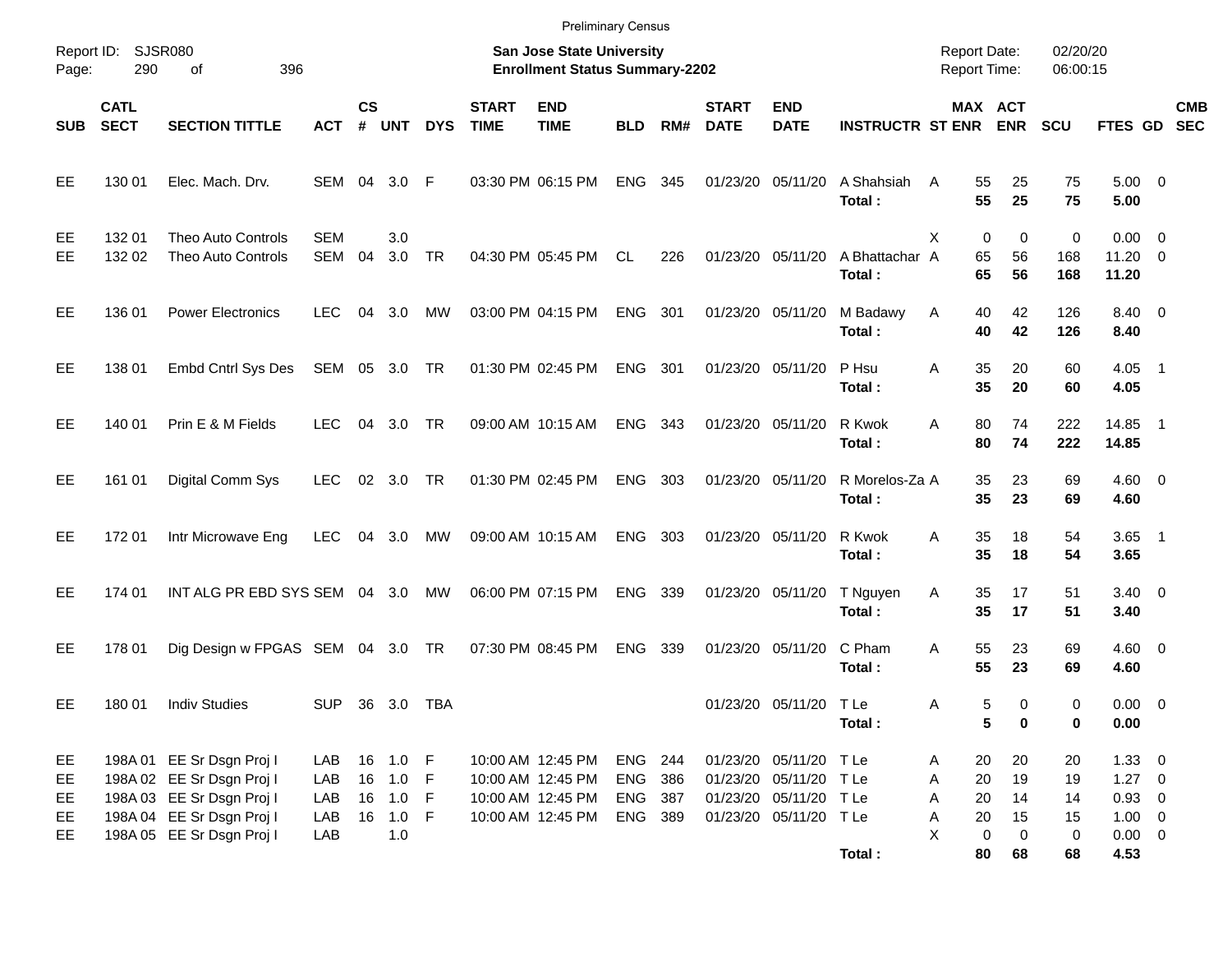Preliminary Census

Report ID: SJSR080
Page: 290 of 396

**San Jose State University**
**Enrollment Status Summary-2202**

Report Date: 02/20/20
Report Time: 06:00:15

| SUB | CATL SECT | SECTION TITTLE | ACT | CS # | UNT | DYS | START TIME | END TIME | BLD | RM# | START DATE | END DATE | INSTRUCTR | ST | MAX ENR | ACT ENR | SCU | FTES | GD | CMB SEC |
|---|---|---|---|---|---|---|---|---|---|---|---|---|---|---|---|---|---|---|---|---|
| EE | 130 01 | Elec. Mach. Drv. | SEM | 04 | 3.0 | F | 03:30 PM | 06:15 PM | ENG | 345 | 01/23/20 | 05/11/20 | A Shahsiah | A | 55 | 25 | 75 | 5.00 | 0 | |
| | | | | | | | | | | | | | **Total :** | | **55** | **25** | **75** | **5.00** | | |
| EE | 132 01 | Theo Auto Controls | SEM | | 3.0 | | | | | | | | | X | 0 | 0 | 0 | 0.00 | 0 | |
| EE | 132 02 | Theo Auto Controls | SEM | 04 | 3.0 | TR | 04:30 PM | 05:45 PM | CL | 226 | 01/23/20 | 05/11/20 | A Bhattachar | A | 65 | 56 | 168 | 11.20 | 0 | |
| | | | | | | | | | | | | | **Total :** | | **65** | **56** | **168** | **11.20** | | |
| EE | 136 01 | Power Electronics | LEC | 04 | 3.0 | MW | 03:00 PM | 04:15 PM | ENG | 301 | 01/23/20 | 05/11/20 | M Badawy | A | 40 | 42 | 126 | 8.40 | 0 | |
| | | | | | | | | | | | | | **Total :** | | **40** | **42** | **126** | **8.40** | | |
| EE | 138 01 | Embd Cntrl Sys Des | SEM | 05 | 3.0 | TR | 01:30 PM | 02:45 PM | ENG | 301 | 01/23/20 | 05/11/20 | P Hsu | A | 35 | 20 | 60 | 4.05 | 1 | |
| | | | | | | | | | | | | | **Total :** | | **35** | **20** | **60** | **4.05** | | |
| EE | 140 01 | Prin E & M Fields | LEC | 04 | 3.0 | TR | 09:00 AM | 10:15 AM | ENG | 343 | 01/23/20 | 05/11/20 | R Kwok | A | 80 | 74 | 222 | 14.85 | 1 | |
| | | | | | | | | | | | | | **Total :** | | **80** | **74** | **222** | **14.85** | | |
| EE | 161 01 | Digital Comm Sys | LEC | 02 | 3.0 | TR | 01:30 PM | 02:45 PM | ENG | 303 | 01/23/20 | 05/11/20 | R Morelos-Za | A | 35 | 23 | 69 | 4.60 | 0 | |
| | | | | | | | | | | | | | **Total :** | | **35** | **23** | **69** | **4.60** | | |
| EE | 172 01 | Intr Microwave Eng | LEC | 04 | 3.0 | MW | 09:00 AM | 10:15 AM | ENG | 303 | 01/23/20 | 05/11/20 | R Kwok | A | 35 | 18 | 54 | 3.65 | 1 | |
| | | | | | | | | | | | | | **Total :** | | **35** | **18** | **54** | **3.65** | | |
| EE | 174 01 | INT ALG PR EBD SYS | SEM | 04 | 3.0 | MW | 06:00 PM | 07:15 PM | ENG | 339 | 01/23/20 | 05/11/20 | T Nguyen | A | 35 | 17 | 51 | 3.40 | 0 | |
| | | | | | | | | | | | | | **Total :** | | **35** | **17** | **51** | **3.40** | | |
| EE | 178 01 | Dig Design w FPGAS | SEM | 04 | 3.0 | TR | 07:30 PM | 08:45 PM | ENG | 339 | 01/23/20 | 05/11/20 | C Pham | A | 55 | 23 | 69 | 4.60 | 0 | |
| | | | | | | | | | | | | | **Total :** | | **55** | **23** | **69** | **4.60** | | |
| EE | 180 01 | Indiv Studies | SUP | 36 | 3.0 | TBA | | | | | 01/23/20 | 05/11/20 | T Le | A | 5 | 0 | 0 | 0.00 | 0 | |
| | | | | | | | | | | | | | **Total :** | | **5** | **0** | **0** | **0.00** | | |
| EE | 198A 01 | EE Sr Dsgn Proj I | LAB | 16 | 1.0 | F | 10:00 AM | 12:45 PM | ENG | 244 | 01/23/20 | 05/11/20 | T Le | A | 20 | 20 | 20 | 1.33 | 0 | |
| EE | 198A 02 | EE Sr Dsgn Proj I | LAB | 16 | 1.0 | F | 10:00 AM | 12:45 PM | ENG | 386 | 01/23/20 | 05/11/20 | T Le | A | 20 | 19 | 19 | 1.27 | 0 | |
| EE | 198A 03 | EE Sr Dsgn Proj I | LAB | 16 | 1.0 | F | 10:00 AM | 12:45 PM | ENG | 387 | 01/23/20 | 05/11/20 | T Le | A | 20 | 14 | 14 | 0.93 | 0 | |
| EE | 198A 04 | EE Sr Dsgn Proj I | LAB | 16 | 1.0 | F | 10:00 AM | 12:45 PM | ENG | 389 | 01/23/20 | 05/11/20 | T Le | A | 20 | 15 | 15 | 1.00 | 0 | |
| EE | 198A 05 | EE Sr Dsgn Proj I | LAB | | 1.0 | | | | | | | | | X | 0 | 0 | 0 | 0.00 | 0 | |
| | | | | | | | | | | | | | **Total :** | | **80** | **68** | **68** | **4.53** | | |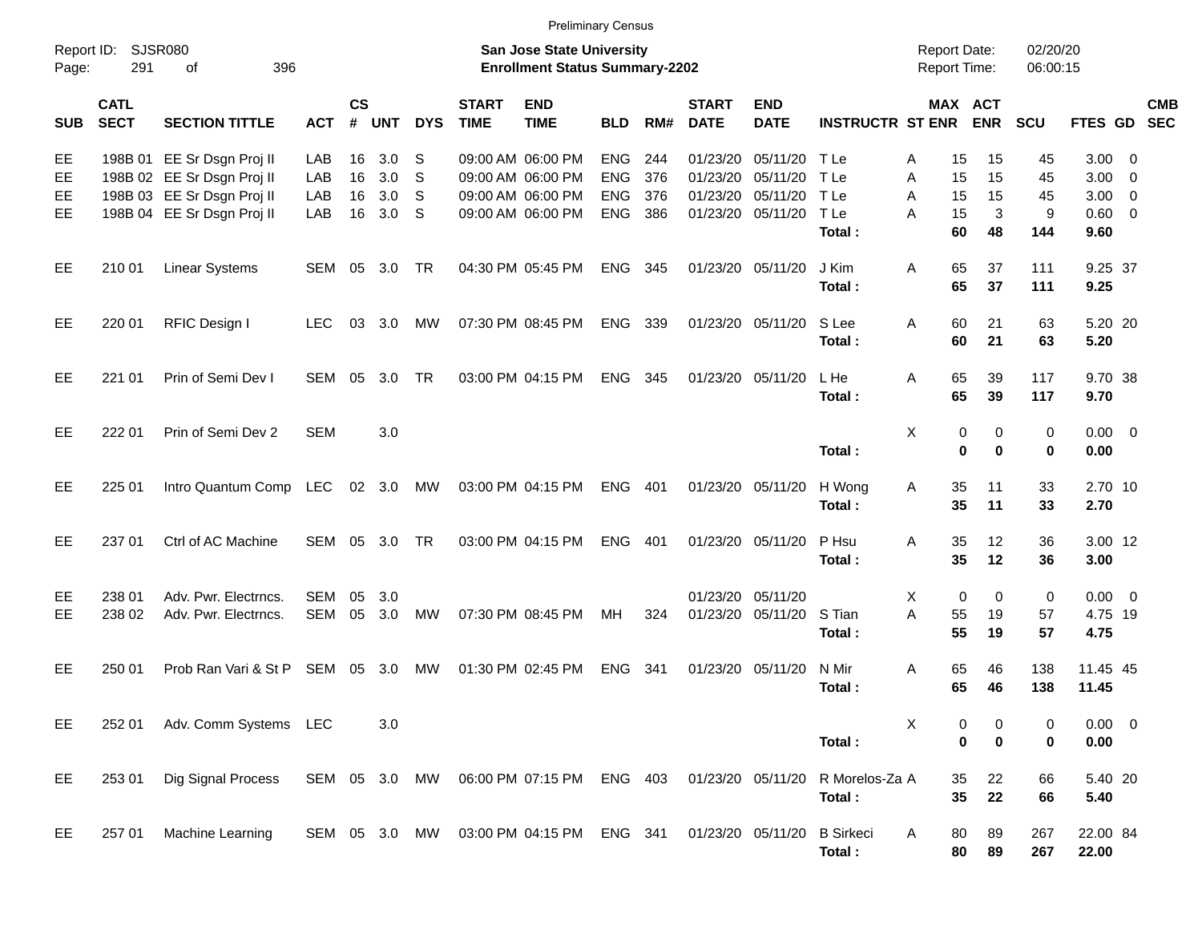Preliminary Census

Report ID: SJSR080
Page: 291 of 396

**San Jose State University**
**Enrollment Status Summary-2202**

Report Date: 02/20/20
Report Time: 06:00:15

| SUB | CATL SECT | SECTION TITTLE | ACT | CS # | UNT | DYS | START TIME | END TIME | BLD | RM# | START DATE | END DATE | INSTRUCTR | ST | MAX ENR | ACT ENR | SCU | FTES | GD | CMB SEC |
|---|---|---|---|---|---|---|---|---|---|---|---|---|---|---|---|---|---|---|---|---|
| EE | 198B 01 | EE Sr Dsgn Proj II | LAB | 16 | 3.0 | S | 09:00 AM | 06:00 PM | ENG | 244 | 01/23/20 | 05/11/20 | T Le | A | 15 | 15 | 45 | 3.00 | 0 | |
| EE | 198B 02 | EE Sr Dsgn Proj II | LAB | 16 | 3.0 | S | 09:00 AM | 06:00 PM | ENG | 376 | 01/23/20 | 05/11/20 | T Le | A | 15 | 15 | 45 | 3.00 | 0 | |
| EE | 198B 03 | EE Sr Dsgn Proj II | LAB | 16 | 3.0 | S | 09:00 AM | 06:00 PM | ENG | 376 | 01/23/20 | 05/11/20 | T Le | A | 15 | 15 | 45 | 3.00 | 0 | |
| EE | 198B 04 | EE Sr Dsgn Proj II | LAB | 16 | 3.0 | S | 09:00 AM | 06:00 PM | ENG | 386 | 01/23/20 | 05/11/20 | T Le | A | 15 | 3 | 9 | 0.60 | 0 | |
| | | | | | | | | | | | | | **Total :** | | **60** | **48** | **144** | **9.60** | | |
| EE | 210 01 | Linear Systems | SEM | 05 | 3.0 | TR | 04:30 PM | 05:45 PM | ENG | 345 | 01/23/20 | 05/11/20 | J Kim | A | 65 | 37 | 111 | 9.25 | 37 | |
| | | | | | | | | | | | | | **Total :** | | **65** | **37** | **111** | **9.25** | | |
| EE | 220 01 | RFIC Design I | LEC | 03 | 3.0 | MW | 07:30 PM | 08:45 PM | ENG | 339 | 01/23/20 | 05/11/20 | S Lee | A | 60 | 21 | 63 | 5.20 | 20 | |
| | | | | | | | | | | | | | **Total :** | | **60** | **21** | **63** | **5.20** | | |
| EE | 221 01 | Prin of Semi Dev I | SEM | 05 | 3.0 | TR | 03:00 PM | 04:15 PM | ENG | 345 | 01/23/20 | 05/11/20 | L He | A | 65 | 39 | 117 | 9.70 | 38 | |
| | | | | | | | | | | | | | **Total :** | | **65** | **39** | **117** | **9.70** | | |
| EE | 222 01 | Prin of Semi Dev 2 | SEM | | 3.0 | | | | | | | | | X | 0 | 0 | 0 | 0.00 | 0 | |
| | | | | | | | | | | | | | **Total :** | | **0** | **0** | **0** | **0.00** | | |
| EE | 225 01 | Intro Quantum Comp | LEC | 02 | 3.0 | MW | 03:00 PM | 04:15 PM | ENG | 401 | 01/23/20 | 05/11/20 | H Wong | A | 35 | 11 | 33 | 2.70 | 10 | |
| | | | | | | | | | | | | | **Total :** | | **35** | **11** | **33** | **2.70** | | |
| EE | 237 01 | Ctrl of AC Machine | SEM | 05 | 3.0 | TR | 03:00 PM | 04:15 PM | ENG | 401 | 01/23/20 | 05/11/20 | P Hsu | A | 35 | 12 | 36 | 3.00 | 12 | |
| | | | | | | | | | | | | | **Total :** | | **35** | **12** | **36** | **3.00** | | |
| EE | 238 01 | Adv. Pwr. Electrncs. | SEM | 05 | 3.0 | | | | | | 01/23/20 | 05/11/20 | | X | 0 | 0 | 0 | 0.00 | 0 | |
| EE | 238 02 | Adv. Pwr. Electrncs. | SEM | 05 | 3.0 | MW | 07:30 PM | 08:45 PM | MH | 324 | 01/23/20 | 05/11/20 | S Tian | A | 55 | 19 | 57 | 4.75 | 19 | |
| | | | | | | | | | | | | | **Total :** | | **55** | **19** | **57** | **4.75** | | |
| EE | 250 01 | Prob Ran Vari & St P | SEM | 05 | 3.0 | MW | 01:30 PM | 02:45 PM | ENG | 341 | 01/23/20 | 05/11/20 | N Mir | A | 65 | 46 | 138 | 11.45 | 45 | |
| | | | | | | | | | | | | | **Total :** | | **65** | **46** | **138** | **11.45** | | |
| EE | 252 01 | Adv. Comm Systems | LEC | | 3.0 | | | | | | | | | X | 0 | 0 | 0 | 0.00 | 0 | |
| | | | | | | | | | | | | | **Total :** | | **0** | **0** | **0** | **0.00** | | |
| EE | 253 01 | Dig Signal Process | SEM | 05 | 3.0 | MW | 06:00 PM | 07:15 PM | ENG | 403 | 01/23/20 | 05/11/20 | R Morelos-Za | A | 35 | 22 | 66 | 5.40 | 20 | |
| | | | | | | | | | | | | | **Total :** | | **35** | **22** | **66** | **5.40** | | |
| EE | 257 01 | Machine Learning | SEM | 05 | 3.0 | MW | 03:00 PM | 04:15 PM | ENG | 341 | 01/23/20 | 05/11/20 | B Sirkeci | A | 80 | 89 | 267 | 22.00 | 84 | |
| | | | | | | | | | | | | | **Total :** | | **80** | **89** | **267** | **22.00** | | |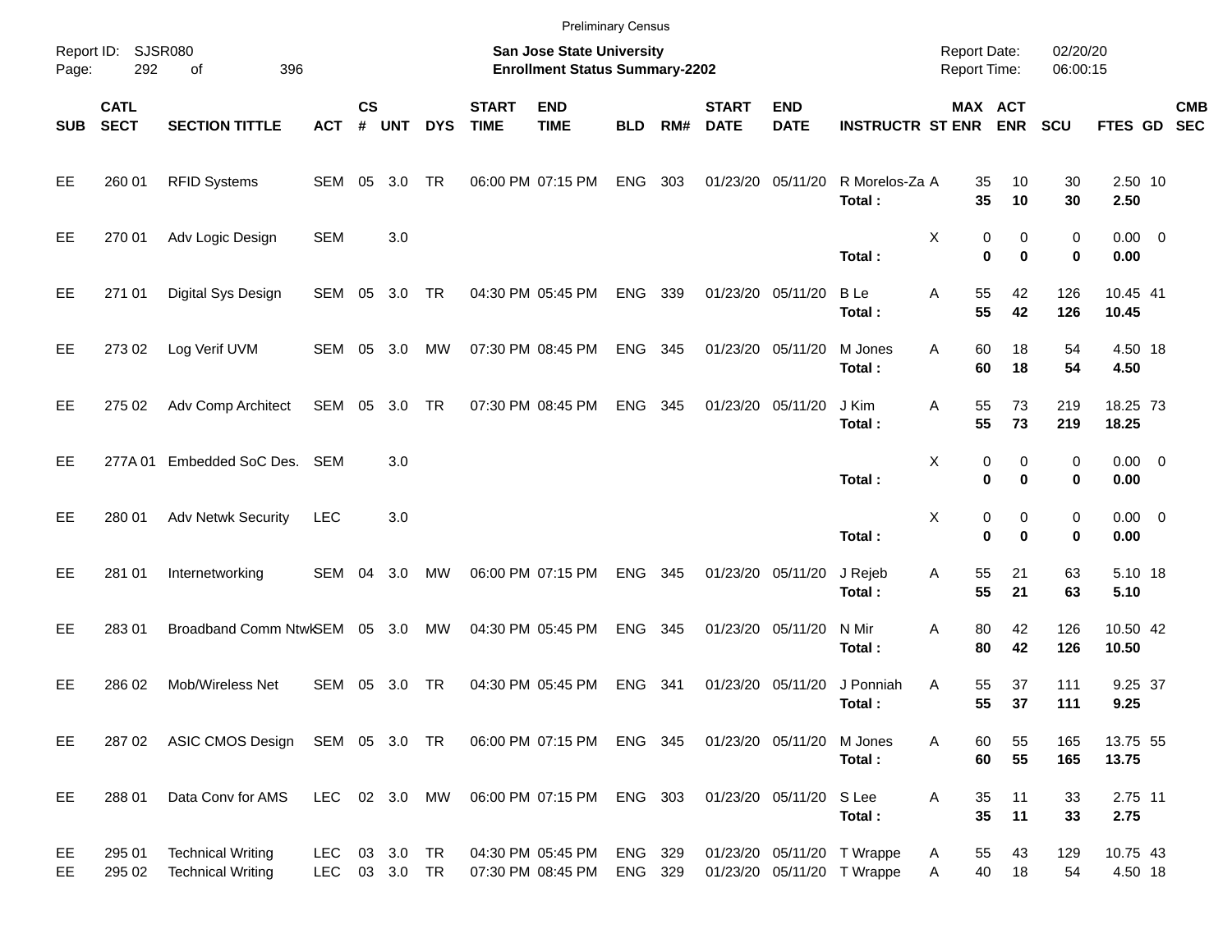Preliminary Census

Report ID: SJSR080

**San Jose State University**
**Enrollment Status Summary-2202**

Report Date: 02/20/20
Report Time: 06:00:15

| SUB | CATL SECT | SECTION TITTLE | ACT | CS # | UNT | DYS | START TIME | END TIME | BLD | RM# | START DATE | END DATE | INSTRUCTR | ST | MAX ENR | ACT ENR | SCU | FTES | GD | CMB SEC |
|---|---|---|---|---|---|---|---|---|---|---|---|---|---|---|---|---|---|---|---|---|
| EE | 260 01 | RFID Systems | SEM | 05 | 3.0 | TR | 06:00 PM | 07:15 PM | ENG | 303 | 01/23/20 | 05/11/20 | R Morelos-Za | A | 35 | 10 | 30 | 2.50 | 10 | |
| | | | | | | | | | | | | | **Total :** | | **35** | **10** | **30** | **2.50** | | |
| EE | 270 01 | Adv Logic Design | SEM | | 3.0 | | | | | | | | | X | 0 | 0 | 0 | 0.00 | 0 | |
| | | | | | | | | | | | | | **Total :** | | **0** | **0** | **0** | **0.00** | | |
| EE | 271 01 | Digital Sys Design | SEM | 05 | 3.0 | TR | 04:30 PM | 05:45 PM | ENG | 339 | 01/23/20 | 05/11/20 | B Le | A | 55 | 42 | 126 | 10.45 | 41 | |
| | | | | | | | | | | | | | **Total :** | | **55** | **42** | **126** | **10.45** | | |
| EE | 273 02 | Log Verif UVM | SEM | 05 | 3.0 | MW | 07:30 PM | 08:45 PM | ENG | 345 | 01/23/20 | 05/11/20 | M Jones | A | 60 | 18 | 54 | 4.50 | 18 | |
| | | | | | | | | | | | | | **Total :** | | **60** | **18** | **54** | **4.50** | | |
| EE | 275 02 | Adv Comp Architect | SEM | 05 | 3.0 | TR | 07:30 PM | 08:45 PM | ENG | 345 | 01/23/20 | 05/11/20 | J Kim | A | 55 | 73 | 219 | 18.25 | 73 | |
| | | | | | | | | | | | | | **Total :** | | **55** | **73** | **219** | **18.25** | | |
| EE | 277A 01 | Embedded SoC Des. | SEM | | 3.0 | | | | | | | | | X | 0 | 0 | 0 | 0.00 | 0 | |
| | | | | | | | | | | | | | **Total :** | | **0** | **0** | **0** | **0.00** | | |
| EE | 280 01 | Adv Netwk Security | LEC | | 3.0 | | | | | | | | | X | 0 | 0 | 0 | 0.00 | 0 | |
| | | | | | | | | | | | | | **Total :** | | **0** | **0** | **0** | **0.00** | | |
| EE | 281 01 | Internetworking | SEM | 04 | 3.0 | MW | 06:00 PM | 07:15 PM | ENG | 345 | 01/23/20 | 05/11/20 | J Rejeb | A | 55 | 21 | 63 | 5.10 | 18 | |
| | | | | | | | | | | | | | **Total :** | | **55** | **21** | **63** | **5.10** | | |
| EE | 283 01 | Broadband Comm Ntwk | SEM | 05 | 3.0 | MW | 04:30 PM | 05:45 PM | ENG | 345 | 01/23/20 | 05/11/20 | N Mir | A | 80 | 42 | 126 | 10.50 | 42 | |
| | | | | | | | | | | | | | **Total :** | | **80** | **42** | **126** | **10.50** | | |
| EE | 286 02 | Mob/Wireless Net | SEM | 05 | 3.0 | TR | 04:30 PM | 05:45 PM | ENG | 341 | 01/23/20 | 05/11/20 | J Ponniah | A | 55 | 37 | 111 | 9.25 | 37 | |
| | | | | | | | | | | | | | **Total :** | | **55** | **37** | **111** | **9.25** | | |
| EE | 287 02 | ASIC CMOS Design | SEM | 05 | 3.0 | TR | 06:00 PM | 07:15 PM | ENG | 345 | 01/23/20 | 05/11/20 | M Jones | A | 60 | 55 | 165 | 13.75 | 55 | |
| | | | | | | | | | | | | | **Total :** | | **60** | **55** | **165** | **13.75** | | |
| EE | 288 01 | Data Conv for AMS | LEC | 02 | 3.0 | MW | 06:00 PM | 07:15 PM | ENG | 303 | 01/23/20 | 05/11/20 | S Lee | A | 35 | 11 | 33 | 2.75 | 11 | |
| | | | | | | | | | | | | | **Total :** | | **35** | **11** | **33** | **2.75** | | |
| EE | 295 01 | Technical Writing | LEC | 03 | 3.0 | TR | 04:30 PM | 05:45 PM | ENG | 329 | 01/23/20 | 05/11/20 | T Wrappe | A | 55 | 43 | 129 | 10.75 | 43 | |
| EE | 295 02 | Technical Writing | LEC | 03 | 3.0 | TR | 07:30 PM | 08:45 PM | ENG | 329 | 01/23/20 | 05/11/20 | T Wrappe | A | 40 | 18 | 54 | 4.50 | 18 | |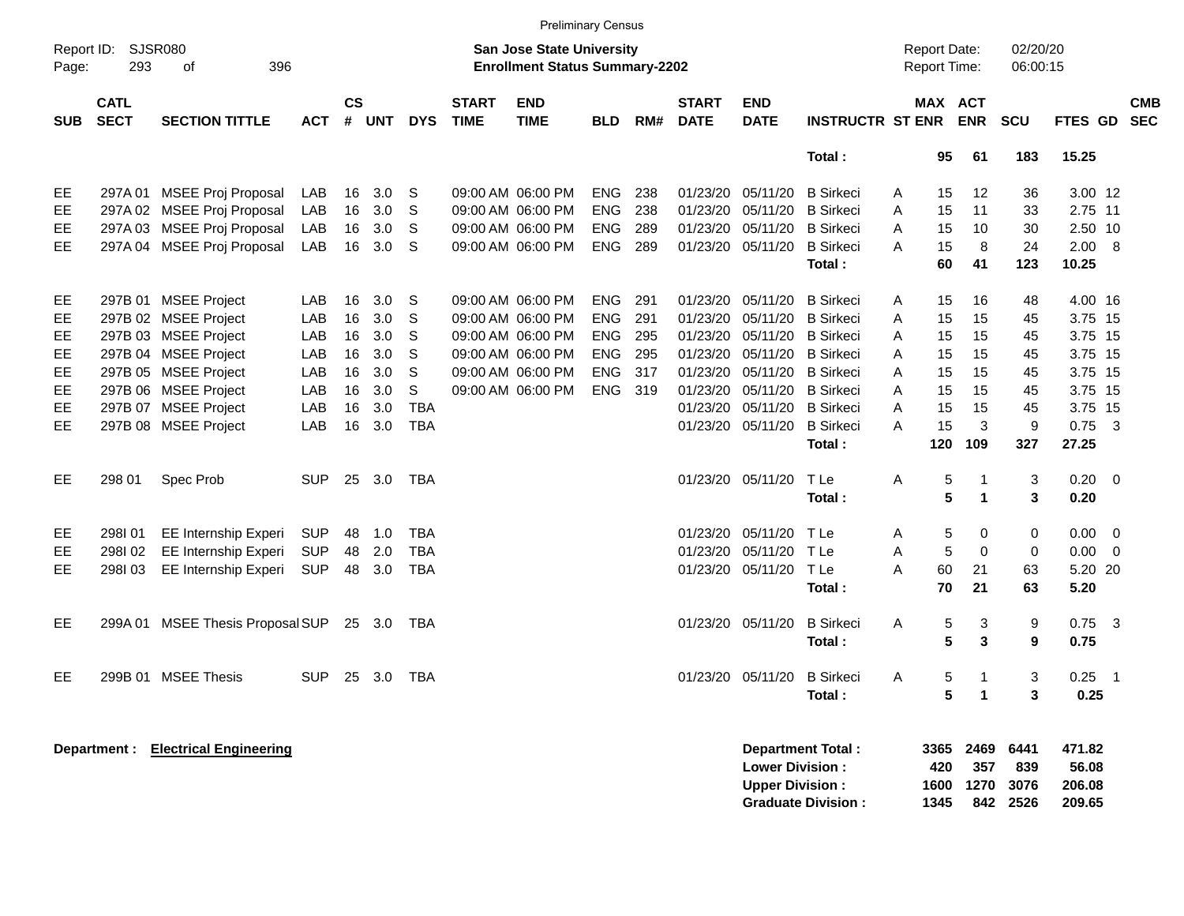Preliminary Census

Report ID: SJSR080

**San Jose State University**
**Enrollment Status Summary-2202**

Report Date: 02/20/20
Report Time: 06:00:15

| SUB | CATL SECT | SECTION TITTLE | ACT | CS # | UNT | DYS | START TIME | END TIME | BLD | RM# | START DATE | END DATE | INSTRUCTR | ST | MAX ENR | ACT ENR | SCU | FTES | GD | CMB SEC |
|---|---|---|---|---|---|---|---|---|---|---|---|---|---|---|---|---|---|---|---|---|
| | | | | | | | | | | | | | **Total :** | | **95** | **61** | **183** | **15.25** | | |
| EE | 297A 01 | MSEE Proj Proposal | LAB | 16 | 3.0 | S | 09:00 AM | 06:00 PM | ENG | 238 | 01/23/20 | 05/11/20 | B Sirkeci | A | 15 | 12 | 36 | 3.00 | 12 | |
| EE | 297A 02 | MSEE Proj Proposal | LAB | 16 | 3.0 | S | 09:00 AM | 06:00 PM | ENG | 238 | 01/23/20 | 05/11/20 | B Sirkeci | A | 15 | 11 | 33 | 2.75 | 11 | |
| EE | 297A 03 | MSEE Proj Proposal | LAB | 16 | 3.0 | S | 09:00 AM | 06:00 PM | ENG | 289 | 01/23/20 | 05/11/20 | B Sirkeci | A | 15 | 10 | 30 | 2.50 | 10 | |
| EE | 297A 04 | MSEE Proj Proposal | LAB | 16 | 3.0 | S | 09:00 AM | 06:00 PM | ENG | 289 | 01/23/20 | 05/11/20 | B Sirkeci | A | 15 | 8 | 24 | 2.00 | 8 | |
| | | | | | | | | | | | | | **Total :** | | **60** | **41** | **123** | **10.25** | | |
| EE | 297B 01 | MSEE Project | LAB | 16 | 3.0 | S | 09:00 AM | 06:00 PM | ENG | 291 | 01/23/20 | 05/11/20 | B Sirkeci | A | 15 | 16 | 48 | 4.00 | 16 | |
| EE | 297B 02 | MSEE Project | LAB | 16 | 3.0 | S | 09:00 AM | 06:00 PM | ENG | 291 | 01/23/20 | 05/11/20 | B Sirkeci | A | 15 | 15 | 45 | 3.75 | 15 | |
| EE | 297B 03 | MSEE Project | LAB | 16 | 3.0 | S | 09:00 AM | 06:00 PM | ENG | 295 | 01/23/20 | 05/11/20 | B Sirkeci | A | 15 | 15 | 45 | 3.75 | 15 | |
| EE | 297B 04 | MSEE Project | LAB | 16 | 3.0 | S | 09:00 AM | 06:00 PM | ENG | 295 | 01/23/20 | 05/11/20 | B Sirkeci | A | 15 | 15 | 45 | 3.75 | 15 | |
| EE | 297B 05 | MSEE Project | LAB | 16 | 3.0 | S | 09:00 AM | 06:00 PM | ENG | 317 | 01/23/20 | 05/11/20 | B Sirkeci | A | 15 | 15 | 45 | 3.75 | 15 | |
| EE | 297B 06 | MSEE Project | LAB | 16 | 3.0 | S | 09:00 AM | 06:00 PM | ENG | 319 | 01/23/20 | 05/11/20 | B Sirkeci | A | 15 | 15 | 45 | 3.75 | 15 | |
| EE | 297B 07 | MSEE Project | LAB | 16 | 3.0 | TBA | | | | | 01/23/20 | 05/11/20 | B Sirkeci | A | 15 | 15 | 45 | 3.75 | 15 | |
| EE | 297B 08 | MSEE Project | LAB | 16 | 3.0 | TBA | | | | | 01/23/20 | 05/11/20 | B Sirkeci | A | 15 | 3 | 9 | 0.75 | 3 | |
| | | | | | | | | | | | | | **Total :** | | **120** | **109** | **327** | **27.25** | | |
| EE | 298 01 | Spec Prob | SUP | 25 | 3.0 | TBA | | | | | 01/23/20 | 05/11/20 | T Le | A | 5 | 1 | 3 | 0.20 | 0 | |
| | | | | | | | | | | | | | **Total :** | | **5** | **1** | **3** | **0.20** | | |
| EE | 298I 01 | EE Internship Experi | SUP | 48 | 1.0 | TBA | | | | | 01/23/20 | 05/11/20 | T Le | A | 5 | 0 | 0 | 0.00 | 0 | |
| EE | 298I 02 | EE Internship Experi | SUP | 48 | 2.0 | TBA | | | | | 01/23/20 | 05/11/20 | T Le | A | 5 | 0 | 0 | 0.00 | 0 | |
| EE | 298I 03 | EE Internship Experi | SUP | 48 | 3.0 | TBA | | | | | 01/23/20 | 05/11/20 | T Le | A | 60 | 21 | 63 | 5.20 | 20 | |
| | | | | | | | | | | | | | **Total :** | | **70** | **21** | **63** | **5.20** | | |
| EE | 299A 01 | MSEE Thesis Proposal | SUP | 25 | 3.0 | TBA | | | | | 01/23/20 | 05/11/20 | B Sirkeci | A | 5 | 3 | 9 | 0.75 | 3 | |
| | | | | | | | | | | | | | **Total :** | | **5** | **3** | **9** | **0.75** | | |
| EE | 299B 01 | MSEE Thesis | SUP | 25 | 3.0 | TBA | | | | | 01/23/20 | 05/11/20 | B Sirkeci | A | 5 | 1 | 3 | 0.25 | 1 | |
| | | | | | | | | | | | | | **Total :** | | **5** | **1** | **3** | **0.25** | | |

**Department : Electrical Engineering**

| | MAX ENR | ACT ENR | SCU | FTES |
|---|---|---|---|---|
| **Department Total :** | **3365** | **2469** | **6441** | **471.82** |
| **Lower Division :** | **420** | **357** | **839** | **56.08** |
| **Upper Division :** | **1600** | **1270** | **3076** | **206.08** |
| **Graduate Division :** | **1345** | **842** | **2526** | **209.65** |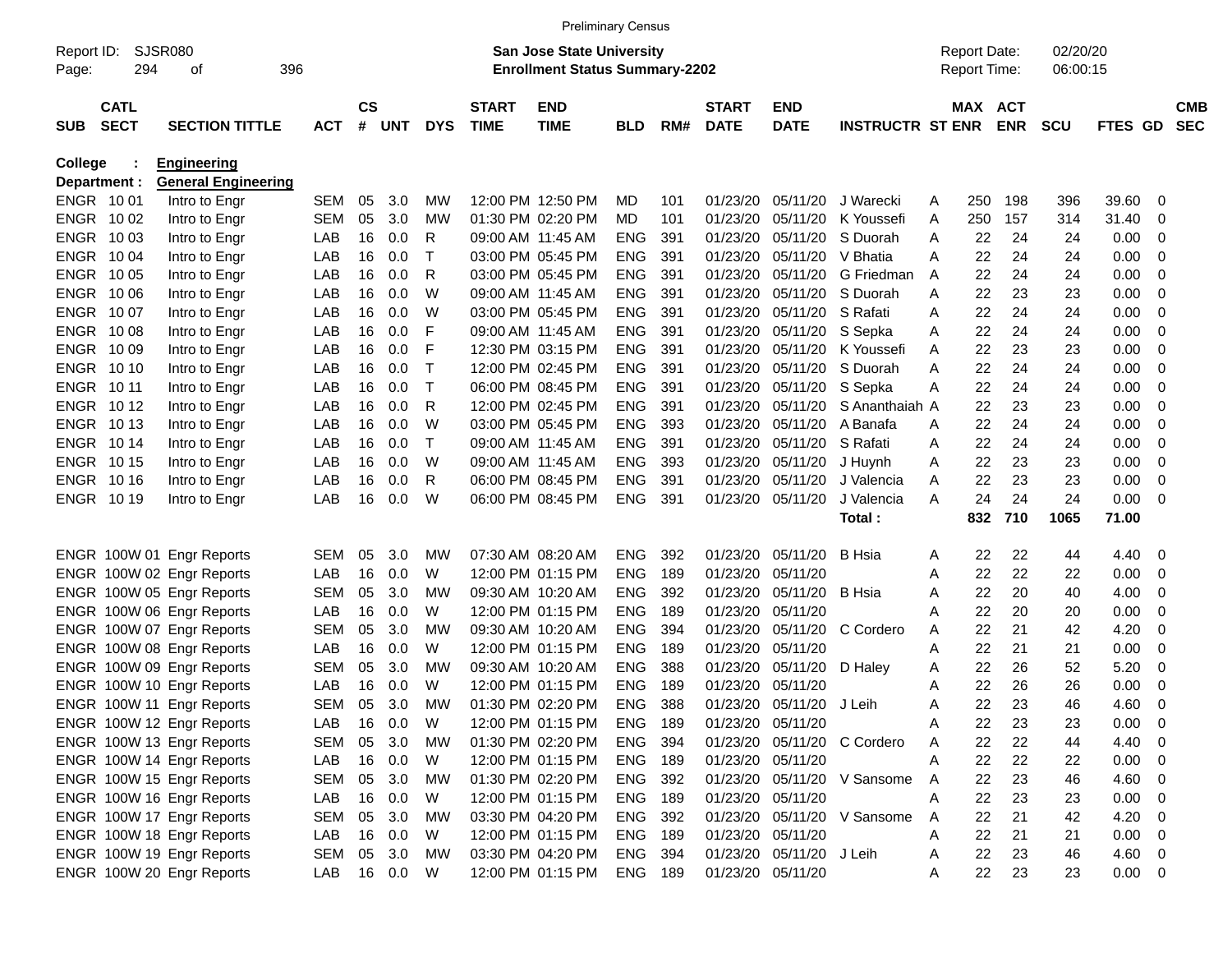Preliminary Census

Report ID: SJSR080

**San Jose State University**
**Enrollment Status Summary-2202**

Report Date: 02/20/20
Report Time: 06:00:15

**College : Engineering**
**Department : General Engineering**

| SUB | CATL SECT | SECTION TITTLE | ACT | CS # | UNT | DYS | START TIME | END TIME | BLD | RM# | START DATE | END DATE | INSTRUCTR | ST | MAX ENR | ACT ENR | SCU | FTES | GD | CMB SEC |
|---|---|---|---|---|---|---|---|---|---|---|---|---|---|---|---|---|---|---|---|---|
| ENGR | 10 01 | Intro to Engr | SEM | 05 | 3.0 | MW | 12:00 PM | 12:50 PM | MD | 101 | 01/23/20 | 05/11/20 | J Warecki | A | 250 | 198 | 396 | 39.60 | 0 | |
| ENGR | 10 02 | Intro to Engr | SEM | 05 | 3.0 | MW | 01:30 PM | 02:20 PM | MD | 101 | 01/23/20 | 05/11/20 | K Youssefi | A | 250 | 157 | 314 | 31.40 | 0 | |
| ENGR | 10 03 | Intro to Engr | LAB | 16 | 0.0 | R | 09:00 AM | 11:45 AM | ENG | 391 | 01/23/20 | 05/11/20 | S Duorah | A | 22 | 24 | 24 | 0.00 | 0 | |
| ENGR | 10 04 | Intro to Engr | LAB | 16 | 0.0 | T | 03:00 PM | 05:45 PM | ENG | 391 | 01/23/20 | 05/11/20 | V Bhatia | A | 22 | 24 | 24 | 0.00 | 0 | |
| ENGR | 10 05 | Intro to Engr | LAB | 16 | 0.0 | R | 03:00 PM | 05:45 PM | ENG | 391 | 01/23/20 | 05/11/20 | G Friedman | A | 22 | 24 | 24 | 0.00 | 0 | |
| ENGR | 10 06 | Intro to Engr | LAB | 16 | 0.0 | W | 09:00 AM | 11:45 AM | ENG | 391 | 01/23/20 | 05/11/20 | S Duorah | A | 22 | 23 | 23 | 0.00 | 0 | |
| ENGR | 10 07 | Intro to Engr | LAB | 16 | 0.0 | W | 03:00 PM | 05:45 PM | ENG | 391 | 01/23/20 | 05/11/20 | S Rafati | A | 22 | 24 | 24 | 0.00 | 0 | |
| ENGR | 10 08 | Intro to Engr | LAB | 16 | 0.0 | F | 09:00 AM | 11:45 AM | ENG | 391 | 01/23/20 | 05/11/20 | S Sepka | A | 22 | 24 | 24 | 0.00 | 0 | |
| ENGR | 10 09 | Intro to Engr | LAB | 16 | 0.0 | F | 12:30 PM | 03:15 PM | ENG | 391 | 01/23/20 | 05/11/20 | K Youssefi | A | 22 | 23 | 23 | 0.00 | 0 | |
| ENGR | 10 10 | Intro to Engr | LAB | 16 | 0.0 | T | 12:00 PM | 02:45 PM | ENG | 391 | 01/23/20 | 05/11/20 | S Duorah | A | 22 | 24 | 24 | 0.00 | 0 | |
| ENGR | 10 11 | Intro to Engr | LAB | 16 | 0.0 | T | 06:00 PM | 08:45 PM | ENG | 391 | 01/23/20 | 05/11/20 | S Sepka | A | 22 | 24 | 24 | 0.00 | 0 | |
| ENGR | 10 12 | Intro to Engr | LAB | 16 | 0.0 | R | 12:00 PM | 02:45 PM | ENG | 391 | 01/23/20 | 05/11/20 | S Ananthaiah | A | 22 | 23 | 23 | 0.00 | 0 | |
| ENGR | 10 13 | Intro to Engr | LAB | 16 | 0.0 | W | 03:00 PM | 05:45 PM | ENG | 393 | 01/23/20 | 05/11/20 | A Banafa | A | 22 | 24 | 24 | 0.00 | 0 | |
| ENGR | 10 14 | Intro to Engr | LAB | 16 | 0.0 | T | 09:00 AM | 11:45 AM | ENG | 391 | 01/23/20 | 05/11/20 | S Rafati | A | 22 | 24 | 24 | 0.00 | 0 | |
| ENGR | 10 15 | Intro to Engr | LAB | 16 | 0.0 | W | 09:00 AM | 11:45 AM | ENG | 393 | 01/23/20 | 05/11/20 | J Huynh | A | 22 | 23 | 23 | 0.00 | 0 | |
| ENGR | 10 16 | Intro to Engr | LAB | 16 | 0.0 | R | 06:00 PM | 08:45 PM | ENG | 391 | 01/23/20 | 05/11/20 | J Valencia | A | 22 | 23 | 23 | 0.00 | 0 | |
| ENGR | 10 19 | Intro to Engr | LAB | 16 | 0.0 | W | 06:00 PM | 08:45 PM | ENG | 391 | 01/23/20 | 05/11/20 | J Valencia | A | 24 | 24 | 24 | 0.00 | 0 | |
| | | | | | | | | | | | | | **Total :** | | **832** | **710** | **1065** | **71.00** | | |
| ENGR | 100W 01 | Engr Reports | SEM | 05 | 3.0 | MW | 07:30 AM | 08:20 AM | ENG | 392 | 01/23/20 | 05/11/20 | B Hsia | A | 22 | 22 | 44 | 4.40 | 0 | |
| ENGR | 100W 02 | Engr Reports | LAB | 16 | 0.0 | W | 12:00 PM | 01:15 PM | ENG | 189 | 01/23/20 | 05/11/20 | | A | 22 | 22 | 22 | 0.00 | 0 | |
| ENGR | 100W 05 | Engr Reports | SEM | 05 | 3.0 | MW | 09:30 AM | 10:20 AM | ENG | 392 | 01/23/20 | 05/11/20 | B Hsia | A | 22 | 20 | 40 | 4.00 | 0 | |
| ENGR | 100W 06 | Engr Reports | LAB | 16 | 0.0 | W | 12:00 PM | 01:15 PM | ENG | 189 | 01/23/20 | 05/11/20 | | A | 22 | 20 | 20 | 0.00 | 0 | |
| ENGR | 100W 07 | Engr Reports | SEM | 05 | 3.0 | MW | 09:30 AM | 10:20 AM | ENG | 394 | 01/23/20 | 05/11/20 | C Cordero | A | 22 | 21 | 42 | 4.20 | 0 | |
| ENGR | 100W 08 | Engr Reports | LAB | 16 | 0.0 | W | 12:00 PM | 01:15 PM | ENG | 189 | 01/23/20 | 05/11/20 | | A | 22 | 21 | 21 | 0.00 | 0 | |
| ENGR | 100W 09 | Engr Reports | SEM | 05 | 3.0 | MW | 09:30 AM | 10:20 AM | ENG | 388 | 01/23/20 | 05/11/20 | D Haley | A | 22 | 26 | 52 | 5.20 | 0 | |
| ENGR | 100W 10 | Engr Reports | LAB | 16 | 0.0 | W | 12:00 PM | 01:15 PM | ENG | 189 | 01/23/20 | 05/11/20 | | A | 22 | 26 | 26 | 0.00 | 0 | |
| ENGR | 100W 11 | Engr Reports | SEM | 05 | 3.0 | MW | 01:30 PM | 02:20 PM | ENG | 388 | 01/23/20 | 05/11/20 | J Leih | A | 22 | 23 | 46 | 4.60 | 0 | |
| ENGR | 100W 12 | Engr Reports | LAB | 16 | 0.0 | W | 12:00 PM | 01:15 PM | ENG | 189 | 01/23/20 | 05/11/20 | | A | 22 | 23 | 23 | 0.00 | 0 | |
| ENGR | 100W 13 | Engr Reports | SEM | 05 | 3.0 | MW | 01:30 PM | 02:20 PM | ENG | 394 | 01/23/20 | 05/11/20 | C Cordero | A | 22 | 22 | 44 | 4.40 | 0 | |
| ENGR | 100W 14 | Engr Reports | LAB | 16 | 0.0 | W | 12:00 PM | 01:15 PM | ENG | 189 | 01/23/20 | 05/11/20 | | A | 22 | 22 | 22 | 0.00 | 0 | |
| ENGR | 100W 15 | Engr Reports | SEM | 05 | 3.0 | MW | 01:30 PM | 02:20 PM | ENG | 392 | 01/23/20 | 05/11/20 | V Sansome | A | 22 | 23 | 46 | 4.60 | 0 | |
| ENGR | 100W 16 | Engr Reports | LAB | 16 | 0.0 | W | 12:00 PM | 01:15 PM | ENG | 189 | 01/23/20 | 05/11/20 | | A | 22 | 23 | 23 | 0.00 | 0 | |
| ENGR | 100W 17 | Engr Reports | SEM | 05 | 3.0 | MW | 03:30 PM | 04:20 PM | ENG | 392 | 01/23/20 | 05/11/20 | V Sansome | A | 22 | 21 | 42 | 4.20 | 0 | |
| ENGR | 100W 18 | Engr Reports | LAB | 16 | 0.0 | W | 12:00 PM | 01:15 PM | ENG | 189 | 01/23/20 | 05/11/20 | | A | 22 | 21 | 21 | 0.00 | 0 | |
| ENGR | 100W 19 | Engr Reports | SEM | 05 | 3.0 | MW | 03:30 PM | 04:20 PM | ENG | 394 | 01/23/20 | 05/11/20 | J Leih | A | 22 | 23 | 46 | 4.60 | 0 | |
| ENGR | 100W 20 | Engr Reports | LAB | 16 | 0.0 | W | 12:00 PM | 01:15 PM | ENG | 189 | 01/23/20 | 05/11/20 | | A | 22 | 23 | 23 | 0.00 | 0 | |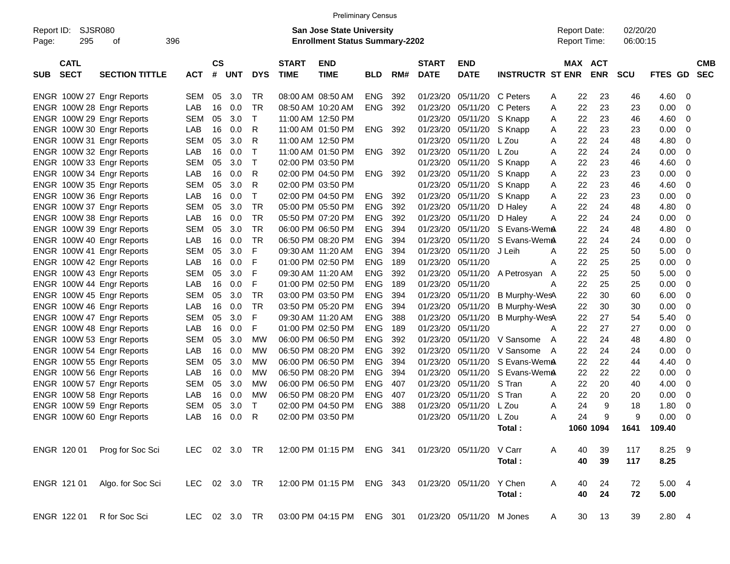Preliminary Census

Report ID: SJSR080
**San Jose State University**
**Enrollment Status Summary-2202**
Report Date: 02/20/20
Report Time: 06:00:15

| SUB | CATL SECT | SECTION TITTLE | ACT | CS # | UNT | DYS | START TIME | END TIME | BLD | RM# | START DATE | END DATE | INSTRUCTR | ST | MAX ENR | ACT ENR | SCU | FTES | GD | CMB SEC |
|---|---|---|---|---|---|---|---|---|---|---|---|---|---|---|---|---|---|---|---|---|
| ENGR | 100W 27 | Engr Reports | SEM | 05 | 3.0 | TR | 08:00 AM | 08:50 AM | ENG | 392 | 01/23/20 | 05/11/20 | C Peters | A | 22 | 23 | 46 | 4.60 | 0 | |
| ENGR | 100W 28 | Engr Reports | LAB | 16 | 0.0 | TR | 08:50 AM | 10:20 AM | ENG | 392 | 01/23/20 | 05/11/20 | C Peters | A | 22 | 23 | 23 | 0.00 | 0 | |
| ENGR | 100W 29 | Engr Reports | SEM | 05 | 3.0 | T | 11:00 AM | 12:50 PM | | | 01/23/20 | 05/11/20 | S Knapp | A | 22 | 23 | 46 | 4.60 | 0 | |
| ENGR | 100W 30 | Engr Reports | LAB | 16 | 0.0 | R | 11:00 AM | 01:50 PM | ENG | 392 | 01/23/20 | 05/11/20 | S Knapp | A | 22 | 23 | 23 | 0.00 | 0 | |
| ENGR | 100W 31 | Engr Reports | SEM | 05 | 3.0 | R | 11:00 AM | 12:50 PM | | | 01/23/20 | 05/11/20 | L Zou | A | 22 | 24 | 48 | 4.80 | 0 | |
| ENGR | 100W 32 | Engr Reports | LAB | 16 | 0.0 | T | 11:00 AM | 01:50 PM | ENG | 392 | 01/23/20 | 05/11/20 | L Zou | A | 22 | 24 | 24 | 0.00 | 0 | |
| ENGR | 100W 33 | Engr Reports | SEM | 05 | 3.0 | T | 02:00 PM | 03:50 PM | | | 01/23/20 | 05/11/20 | S Knapp | A | 22 | 23 | 46 | 4.60 | 0 | |
| ENGR | 100W 34 | Engr Reports | LAB | 16 | 0.0 | R | 02:00 PM | 04:50 PM | ENG | 392 | 01/23/20 | 05/11/20 | S Knapp | A | 22 | 23 | 23 | 0.00 | 0 | |
| ENGR | 100W 35 | Engr Reports | SEM | 05 | 3.0 | R | 02:00 PM | 03:50 PM | | | 01/23/20 | 05/11/20 | S Knapp | A | 22 | 23 | 46 | 4.60 | 0 | |
| ENGR | 100W 36 | Engr Reports | LAB | 16 | 0.0 | T | 02:00 PM | 04:50 PM | ENG | 392 | 01/23/20 | 05/11/20 | S Knapp | A | 22 | 23 | 23 | 0.00 | 0 | |
| ENGR | 100W 37 | Engr Reports | SEM | 05 | 3.0 | TR | 05:00 PM | 05:50 PM | ENG | 392 | 01/23/20 | 05/11/20 | D Haley | A | 22 | 24 | 48 | 4.80 | 0 | |
| ENGR | 100W 38 | Engr Reports | LAB | 16 | 0.0 | TR | 05:50 PM | 07:20 PM | ENG | 392 | 01/23/20 | 05/11/20 | D Haley | A | 22 | 24 | 24 | 0.00 | 0 | |
| ENGR | 100W 39 | Engr Reports | SEM | 05 | 3.0 | TR | 06:00 PM | 06:50 PM | ENG | 394 | 01/23/20 | 05/11/20 | S Evans-Wemm | A | 22 | 24 | 48 | 4.80 | 0 | |
| ENGR | 100W 40 | Engr Reports | LAB | 16 | 0.0 | TR | 06:50 PM | 08:20 PM | ENG | 394 | 01/23/20 | 05/11/20 | S Evans-Wemm | A | 22 | 24 | 24 | 0.00 | 0 | |
| ENGR | 100W 41 | Engr Reports | SEM | 05 | 3.0 | F | 09:30 AM | 11:20 AM | ENG | 394 | 01/23/20 | 05/11/20 | J Leih | A | 22 | 25 | 50 | 5.00 | 0 | |
| ENGR | 100W 42 | Engr Reports | LAB | 16 | 0.0 | F | 01:00 PM | 02:50 PM | ENG | 189 | 01/23/20 | 05/11/20 | | A | 22 | 25 | 25 | 0.00 | 0 | |
| ENGR | 100W 43 | Engr Reports | SEM | 05 | 3.0 | F | 09:30 AM | 11:20 AM | ENG | 392 | 01/23/20 | 05/11/20 | A Petrosyan | A | 22 | 25 | 50 | 5.00 | 0 | |
| ENGR | 100W 44 | Engr Reports | LAB | 16 | 0.0 | F | 01:00 PM | 02:50 PM | ENG | 189 | 01/23/20 | 05/11/20 | | A | 22 | 25 | 25 | 0.00 | 0 | |
| ENGR | 100W 45 | Engr Reports | SEM | 05 | 3.0 | TR | 03:00 PM | 03:50 PM | ENG | 394 | 01/23/20 | 05/11/20 | B Murphy-Wes | A | 22 | 30 | 60 | 6.00 | 0 | |
| ENGR | 100W 46 | Engr Reports | LAB | 16 | 0.0 | TR | 03:50 PM | 05:20 PM | ENG | 394 | 01/23/20 | 05/11/20 | B Murphy-Wes | A | 22 | 30 | 30 | 0.00 | 0 | |
| ENGR | 100W 47 | Engr Reports | SEM | 05 | 3.0 | F | 09:30 AM | 11:20 AM | ENG | 388 | 01/23/20 | 05/11/20 | B Murphy-Wes | A | 22 | 27 | 54 | 5.40 | 0 | |
| ENGR | 100W 48 | Engr Reports | LAB | 16 | 0.0 | F | 01:00 PM | 02:50 PM | ENG | 189 | 01/23/20 | 05/11/20 | | A | 22 | 27 | 27 | 0.00 | 0 | |
| ENGR | 100W 53 | Engr Reports | SEM | 05 | 3.0 | MW | 06:00 PM | 06:50 PM | ENG | 392 | 01/23/20 | 05/11/20 | V Sansome | A | 22 | 24 | 48 | 4.80 | 0 | |
| ENGR | 100W 54 | Engr Reports | LAB | 16 | 0.0 | MW | 06:50 PM | 08:20 PM | ENG | 392 | 01/23/20 | 05/11/20 | V Sansome | A | 22 | 24 | 24 | 0.00 | 0 | |
| ENGR | 100W 55 | Engr Reports | SEM | 05 | 3.0 | MW | 06:00 PM | 06:50 PM | ENG | 394 | 01/23/20 | 05/11/20 | S Evans-Wemm | A | 22 | 22 | 44 | 4.40 | 0 | |
| ENGR | 100W 56 | Engr Reports | LAB | 16 | 0.0 | MW | 06:50 PM | 08:20 PM | ENG | 394 | 01/23/20 | 05/11/20 | S Evans-Wemm | A | 22 | 22 | 22 | 0.00 | 0 | |
| ENGR | 100W 57 | Engr Reports | SEM | 05 | 3.0 | MW | 06:00 PM | 06:50 PM | ENG | 407 | 01/23/20 | 05/11/20 | S Tran | A | 22 | 20 | 40 | 4.00 | 0 | |
| ENGR | 100W 58 | Engr Reports | LAB | 16 | 0.0 | MW | 06:50 PM | 08:20 PM | ENG | 407 | 01/23/20 | 05/11/20 | S Tran | A | 22 | 20 | 20 | 0.00 | 0 | |
| ENGR | 100W 59 | Engr Reports | SEM | 05 | 3.0 | T | 02:00 PM | 04:50 PM | ENG | 388 | 01/23/20 | 05/11/20 | L Zou | A | 24 | 9 | 18 | 1.80 | 0 | |
| ENGR | 100W 60 | Engr Reports | LAB | 16 | 0.0 | R | 02:00 PM | 03:50 PM | | | 01/23/20 | 05/11/20 | L Zou | A | 24 | 9 | 9 | 0.00 | 0 | |
| | | | | | | | | | | | | | **Total :** | | **1060** | **1094** | **1641** | **109.40** | | |
| ENGR | 120 01 | Prog for Soc Sci | LEC | 02 | 3.0 | TR | 12:00 PM | 01:15 PM | ENG | 341 | 01/23/20 | 05/11/20 | V Carr | A | 40 | 39 | 117 | 8.25 | 9 | |
| | | | | | | | | | | | | | **Total :** | | **40** | **39** | **117** | **8.25** | | |
| ENGR | 121 01 | Algo. for Soc Sci | LEC | 02 | 3.0 | TR | 12:00 PM | 01:15 PM | ENG | 343 | 01/23/20 | 05/11/20 | Y Chen | A | 40 | 24 | 72 | 5.00 | 4 | |
| | | | | | | | | | | | | | **Total :** | | **40** | **24** | **72** | **5.00** | | |
| ENGR | 122 01 | R for Soc Sci | LEC | 02 | 3.0 | TR | 03:00 PM | 04:15 PM | ENG | 301 | 01/23/20 | 05/11/20 | M Jones | A | 30 | 13 | 39 | 2.80 | 4 | |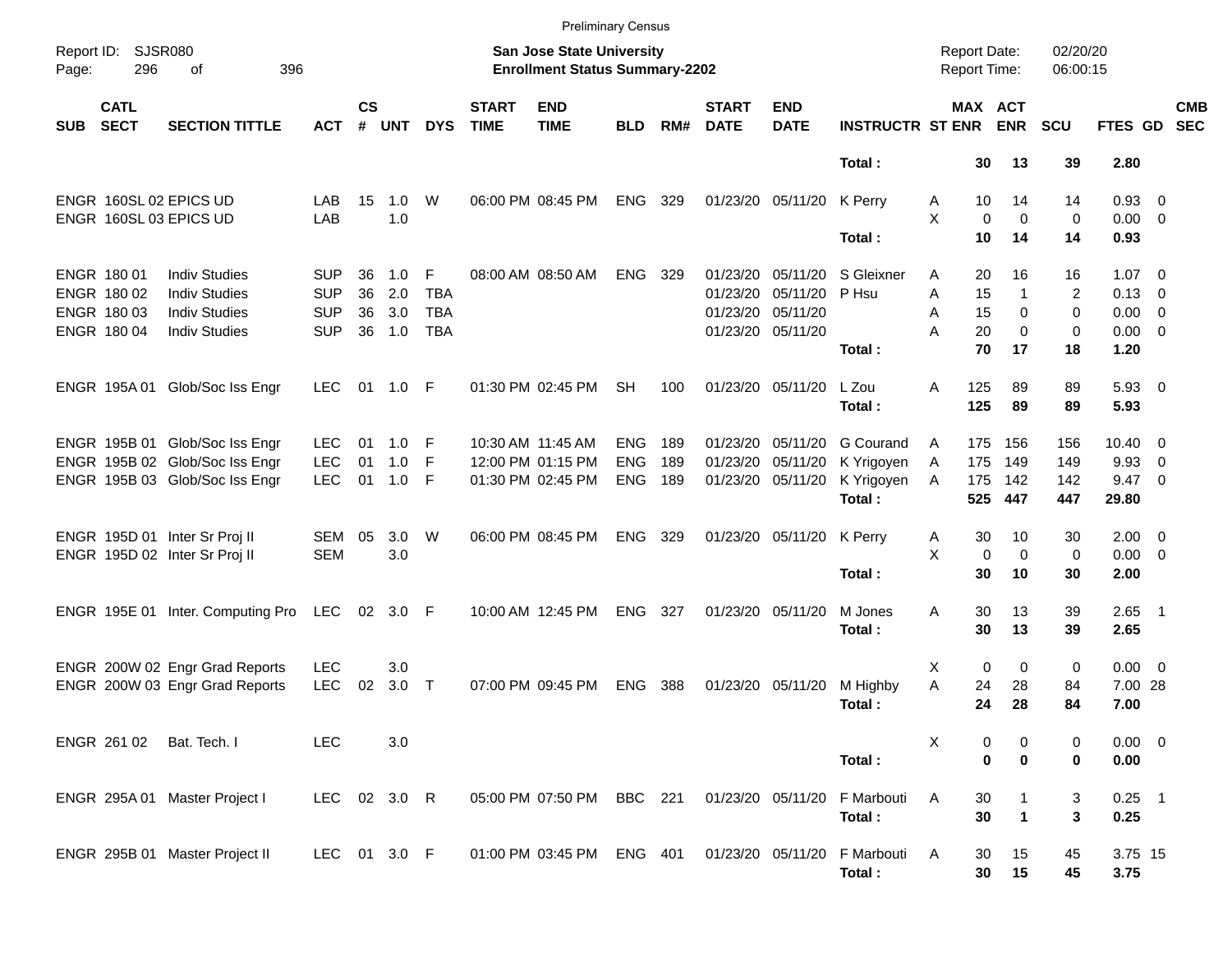Preliminary Census

Report ID: SJSR080
San Jose State University
Enrollment Status Summary-2202
Report Date: 02/20/20
Report Time: 06:00:15

| SUB | CATL SECT | SECTION TITTLE | ACT | CS # | UNT | DYS | START TIME | END TIME | BLD | RM# | START DATE | END DATE | INSTRUCTR | ST | MAX ENR | ACT ENR | SCU | FTES | GD | CMB SEC |
|---|---|---|---|---|---|---|---|---|---|---|---|---|---|---|---|---|---|---|---|---|
| | | | | | | | | | | | | | **Total :** | | **30** | **13** | **39** | **2.80** | | |
| ENGR | 160SL 02 | EPICS UD | LAB | 15 | 1.0 | W | 06:00 PM | 08:45 PM | ENG | 329 | 01/23/20 | 05/11/20 | K Perry | A | 10 | 14 | 14 | 0.93 | 0 | |
| ENGR | 160SL 03 | EPICS UD | LAB | | 1.0 | | | | | | | | | X | 0 | 0 | 0 | 0.00 | 0 | |
| | | | | | | | | | | | | | **Total :** | | **10** | **14** | **14** | **0.93** | | |
| ENGR | 180 01 | Indiv Studies | SUP | 36 | 1.0 | F | 08:00 AM | 08:50 AM | ENG | 329 | 01/23/20 | 05/11/20 | S Gleixner | A | 20 | 16 | 16 | 1.07 | 0 | |
| ENGR | 180 02 | Indiv Studies | SUP | 36 | 2.0 | TBA | | | | | 01/23/20 | 05/11/20 | P Hsu | A | 15 | 1 | 2 | 0.13 | 0 | |
| ENGR | 180 03 | Indiv Studies | SUP | 36 | 3.0 | TBA | | | | | 01/23/20 | 05/11/20 | | A | 15 | 0 | 0 | 0.00 | 0 | |
| ENGR | 180 04 | Indiv Studies | SUP | 36 | 1.0 | TBA | | | | | 01/23/20 | 05/11/20 | | A | 20 | 0 | 0 | 0.00 | 0 | |
| | | | | | | | | | | | | | **Total :** | | **70** | **17** | **18** | **1.20** | | |
| ENGR | 195A 01 | Glob/Soc Iss Engr | LEC | 01 | 1.0 | F | 01:30 PM | 02:45 PM | SH | 100 | 01/23/20 | 05/11/20 | L Zou | A | 125 | 89 | 89 | 5.93 | 0 | |
| | | | | | | | | | | | | | **Total :** | | **125** | **89** | **89** | **5.93** | | |
| ENGR | 195B 01 | Glob/Soc Iss Engr | LEC | 01 | 1.0 | F | 10:30 AM | 11:45 AM | ENG | 189 | 01/23/20 | 05/11/20 | G Courand | A | 175 | 156 | 156 | 10.40 | 0 | |
| ENGR | 195B 02 | Glob/Soc Iss Engr | LEC | 01 | 1.0 | F | 12:00 PM | 01:15 PM | ENG | 189 | 01/23/20 | 05/11/20 | K Yrigoyen | A | 175 | 149 | 149 | 9.93 | 0 | |
| ENGR | 195B 03 | Glob/Soc Iss Engr | LEC | 01 | 1.0 | F | 01:30 PM | 02:45 PM | ENG | 189 | 01/23/20 | 05/11/20 | K Yrigoyen | A | 175 | 142 | 142 | 9.47 | 0 | |
| | | | | | | | | | | | | | **Total :** | | **525** | **447** | **447** | **29.80** | | |
| ENGR | 195D 01 | Inter Sr Proj II | SEM | 05 | 3.0 | W | 06:00 PM | 08:45 PM | ENG | 329 | 01/23/20 | 05/11/20 | K Perry | A | 30 | 10 | 30 | 2.00 | 0 | |
| ENGR | 195D 02 | Inter Sr Proj II | SEM | | 3.0 | | | | | | | | | X | 0 | 0 | 0 | 0.00 | 0 | |
| | | | | | | | | | | | | | **Total :** | | **30** | **10** | **30** | **2.00** | | |
| ENGR | 195E 01 | Inter. Computing Pro | LEC | 02 | 3.0 | F | 10:00 AM | 12:45 PM | ENG | 327 | 01/23/20 | 05/11/20 | M Jones | A | 30 | 13 | 39 | 2.65 | 1 | |
| | | | | | | | | | | | | | **Total :** | | **30** | **13** | **39** | **2.65** | | |
| ENGR | 200W 02 | Engr Grad Reports | LEC | | 3.0 | | | | | | | | | X | 0 | 0 | 0 | 0.00 | 0 | |
| ENGR | 200W 03 | Engr Grad Reports | LEC | 02 | 3.0 | T | 07:00 PM | 09:45 PM | ENG | 388 | 01/23/20 | 05/11/20 | M Highby | A | 24 | 28 | 84 | 7.00 | 28 | |
| | | | | | | | | | | | | | **Total :** | | **24** | **28** | **84** | **7.00** | | |
| ENGR | 261 02 | Bat. Tech. I | LEC | | 3.0 | | | | | | | | | X | 0 | 0 | 0 | 0.00 | 0 | |
| | | | | | | | | | | | | | **Total :** | | **0** | **0** | **0** | **0.00** | | |
| ENGR | 295A 01 | Master Project I | LEC | 02 | 3.0 | R | 05:00 PM | 07:50 PM | BBC | 221 | 01/23/20 | 05/11/20 | F Marbouti | A | 30 | 1 | 3 | 0.25 | 1 | |
| | | | | | | | | | | | | | **Total :** | | **30** | **1** | **3** | **0.25** | | |
| ENGR | 295B 01 | Master Project II | LEC | 01 | 3.0 | F | 01:00 PM | 03:45 PM | ENG | 401 | 01/23/20 | 05/11/20 | F Marbouti | A | 30 | 15 | 45 | 3.75 | 15 | |
| | | | | | | | | | | | | | **Total :** | | **30** | **15** | **45** | **3.75** | | |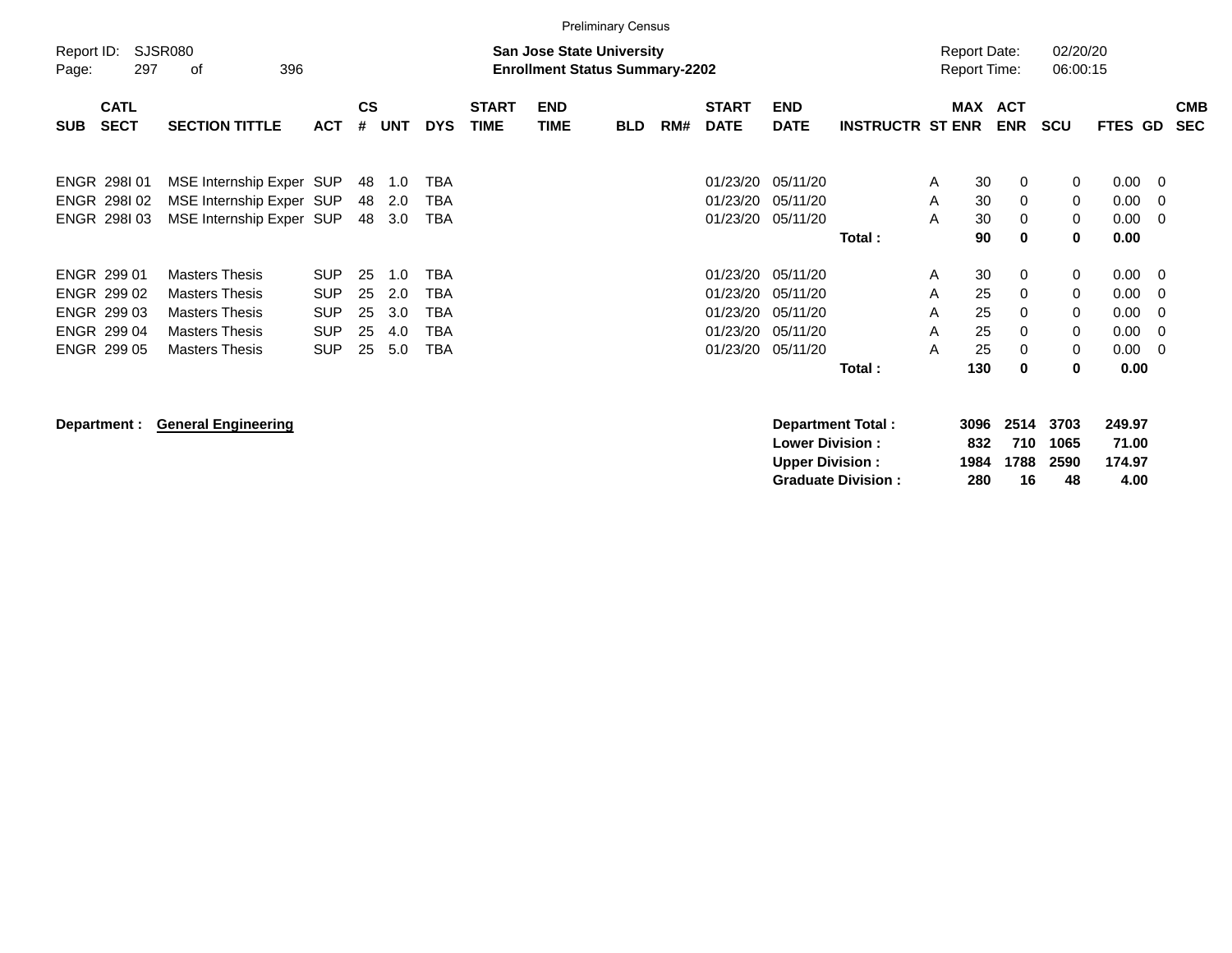Preliminary Census

Report ID: SJSR080
Page: 297 of 396

**San Jose State University**
**Enrollment Status Summary-2202**

Report Date: 02/20/20
Report Time: 06:00:15

| SUB | CATL SECT | SECTION TITTLE | ACT | CS # | UNT | DYS | START TIME | END TIME | BLD | RM# | START DATE | END DATE | INSTRUCTR | ST | MAX ENR | ACT ENR | SCU | FTES | GD | CMB SEC |
|---|---|---|---|---|---|---|---|---|---|---|---|---|---|---|---|---|---|---|---|---|
| ENGR | 298I 01 | MSE Internship Exper | SUP | 48 | 1.0 | TBA | | | | | 01/23/20 | 05/11/20 | | A | 30 | 0 | 0 | 0.00 | 0 | |
| ENGR | 298I 02 | MSE Internship Exper | SUP | 48 | 2.0 | TBA | | | | | 01/23/20 | 05/11/20 | | A | 30 | 0 | 0 | 0.00 | 0 | |
| ENGR | 298I 03 | MSE Internship Exper | SUP | 48 | 3.0 | TBA | | | | | 01/23/20 | 05/11/20 | | A | 30 | 0 | 0 | 0.00 | 0 | |
| | | | | | | | | | | | | | **Total :** | | **90** | **0** | **0** | **0.00** | | |
| ENGR | 299 01 | Masters Thesis | SUP | 25 | 1.0 | TBA | | | | | 01/23/20 | 05/11/20 | | A | 30 | 0 | 0 | 0.00 | 0 | |
| ENGR | 299 02 | Masters Thesis | SUP | 25 | 2.0 | TBA | | | | | 01/23/20 | 05/11/20 | | A | 25 | 0 | 0 | 0.00 | 0 | |
| ENGR | 299 03 | Masters Thesis | SUP | 25 | 3.0 | TBA | | | | | 01/23/20 | 05/11/20 | | A | 25 | 0 | 0 | 0.00 | 0 | |
| ENGR | 299 04 | Masters Thesis | SUP | 25 | 4.0 | TBA | | | | | 01/23/20 | 05/11/20 | | A | 25 | 0 | 0 | 0.00 | 0 | |
| ENGR | 299 05 | Masters Thesis | SUP | 25 | 5.0 | TBA | | | | | 01/23/20 | 05/11/20 | | A | 25 | 0 | 0 | 0.00 | 0 | |
| | | | | | | | | | | | | | **Total :** | | **130** | **0** | **0** | **0.00** | | |

**Department :** **General Engineering**

| | MAX ENR | ACT ENR | SCU | FTES |
|---|---|---|---|---|
| **Department Total :** | **3096** | **2514** | **3703** | **249.97** |
| **Lower Division :** | **832** | **710** | **1065** | **71.00** |
| **Upper Division :** | **1984** | **1788** | **2590** | **174.97** |
| **Graduate Division :** | **280** | **16** | **48** | **4.00** |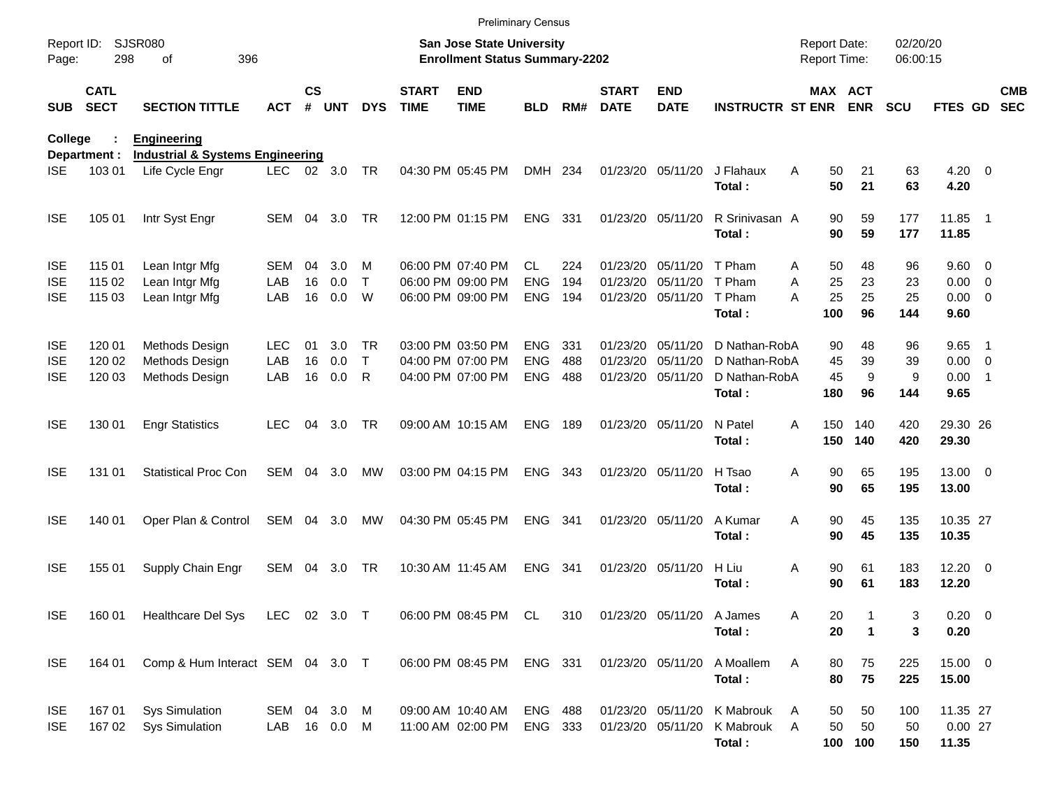Preliminary Census

Report ID: SJSR080
Page: 298 of 396

**San Jose State University**
**Enrollment Status Summary-2202**

Report Date: 02/20/20
Report Time: 06:00:15

**College : Engineering**
**Department : Industrial & Systems Engineering**

| SUB | CATL SECT | SECTION TITTLE | ACT | CS # | UNT | DYS | START TIME | END TIME | BLD | RM# | START DATE | END DATE | INSTRUCTR | ST | MAX ENR | ACT ENR | SCU | FTES | GD | CMB SEC |
|---|---|---|---|---|---|---|---|---|---|---|---|---|---|---|---|---|---|---|---|---|
| ISE | 103 01 | Life Cycle Engr | LEC | 02 | 3.0 | TR | 04:30 PM | 05:45 PM | DMH | 234 | 01/23/20 | 05/11/20 | J Flahaux | A | 50 | 21 | 63 | 4.20 | 0 | |
| | | | | | | | | | | | | | **Total :** | | **50** | **21** | **63** | **4.20** | | |
| ISE | 105 01 | Intr Syst Engr | SEM | 04 | 3.0 | TR | 12:00 PM | 01:15 PM | ENG | 331 | 01/23/20 | 05/11/20 | R Srinivasan | A | 90 | 59 | 177 | 11.85 | 1 | |
| | | | | | | | | | | | | | **Total :** | | **90** | **59** | **177** | **11.85** | | |
| ISE | 115 01 | Lean Intgr Mfg | SEM | 04 | 3.0 | M | 06:00 PM | 07:40 PM | CL | 224 | 01/23/20 | 05/11/20 | T Pham | A | 50 | 48 | 96 | 9.60 | 0 | |
| ISE | 115 02 | Lean Intgr Mfg | LAB | 16 | 0.0 | T | 06:00 PM | 09:00 PM | ENG | 194 | 01/23/20 | 05/11/20 | T Pham | A | 25 | 23 | 23 | 0.00 | 0 | |
| ISE | 115 03 | Lean Intgr Mfg | LAB | 16 | 0.0 | W | 06:00 PM | 09:00 PM | ENG | 194 | 01/23/20 | 05/11/20 | T Pham | A | 25 | 25 | 25 | 0.00 | 0 | |
| | | | | | | | | | | | | | **Total :** | | **100** | **96** | **144** | **9.60** | | |
| ISE | 120 01 | Methods Design | LEC | 01 | 3.0 | TR | 03:00 PM | 03:50 PM | ENG | 331 | 01/23/20 | 05/11/20 | D Nathan-Rob | A | 90 | 48 | 96 | 9.65 | 1 | |
| ISE | 120 02 | Methods Design | LAB | 16 | 0.0 | T | 04:00 PM | 07:00 PM | ENG | 488 | 01/23/20 | 05/11/20 | D Nathan-Rob | A | 45 | 39 | 39 | 0.00 | 0 | |
| ISE | 120 03 | Methods Design | LAB | 16 | 0.0 | R | 04:00 PM | 07:00 PM | ENG | 488 | 01/23/20 | 05/11/20 | D Nathan-Rob | A | 45 | 9 | 9 | 0.00 | 1 | |
| | | | | | | | | | | | | | **Total :** | | **180** | **96** | **144** | **9.65** | | |
| ISE | 130 01 | Engr Statistics | LEC | 04 | 3.0 | TR | 09:00 AM | 10:15 AM | ENG | 189 | 01/23/20 | 05/11/20 | N Patel | A | 150 | 140 | 420 | 29.30 | 26 | |
| | | | | | | | | | | | | | **Total :** | | **150** | **140** | **420** | **29.30** | | |
| ISE | 131 01 | Statistical Proc Con | SEM | 04 | 3.0 | MW | 03:00 PM | 04:15 PM | ENG | 343 | 01/23/20 | 05/11/20 | H Tsao | A | 90 | 65 | 195 | 13.00 | 0 | |
| | | | | | | | | | | | | | **Total :** | | **90** | **65** | **195** | **13.00** | | |
| ISE | 140 01 | Oper Plan & Control | SEM | 04 | 3.0 | MW | 04:30 PM | 05:45 PM | ENG | 341 | 01/23/20 | 05/11/20 | A Kumar | A | 90 | 45 | 135 | 10.35 | 27 | |
| | | | | | | | | | | | | | **Total :** | | **90** | **45** | **135** | **10.35** | | |
| ISE | 155 01 | Supply Chain Engr | SEM | 04 | 3.0 | TR | 10:30 AM | 11:45 AM | ENG | 341 | 01/23/20 | 05/11/20 | H Liu | A | 90 | 61 | 183 | 12.20 | 0 | |
| | | | | | | | | | | | | | **Total :** | | **90** | **61** | **183** | **12.20** | | |
| ISE | 160 01 | Healthcare Del Sys | LEC | 02 | 3.0 | T | 06:00 PM | 08:45 PM | CL | 310 | 01/23/20 | 05/11/20 | A James | A | 20 | 1 | 3 | 0.20 | 0 | |
| | | | | | | | | | | | | | **Total :** | | **20** | **1** | **3** | **0.20** | | |
| ISE | 164 01 | Comp & Hum Interact | SEM | 04 | 3.0 | T | 06:00 PM | 08:45 PM | ENG | 331 | 01/23/20 | 05/11/20 | A Moallem | A | 80 | 75 | 225 | 15.00 | 0 | |
| | | | | | | | | | | | | | **Total :** | | **80** | **75** | **225** | **15.00** | | |
| ISE | 167 01 | Sys Simulation | SEM | 04 | 3.0 | M | 09:00 AM | 10:40 AM | ENG | 488 | 01/23/20 | 05/11/20 | K Mabrouk | A | 50 | 50 | 100 | 11.35 | 27 | |
| ISE | 167 02 | Sys Simulation | LAB | 16 | 0.0 | M | 11:00 AM | 02:00 PM | ENG | 333 | 01/23/20 | 05/11/20 | K Mabrouk | A | 50 | 50 | 50 | 0.00 | 27 | |
| | | | | | | | | | | | | | **Total :** | | **100** | **100** | **150** | **11.35** | | |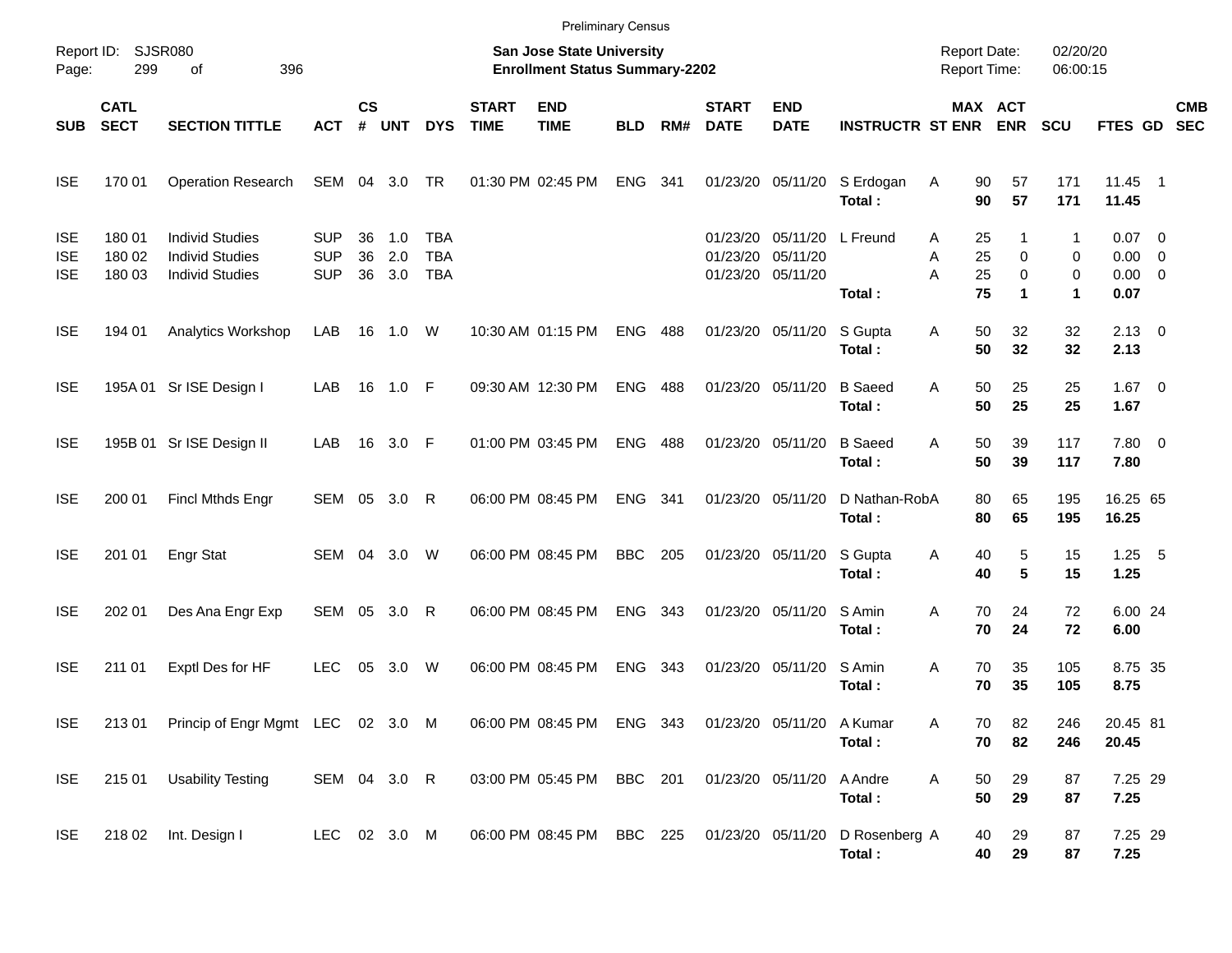Preliminary Census

Report ID: SJSR080
Page: 299 of 396

**San Jose State University**
**Enrollment Status Summary-2202**

Report Date: 02/20/20
Report Time: 06:00:15

| SUB | CATL SECT | SECTION TITTLE | ACT | CS # | UNT | DYS | START TIME | END TIME | BLD | RM# | START DATE | END DATE | INSTRUCTR | ST | MAX ENR | ACT ENR | SCU | FTES | GD | CMB SEC |
|---|---|---|---|---|---|---|---|---|---|---|---|---|---|---|---|---|---|---|---|---|
| ISE | 170 01 | Operation Research | SEM | 04 | 3.0 | TR | 01:30 PM | 02:45 PM | ENG | 341 | 01/23/20 | 05/11/20 | S Erdogan | A | 90 | 57 | 171 | 11.45 | 1 | |
| | | | | | | | | | | | | | **Total :** | | **90** | **57** | **171** | **11.45** | | |
| ISE | 180 01 | Individ Studies | SUP | 36 | 1.0 | TBA | | | | | 01/23/20 | 05/11/20 | L Freund | A | 25 | 1 | 1 | 0.07 | 0 | |
| ISE | 180 02 | Individ Studies | SUP | 36 | 2.0 | TBA | | | | | 01/23/20 | 05/11/20 | | A | 25 | 0 | 0 | 0.00 | 0 | |
| ISE | 180 03 | Individ Studies | SUP | 36 | 3.0 | TBA | | | | | 01/23/20 | 05/11/20 | | A | 25 | 0 | 0 | 0.00 | 0 | |
| | | | | | | | | | | | | | **Total :** | | **75** | **1** | **1** | **0.07** | | |
| ISE | 194 01 | Analytics Workshop | LAB | 16 | 1.0 | W | 10:30 AM | 01:15 PM | ENG | 488 | 01/23/20 | 05/11/20 | S Gupta | A | 50 | 32 | 32 | 2.13 | 0 | |
| | | | | | | | | | | | | | **Total :** | | **50** | **32** | **32** | **2.13** | | |
| ISE | 195A 01 | Sr ISE Design I | LAB | 16 | 1.0 | F | 09:30 AM | 12:30 PM | ENG | 488 | 01/23/20 | 05/11/20 | B Saeed | A | 50 | 25 | 25 | 1.67 | 0 | |
| | | | | | | | | | | | | | **Total :** | | **50** | **25** | **25** | **1.67** | | |
| ISE | 195B 01 | Sr ISE Design II | LAB | 16 | 3.0 | F | 01:00 PM | 03:45 PM | ENG | 488 | 01/23/20 | 05/11/20 | B Saeed | A | 50 | 39 | 117 | 7.80 | 0 | |
| | | | | | | | | | | | | | **Total :** | | **50** | **39** | **117** | **7.80** | | |
| ISE | 200 01 | Fincl Mthds Engr | SEM | 05 | 3.0 | R | 06:00 PM | 08:45 PM | ENG | 341 | 01/23/20 | 05/11/20 | D Nathan-Rob | A | 80 | 65 | 195 | 16.25 | 65 | |
| | | | | | | | | | | | | | **Total :** | | **80** | **65** | **195** | **16.25** | | |
| ISE | 201 01 | Engr Stat | SEM | 04 | 3.0 | W | 06:00 PM | 08:45 PM | BBC | 205 | 01/23/20 | 05/11/20 | S Gupta | A | 40 | 5 | 15 | 1.25 | 5 | |
| | | | | | | | | | | | | | **Total :** | | **40** | **5** | **15** | **1.25** | | |
| ISE | 202 01 | Des Ana Engr Exp | SEM | 05 | 3.0 | R | 06:00 PM | 08:45 PM | ENG | 343 | 01/23/20 | 05/11/20 | S Amin | A | 70 | 24 | 72 | 6.00 | 24 | |
| | | | | | | | | | | | | | **Total :** | | **70** | **24** | **72** | **6.00** | | |
| ISE | 211 01 | Exptl Des for HF | LEC | 05 | 3.0 | W | 06:00 PM | 08:45 PM | ENG | 343 | 01/23/20 | 05/11/20 | S Amin | A | 70 | 35 | 105 | 8.75 | 35 | |
| | | | | | | | | | | | | | **Total :** | | **70** | **35** | **105** | **8.75** | | |
| ISE | 213 01 | Princip of Engr Mgmt | LEC | 02 | 3.0 | M | 06:00 PM | 08:45 PM | ENG | 343 | 01/23/20 | 05/11/20 | A Kumar | A | 70 | 82 | 246 | 20.45 | 81 | |
| | | | | | | | | | | | | | **Total :** | | **70** | **82** | **246** | **20.45** | | |
| ISE | 215 01 | Usability Testing | SEM | 04 | 3.0 | R | 03:00 PM | 05:45 PM | BBC | 201 | 01/23/20 | 05/11/20 | A Andre | A | 50 | 29 | 87 | 7.25 | 29 | |
| | | | | | | | | | | | | | **Total :** | | **50** | **29** | **87** | **7.25** | | |
| ISE | 218 02 | Int. Design I | LEC | 02 | 3.0 | M | 06:00 PM | 08:45 PM | BBC | 225 | 01/23/20 | 05/11/20 | D Rosenberg | A | 40 | 29 | 87 | 7.25 | 29 | |
| | | | | | | | | | | | | | **Total :** | | **40** | **29** | **87** | **7.25** | | |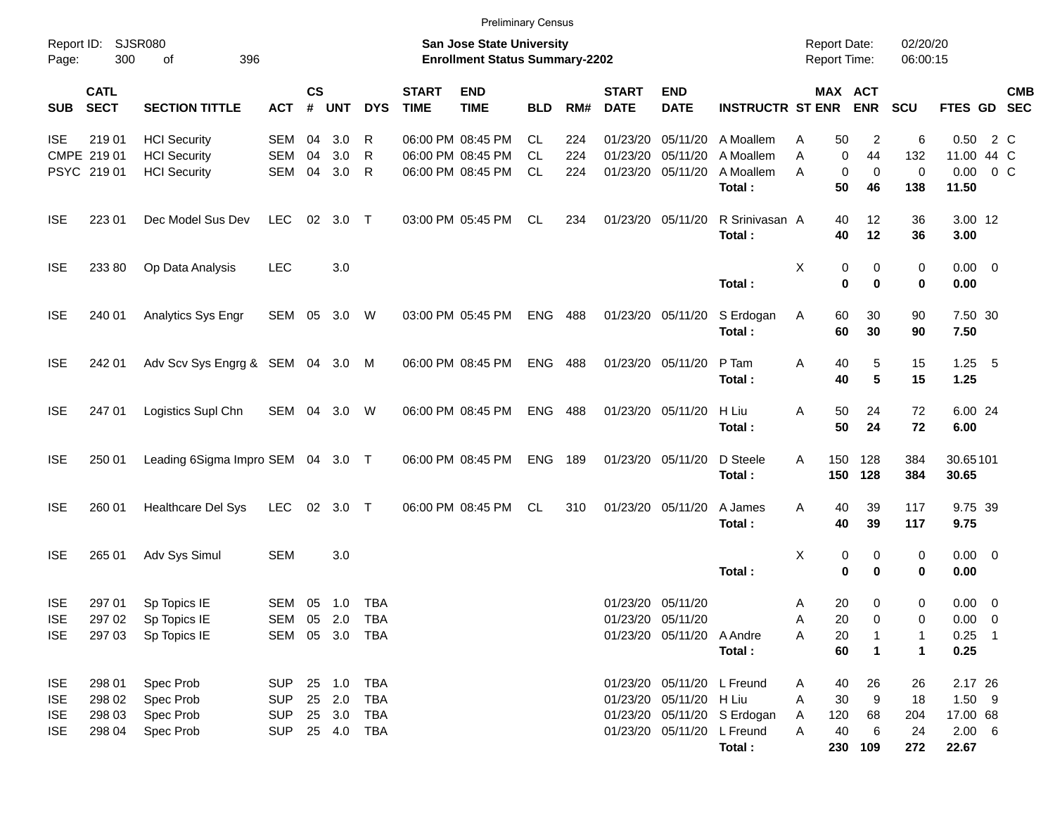Preliminary Census

Report ID: SJSR080

**San Jose State University**
**Enrollment Status Summary-2202**

Report Date: 02/20/20
Report Time: 06:00:15

| SUB | CATL SECT | SECTION TITTLE | ACT | CS # | UNT | DYS | START TIME | END TIME | BLD | RM# | START DATE | END DATE | INSTRUCTR | ST | MAX ENR | ACT ENR | SCU | FTES | GD | CMB SEC |
|---|---|---|---|---|---|---|---|---|---|---|---|---|---|---|---|---|---|---|---|---|
| ISE | 219 01 | HCI Security | SEM | 04 | 3.0 | R | 06:00 PM | 08:45 PM | CL | 224 | 01/23/20 | 05/11/20 | A Moallem | A | 50 | 2 | 6 | 0.50 | 2 | C |
| CMPE | 219 01 | HCI Security | SEM | 04 | 3.0 | R | 06:00 PM | 08:45 PM | CL | 224 | 01/23/20 | 05/11/20 | A Moallem | A | 0 | 44 | 132 | 11.00 | 44 | C |
| PSYC | 219 01 | HCI Security | SEM | 04 | 3.0 | R | 06:00 PM | 08:45 PM | CL | 224 | 01/23/20 | 05/11/20 | A Moallem | A | 0 | 0 | 0 | 0.00 | 0 | C |
| | | | | | | | | | | | | | **Total :** | | **50** | **46** | **138** | **11.50** | | |
| ISE | 223 01 | Dec Model Sus Dev | LEC | 02 | 3.0 | T | 03:00 PM | 05:45 PM | CL | 234 | 01/23/20 | 05/11/20 | R Srinivasan | A | 40 | 12 | 36 | 3.00 | 12 | |
| | | | | | | | | | | | | | **Total :** | | **40** | **12** | **36** | **3.00** | | |
| ISE | 233 80 | Op Data Analysis | LEC | | 3.0 | | | | | | | | | X | 0 | 0 | 0 | 0.00 | 0 | |
| | | | | | | | | | | | | | **Total :** | | **0** | **0** | **0** | **0.00** | | |
| ISE | 240 01 | Analytics Sys Engr | SEM | 05 | 3.0 | W | 03:00 PM | 05:45 PM | ENG | 488 | 01/23/20 | 05/11/20 | S Erdogan | A | 60 | 30 | 90 | 7.50 | 30 | |
| | | | | | | | | | | | | | **Total :** | | **60** | **30** | **90** | **7.50** | | |
| ISE | 242 01 | Adv Scv Sys Engrg & | SEM | 04 | 3.0 | M | 06:00 PM | 08:45 PM | ENG | 488 | 01/23/20 | 05/11/20 | P Tam | A | 40 | 5 | 15 | 1.25 | 5 | |
| | | | | | | | | | | | | | **Total :** | | **40** | **5** | **15** | **1.25** | | |
| ISE | 247 01 | Logistics Supl Chn | SEM | 04 | 3.0 | W | 06:00 PM | 08:45 PM | ENG | 488 | 01/23/20 | 05/11/20 | H Liu | A | 50 | 24 | 72 | 6.00 | 24 | |
| | | | | | | | | | | | | | **Total :** | | **50** | **24** | **72** | **6.00** | | |
| ISE | 250 01 | Leading 6Sigma Impro | SEM | 04 | 3.0 | T | 06:00 PM | 08:45 PM | ENG | 189 | 01/23/20 | 05/11/20 | D Steele | A | 150 | 128 | 384 | 30.65 | 101 | |
| | | | | | | | | | | | | | **Total :** | | **150** | **128** | **384** | **30.65** | | |
| ISE | 260 01 | Healthcare Del Sys | LEC | 02 | 3.0 | T | 06:00 PM | 08:45 PM | CL | 310 | 01/23/20 | 05/11/20 | A James | A | 40 | 39 | 117 | 9.75 | 39 | |
| | | | | | | | | | | | | | **Total :** | | **40** | **39** | **117** | **9.75** | | |
| ISE | 265 01 | Adv Sys Simul | SEM | | 3.0 | | | | | | | | | X | 0 | 0 | 0 | 0.00 | 0 | |
| | | | | | | | | | | | | | **Total :** | | **0** | **0** | **0** | **0.00** | | |
| ISE | 297 01 | Sp Topics IE | SEM | 05 | 1.0 | TBA | | | | | 01/23/20 | 05/11/20 | | A | 20 | 0 | 0 | 0.00 | 0 | |
| ISE | 297 02 | Sp Topics IE | SEM | 05 | 2.0 | TBA | | | | | 01/23/20 | 05/11/20 | | A | 20 | 0 | 0 | 0.00 | 0 | |
| ISE | 297 03 | Sp Topics IE | SEM | 05 | 3.0 | TBA | | | | | 01/23/20 | 05/11/20 | A Andre | A | 20 | 1 | 1 | 0.25 | 1 | |
| | | | | | | | | | | | | | **Total :** | | **60** | **1** | **1** | **0.25** | | |
| ISE | 298 01 | Spec Prob | SUP | 25 | 1.0 | TBA | | | | | 01/23/20 | 05/11/20 | L Freund | A | 40 | 26 | 26 | 2.17 | 26 | |
| ISE | 298 02 | Spec Prob | SUP | 25 | 2.0 | TBA | | | | | 01/23/20 | 05/11/20 | H Liu | A | 30 | 9 | 18 | 1.50 | 9 | |
| ISE | 298 03 | Spec Prob | SUP | 25 | 3.0 | TBA | | | | | 01/23/20 | 05/11/20 | S Erdogan | A | 120 | 68 | 204 | 17.00 | 68 | |
| ISE | 298 04 | Spec Prob | SUP | 25 | 4.0 | TBA | | | | | 01/23/20 | 05/11/20 | L Freund | A | 40 | 6 | 24 | 2.00 | 6 | |
| | | | | | | | | | | | | | **Total :** | | **230** | **109** | **272** | **22.67** | | |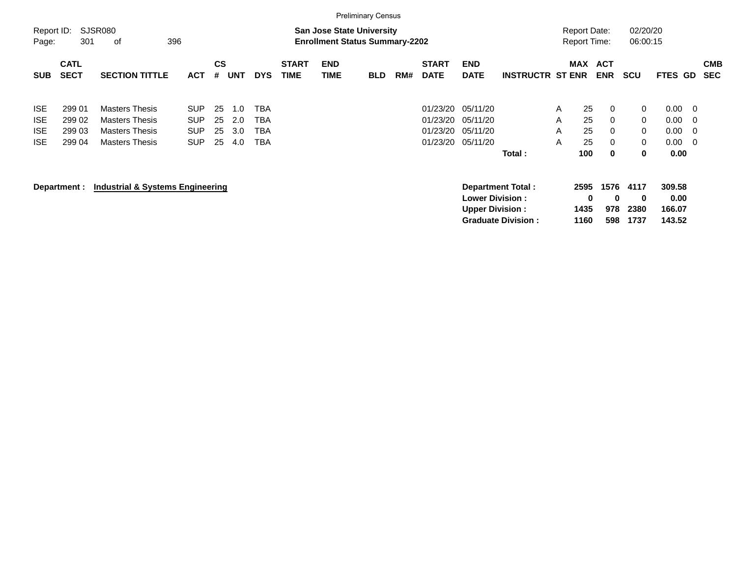Preliminary Census

Report ID: SJSR080
Page: 301 of 396

**San Jose State University**
**Enrollment Status Summary-2202**

Report Date: 02/20/20
Report Time: 06:00:15

| SUB | CATL SECT | SECTION TITTLE | ACT | CS # | UNT | DYS | START TIME | END TIME | BLD | RM# | START DATE | END DATE | INSTRUCTR | ST | MAX ENR | ACT ENR | SCU | FTES | GD | CMB SEC |
|---|---|---|---|---|---|---|---|---|---|---|---|---|---|---|---|---|---|---|---|---|
| ISE | 299 01 | Masters Thesis | SUP | 25 | 1.0 | TBA | | | | | 01/23/20 | 05/11/20 | | A | 25 | 0 | 0 | 0.00 | 0 | |
| ISE | 299 02 | Masters Thesis | SUP | 25 | 2.0 | TBA | | | | | 01/23/20 | 05/11/20 | | A | 25 | 0 | 0 | 0.00 | 0 | |
| ISE | 299 03 | Masters Thesis | SUP | 25 | 3.0 | TBA | | | | | 01/23/20 | 05/11/20 | | A | 25 | 0 | 0 | 0.00 | 0 | |
| ISE | 299 04 | Masters Thesis | SUP | 25 | 4.0 | TBA | | | | | 01/23/20 | 05/11/20 | | A | 25 | 0 | 0 | 0.00 | 0 | |
| | | | | | | | | | | | | | **Total :** | | **100** | **0** | **0** | **0.00** | | |

**Department :** **Industrial & Systems Engineering**

| | MAX ENR | ACT ENR | SCU | FTES |
|---|---|---|---|---|
| **Department Total :** | **2595** | **1576** | **4117** | **309.58** |
| **Lower Division :** | **0** | **0** | **0** | **0.00** |
| **Upper Division :** | **1435** | **978** | **2380** | **166.07** |
| **Graduate Division :** | **1160** | **598** | **1737** | **143.52** |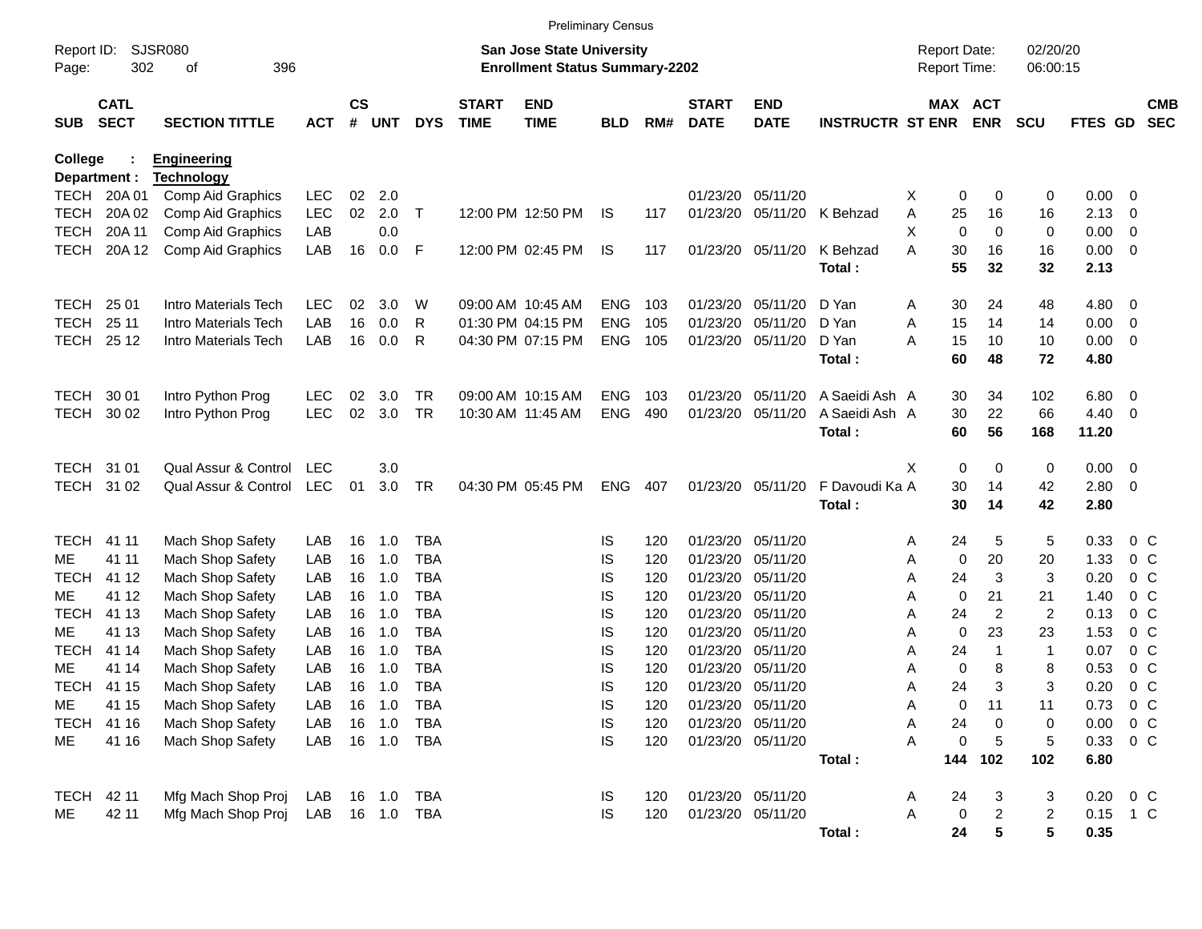Preliminary Census

Report ID: SJSR080

**San Jose State University**
**Enrollment Status Summary-2202**

Report Date: 02/20/20
Report Time: 06:00:15

**College : Engineering**
**Department : Technology**

| SUB | CATL SECT | SECTION TITTLE | ACT | CS # | UNT | DYS | START TIME | END TIME | BLD | RM# | START DATE | END DATE | INSTRUCTR | ST | MAX ENR | ACT ENR | SCU | FTES | GD | CMB SEC |
|---|---|---|---|---|---|---|---|---|---|---|---|---|---|---|---|---|---|---|---|---|
| TECH | 20A 01 | Comp Aid Graphics | LEC | 02 | 2.0 | | | | | | 01/23/20 | 05/11/20 | | X | 0 | 0 | 0 | 0.00 | 0 | |
| TECH | 20A 02 | Comp Aid Graphics | LEC | 02 | 2.0 | T | 12:00 PM | 12:50 PM | IS | 117 | 01/23/20 | 05/11/20 | K Behzad | A | 25 | 16 | 16 | 2.13 | 0 | |
| TECH | 20A 11 | Comp Aid Graphics | LAB | | 0.0 | | | | | | | | | X | 0 | 0 | 0 | 0.00 | 0 | |
| TECH | 20A 12 | Comp Aid Graphics | LAB | 16 | 0.0 | F | 12:00 PM | 02:45 PM | IS | 117 | 01/23/20 | 05/11/20 | K Behzad | A | 30 | 16 | 16 | 0.00 | 0 | |
| | | | | | | | | | | | | | **Total :** | | **55** | **32** | **32** | **2.13** | | |
| TECH | 25 01 | Intro Materials Tech | LEC | 02 | 3.0 | W | 09:00 AM | 10:45 AM | ENG | 103 | 01/23/20 | 05/11/20 | D Yan | A | 30 | 24 | 48 | 4.80 | 0 | |
| TECH | 25 11 | Intro Materials Tech | LAB | 16 | 0.0 | R | 01:30 PM | 04:15 PM | ENG | 105 | 01/23/20 | 05/11/20 | D Yan | A | 15 | 14 | 14 | 0.00 | 0 | |
| TECH | 25 12 | Intro Materials Tech | LAB | 16 | 0.0 | R | 04:30 PM | 07:15 PM | ENG | 105 | 01/23/20 | 05/11/20 | D Yan | A | 15 | 10 | 10 | 0.00 | 0 | |
| | | | | | | | | | | | | | **Total :** | | **60** | **48** | **72** | **4.80** | | |
| TECH | 30 01 | Intro Python Prog | LEC | 02 | 3.0 | TR | 09:00 AM | 10:15 AM | ENG | 103 | 01/23/20 | 05/11/20 | A Saeidi Ash | A | 30 | 34 | 102 | 6.80 | 0 | |
| TECH | 30 02 | Intro Python Prog | LEC | 02 | 3.0 | TR | 10:30 AM | 11:45 AM | ENG | 490 | 01/23/20 | 05/11/20 | A Saeidi Ash | A | 30 | 22 | 66 | 4.40 | 0 | |
| | | | | | | | | | | | | | **Total :** | | **60** | **56** | **168** | **11.20** | | |
| TECH | 31 01 | Qual Assur & Control | LEC | | 3.0 | | | | | | | | | X | 0 | 0 | 0 | 0.00 | 0 | |
| TECH | 31 02 | Qual Assur & Control | LEC | 01 | 3.0 | TR | 04:30 PM | 05:45 PM | ENG | 407 | 01/23/20 | 05/11/20 | F Davoudi Ka | A | 30 | 14 | 42 | 2.80 | 0 | |
| | | | | | | | | | | | | | **Total :** | | **30** | **14** | **42** | **2.80** | | |
| TECH | 41 11 | Mach Shop Safety | LAB | 16 | 1.0 | TBA | | | IS | 120 | 01/23/20 | 05/11/20 | | A | 24 | 5 | 5 | 0.33 | 0 | C |
| ME | 41 11 | Mach Shop Safety | LAB | 16 | 1.0 | TBA | | | IS | 120 | 01/23/20 | 05/11/20 | | A | 0 | 20 | 20 | 1.33 | 0 | C |
| TECH | 41 12 | Mach Shop Safety | LAB | 16 | 1.0 | TBA | | | IS | 120 | 01/23/20 | 05/11/20 | | A | 24 | 3 | 3 | 0.20 | 0 | C |
| ME | 41 12 | Mach Shop Safety | LAB | 16 | 1.0 | TBA | | | IS | 120 | 01/23/20 | 05/11/20 | | A | 0 | 21 | 21 | 1.40 | 0 | C |
| TECH | 41 13 | Mach Shop Safety | LAB | 16 | 1.0 | TBA | | | IS | 120 | 01/23/20 | 05/11/20 | | A | 24 | 2 | 2 | 0.13 | 0 | C |
| ME | 41 13 | Mach Shop Safety | LAB | 16 | 1.0 | TBA | | | IS | 120 | 01/23/20 | 05/11/20 | | A | 0 | 23 | 23 | 1.53 | 0 | C |
| TECH | 41 14 | Mach Shop Safety | LAB | 16 | 1.0 | TBA | | | IS | 120 | 01/23/20 | 05/11/20 | | A | 24 | 1 | 1 | 0.07 | 0 | C |
| ME | 41 14 | Mach Shop Safety | LAB | 16 | 1.0 | TBA | | | IS | 120 | 01/23/20 | 05/11/20 | | A | 0 | 8 | 8 | 0.53 | 0 | C |
| TECH | 41 15 | Mach Shop Safety | LAB | 16 | 1.0 | TBA | | | IS | 120 | 01/23/20 | 05/11/20 | | A | 24 | 3 | 3 | 0.20 | 0 | C |
| ME | 41 15 | Mach Shop Safety | LAB | 16 | 1.0 | TBA | | | IS | 120 | 01/23/20 | 05/11/20 | | A | 0 | 11 | 11 | 0.73 | 0 | C |
| TECH | 41 16 | Mach Shop Safety | LAB | 16 | 1.0 | TBA | | | IS | 120 | 01/23/20 | 05/11/20 | | A | 24 | 0 | 0 | 0.00 | 0 | C |
| ME | 41 16 | Mach Shop Safety | LAB | 16 | 1.0 | TBA | | | IS | 120 | 01/23/20 | 05/11/20 | | A | 0 | 5 | 5 | 0.33 | 0 | C |
| | | | | | | | | | | | | | **Total :** | | **144** | **102** | **102** | **6.80** | | |
| TECH | 42 11 | Mfg Mach Shop Proj | LAB | 16 | 1.0 | TBA | | | IS | 120 | 01/23/20 | 05/11/20 | | A | 24 | 3 | 3 | 0.20 | 0 | C |
| ME | 42 11 | Mfg Mach Shop Proj | LAB | 16 | 1.0 | TBA | | | IS | 120 | 01/23/20 | 05/11/20 | | A | 0 | 2 | 2 | 0.15 | 1 | C |
| | | | | | | | | | | | | | **Total :** | | **24** | **5** | **5** | **0.35** | | |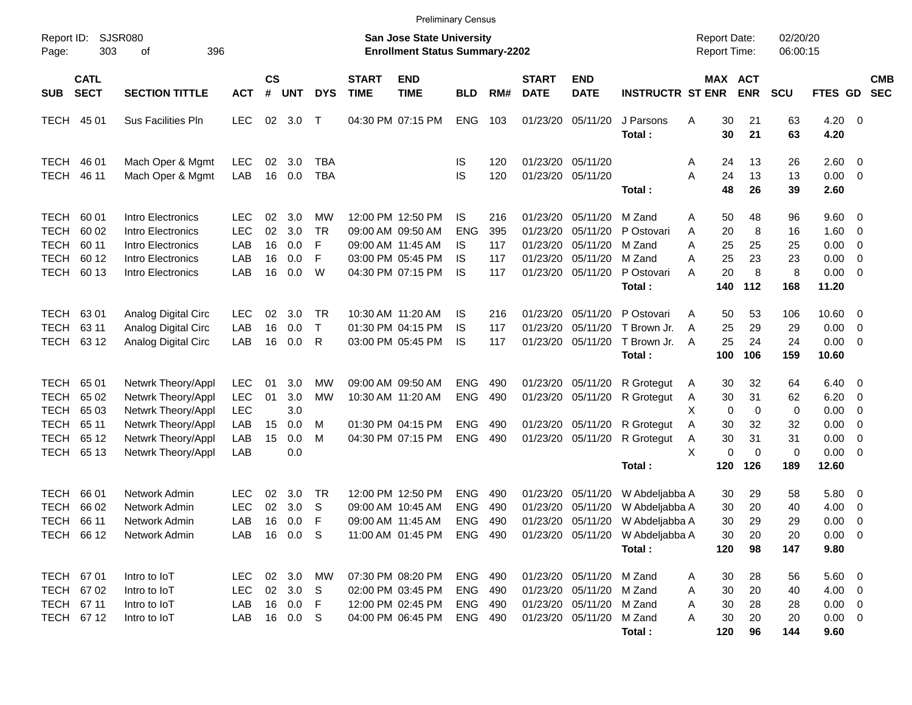Preliminary Census

Report ID: SJSR080

**San Jose State University**
**Enrollment Status Summary-2202**

Report Date: 02/20/20
Report Time: 06:00:15

| SUB | CATL SECT | SECTION TITTLE | ACT | CS # | UNT | DYS | START TIME | END TIME | BLD | RM# | START DATE | END DATE | INSTRUCTR | ST | MAX ENR | ACT ENR | SCU | FTES | GD | CMB SEC |
|---|---|---|---|---|---|---|---|---|---|---|---|---|---|---|---|---|---|---|---|---|
| TECH | 45 01 | Sus Facilities Pln | LEC | 02 | 3.0 | T | 04:30 PM | 07:15 PM | ENG | 103 | 01/23/20 | 05/11/20 | J Parsons | A | 30 | 21 | 63 | 4.20 | 0 | |
| | | | | | | | | | | | | | **Total :** | | **30** | **21** | **63** | **4.20** | | |
| TECH | 46 01 | Mach Oper & Mgmt | LEC | 02 | 3.0 | TBA | | | IS | 120 | 01/23/20 | 05/11/20 | | A | 24 | 13 | 26 | 2.60 | 0 | |
| TECH | 46 11 | Mach Oper & Mgmt | LAB | 16 | 0.0 | TBA | | | IS | 120 | 01/23/20 | 05/11/20 | | A | 24 | 13 | 13 | 0.00 | 0 | |
| | | | | | | | | | | | | | **Total :** | | **48** | **26** | **39** | **2.60** | | |
| TECH | 60 01 | Intro Electronics | LEC | 02 | 3.0 | MW | 12:00 PM | 12:50 PM | IS | 216 | 01/23/20 | 05/11/20 | M Zand | A | 50 | 48 | 96 | 9.60 | 0 | |
| TECH | 60 02 | Intro Electronics | LEC | 02 | 3.0 | TR | 09:00 AM | 09:50 AM | ENG | 395 | 01/23/20 | 05/11/20 | P Ostovari | A | 20 | 8 | 16 | 1.60 | 0 | |
| TECH | 60 11 | Intro Electronics | LAB | 16 | 0.0 | F | 09:00 AM | 11:45 AM | IS | 117 | 01/23/20 | 05/11/20 | M Zand | A | 25 | 25 | 25 | 0.00 | 0 | |
| TECH | 60 12 | Intro Electronics | LAB | 16 | 0.0 | F | 03:00 PM | 05:45 PM | IS | 117 | 01/23/20 | 05/11/20 | M Zand | A | 25 | 23 | 23 | 0.00 | 0 | |
| TECH | 60 13 | Intro Electronics | LAB | 16 | 0.0 | W | 04:30 PM | 07:15 PM | IS | 117 | 01/23/20 | 05/11/20 | P Ostovari | A | 20 | 8 | 8 | 0.00 | 0 | |
| | | | | | | | | | | | | | **Total :** | | **140** | **112** | **168** | **11.20** | | |
| TECH | 63 01 | Analog Digital Circ | LEC | 02 | 3.0 | TR | 10:30 AM | 11:20 AM | IS | 216 | 01/23/20 | 05/11/20 | P Ostovari | A | 50 | 53 | 106 | 10.60 | 0 | |
| TECH | 63 11 | Analog Digital Circ | LAB | 16 | 0.0 | T | 01:30 PM | 04:15 PM | IS | 117 | 01/23/20 | 05/11/20 | T Brown Jr. | A | 25 | 29 | 29 | 0.00 | 0 | |
| TECH | 63 12 | Analog Digital Circ | LAB | 16 | 0.0 | R | 03:00 PM | 05:45 PM | IS | 117 | 01/23/20 | 05/11/20 | T Brown Jr. | A | 25 | 24 | 24 | 0.00 | 0 | |
| | | | | | | | | | | | | | **Total :** | | **100** | **106** | **159** | **10.60** | | |
| TECH | 65 01 | Netwrk Theory/Appl | LEC | 01 | 3.0 | MW | 09:00 AM | 09:50 AM | ENG | 490 | 01/23/20 | 05/11/20 | R Grotegut | A | 30 | 32 | 64 | 6.40 | 0 | |
| TECH | 65 02 | Netwrk Theory/Appl | LEC | 01 | 3.0 | MW | 10:30 AM | 11:20 AM | ENG | 490 | 01/23/20 | 05/11/20 | R Grotegut | A | 30 | 31 | 62 | 6.20 | 0 | |
| TECH | 65 03 | Netwrk Theory/Appl | LEC | | 3.0 | | | | | | | | | X | 0 | 0 | 0 | 0.00 | 0 | |
| TECH | 65 11 | Netwrk Theory/Appl | LAB | 15 | 0.0 | M | 01:30 PM | 04:15 PM | ENG | 490 | 01/23/20 | 05/11/20 | R Grotegut | A | 30 | 32 | 32 | 0.00 | 0 | |
| TECH | 65 12 | Netwrk Theory/Appl | LAB | 15 | 0.0 | M | 04:30 PM | 07:15 PM | ENG | 490 | 01/23/20 | 05/11/20 | R Grotegut | A | 30 | 31 | 31 | 0.00 | 0 | |
| TECH | 65 13 | Netwrk Theory/Appl | LAB | | 0.0 | | | | | | | | | X | 0 | 0 | 0 | 0.00 | 0 | |
| | | | | | | | | | | | | | **Total :** | | **120** | **126** | **189** | **12.60** | | |
| TECH | 66 01 | Network Admin | LEC | 02 | 3.0 | TR | 12:00 PM | 12:50 PM | ENG | 490 | 01/23/20 | 05/11/20 | W Abdeljabba | A | 30 | 29 | 58 | 5.80 | 0 | |
| TECH | 66 02 | Network Admin | LEC | 02 | 3.0 | S | 09:00 AM | 10:45 AM | ENG | 490 | 01/23/20 | 05/11/20 | W Abdeljabba | A | 30 | 20 | 40 | 4.00 | 0 | |
| TECH | 66 11 | Network Admin | LAB | 16 | 0.0 | F | 09:00 AM | 11:45 AM | ENG | 490 | 01/23/20 | 05/11/20 | W Abdeljabba | A | 30 | 29 | 29 | 0.00 | 0 | |
| TECH | 66 12 | Network Admin | LAB | 16 | 0.0 | S | 11:00 AM | 01:45 PM | ENG | 490 | 01/23/20 | 05/11/20 | W Abdeljabba | A | 30 | 20 | 20 | 0.00 | 0 | |
| | | | | | | | | | | | | | **Total :** | | **120** | **98** | **147** | **9.80** | | |
| TECH | 67 01 | Intro to IoT | LEC | 02 | 3.0 | MW | 07:30 PM | 08:20 PM | ENG | 490 | 01/23/20 | 05/11/20 | M Zand | A | 30 | 28 | 56 | 5.60 | 0 | |
| TECH | 67 02 | Intro to IoT | LEC | 02 | 3.0 | S | 02:00 PM | 03:45 PM | ENG | 490 | 01/23/20 | 05/11/20 | M Zand | A | 30 | 20 | 40 | 4.00 | 0 | |
| TECH | 67 11 | Intro to IoT | LAB | 16 | 0.0 | F | 12:00 PM | 02:45 PM | ENG | 490 | 01/23/20 | 05/11/20 | M Zand | A | 30 | 28 | 28 | 0.00 | 0 | |
| TECH | 67 12 | Intro to IoT | LAB | 16 | 0.0 | S | 04:00 PM | 06:45 PM | ENG | 490 | 01/23/20 | 05/11/20 | M Zand | A | 30 | 20 | 20 | 0.00 | 0 | |
| | | | | | | | | | | | | | **Total :** | | **120** | **96** | **144** | **9.60** | | |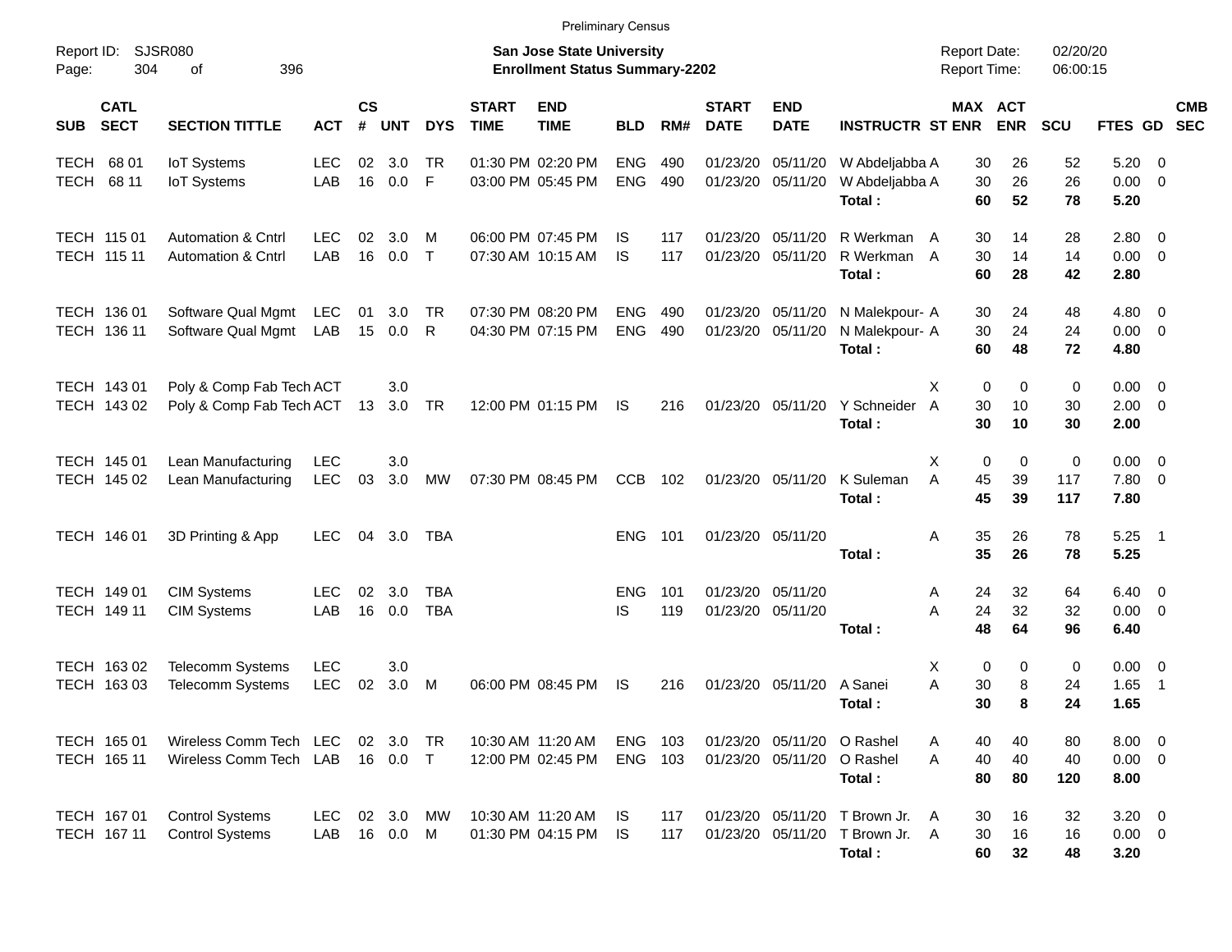Preliminary Census

Report ID: SJSR080
Page: 304 of 396

**San Jose State University**
**Enrollment Status Summary-2202**

Report Date: 02/20/20
Report Time: 06:00:15

| SUB | CATL SECT | SECTION TITTLE | ACT | CS # | UNT | DYS | START TIME | END TIME | BLD | RM# | START DATE | END DATE | INSTRUCTR | ST | MAX ENR | ACT ENR | SCU | FTES | GD | CMB SEC |
|---|---|---|---|---|---|---|---|---|---|---|---|---|---|---|---|---|---|---|---|---|
| TECH | 68 01 | IoT Systems | LEC | 02 | 3.0 | TR | 01:30 PM | 02:20 PM | ENG | 490 | 01/23/20 | 05/11/20 | W Abdeljabba | A | 30 | 26 | 52 | 5.20 | 0 | |
| TECH | 68 11 | IoT Systems | LAB | 16 | 0.0 | F | 03:00 PM | 05:45 PM | ENG | 490 | 01/23/20 | 05/11/20 | W Abdeljabba | A | 30 | 26 | 26 | 0.00 | 0 | |
| | | | | | | | | | | | | | **Total :** | | **60** | **52** | **78** | **5.20** | | |
| TECH | 115 01 | Automation & Cntrl | LEC | 02 | 3.0 | M | 06:00 PM | 07:45 PM | IS | 117 | 01/23/20 | 05/11/20 | R Werkman | A | 30 | 14 | 28 | 2.80 | 0 | |
| TECH | 115 11 | Automation & Cntrl | LAB | 16 | 0.0 | T | 07:30 AM | 10:15 AM | IS | 117 | 01/23/20 | 05/11/20 | R Werkman | A | 30 | 14 | 14 | 0.00 | 0 | |
| | | | | | | | | | | | | | **Total :** | | **60** | **28** | **42** | **2.80** | | |
| TECH | 136 01 | Software Qual Mgmt | LEC | 01 | 3.0 | TR | 07:30 PM | 08:20 PM | ENG | 490 | 01/23/20 | 05/11/20 | N Malekpour- | A | 30 | 24 | 48 | 4.80 | 0 | |
| TECH | 136 11 | Software Qual Mgmt | LAB | 15 | 0.0 | R | 04:30 PM | 07:15 PM | ENG | 490 | 01/23/20 | 05/11/20 | N Malekpour- | A | 30 | 24 | 24 | 0.00 | 0 | |
| | | | | | | | | | | | | | **Total :** | | **60** | **48** | **72** | **4.80** | | |
| TECH | 143 01 | Poly & Comp Fab Tech | ACT | | 3.0 | | | | | | | | | X | 0 | 0 | 0 | 0.00 | 0 | |
| TECH | 143 02 | Poly & Comp Fab Tech | ACT | 13 | 3.0 | TR | 12:00 PM | 01:15 PM | IS | 216 | 01/23/20 | 05/11/20 | Y Schneider | A | 30 | 10 | 30 | 2.00 | 0 | |
| | | | | | | | | | | | | | **Total :** | | **30** | **10** | **30** | **2.00** | | |
| TECH | 145 01 | Lean Manufacturing | LEC | | 3.0 | | | | | | | | | X | 0 | 0 | 0 | 0.00 | 0 | |
| TECH | 145 02 | Lean Manufacturing | LEC | 03 | 3.0 | MW | 07:30 PM | 08:45 PM | CCB | 102 | 01/23/20 | 05/11/20 | K Suleman | A | 45 | 39 | 117 | 7.80 | 0 | |
| | | | | | | | | | | | | | **Total :** | | **45** | **39** | **117** | **7.80** | | |
| TECH | 146 01 | 3D Printing & App | LEC | 04 | 3.0 | TBA | | | ENG | 101 | 01/23/20 | 05/11/20 | | A | 35 | 26 | 78 | 5.25 | 1 | |
| | | | | | | | | | | | | | **Total :** | | **35** | **26** | **78** | **5.25** | | |
| TECH | 149 01 | CIM Systems | LEC | 02 | 3.0 | TBA | | | ENG | 101 | 01/23/20 | 05/11/20 | | A | 24 | 32 | 64 | 6.40 | 0 | |
| TECH | 149 11 | CIM Systems | LAB | 16 | 0.0 | TBA | | | IS | 119 | 01/23/20 | 05/11/20 | | A | 24 | 32 | 32 | 0.00 | 0 | |
| | | | | | | | | | | | | | **Total :** | | **48** | **64** | **96** | **6.40** | | |
| TECH | 163 02 | Telecomm Systems | LEC | | 3.0 | | | | | | | | | X | 0 | 0 | 0 | 0.00 | 0 | |
| TECH | 163 03 | Telecomm Systems | LEC | 02 | 3.0 | M | 06:00 PM | 08:45 PM | IS | 216 | 01/23/20 | 05/11/20 | A Sanei | A | 30 | 8 | 24 | 1.65 | 1 | |
| | | | | | | | | | | | | | **Total :** | | **30** | **8** | **24** | **1.65** | | |
| TECH | 165 01 | Wireless Comm Tech | LEC | 02 | 3.0 | TR | 10:30 AM | 11:20 AM | ENG | 103 | 01/23/20 | 05/11/20 | O Rashel | A | 40 | 40 | 80 | 8.00 | 0 | |
| TECH | 165 11 | Wireless Comm Tech | LAB | 16 | 0.0 | T | 12:00 PM | 02:45 PM | ENG | 103 | 01/23/20 | 05/11/20 | O Rashel | A | 40 | 40 | 40 | 0.00 | 0 | |
| | | | | | | | | | | | | | **Total :** | | **80** | **80** | **120** | **8.00** | | |
| TECH | 167 01 | Control Systems | LEC | 02 | 3.0 | MW | 10:30 AM | 11:20 AM | IS | 117 | 01/23/20 | 05/11/20 | T Brown Jr. | A | 30 | 16 | 32 | 3.20 | 0 | |
| TECH | 167 11 | Control Systems | LAB | 16 | 0.0 | M | 01:30 PM | 04:15 PM | IS | 117 | 01/23/20 | 05/11/20 | T Brown Jr. | A | 30 | 16 | 16 | 0.00 | 0 | |
| | | | | | | | | | | | | | **Total :** | | **60** | **32** | **48** | **3.20** | | |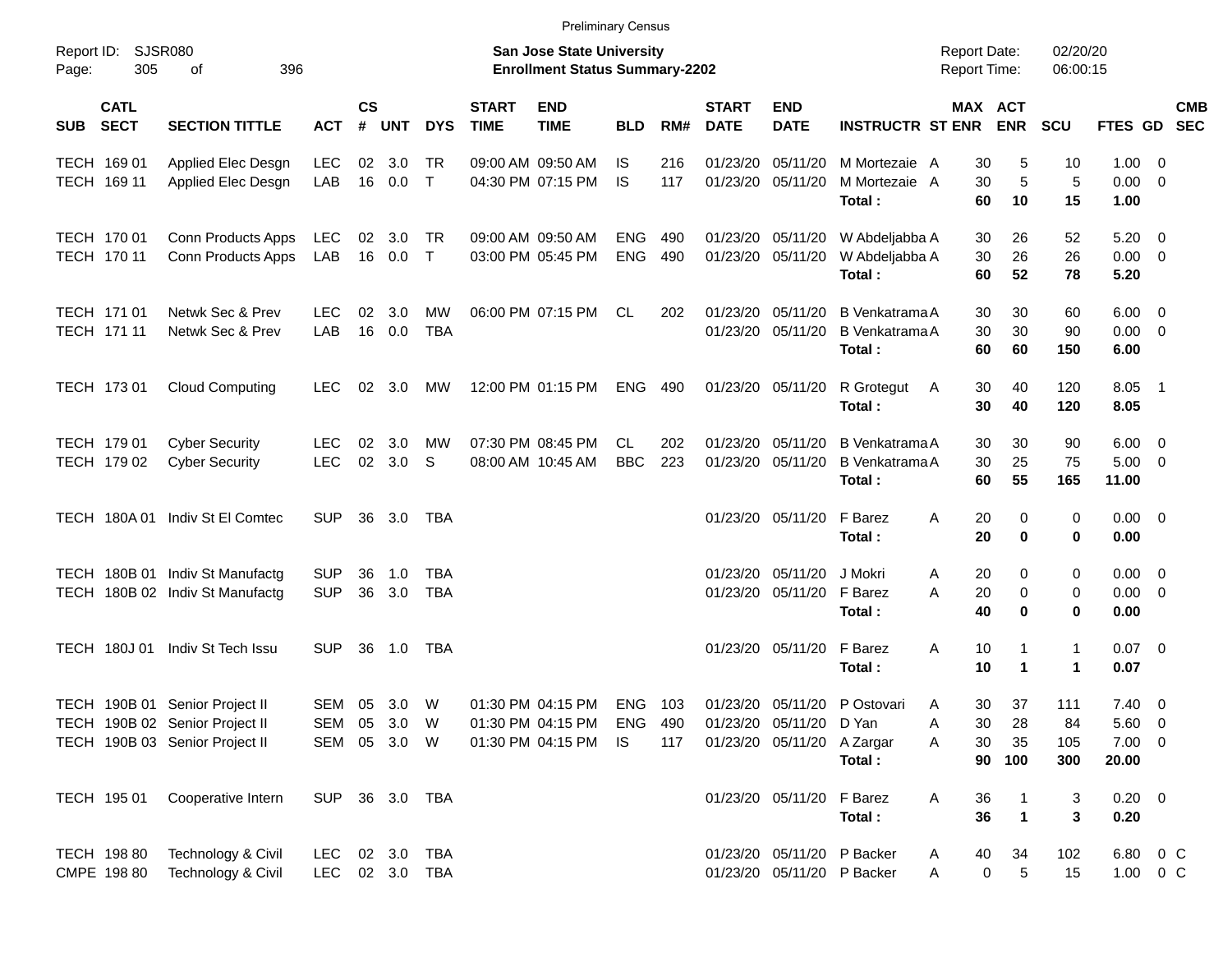Preliminary Census

Report ID: SJSR080

**San Jose State University**
**Enrollment Status Summary-2202**

Report Date: 02/20/20
Report Time: 06:00:15

| SUB | CATL SECT | SECTION TITTLE | ACT | CS # | UNT | DYS | START TIME | END TIME | BLD | RM# | START DATE | END DATE | INSTRUCTR | ST | MAX ENR | ACT ENR | SCU | FTES | GD | CMB SEC |
|---|---|---|---|---|---|---|---|---|---|---|---|---|---|---|---|---|---|---|---|---|
| TECH | 169 01 | Applied Elec Desgn | LEC | 02 | 3.0 | TR | 09:00 AM | 09:50 AM | IS | 216 | 01/23/20 | 05/11/20 | M Mortezaie | A | 30 | 5 | 10 | 1.00 | 0 | |
| TECH | 169 11 | Applied Elec Desgn | LAB | 16 | 0.0 | T | 04:30 PM | 07:15 PM | IS | 117 | 01/23/20 | 05/11/20 | M Mortezaie | A | 30 | 5 | 5 | 0.00 | 0 | |
| | | | | | | | | | | | | | **Total :** | | **60** | **10** | **15** | **1.00** | | |
| TECH | 170 01 | Conn Products Apps | LEC | 02 | 3.0 | TR | 09:00 AM | 09:50 AM | ENG | 490 | 01/23/20 | 05/11/20 | W Abdeljabba | A | 30 | 26 | 52 | 5.20 | 0 | |
| TECH | 170 11 | Conn Products Apps | LAB | 16 | 0.0 | T | 03:00 PM | 05:45 PM | ENG | 490 | 01/23/20 | 05/11/20 | W Abdeljabba | A | 30 | 26 | 26 | 0.00 | 0 | |
| | | | | | | | | | | | | | **Total :** | | **60** | **52** | **78** | **5.20** | | |
| TECH | 171 01 | Netwk Sec & Prev | LEC | 02 | 3.0 | MW | 06:00 PM | 07:15 PM | CL | 202 | 01/23/20 | 05/11/20 | B Venkatrama | A | 30 | 30 | 60 | 6.00 | 0 | |
| TECH | 171 11 | Netwk Sec & Prev | LAB | 16 | 0.0 | TBA | | | | | 01/23/20 | 05/11/20 | B Venkatrama | A | 30 | 30 | 90 | 0.00 | 0 | |
| | | | | | | | | | | | | | **Total :** | | **60** | **60** | **150** | **6.00** | | |
| TECH | 173 01 | Cloud Computing | LEC | 02 | 3.0 | MW | 12:00 PM | 01:15 PM | ENG | 490 | 01/23/20 | 05/11/20 | R Grotegut | A | 30 | 40 | 120 | 8.05 | 1 | |
| | | | | | | | | | | | | | **Total :** | | **30** | **40** | **120** | **8.05** | | |
| TECH | 179 01 | Cyber Security | LEC | 02 | 3.0 | MW | 07:30 PM | 08:45 PM | CL | 202 | 01/23/20 | 05/11/20 | B Venkatrama | A | 30 | 30 | 90 | 6.00 | 0 | |
| TECH | 179 02 | Cyber Security | LEC | 02 | 3.0 | S | 08:00 AM | 10:45 AM | BBC | 223 | 01/23/20 | 05/11/20 | B Venkatrama | A | 30 | 25 | 75 | 5.00 | 0 | |
| | | | | | | | | | | | | | **Total :** | | **60** | **55** | **165** | **11.00** | | |
| TECH | 180A 01 | Indiv St El Comtec | SUP | 36 | 3.0 | TBA | | | | | 01/23/20 | 05/11/20 | F Barez | A | 20 | 0 | 0 | 0.00 | 0 | |
| | | | | | | | | | | | | | **Total :** | | **20** | **0** | **0** | **0.00** | | |
| TECH | 180B 01 | Indiv St Manufactg | SUP | 36 | 1.0 | TBA | | | | | 01/23/20 | 05/11/20 | J Mokri | A | 20 | 0 | 0 | 0.00 | 0 | |
| TECH | 180B 02 | Indiv St Manufactg | SUP | 36 | 3.0 | TBA | | | | | 01/23/20 | 05/11/20 | F Barez | A | 20 | 0 | 0 | 0.00 | 0 | |
| | | | | | | | | | | | | | **Total :** | | **40** | **0** | **0** | **0.00** | | |
| TECH | 180J 01 | Indiv St Tech Issu | SUP | 36 | 1.0 | TBA | | | | | 01/23/20 | 05/11/20 | F Barez | A | 10 | 1 | 1 | 0.07 | 0 | |
| | | | | | | | | | | | | | **Total :** | | **10** | **1** | **1** | **0.07** | | |
| TECH | 190B 01 | Senior Project II | SEM | 05 | 3.0 | W | 01:30 PM | 04:15 PM | ENG | 103 | 01/23/20 | 05/11/20 | P Ostovari | A | 30 | 37 | 111 | 7.40 | 0 | |
| TECH | 190B 02 | Senior Project II | SEM | 05 | 3.0 | W | 01:30 PM | 04:15 PM | ENG | 490 | 01/23/20 | 05/11/20 | D Yan | A | 30 | 28 | 84 | 5.60 | 0 | |
| TECH | 190B 03 | Senior Project II | SEM | 05 | 3.0 | W | 01:30 PM | 04:15 PM | IS | 117 | 01/23/20 | 05/11/20 | A Zargar | A | 30 | 35 | 105 | 7.00 | 0 | |
| | | | | | | | | | | | | | **Total :** | | **90** | **100** | **300** | **20.00** | | |
| TECH | 195 01 | Cooperative Intern | SUP | 36 | 3.0 | TBA | | | | | 01/23/20 | 05/11/20 | F Barez | A | 36 | 1 | 3 | 0.20 | 0 | |
| | | | | | | | | | | | | | **Total :** | | **36** | **1** | **3** | **0.20** | | |
| TECH | 198 80 | Technology & Civil | LEC | 02 | 3.0 | TBA | | | | | 01/23/20 | 05/11/20 | P Backer | A | 40 | 34 | 102 | 6.80 | 0 | C |
| CMPE | 198 80 | Technology & Civil | LEC | 02 | 3.0 | TBA | | | | | 01/23/20 | 05/11/20 | P Backer | A | 0 | 5 | 15 | 1.00 | 0 | C |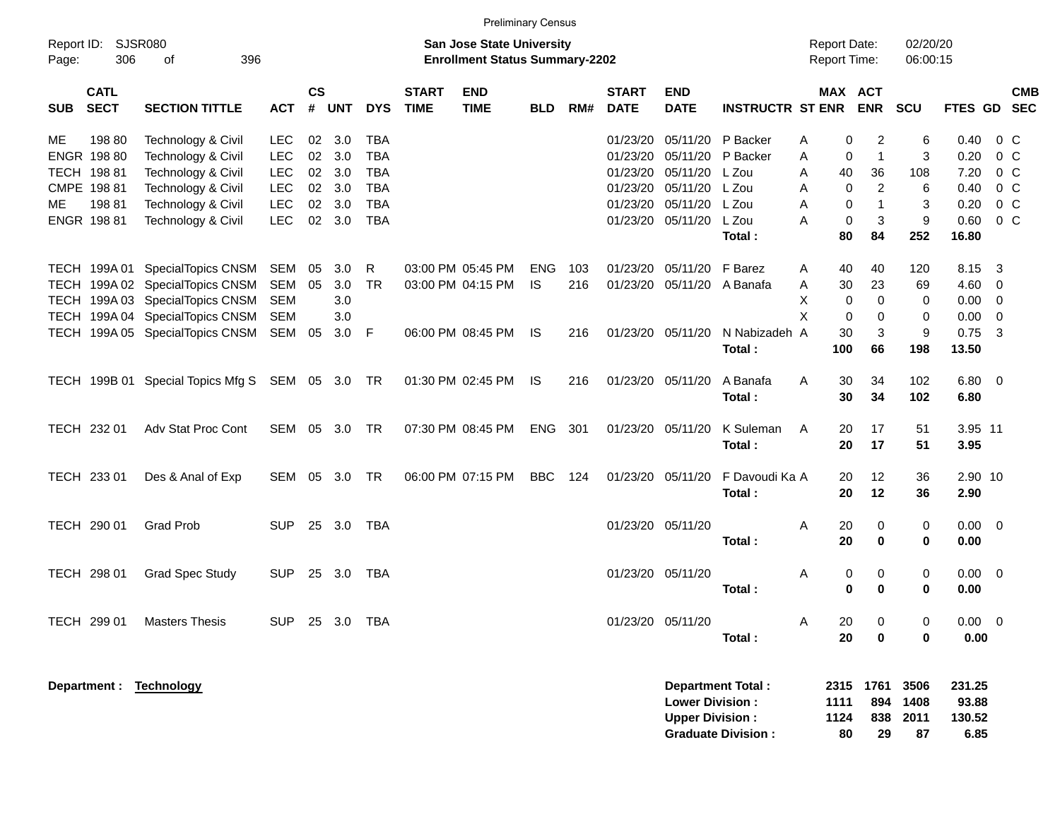Preliminary Census

Report ID: SJSR080

**San Jose State University**
**Enrollment Status Summary-2202**

Report Date: 02/20/20
Report Time: 06:00:15

| SUB | CATL SECT | SECTION TITTLE | ACT | CS # | UNT | DYS | START TIME | END TIME | BLD | RM# | START DATE | END DATE | INSTRUCTR | ST | MAX ENR | ACT ENR | SCU | FTES | GD | CMB SEC |
|---|---|---|---|---|---|---|---|---|---|---|---|---|---|---|---|---|---|---|---|---|
| ME | 198 80 | Technology & Civil | LEC | 02 | 3.0 | TBA | | | | | 01/23/20 | 05/11/20 | P Backer | A | 0 | 2 | 6 | 0.40 | 0 | C |
| ENGR | 198 80 | Technology & Civil | LEC | 02 | 3.0 | TBA | | | | | 01/23/20 | 05/11/20 | P Backer | A | 0 | 1 | 3 | 0.20 | 0 | C |
| TECH | 198 81 | Technology & Civil | LEC | 02 | 3.0 | TBA | | | | | 01/23/20 | 05/11/20 | L Zou | A | 40 | 36 | 108 | 7.20 | 0 | C |
| CMPE | 198 81 | Technology & Civil | LEC | 02 | 3.0 | TBA | | | | | 01/23/20 | 05/11/20 | L Zou | A | 0 | 2 | 6 | 0.40 | 0 | C |
| ME | 198 81 | Technology & Civil | LEC | 02 | 3.0 | TBA | | | | | 01/23/20 | 05/11/20 | L Zou | A | 0 | 1 | 3 | 0.20 | 0 | C |
| ENGR | 198 81 | Technology & Civil | LEC | 02 | 3.0 | TBA | | | | | 01/23/20 | 05/11/20 | L Zou | A | 0 | 3 | 9 | 0.60 | 0 | C |
| | | | | | | | | | | | | | **Total :** | | **80** | **84** | **252** | **16.80** | | |
| TECH | 199A 01 | SpecialTopics CNSM | SEM | 05 | 3.0 | R | 03:00 PM | 05:45 PM | ENG | 103 | 01/23/20 | 05/11/20 | F Barez | A | 40 | 40 | 120 | 8.15 | 3 | |
| TECH | 199A 02 | SpecialTopics CNSM | SEM | 05 | 3.0 | TR | 03:00 PM | 04:15 PM | IS | 216 | 01/23/20 | 05/11/20 | A Banafa | A | 30 | 23 | 69 | 4.60 | 0 | |
| TECH | 199A 03 | SpecialTopics CNSM | SEM | | 3.0 | | | | | | | | | X | 0 | 0 | 0 | 0.00 | 0 | |
| TECH | 199A 04 | SpecialTopics CNSM | SEM | | 3.0 | | | | | | | | | X | 0 | 0 | 0 | 0.00 | 0 | |
| TECH | 199A 05 | SpecialTopics CNSM | SEM | 05 | 3.0 | F | 06:00 PM | 08:45 PM | IS | 216 | 01/23/20 | 05/11/20 | N Nabizadeh | A | 30 | 3 | 9 | 0.75 | 3 | |
| | | | | | | | | | | | | | **Total :** | | **100** | **66** | **198** | **13.50** | | |
| TECH | 199B 01 | Special Topics Mfg S | SEM | 05 | 3.0 | TR | 01:30 PM | 02:45 PM | IS | 216 | 01/23/20 | 05/11/20 | A Banafa | A | 30 | 34 | 102 | 6.80 | 0 | |
| | | | | | | | | | | | | | **Total :** | | **30** | **34** | **102** | **6.80** | | |
| TECH | 232 01 | Adv Stat Proc Cont | SEM | 05 | 3.0 | TR | 07:30 PM | 08:45 PM | ENG | 301 | 01/23/20 | 05/11/20 | K Suleman | A | 20 | 17 | 51 | 3.95 | 11 | |
| | | | | | | | | | | | | | **Total :** | | **20** | **17** | **51** | **3.95** | | |
| TECH | 233 01 | Des & Anal of Exp | SEM | 05 | 3.0 | TR | 06:00 PM | 07:15 PM | BBC | 124 | 01/23/20 | 05/11/20 | F Davoudi Ka | A | 20 | 12 | 36 | 2.90 | 10 | |
| | | | | | | | | | | | | | **Total :** | | **20** | **12** | **36** | **2.90** | | |
| TECH | 290 01 | Grad Prob | SUP | 25 | 3.0 | TBA | | | | | 01/23/20 | 05/11/20 | | A | 20 | 0 | 0 | 0.00 | 0 | |
| | | | | | | | | | | | | | **Total :** | | **20** | **0** | **0** | **0.00** | | |
| TECH | 298 01 | Grad Spec Study | SUP | 25 | 3.0 | TBA | | | | | 01/23/20 | 05/11/20 | | A | 0 | 0 | 0 | 0.00 | 0 | |
| | | | | | | | | | | | | | **Total :** | | **0** | **0** | **0** | **0.00** | | |
| TECH | 299 01 | Masters Thesis | SUP | 25 | 3.0 | TBA | | | | | 01/23/20 | 05/11/20 | | A | 20 | 0 | 0 | 0.00 | 0 | |
| | | | | | | | | | | | | | **Total :** | | **20** | **0** | **0** | **0.00** | | |

**Department :** **Technology**

| | MAX ENR | ACT ENR | SCU | FTES |
|---|---|---|---|---|
| **Department Total :** | **2315** | **1761** | **3506** | **231.25** |
| **Lower Division :** | **1111** | **894** | **1408** | **93.88** |
| **Upper Division :** | **1124** | **838** | **2011** | **130.52** |
| **Graduate Division :** | **80** | **29** | **87** | **6.85** |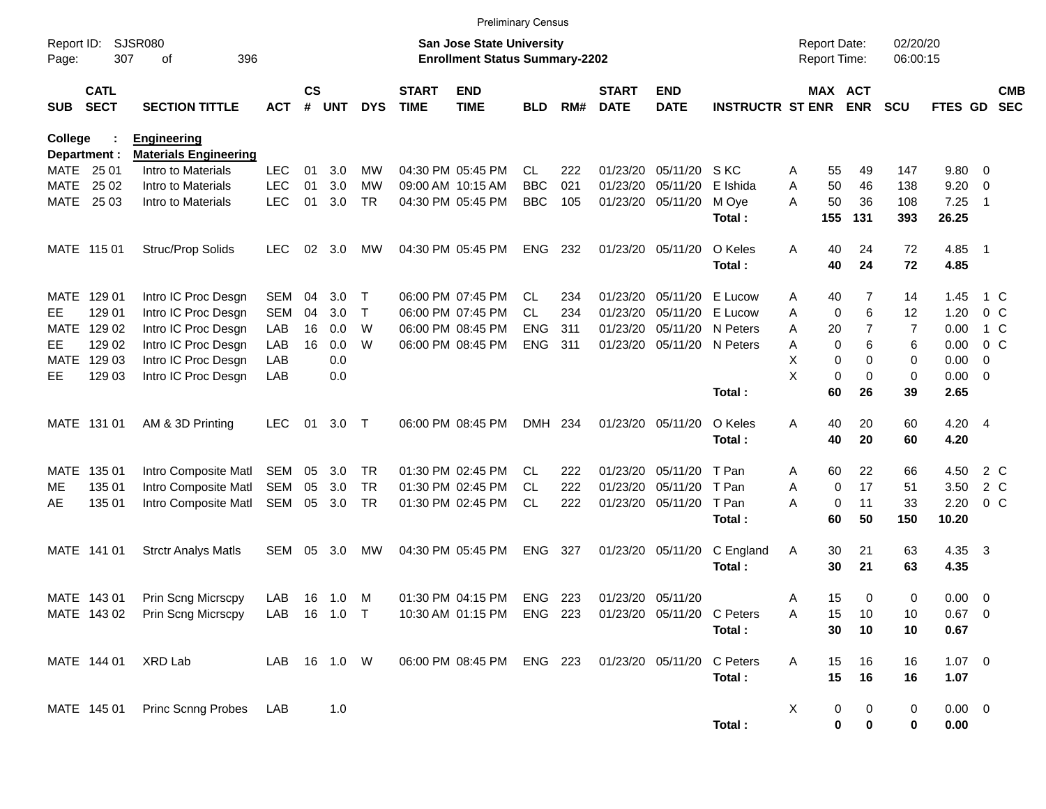Preliminary Census

Report ID: SJSR080

**San Jose State University**
**Enrollment Status Summary-2202**

Report Date: 02/20/20
Report Time: 06:00:15

**College : Engineering**
**Department : Materials Engineering**

| SUB | CATL SECT | SECTION TITTLE | ACT | CS # | UNT | DYS | START TIME | END TIME | BLD | RM# | START DATE | END DATE | INSTRUCTR | ST | MAX ENR | ACT ENR | SCU | FTES | GD | CMB SEC |
|---|---|---|---|---|---|---|---|---|---|---|---|---|---|---|---|---|---|---|---|---|
| MATE | 25 01 | Intro to Materials | LEC | 01 | 3.0 | MW | 04:30 PM | 05:45 PM | CL | 222 | 01/23/20 | 05/11/20 | S KC | A | 55 | 49 | 147 | 9.80 | 0 | |
| MATE | 25 02 | Intro to Materials | LEC | 01 | 3.0 | MW | 09:00 AM | 10:15 AM | BBC | 021 | 01/23/20 | 05/11/20 | E Ishida | A | 50 | 46 | 138 | 9.20 | 0 | |
| MATE | 25 03 | Intro to Materials | LEC | 01 | 3.0 | TR | 04:30 PM | 05:45 PM | BBC | 105 | 01/23/20 | 05/11/20 | M Oye | A | 50 | 36 | 108 | 7.25 | 1 | |
| | | | | | | | | | | | | | **Total :** | | **155** | **131** | **393** | **26.25** | | |
| MATE | 115 01 | Struc/Prop Solids | LEC | 02 | 3.0 | MW | 04:30 PM | 05:45 PM | ENG | 232 | 01/23/20 | 05/11/20 | O Keles | A | 40 | 24 | 72 | 4.85 | 1 | |
| | | | | | | | | | | | | | **Total :** | | **40** | **24** | **72** | **4.85** | | |
| MATE | 129 01 | Intro IC Proc Desgn | SEM | 04 | 3.0 | T | 06:00 PM | 07:45 PM | CL | 234 | 01/23/20 | 05/11/20 | E Lucow | A | 40 | 7 | 14 | 1.45 | 1 | C |
| EE | 129 01 | Intro IC Proc Desgn | SEM | 04 | 3.0 | T | 06:00 PM | 07:45 PM | CL | 234 | 01/23/20 | 05/11/20 | E Lucow | A | 0 | 6 | 12 | 1.20 | 0 | C |
| MATE | 129 02 | Intro IC Proc Desgn | LAB | 16 | 0.0 | W | 06:00 PM | 08:45 PM | ENG | 311 | 01/23/20 | 05/11/20 | N Peters | A | 20 | 7 | 7 | 0.00 | 1 | C |
| EE | 129 02 | Intro IC Proc Desgn | LAB | 16 | 0.0 | W | 06:00 PM | 08:45 PM | ENG | 311 | 01/23/20 | 05/11/20 | N Peters | A | 0 | 6 | 6 | 0.00 | 0 | C |
| MATE | 129 03 | Intro IC Proc Desgn | LAB | | 0.0 | | | | | | | | | X | 0 | 0 | 0 | 0.00 | 0 | |
| EE | 129 03 | Intro IC Proc Desgn | LAB | | 0.0 | | | | | | | | | X | 0 | 0 | 0 | 0.00 | 0 | |
| | | | | | | | | | | | | | **Total :** | | **60** | **26** | **39** | **2.65** | | |
| MATE | 131 01 | AM & 3D Printing | LEC | 01 | 3.0 | T | 06:00 PM | 08:45 PM | DMH | 234 | 01/23/20 | 05/11/20 | O Keles | A | 40 | 20 | 60 | 4.20 | 4 | |
| | | | | | | | | | | | | | **Total :** | | **40** | **20** | **60** | **4.20** | | |
| MATE | 135 01 | Intro Composite Matl | SEM | 05 | 3.0 | TR | 01:30 PM | 02:45 PM | CL | 222 | 01/23/20 | 05/11/20 | T Pan | A | 60 | 22 | 66 | 4.50 | 2 | C |
| ME | 135 01 | Intro Composite Matl | SEM | 05 | 3.0 | TR | 01:30 PM | 02:45 PM | CL | 222 | 01/23/20 | 05/11/20 | T Pan | A | 0 | 17 | 51 | 3.50 | 2 | C |
| AE | 135 01 | Intro Composite Matl | SEM | 05 | 3.0 | TR | 01:30 PM | 02:45 PM | CL | 222 | 01/23/20 | 05/11/20 | T Pan | A | 0 | 11 | 33 | 2.20 | 0 | C |
| | | | | | | | | | | | | | **Total :** | | **60** | **50** | **150** | **10.20** | | |
| MATE | 141 01 | Strctr Analys Matls | SEM | 05 | 3.0 | MW | 04:30 PM | 05:45 PM | ENG | 327 | 01/23/20 | 05/11/20 | C England | A | 30 | 21 | 63 | 4.35 | 3 | |
| | | | | | | | | | | | | | **Total :** | | **30** | **21** | **63** | **4.35** | | |
| MATE | 143 01 | Prin Scng Micrscpy | LAB | 16 | 1.0 | M | 01:30 PM | 04:15 PM | ENG | 223 | 01/23/20 | 05/11/20 | | A | 15 | 0 | 0 | 0.00 | 0 | |
| MATE | 143 02 | Prin Scng Micrscpy | LAB | 16 | 1.0 | T | 10:30 AM | 01:15 PM | ENG | 223 | 01/23/20 | 05/11/20 | C Peters | A | 15 | 10 | 10 | 0.67 | 0 | |
| | | | | | | | | | | | | | **Total :** | | **30** | **10** | **10** | **0.67** | | |
| MATE | 144 01 | XRD Lab | LAB | 16 | 1.0 | W | 06:00 PM | 08:45 PM | ENG | 223 | 01/23/20 | 05/11/20 | C Peters | A | 15 | 16 | 16 | 1.07 | 0 | |
| | | | | | | | | | | | | | **Total :** | | **15** | **16** | **16** | **1.07** | | |
| MATE | 145 01 | Princ Scnng Probes | LAB | | 1.0 | | | | | | | | | X | 0 | 0 | 0 | 0.00 | 0 | |
| | | | | | | | | | | | | | **Total :** | | **0** | **0** | **0** | **0.00** | | |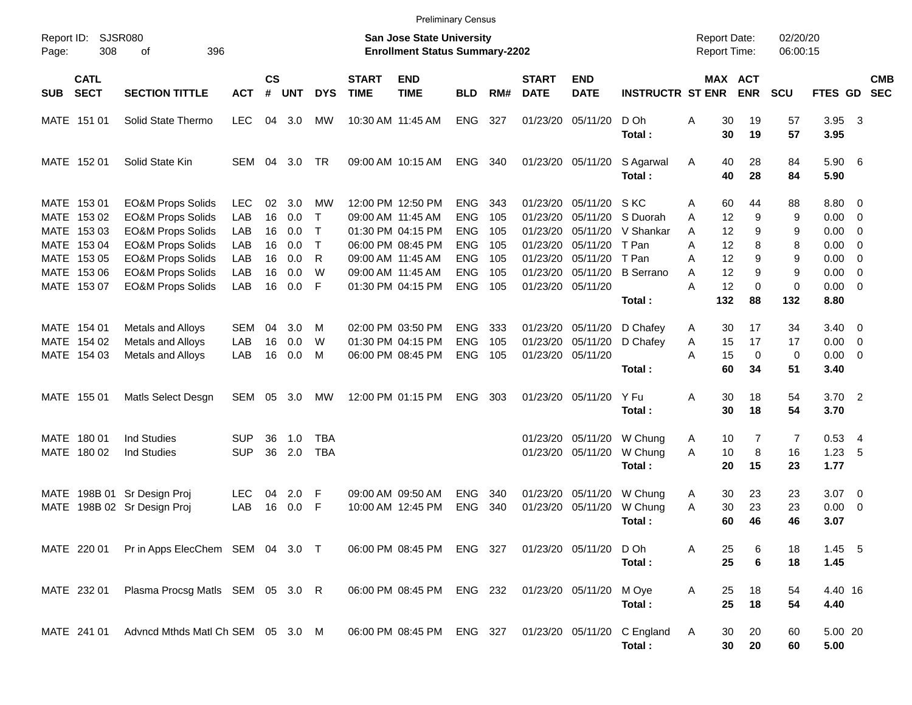Preliminary Census

Report ID: SJSR080
Page: 308 of 396

**San Jose State University**
**Enrollment Status Summary-2202**

Report Date: 02/20/20
Report Time: 06:00:15

| SUB | CATL SECT | SECTION TITTLE | ACT | CS # | UNT | DYS | START TIME | END TIME | BLD | RM# | START DATE | END DATE | INSTRUCTR | ST | MAX ENR | ACT ENR | SCU | FTES | GD | CMB SEC |
|---|---|---|---|---|---|---|---|---|---|---|---|---|---|---|---|---|---|---|---|---|
| MATE | 151 01 | Solid State Thermo | LEC | 04 | 3.0 | MW | 10:30 AM | 11:45 AM | ENG | 327 | 01/23/20 | 05/11/20 | D Oh | A | 30 | 19 | 57 | 3.95 | 3 | |
| | | | | | | | | | | | | | **Total :** | | **30** | **19** | **57** | **3.95** | | |
| MATE | 152 01 | Solid State Kin | SEM | 04 | 3.0 | TR | 09:00 AM | 10:15 AM | ENG | 340 | 01/23/20 | 05/11/20 | S Agarwal | A | 40 | 28 | 84 | 5.90 | 6 | |
| | | | | | | | | | | | | | **Total :** | | **40** | **28** | **84** | **5.90** | | |
| MATE | 153 01 | EO&M Props Solids | LEC | 02 | 3.0 | MW | 12:00 PM | 12:50 PM | ENG | 343 | 01/23/20 | 05/11/20 | S KC | A | 60 | 44 | 88 | 8.80 | 0 | |
| MATE | 153 02 | EO&M Props Solids | LAB | 16 | 0.0 | T | 09:00 AM | 11:45 AM | ENG | 105 | 01/23/20 | 05/11/20 | S Duorah | A | 12 | 9 | 9 | 0.00 | 0 | |
| MATE | 153 03 | EO&M Props Solids | LAB | 16 | 0.0 | T | 01:30 PM | 04:15 PM | ENG | 105 | 01/23/20 | 05/11/20 | V Shankar | A | 12 | 9 | 9 | 0.00 | 0 | |
| MATE | 153 04 | EO&M Props Solids | LAB | 16 | 0.0 | T | 06:00 PM | 08:45 PM | ENG | 105 | 01/23/20 | 05/11/20 | T Pan | A | 12 | 8 | 8 | 0.00 | 0 | |
| MATE | 153 05 | EO&M Props Solids | LAB | 16 | 0.0 | R | 09:00 AM | 11:45 AM | ENG | 105 | 01/23/20 | 05/11/20 | T Pan | A | 12 | 9 | 9 | 0.00 | 0 | |
| MATE | 153 06 | EO&M Props Solids | LAB | 16 | 0.0 | W | 09:00 AM | 11:45 AM | ENG | 105 | 01/23/20 | 05/11/20 | B Serrano | A | 12 | 9 | 9 | 0.00 | 0 | |
| MATE | 153 07 | EO&M Props Solids | LAB | 16 | 0.0 | F | 01:30 PM | 04:15 PM | ENG | 105 | 01/23/20 | 05/11/20 | | A | 12 | 0 | 0 | 0.00 | 0 | |
| | | | | | | | | | | | | | **Total :** | | **132** | **88** | **132** | **8.80** | | |
| MATE | 154 01 | Metals and Alloys | SEM | 04 | 3.0 | M | 02:00 PM | 03:50 PM | ENG | 333 | 01/23/20 | 05/11/20 | D Chafey | A | 30 | 17 | 34 | 3.40 | 0 | |
| MATE | 154 02 | Metals and Alloys | LAB | 16 | 0.0 | W | 01:30 PM | 04:15 PM | ENG | 105 | 01/23/20 | 05/11/20 | D Chafey | A | 15 | 17 | 17 | 0.00 | 0 | |
| MATE | 154 03 | Metals and Alloys | LAB | 16 | 0.0 | M | 06:00 PM | 08:45 PM | ENG | 105 | 01/23/20 | 05/11/20 | | A | 15 | 0 | 0 | 0.00 | 0 | |
| | | | | | | | | | | | | | **Total :** | | **60** | **34** | **51** | **3.40** | | |
| MATE | 155 01 | Matls Select Desgn | SEM | 05 | 3.0 | MW | 12:00 PM | 01:15 PM | ENG | 303 | 01/23/20 | 05/11/20 | Y Fu | A | 30 | 18 | 54 | 3.70 | 2 | |
| | | | | | | | | | | | | | **Total :** | | **30** | **18** | **54** | **3.70** | | |
| MATE | 180 01 | Ind Studies | SUP | 36 | 1.0 | TBA | | | | | 01/23/20 | 05/11/20 | W Chung | A | 10 | 7 | 7 | 0.53 | 4 | |
| MATE | 180 02 | Ind Studies | SUP | 36 | 2.0 | TBA | | | | | 01/23/20 | 05/11/20 | W Chung | A | 10 | 8 | 16 | 1.23 | 5 | |
| | | | | | | | | | | | | | **Total :** | | **20** | **15** | **23** | **1.77** | | |
| MATE | 198B 01 | Sr Design Proj | LEC | 04 | 2.0 | F | 09:00 AM | 09:50 AM | ENG | 340 | 01/23/20 | 05/11/20 | W Chung | A | 30 | 23 | 23 | 3.07 | 0 | |
| MATE | 198B 02 | Sr Design Proj | LAB | 16 | 0.0 | F | 10:00 AM | 12:45 PM | ENG | 340 | 01/23/20 | 05/11/20 | W Chung | A | 30 | 23 | 23 | 0.00 | 0 | |
| | | | | | | | | | | | | | **Total :** | | **60** | **46** | **46** | **3.07** | | |
| MATE | 220 01 | Pr in Apps ElecChem | SEM | 04 | 3.0 | T | 06:00 PM | 08:45 PM | ENG | 327 | 01/23/20 | 05/11/20 | D Oh | A | 25 | 6 | 18 | 1.45 | 5 | |
| | | | | | | | | | | | | | **Total :** | | **25** | **6** | **18** | **1.45** | | |
| MATE | 232 01 | Plasma Procsg Matls | SEM | 05 | 3.0 | R | 06:00 PM | 08:45 PM | ENG | 232 | 01/23/20 | 05/11/20 | M Oye | A | 25 | 18 | 54 | 4.40 | 16 | |
| | | | | | | | | | | | | | **Total :** | | **25** | **18** | **54** | **4.40** | | |
| MATE | 241 01 | Advncd Mthds Matl Ch | SEM | 05 | 3.0 | M | 06:00 PM | 08:45 PM | ENG | 327 | 01/23/20 | 05/11/20 | C England | A | 30 | 20 | 60 | 5.00 | 20 | |
| | | | | | | | | | | | | | **Total :** | | **30** | **20** | **60** | **5.00** | | |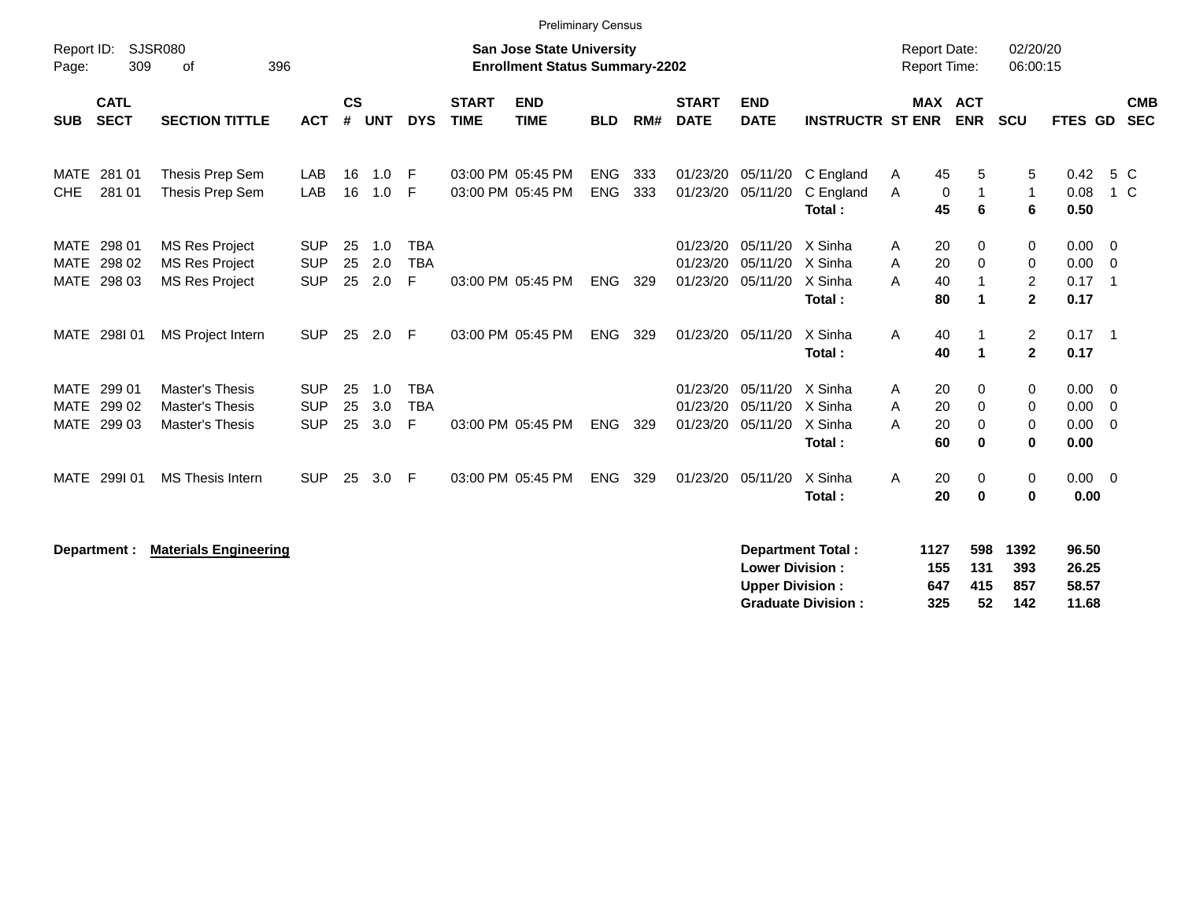Preliminary Census

Report ID: SJSR080

**San Jose State University**
**Enrollment Status Summary-2202**

Report Date: 02/20/20
Report Time: 06:00:15

| SUB | CATL SECT | SECTION TITTLE | ACT | CS # | UNT | DYS | START TIME | END TIME | BLD | RM# | START DATE | END DATE | INSTRUCTR | ST | MAX ENR | ACT ENR | SCU | FTES | GD | CMB SEC |
|---|---|---|---|---|---|---|---|---|---|---|---|---|---|---|---|---|---|---|---|---|
| MATE | 281 01 | Thesis Prep Sem | LAB | 16 | 1.0 | F | 03:00 PM | 05:45 PM | ENG | 333 | 01/23/20 | 05/11/20 | C England | A | 45 | 5 | 5 | 0.42 | 5 | C |
| CHE | 281 01 | Thesis Prep Sem | LAB | 16 | 1.0 | F | 03:00 PM | 05:45 PM | ENG | 333 | 01/23/20 | 05/11/20 | C England | A | 0 | 1 | 1 | 0.08 | 1 | C |
| | | | | | | | | | | | | | **Total :** | | **45** | **6** | **6** | **0.50** | | |
| MATE | 298 01 | MS Res Project | SUP | 25 | 1.0 | TBA | | | | | 01/23/20 | 05/11/20 | X Sinha | A | 20 | 0 | 0 | 0.00 | 0 | |
| MATE | 298 02 | MS Res Project | SUP | 25 | 2.0 | TBA | | | | | 01/23/20 | 05/11/20 | X Sinha | A | 20 | 0 | 0 | 0.00 | 0 | |
| MATE | 298 03 | MS Res Project | SUP | 25 | 2.0 | F | 03:00 PM | 05:45 PM | ENG | 329 | 01/23/20 | 05/11/20 | X Sinha | A | 40 | 1 | 2 | 0.17 | 1 | |
| | | | | | | | | | | | | | **Total :** | | **80** | **1** | **2** | **0.17** | | |
| MATE | 298I 01 | MS Project Intern | SUP | 25 | 2.0 | F | 03:00 PM | 05:45 PM | ENG | 329 | 01/23/20 | 05/11/20 | X Sinha | A | 40 | 1 | 2 | 0.17 | 1 | |
| | | | | | | | | | | | | | **Total :** | | **40** | **1** | **2** | **0.17** | | |
| MATE | 299 01 | Master's Thesis | SUP | 25 | 1.0 | TBA | | | | | 01/23/20 | 05/11/20 | X Sinha | A | 20 | 0 | 0 | 0.00 | 0 | |
| MATE | 299 02 | Master's Thesis | SUP | 25 | 3.0 | TBA | | | | | 01/23/20 | 05/11/20 | X Sinha | A | 20 | 0 | 0 | 0.00 | 0 | |
| MATE | 299 03 | Master's Thesis | SUP | 25 | 3.0 | F | 03:00 PM | 05:45 PM | ENG | 329 | 01/23/20 | 05/11/20 | X Sinha | A | 20 | 0 | 0 | 0.00 | 0 | |
| | | | | | | | | | | | | | **Total :** | | **60** | **0** | **0** | **0.00** | | |
| MATE | 299I 01 | MS Thesis Intern | SUP | 25 | 3.0 | F | 03:00 PM | 05:45 PM | ENG | 329 | 01/23/20 | 05/11/20 | X Sinha | A | 20 | 0 | 0 | 0.00 | 0 | |
| | | | | | | | | | | | | | **Total :** | | **20** | **0** | **0** | **0.00** | | |

**Department :** **Materials Engineering**

| | MAX ENR | ACT ENR | SCU | FTES |
|---|---|---|---|---|
| **Department Total :** | **1127** | **598** | **1392** | **96.50** |
| **Lower Division :** | **155** | **131** | **393** | **26.25** |
| **Upper Division :** | **647** | **415** | **857** | **58.57** |
| **Graduate Division :** | **325** | **52** | **142** | **11.68** |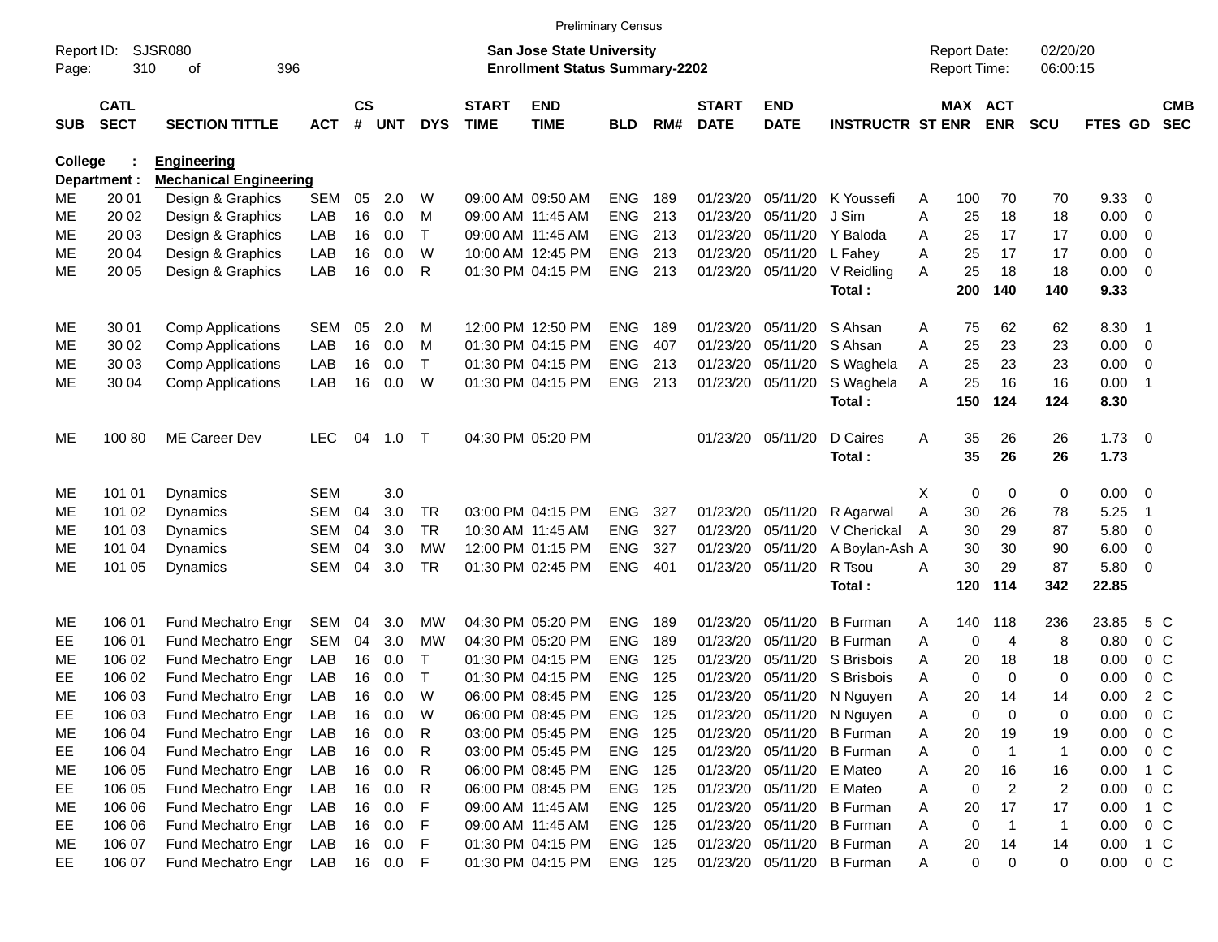Preliminary Census

Report ID: SJSR080

**San Jose State University**
**Enrollment Status Summary-2202**

Report Date: 02/20/20
Report Time: 06:00:15

**College : Engineering**
**Department : Mechanical Engineering**

| SUB | CATL SECT | SECTION TITTLE | ACT | CS # | UNT | DYS | START TIME | END TIME | BLD | RM# | START DATE | END DATE | INSTRUCTR | ST | MAX ENR | ACT ENR | SCU | FTES | GD | CMB SEC |
|---|---|---|---|---|---|---|---|---|---|---|---|---|---|---|---|---|---|---|---|---|
| ME | 20 01 | Design & Graphics | SEM | 05 | 2.0 | W | 09:00 AM | 09:50 AM | ENG | 189 | 01/23/20 | 05/11/20 | K Youssefi | A | 100 | 70 | 70 | 9.33 | 0 | |
| ME | 20 02 | Design & Graphics | LAB | 16 | 0.0 | M | 09:00 AM | 11:45 AM | ENG | 213 | 01/23/20 | 05/11/20 | J Sim | A | 25 | 18 | 18 | 0.00 | 0 | |
| ME | 20 03 | Design & Graphics | LAB | 16 | 0.0 | T | 09:00 AM | 11:45 AM | ENG | 213 | 01/23/20 | 05/11/20 | Y Baloda | A | 25 | 17 | 17 | 0.00 | 0 | |
| ME | 20 04 | Design & Graphics | LAB | 16 | 0.0 | W | 10:00 AM | 12:45 PM | ENG | 213 | 01/23/20 | 05/11/20 | L Fahey | A | 25 | 17 | 17 | 0.00 | 0 | |
| ME | 20 05 | Design & Graphics | LAB | 16 | 0.0 | R | 01:30 PM | 04:15 PM | ENG | 213 | 01/23/20 | 05/11/20 | V Reidling | A | 25 | 18 | 18 | 0.00 | 0 | |
| | | | | | | | | | | | | | **Total :** | | **200** | **140** | **140** | **9.33** | | |
| ME | 30 01 | Comp Applications | SEM | 05 | 2.0 | M | 12:00 PM | 12:50 PM | ENG | 189 | 01/23/20 | 05/11/20 | S Ahsan | A | 75 | 62 | 62 | 8.30 | 1 | |
| ME | 30 02 | Comp Applications | LAB | 16 | 0.0 | M | 01:30 PM | 04:15 PM | ENG | 407 | 01/23/20 | 05/11/20 | S Ahsan | A | 25 | 23 | 23 | 0.00 | 0 | |
| ME | 30 03 | Comp Applications | LAB | 16 | 0.0 | T | 01:30 PM | 04:15 PM | ENG | 213 | 01/23/20 | 05/11/20 | S Waghela | A | 25 | 23 | 23 | 0.00 | 0 | |
| ME | 30 04 | Comp Applications | LAB | 16 | 0.0 | W | 01:30 PM | 04:15 PM | ENG | 213 | 01/23/20 | 05/11/20 | S Waghela | A | 25 | 16 | 16 | 0.00 | 1 | |
| | | | | | | | | | | | | | **Total :** | | **150** | **124** | **124** | **8.30** | | |
| ME | 100 80 | ME Career Dev | LEC | 04 | 1.0 | T | 04:30 PM | 05:20 PM | | | 01/23/20 | 05/11/20 | D Caires | A | 35 | 26 | 26 | 1.73 | 0 | |
| | | | | | | | | | | | | | **Total :** | | **35** | **26** | **26** | **1.73** | | |
| ME | 101 01 | Dynamics | SEM | | 3.0 | | | | | | | | | X | 0 | 0 | 0 | 0.00 | 0 | |
| ME | 101 02 | Dynamics | SEM | 04 | 3.0 | TR | 03:00 PM | 04:15 PM | ENG | 327 | 01/23/20 | 05/11/20 | R Agarwal | A | 30 | 26 | 78 | 5.25 | 1 | |
| ME | 101 03 | Dynamics | SEM | 04 | 3.0 | TR | 10:30 AM | 11:45 AM | ENG | 327 | 01/23/20 | 05/11/20 | V Cherickal | A | 30 | 29 | 87 | 5.80 | 0 | |
| ME | 101 04 | Dynamics | SEM | 04 | 3.0 | MW | 12:00 PM | 01:15 PM | ENG | 327 | 01/23/20 | 05/11/20 | A Boylan-Ash | A | 30 | 30 | 90 | 6.00 | 0 | |
| ME | 101 05 | Dynamics | SEM | 04 | 3.0 | TR | 01:30 PM | 02:45 PM | ENG | 401 | 01/23/20 | 05/11/20 | R Tsou | A | 30 | 29 | 87 | 5.80 | 0 | |
| | | | | | | | | | | | | | **Total :** | | **120** | **114** | **342** | **22.85** | | |
| ME | 106 01 | Fund Mechatro Engr | SEM | 04 | 3.0 | MW | 04:30 PM | 05:20 PM | ENG | 189 | 01/23/20 | 05/11/20 | B Furman | A | 140 | 118 | 236 | 23.85 | 5 | C |
| EE | 106 01 | Fund Mechatro Engr | SEM | 04 | 3.0 | MW | 04:30 PM | 05:20 PM | ENG | 189 | 01/23/20 | 05/11/20 | B Furman | A | 0 | 4 | 8 | 0.80 | 0 | C |
| ME | 106 02 | Fund Mechatro Engr | LAB | 16 | 0.0 | T | 01:30 PM | 04:15 PM | ENG | 125 | 01/23/20 | 05/11/20 | S Brisbois | A | 20 | 18 | 18 | 0.00 | 0 | C |
| EE | 106 02 | Fund Mechatro Engr | LAB | 16 | 0.0 | T | 01:30 PM | 04:15 PM | ENG | 125 | 01/23/20 | 05/11/20 | S Brisbois | A | 0 | 0 | 0 | 0.00 | 0 | C |
| ME | 106 03 | Fund Mechatro Engr | LAB | 16 | 0.0 | W | 06:00 PM | 08:45 PM | ENG | 125 | 01/23/20 | 05/11/20 | N Nguyen | A | 20 | 14 | 14 | 0.00 | 2 | C |
| EE | 106 03 | Fund Mechatro Engr | LAB | 16 | 0.0 | W | 06:00 PM | 08:45 PM | ENG | 125 | 01/23/20 | 05/11/20 | N Nguyen | A | 0 | 0 | 0 | 0.00 | 0 | C |
| ME | 106 04 | Fund Mechatro Engr | LAB | 16 | 0.0 | R | 03:00 PM | 05:45 PM | ENG | 125 | 01/23/20 | 05/11/20 | B Furman | A | 20 | 19 | 19 | 0.00 | 0 | C |
| EE | 106 04 | Fund Mechatro Engr | LAB | 16 | 0.0 | R | 03:00 PM | 05:45 PM | ENG | 125 | 01/23/20 | 05/11/20 | B Furman | A | 0 | 1 | 1 | 0.00 | 0 | C |
| ME | 106 05 | Fund Mechatro Engr | LAB | 16 | 0.0 | R | 06:00 PM | 08:45 PM | ENG | 125 | 01/23/20 | 05/11/20 | E Mateo | A | 20 | 16 | 16 | 0.00 | 1 | C |
| EE | 106 05 | Fund Mechatro Engr | LAB | 16 | 0.0 | R | 06:00 PM | 08:45 PM | ENG | 125 | 01/23/20 | 05/11/20 | E Mateo | A | 0 | 2 | 2 | 0.00 | 0 | C |
| ME | 106 06 | Fund Mechatro Engr | LAB | 16 | 0.0 | F | 09:00 AM | 11:45 AM | ENG | 125 | 01/23/20 | 05/11/20 | B Furman | A | 20 | 17 | 17 | 0.00 | 1 | C |
| EE | 106 06 | Fund Mechatro Engr | LAB | 16 | 0.0 | F | 09:00 AM | 11:45 AM | ENG | 125 | 01/23/20 | 05/11/20 | B Furman | A | 0 | 1 | 1 | 0.00 | 0 | C |
| ME | 106 07 | Fund Mechatro Engr | LAB | 16 | 0.0 | F | 01:30 PM | 04:15 PM | ENG | 125 | 01/23/20 | 05/11/20 | B Furman | A | 20 | 14 | 14 | 0.00 | 1 | C |
| EE | 106 07 | Fund Mechatro Engr | LAB | 16 | 0.0 | F | 01:30 PM | 04:15 PM | ENG | 125 | 01/23/20 | 05/11/20 | B Furman | A | 0 | 0 | 0 | 0.00 | 0 | C |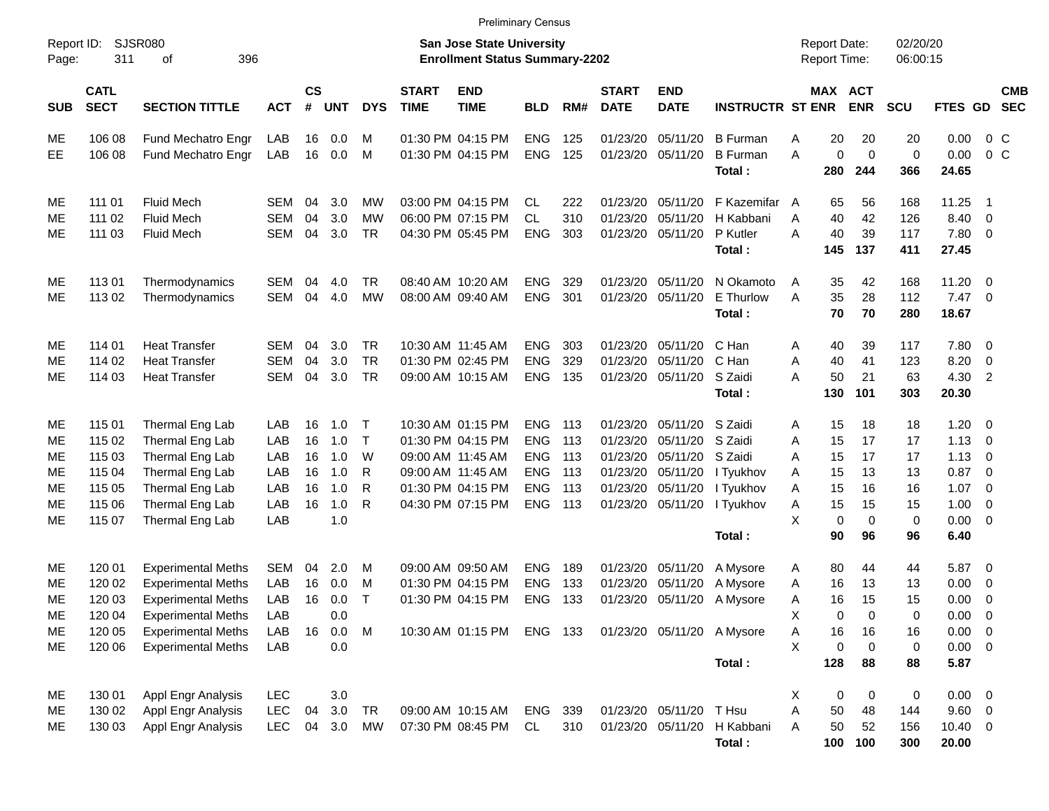Preliminary Census

Report ID: SJSR080
Page: 311 of 396

**San Jose State University**
**Enrollment Status Summary-2202**

Report Date: 02/20/20
Report Time: 06:00:15

| SUB | CATL SECT | SECTION TITTLE | ACT | CS # | UNT | DYS | START TIME | END TIME | BLD | RM# | START DATE | END DATE | INSTRUCTR | ST | MAX ENR | ACT ENR | SCU | FTES | GD | CMB SEC |
|---|---|---|---|---|---|---|---|---|---|---|---|---|---|---|---|---|---|---|---|---|
| ME | 106 08 | Fund Mechatro Engr | LAB | 16 | 0.0 | M | 01:30 PM | 04:15 PM | ENG | 125 | 01/23/20 | 05/11/20 | B Furman | A | 20 | 20 | 20 | 0.00 | 0 | C |
| EE | 106 08 | Fund Mechatro Engr | LAB | 16 | 0.0 | M | 01:30 PM | 04:15 PM | ENG | 125 | 01/23/20 | 05/11/20 | B Furman | A | 0 | 0 | 0 | 0.00 | 0 | C |
| | | | | | | | | | | | | | **Total :** | | **280** | **244** | **366** | **24.65** | | |
| ME | 111 01 | Fluid Mech | SEM | 04 | 3.0 | MW | 03:00 PM | 04:15 PM | CL | 222 | 01/23/20 | 05/11/20 | F Kazemifar | A | 65 | 56 | 168 | 11.25 | 1 | |
| ME | 111 02 | Fluid Mech | SEM | 04 | 3.0 | MW | 06:00 PM | 07:15 PM | CL | 310 | 01/23/20 | 05/11/20 | H Kabbani | A | 40 | 42 | 126 | 8.40 | 0 | |
| ME | 111 03 | Fluid Mech | SEM | 04 | 3.0 | TR | 04:30 PM | 05:45 PM | ENG | 303 | 01/23/20 | 05/11/20 | P Kutler | A | 40 | 39 | 117 | 7.80 | 0 | |
| | | | | | | | | | | | | | **Total :** | | **145** | **137** | **411** | **27.45** | | |
| ME | 113 01 | Thermodynamics | SEM | 04 | 4.0 | TR | 08:40 AM | 10:20 AM | ENG | 329 | 01/23/20 | 05/11/20 | N Okamoto | A | 35 | 42 | 168 | 11.20 | 0 | |
| ME | 113 02 | Thermodynamics | SEM | 04 | 4.0 | MW | 08:00 AM | 09:40 AM | ENG | 301 | 01/23/20 | 05/11/20 | E Thurlow | A | 35 | 28 | 112 | 7.47 | 0 | |
| | | | | | | | | | | | | | **Total :** | | **70** | **70** | **280** | **18.67** | | |
| ME | 114 01 | Heat Transfer | SEM | 04 | 3.0 | TR | 10:30 AM | 11:45 AM | ENG | 303 | 01/23/20 | 05/11/20 | C Han | A | 40 | 39 | 117 | 7.80 | 0 | |
| ME | 114 02 | Heat Transfer | SEM | 04 | 3.0 | TR | 01:30 PM | 02:45 PM | ENG | 329 | 01/23/20 | 05/11/20 | C Han | A | 40 | 41 | 123 | 8.20 | 0 | |
| ME | 114 03 | Heat Transfer | SEM | 04 | 3.0 | TR | 09:00 AM | 10:15 AM | ENG | 135 | 01/23/20 | 05/11/20 | S Zaidi | A | 50 | 21 | 63 | 4.30 | 2 | |
| | | | | | | | | | | | | | **Total :** | | **130** | **101** | **303** | **20.30** | | |
| ME | 115 01 | Thermal Eng Lab | LAB | 16 | 1.0 | T | 10:30 AM | 01:15 PM | ENG | 113 | 01/23/20 | 05/11/20 | S Zaidi | A | 15 | 18 | 18 | 1.20 | 0 | |
| ME | 115 02 | Thermal Eng Lab | LAB | 16 | 1.0 | T | 01:30 PM | 04:15 PM | ENG | 113 | 01/23/20 | 05/11/20 | S Zaidi | A | 15 | 17 | 17 | 1.13 | 0 | |
| ME | 115 03 | Thermal Eng Lab | LAB | 16 | 1.0 | W | 09:00 AM | 11:45 AM | ENG | 113 | 01/23/20 | 05/11/20 | S Zaidi | A | 15 | 17 | 17 | 1.13 | 0 | |
| ME | 115 04 | Thermal Eng Lab | LAB | 16 | 1.0 | R | 09:00 AM | 11:45 AM | ENG | 113 | 01/23/20 | 05/11/20 | I Tyukhov | A | 15 | 13 | 13 | 0.87 | 0 | |
| ME | 115 05 | Thermal Eng Lab | LAB | 16 | 1.0 | R | 01:30 PM | 04:15 PM | ENG | 113 | 01/23/20 | 05/11/20 | I Tyukhov | A | 15 | 16 | 16 | 1.07 | 0 | |
| ME | 115 06 | Thermal Eng Lab | LAB | 16 | 1.0 | R | 04:30 PM | 07:15 PM | ENG | 113 | 01/23/20 | 05/11/20 | I Tyukhov | A | 15 | 15 | 15 | 1.00 | 0 | |
| ME | 115 07 | Thermal Eng Lab | LAB | | 1.0 | | | | | | | | | X | 0 | 0 | 0 | 0.00 | 0 | |
| | | | | | | | | | | | | | **Total :** | | **90** | **96** | **96** | **6.40** | | |
| ME | 120 01 | Experimental Meths | SEM | 04 | 2.0 | M | 09:00 AM | 09:50 AM | ENG | 189 | 01/23/20 | 05/11/20 | A Mysore | A | 80 | 44 | 44 | 5.87 | 0 | |
| ME | 120 02 | Experimental Meths | LAB | 16 | 0.0 | M | 01:30 PM | 04:15 PM | ENG | 133 | 01/23/20 | 05/11/20 | A Mysore | A | 16 | 13 | 13 | 0.00 | 0 | |
| ME | 120 03 | Experimental Meths | LAB | 16 | 0.0 | T | 01:30 PM | 04:15 PM | ENG | 133 | 01/23/20 | 05/11/20 | A Mysore | A | 16 | 15 | 15 | 0.00 | 0 | |
| ME | 120 04 | Experimental Meths | LAB | | 0.0 | | | | | | | | | X | 0 | 0 | 0 | 0.00 | 0 | |
| ME | 120 05 | Experimental Meths | LAB | 16 | 0.0 | M | 10:30 AM | 01:15 PM | ENG | 133 | 01/23/20 | 05/11/20 | A Mysore | A | 16 | 16 | 16 | 0.00 | 0 | |
| ME | 120 06 | Experimental Meths | LAB | | 0.0 | | | | | | | | | X | 0 | 0 | 0 | 0.00 | 0 | |
| | | | | | | | | | | | | | **Total :** | | **128** | **88** | **88** | **5.87** | | |
| ME | 130 01 | Appl Engr Analysis | LEC | | 3.0 | | | | | | | | | X | 0 | 0 | 0 | 0.00 | 0 | |
| ME | 130 02 | Appl Engr Analysis | LEC | 04 | 3.0 | TR | 09:00 AM | 10:15 AM | ENG | 339 | 01/23/20 | 05/11/20 | T Hsu | A | 50 | 48 | 144 | 9.60 | 0 | |
| ME | 130 03 | Appl Engr Analysis | LEC | 04 | 3.0 | MW | 07:30 PM | 08:45 PM | CL | 310 | 01/23/20 | 05/11/20 | H Kabbani | A | 50 | 52 | 156 | 10.40 | 0 | |
| | | | | | | | | | | | | | **Total :** | | **100** | **100** | **300** | **20.00** | | |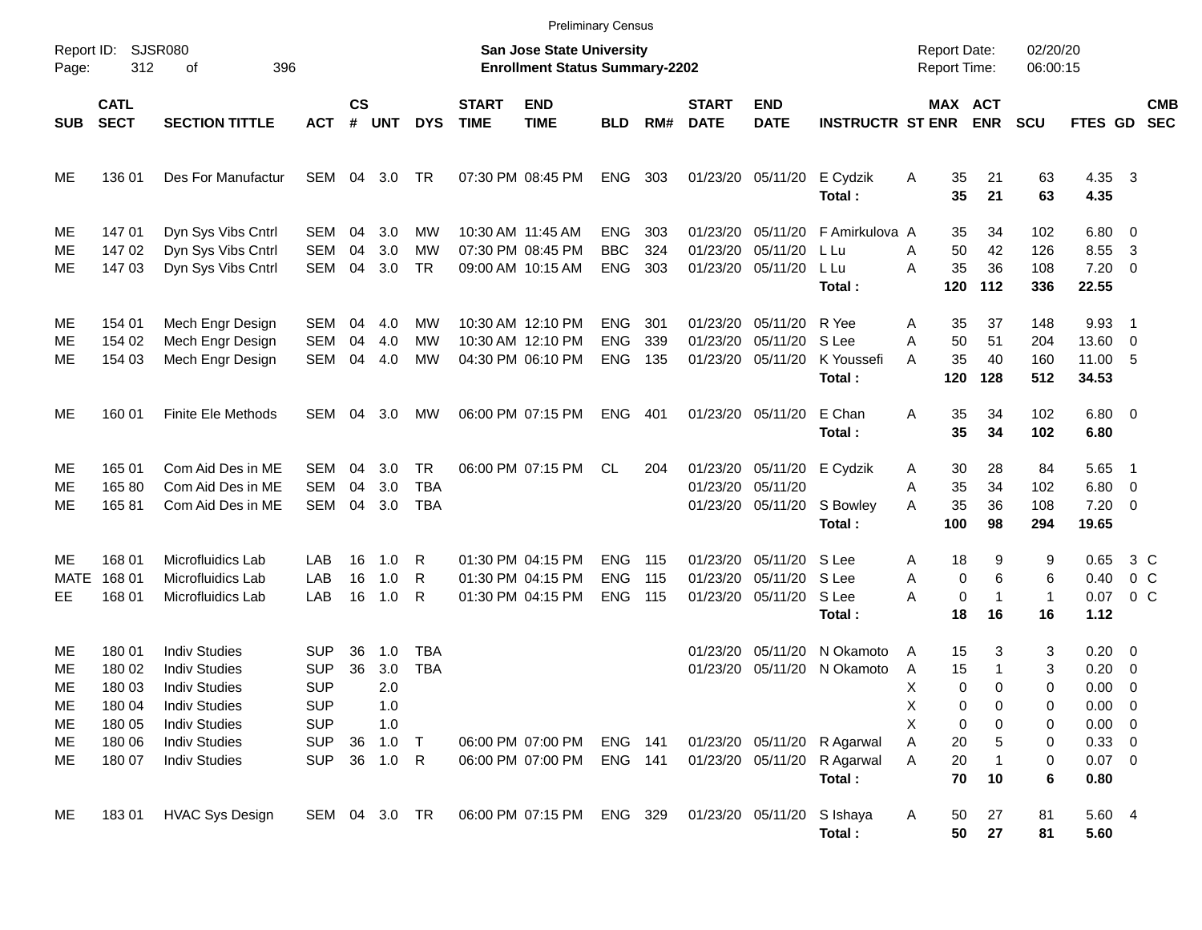Preliminary Census

Report ID: SJSR080

**San Jose State University**
**Enrollment Status Summary-2202**

Report Date: 02/20/20
Report Time: 06:00:15

| SUB | CATL SECT | SECTION TITTLE | ACT | CS # | UNT | DYS | START TIME | END TIME | BLD | RM# | START DATE | END DATE | INSTRUCTR | ST | MAX ENR | ACT ENR | SCU | FTES | GD | CMB SEC |
|---|---|---|---|---|---|---|---|---|---|---|---|---|---|---|---|---|---|---|---|---|
| ME | 136 01 | Des For Manufactur | SEM | 04 | 3.0 | TR | 07:30 PM | 08:45 PM | ENG | 303 | 01/23/20 | 05/11/20 | E Cydzik | A | 35 | 21 | 63 | 4.35 | 3 | |
| | | | | | | | | | | | | | **Total :** | | **35** | **21** | **63** | **4.35** | | |
| ME | 147 01 | Dyn Sys Vibs Cntrl | SEM | 04 | 3.0 | MW | 10:30 AM | 11:45 AM | ENG | 303 | 01/23/20 | 05/11/20 | F Amirkulova | A | 35 | 34 | 102 | 6.80 | 0 | |
| ME | 147 02 | Dyn Sys Vibs Cntrl | SEM | 04 | 3.0 | MW | 07:30 PM | 08:45 PM | BBC | 324 | 01/23/20 | 05/11/20 | L Lu | A | 50 | 42 | 126 | 8.55 | 3 | |
| ME | 147 03 | Dyn Sys Vibs Cntrl | SEM | 04 | 3.0 | TR | 09:00 AM | 10:15 AM | ENG | 303 | 01/23/20 | 05/11/20 | L Lu | A | 35 | 36 | 108 | 7.20 | 0 | |
| | | | | | | | | | | | | | **Total :** | | **120** | **112** | **336** | **22.55** | | |
| ME | 154 01 | Mech Engr Design | SEM | 04 | 4.0 | MW | 10:30 AM | 12:10 PM | ENG | 301 | 01/23/20 | 05/11/20 | R Yee | A | 35 | 37 | 148 | 9.93 | 1 | |
| ME | 154 02 | Mech Engr Design | SEM | 04 | 4.0 | MW | 10:30 AM | 12:10 PM | ENG | 339 | 01/23/20 | 05/11/20 | S Lee | A | 50 | 51 | 204 | 13.60 | 0 | |
| ME | 154 03 | Mech Engr Design | SEM | 04 | 4.0 | MW | 04:30 PM | 06:10 PM | ENG | 135 | 01/23/20 | 05/11/20 | K Youssefi | A | 35 | 40 | 160 | 11.00 | 5 | |
| | | | | | | | | | | | | | **Total :** | | **120** | **128** | **512** | **34.53** | | |
| ME | 160 01 | Finite Ele Methods | SEM | 04 | 3.0 | MW | 06:00 PM | 07:15 PM | ENG | 401 | 01/23/20 | 05/11/20 | E Chan | A | 35 | 34 | 102 | 6.80 | 0 | |
| | | | | | | | | | | | | | **Total :** | | **35** | **34** | **102** | **6.80** | | |
| ME | 165 01 | Com Aid Des in ME | SEM | 04 | 3.0 | TR | 06:00 PM | 07:15 PM | CL | 204 | 01/23/20 | 05/11/20 | E Cydzik | A | 30 | 28 | 84 | 5.65 | 1 | |
| ME | 165 80 | Com Aid Des in ME | SEM | 04 | 3.0 | TBA | | | | | 01/23/20 | 05/11/20 | | A | 35 | 34 | 102 | 6.80 | 0 | |
| ME | 165 81 | Com Aid Des in ME | SEM | 04 | 3.0 | TBA | | | | | 01/23/20 | 05/11/20 | S Bowley | A | 35 | 36 | 108 | 7.20 | 0 | |
| | | | | | | | | | | | | | **Total :** | | **100** | **98** | **294** | **19.65** | | |
| ME | 168 01 | Microfluidics Lab | LAB | 16 | 1.0 | R | 01:30 PM | 04:15 PM | ENG | 115 | 01/23/20 | 05/11/20 | S Lee | A | 18 | 9 | 9 | 0.65 | 3 | C |
| MATE | 168 01 | Microfluidics Lab | LAB | 16 | 1.0 | R | 01:30 PM | 04:15 PM | ENG | 115 | 01/23/20 | 05/11/20 | S Lee | A | 0 | 6 | 6 | 0.40 | 0 | C |
| EE | 168 01 | Microfluidics Lab | LAB | 16 | 1.0 | R | 01:30 PM | 04:15 PM | ENG | 115 | 01/23/20 | 05/11/20 | S Lee | A | 0 | 1 | 1 | 0.07 | 0 | C |
| | | | | | | | | | | | | | **Total :** | | **18** | **16** | **16** | **1.12** | | |
| ME | 180 01 | Indiv Studies | SUP | 36 | 1.0 | TBA | | | | | 01/23/20 | 05/11/20 | N Okamoto | A | 15 | 3 | 3 | 0.20 | 0 | |
| ME | 180 02 | Indiv Studies | SUP | 36 | 3.0 | TBA | | | | | 01/23/20 | 05/11/20 | N Okamoto | A | 15 | 1 | 3 | 0.20 | 0 | |
| ME | 180 03 | Indiv Studies | SUP | | 2.0 | | | | | | | | | X | 0 | 0 | 0 | 0.00 | 0 | |
| ME | 180 04 | Indiv Studies | SUP | | 1.0 | | | | | | | | | X | 0 | 0 | 0 | 0.00 | 0 | |
| ME | 180 05 | Indiv Studies | SUP | | 1.0 | | | | | | | | | X | 0 | 0 | 0 | 0.00 | 0 | |
| ME | 180 06 | Indiv Studies | SUP | 36 | 1.0 | T | 06:00 PM | 07:00 PM | ENG | 141 | 01/23/20 | 05/11/20 | R Agarwal | A | 20 | 5 | 0 | 0.33 | 0 | |
| ME | 180 07 | Indiv Studies | SUP | 36 | 1.0 | R | 06:00 PM | 07:00 PM | ENG | 141 | 01/23/20 | 05/11/20 | R Agarwal | A | 20 | 1 | 0 | 0.07 | 0 | |
| | | | | | | | | | | | | | **Total :** | | **70** | **10** | **6** | **0.80** | | |
| ME | 183 01 | HVAC Sys Design | SEM | 04 | 3.0 | TR | 06:00 PM | 07:15 PM | ENG | 329 | 01/23/20 | 05/11/20 | S Ishaya | A | 50 | 27 | 81 | 5.60 | 4 | |
| | | | | | | | | | | | | | **Total :** | | **50** | **27** | **81** | **5.60** | | |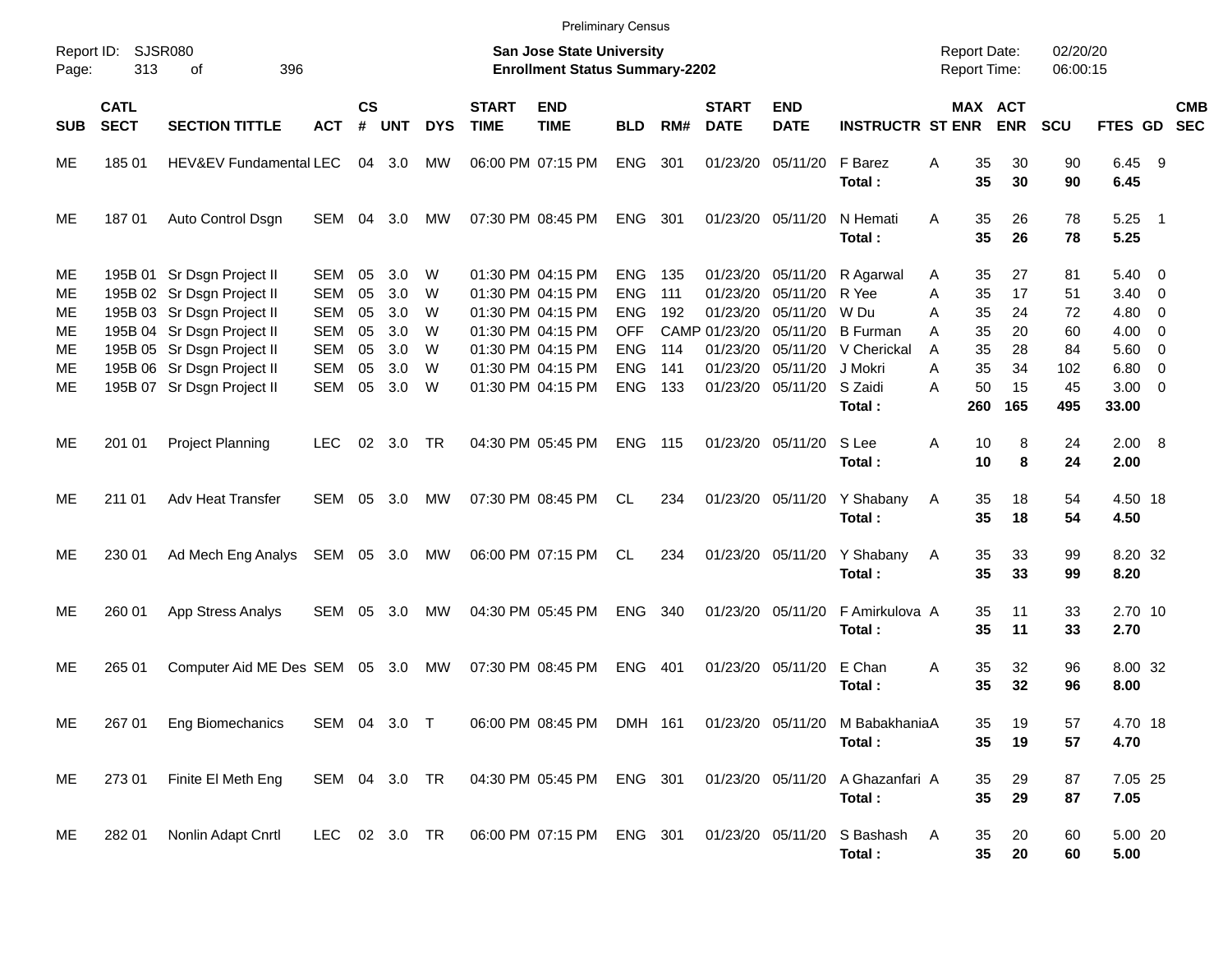Preliminary Census

Report ID: SJSR080
Page: 313 of 396

**San Jose State University**
**Enrollment Status Summary-2202**

Report Date: 02/20/20
Report Time: 06:00:15

| SUB | CATL SECT | SECTION TITTLE | ACT | CS # | UNT | DYS | START TIME | END TIME | BLD | RM# | START DATE | END DATE | INSTRUCTR | ST | MAX ENR | ACT ENR | SCU | FTES | GD | CMB SEC |
|---|---|---|---|---|---|---|---|---|---|---|---|---|---|---|---|---|---|---|---|---|
| ME | 185 01 | HEV&EV Fundamental | LEC | 04 | 3.0 | MW | 06:00 PM | 07:15 PM | ENG | 301 | 01/23/20 | 05/11/20 | F Barez | A | 35 | 30 | 90 | 6.45 | 9 | |
| | | | | | | | | | | | | | **Total :** | | **35** | **30** | **90** | **6.45** | | |
| ME | 187 01 | Auto Control Dsgn | SEM | 04 | 3.0 | MW | 07:30 PM | 08:45 PM | ENG | 301 | 01/23/20 | 05/11/20 | N Hemati | A | 35 | 26 | 78 | 5.25 | 1 | |
| | | | | | | | | | | | | | **Total :** | | **35** | **26** | **78** | **5.25** | | |
| ME | 195B 01 | Sr Dsgn Project II | SEM | 05 | 3.0 | W | 01:30 PM | 04:15 PM | ENG | 135 | 01/23/20 | 05/11/20 | R Agarwal | A | 35 | 27 | 81 | 5.40 | 0 | |
| ME | 195B 02 | Sr Dsgn Project II | SEM | 05 | 3.0 | W | 01:30 PM | 04:15 PM | ENG | 111 | 01/23/20 | 05/11/20 | R Yee | A | 35 | 17 | 51 | 3.40 | 0 | |
| ME | 195B 03 | Sr Dsgn Project II | SEM | 05 | 3.0 | W | 01:30 PM | 04:15 PM | ENG | 192 | 01/23/20 | 05/11/20 | W Du | A | 35 | 24 | 72 | 4.80 | 0 | |
| ME | 195B 04 | Sr Dsgn Project II | SEM | 05 | 3.0 | W | 01:30 PM | 04:15 PM | OFF | CAMP | 01/23/20 | 05/11/20 | B Furman | A | 35 | 20 | 60 | 4.00 | 0 | |
| ME | 195B 05 | Sr Dsgn Project II | SEM | 05 | 3.0 | W | 01:30 PM | 04:15 PM | ENG | 114 | 01/23/20 | 05/11/20 | V Cherickal | A | 35 | 28 | 84 | 5.60 | 0 | |
| ME | 195B 06 | Sr Dsgn Project II | SEM | 05 | 3.0 | W | 01:30 PM | 04:15 PM | ENG | 141 | 01/23/20 | 05/11/20 | J Mokri | A | 35 | 34 | 102 | 6.80 | 0 | |
| ME | 195B 07 | Sr Dsgn Project II | SEM | 05 | 3.0 | W | 01:30 PM | 04:15 PM | ENG | 133 | 01/23/20 | 05/11/20 | S Zaidi | A | 50 | 15 | 45 | 3.00 | 0 | |
| | | | | | | | | | | | | | **Total :** | | **260** | **165** | **495** | **33.00** | | |
| ME | 201 01 | Project Planning | LEC | 02 | 3.0 | TR | 04:30 PM | 05:45 PM | ENG | 115 | 01/23/20 | 05/11/20 | S Lee | A | 10 | 8 | 24 | 2.00 | 8 | |
| | | | | | | | | | | | | | **Total :** | | **10** | **8** | **24** | **2.00** | | |
| ME | 211 01 | Adv Heat Transfer | SEM | 05 | 3.0 | MW | 07:30 PM | 08:45 PM | CL | 234 | 01/23/20 | 05/11/20 | Y Shabany | A | 35 | 18 | 54 | 4.50 | 18 | |
| | | | | | | | | | | | | | **Total :** | | **35** | **18** | **54** | **4.50** | | |
| ME | 230 01 | Ad Mech Eng Analys | SEM | 05 | 3.0 | MW | 06:00 PM | 07:15 PM | CL | 234 | 01/23/20 | 05/11/20 | Y Shabany | A | 35 | 33 | 99 | 8.20 | 32 | |
| | | | | | | | | | | | | | **Total :** | | **35** | **33** | **99** | **8.20** | | |
| ME | 260 01 | App Stress Analys | SEM | 05 | 3.0 | MW | 04:30 PM | 05:45 PM | ENG | 340 | 01/23/20 | 05/11/20 | F Amirkulova | A | 35 | 11 | 33 | 2.70 | 10 | |
| | | | | | | | | | | | | | **Total :** | | **35** | **11** | **33** | **2.70** | | |
| ME | 265 01 | Computer Aid ME Des | SEM | 05 | 3.0 | MW | 07:30 PM | 08:45 PM | ENG | 401 | 01/23/20 | 05/11/20 | E Chan | A | 35 | 32 | 96 | 8.00 | 32 | |
| | | | | | | | | | | | | | **Total :** | | **35** | **32** | **96** | **8.00** | | |
| ME | 267 01 | Eng Biomechanics | SEM | 04 | 3.0 | T | 06:00 PM | 08:45 PM | DMH | 161 | 01/23/20 | 05/11/20 | M Babakhania | A | 35 | 19 | 57 | 4.70 | 18 | |
| | | | | | | | | | | | | | **Total :** | | **35** | **19** | **57** | **4.70** | | |
| ME | 273 01 | Finite El Meth Eng | SEM | 04 | 3.0 | TR | 04:30 PM | 05:45 PM | ENG | 301 | 01/23/20 | 05/11/20 | A Ghazanfari | A | 35 | 29 | 87 | 7.05 | 25 | |
| | | | | | | | | | | | | | **Total :** | | **35** | **29** | **87** | **7.05** | | |
| ME | 282 01 | Nonlin Adapt Cnrtl | LEC | 02 | 3.0 | TR | 06:00 PM | 07:15 PM | ENG | 301 | 01/23/20 | 05/11/20 | S Bashash | A | 35 | 20 | 60 | 5.00 | 20 | |
| | | | | | | | | | | | | | **Total :** | | **35** | **20** | **60** | **5.00** | | |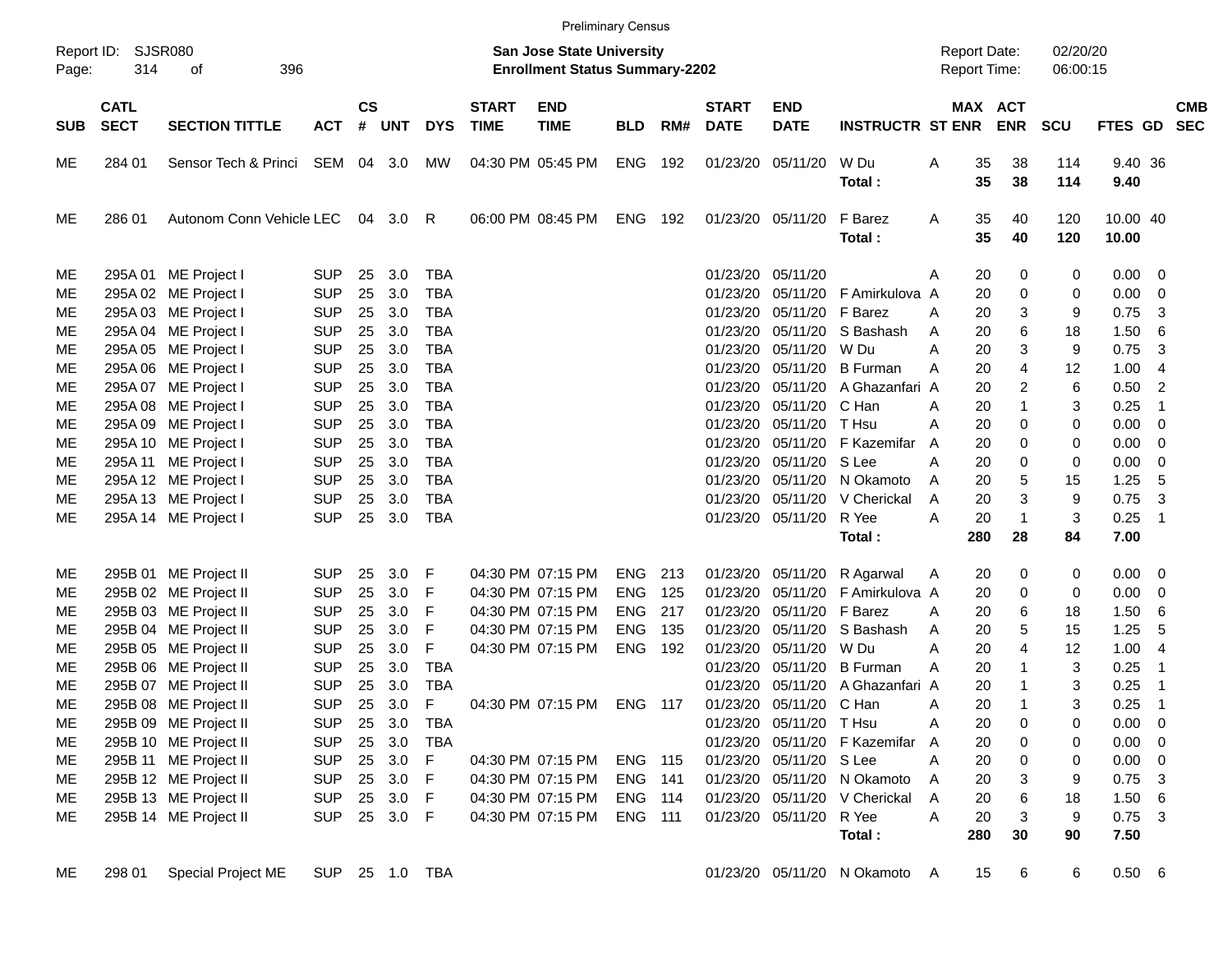Preliminary Census

Report ID: SJSR080

**San Jose State University**
**Enrollment Status Summary-2202**

Report Date: 02/20/20
Report Time: 06:00:15

| SUB | CATL SECT | SECTION TITTLE | ACT | CS # | UNT | DYS | START TIME | END TIME | BLD | RM# | START DATE | END DATE | INSTRUCTR | ST | MAX ENR | ACT ENR | SCU | FTES | GD | CMB SEC |
|---|---|---|---|---|---|---|---|---|---|---|---|---|---|---|---|---|---|---|---|---|
| ME | 284 01 | Sensor Tech & Princi | SEM | 04 | 3.0 | MW | 04:30 PM | 05:45 PM | ENG | 192 | 01/23/20 | 05/11/20 | W Du | A | 35 | 38 | 114 | 9.40 | 36 | |
| | | | | | | | | | | | | | **Total :** | | **35** | **38** | **114** | **9.40** | | |
| ME | 286 01 | Autonom Conn Vehicle | LEC | 04 | 3.0 | R | 06:00 PM | 08:45 PM | ENG | 192 | 01/23/20 | 05/11/20 | F Barez | A | 35 | 40 | 120 | 10.00 | 40 | |
| | | | | | | | | | | | | | **Total :** | | **35** | **40** | **120** | **10.00** | | |
| ME | 295A 01 | ME Project I | SUP | 25 | 3.0 | TBA | | | | | 01/23/20 | 05/11/20 | | A | 20 | 0 | 0 | 0.00 | 0 | |
| ME | 295A 02 | ME Project I | SUP | 25 | 3.0 | TBA | | | | | 01/23/20 | 05/11/20 | F Amirkulova | A | 20 | 0 | 0 | 0.00 | 0 | |
| ME | 295A 03 | ME Project I | SUP | 25 | 3.0 | TBA | | | | | 01/23/20 | 05/11/20 | F Barez | A | 20 | 3 | 9 | 0.75 | 3 | |
| ME | 295A 04 | ME Project I | SUP | 25 | 3.0 | TBA | | | | | 01/23/20 | 05/11/20 | S Bashash | A | 20 | 6 | 18 | 1.50 | 6 | |
| ME | 295A 05 | ME Project I | SUP | 25 | 3.0 | TBA | | | | | 01/23/20 | 05/11/20 | W Du | A | 20 | 3 | 9 | 0.75 | 3 | |
| ME | 295A 06 | ME Project I | SUP | 25 | 3.0 | TBA | | | | | 01/23/20 | 05/11/20 | B Furman | A | 20 | 4 | 12 | 1.00 | 4 | |
| ME | 295A 07 | ME Project I | SUP | 25 | 3.0 | TBA | | | | | 01/23/20 | 05/11/20 | A Ghazanfari | A | 20 | 2 | 6 | 0.50 | 2 | |
| ME | 295A 08 | ME Project I | SUP | 25 | 3.0 | TBA | | | | | 01/23/20 | 05/11/20 | C Han | A | 20 | 1 | 3 | 0.25 | 1 | |
| ME | 295A 09 | ME Project I | SUP | 25 | 3.0 | TBA | | | | | 01/23/20 | 05/11/20 | T Hsu | A | 20 | 0 | 0 | 0.00 | 0 | |
| ME | 295A 10 | ME Project I | SUP | 25 | 3.0 | TBA | | | | | 01/23/20 | 05/11/20 | F Kazemifar | A | 20 | 0 | 0 | 0.00 | 0 | |
| ME | 295A 11 | ME Project I | SUP | 25 | 3.0 | TBA | | | | | 01/23/20 | 05/11/20 | S Lee | A | 20 | 0 | 0 | 0.00 | 0 | |
| ME | 295A 12 | ME Project I | SUP | 25 | 3.0 | TBA | | | | | 01/23/20 | 05/11/20 | N Okamoto | A | 20 | 5 | 15 | 1.25 | 5 | |
| ME | 295A 13 | ME Project I | SUP | 25 | 3.0 | TBA | | | | | 01/23/20 | 05/11/20 | V Cherickal | A | 20 | 3 | 9 | 0.75 | 3 | |
| ME | 295A 14 | ME Project I | SUP | 25 | 3.0 | TBA | | | | | 01/23/20 | 05/11/20 | R Yee | A | 20 | 1 | 3 | 0.25 | 1 | |
| | | | | | | | | | | | | | **Total :** | | **280** | **28** | **84** | **7.00** | | |
| ME | 295B 01 | ME Project II | SUP | 25 | 3.0 | F | 04:30 PM | 07:15 PM | ENG | 213 | 01/23/20 | 05/11/20 | R Agarwal | A | 20 | 0 | 0 | 0.00 | 0 | |
| ME | 295B 02 | ME Project II | SUP | 25 | 3.0 | F | 04:30 PM | 07:15 PM | ENG | 125 | 01/23/20 | 05/11/20 | F Amirkulova | A | 20 | 0 | 0 | 0.00 | 0 | |
| ME | 295B 03 | ME Project II | SUP | 25 | 3.0 | F | 04:30 PM | 07:15 PM | ENG | 217 | 01/23/20 | 05/11/20 | F Barez | A | 20 | 6 | 18 | 1.50 | 6 | |
| ME | 295B 04 | ME Project II | SUP | 25 | 3.0 | F | 04:30 PM | 07:15 PM | ENG | 135 | 01/23/20 | 05/11/20 | S Bashash | A | 20 | 5 | 15 | 1.25 | 5 | |
| ME | 295B 05 | ME Project II | SUP | 25 | 3.0 | F | 04:30 PM | 07:15 PM | ENG | 192 | 01/23/20 | 05/11/20 | W Du | A | 20 | 4 | 12 | 1.00 | 4 | |
| ME | 295B 06 | ME Project II | SUP | 25 | 3.0 | TBA | | | | | 01/23/20 | 05/11/20 | B Furman | A | 20 | 1 | 3 | 0.25 | 1 | |
| ME | 295B 07 | ME Project II | SUP | 25 | 3.0 | TBA | | | | | 01/23/20 | 05/11/20 | A Ghazanfari | A | 20 | 1 | 3 | 0.25 | 1 | |
| ME | 295B 08 | ME Project II | SUP | 25 | 3.0 | F | 04:30 PM | 07:15 PM | ENG | 117 | 01/23/20 | 05/11/20 | C Han | A | 20 | 1 | 3 | 0.25 | 1 | |
| ME | 295B 09 | ME Project II | SUP | 25 | 3.0 | TBA | | | | | 01/23/20 | 05/11/20 | T Hsu | A | 20 | 0 | 0 | 0.00 | 0 | |
| ME | 295B 10 | ME Project II | SUP | 25 | 3.0 | TBA | | | | | 01/23/20 | 05/11/20 | F Kazemifar | A | 20 | 0 | 0 | 0.00 | 0 | |
| ME | 295B 11 | ME Project II | SUP | 25 | 3.0 | F | 04:30 PM | 07:15 PM | ENG | 115 | 01/23/20 | 05/11/20 | S Lee | A | 20 | 0 | 0 | 0.00 | 0 | |
| ME | 295B 12 | ME Project II | SUP | 25 | 3.0 | F | 04:30 PM | 07:15 PM | ENG | 141 | 01/23/20 | 05/11/20 | N Okamoto | A | 20 | 3 | 9 | 0.75 | 3 | |
| ME | 295B 13 | ME Project II | SUP | 25 | 3.0 | F | 04:30 PM | 07:15 PM | ENG | 114 | 01/23/20 | 05/11/20 | V Cherickal | A | 20 | 6 | 18 | 1.50 | 6 | |
| ME | 295B 14 | ME Project II | SUP | 25 | 3.0 | F | 04:30 PM | 07:15 PM | ENG | 111 | 01/23/20 | 05/11/20 | R Yee | A | 20 | 3 | 9 | 0.75 | 3 | |
| | | | | | | | | | | | | | **Total :** | | **280** | **30** | **90** | **7.50** | | |
| ME | 298 01 | Special Project ME | SUP | 25 | 1.0 | TBA | | | | | 01/23/20 | 05/11/20 | N Okamoto | A | 15 | 6 | 6 | 0.50 | 6 | |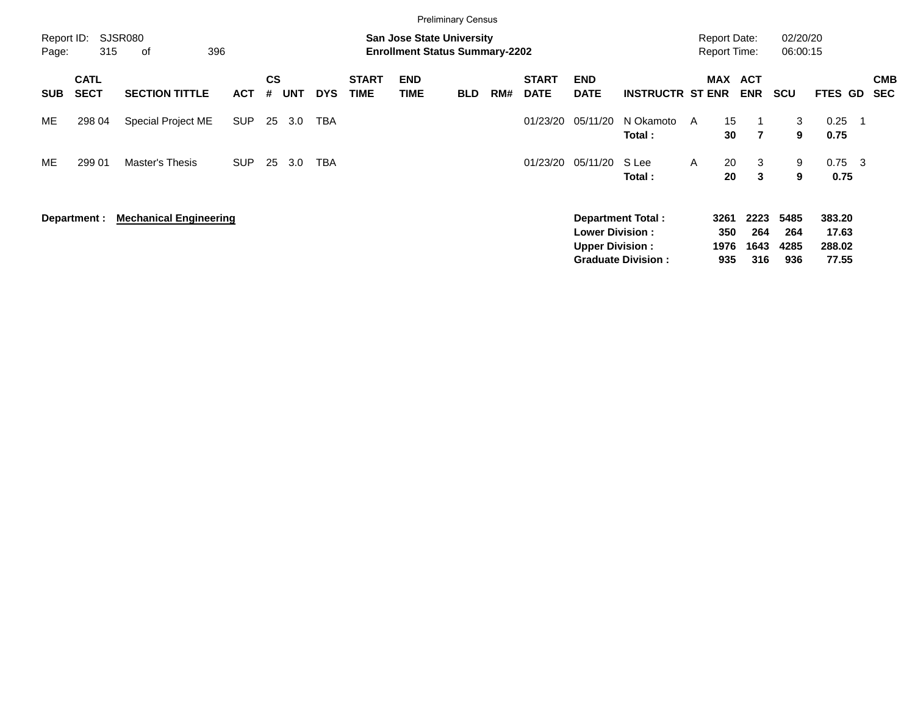Preliminary Census

Report ID: SJSR080

**San Jose State University**
**Enrollment Status Summary-2202**

Report Date: 02/20/20
Report Time: 06:00:15

| SUB | CATL SECT | SECTION TITTLE | ACT | CS # | UNT | DYS | START TIME | END TIME | BLD | RM# | START DATE | END DATE | INSTRUCTR | ST | MAX ENR | ACT ENR | SCU | FTES | GD | CMB SEC |
|---|---|---|---|---|---|---|---|---|---|---|---|---|---|---|---|---|---|---|---|---|
| ME | 298 04 | Special Project ME | SUP | 25 | 3.0 | TBA | | | | | 01/23/20 | 05/11/20 | N Okamoto | A | 15 | 1 | 3 | 0.25 | 1 | |
| | | | | | | | | | | | | | **Total :** | | **30** | **7** | **9** | **0.75** | | |
| ME | 299 01 | Master's Thesis | SUP | 25 | 3.0 | TBA | | | | | 01/23/20 | 05/11/20 | S Lee | A | 20 | 3 | 9 | 0.75 | 3 | |
| | | | | | | | | | | | | | **Total :** | | **20** | **3** | **9** | **0.75** | | |

**Department :** **Mechanical Engineering**

| | MAX ENR | ACT ENR | SCU | FTES |
|---|---|---|---|---|
| **Department Total :** | **3261** | **2223** | **5485** | **383.20** |
| **Lower Division :** | **350** | **264** | **264** | **17.63** |
| **Upper Division :** | **1976** | **1643** | **4285** | **288.02** |
| **Graduate Division :** | **935** | **316** | **936** | **77.55** |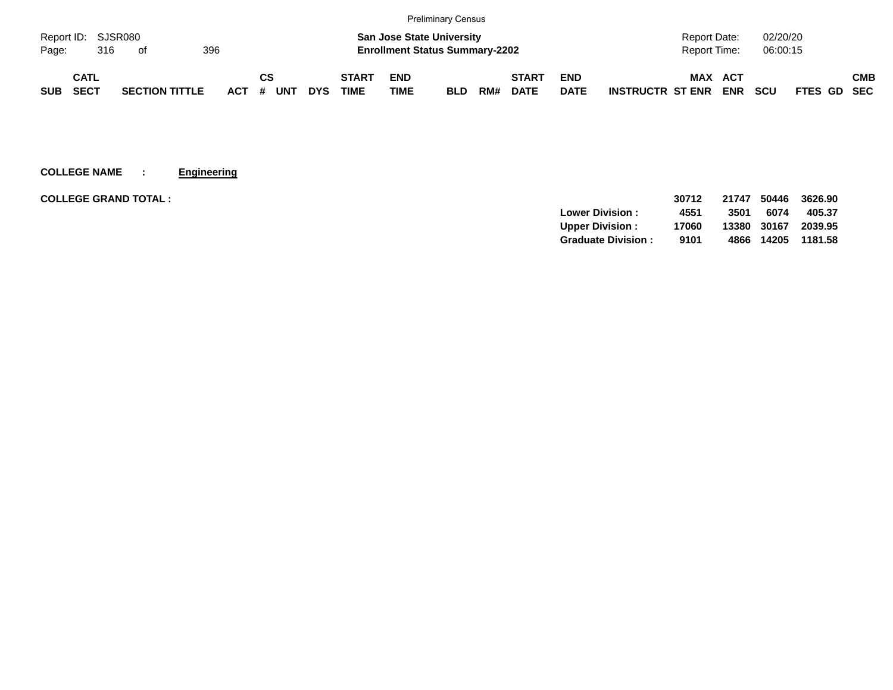Preliminary Census

Report ID: SJSR080

**San Jose State University**
**Enrollment Status Summary-2202**

Report Date: 02/20/20
Report Time: 06:00:15

| SUB | CATL SECT | SECTION TITTLE | ACT | CS # | UNT | DYS | START TIME | END TIME | BLD | RM# | START DATE | END DATE | INSTRUCTR | MAX ST ENR | ACT ENR | SCU | FTES | GD | CMB SEC |
|---|---|---|---|---|---|---|---|---|---|---|---|---|---|---|---|---|---|---|---|

**COLLEGE NAME : Engineering**

| | | | | |
|---|---|---|---|---|
| **COLLEGE GRAND TOTAL :** | **30712** | **21747** | **50446** | **3626.90** |
| **Lower Division :** | **4551** | **3501** | **6074** | **405.37** |
| **Upper Division :** | **17060** | **13380** | **30167** | **2039.95** |
| **Graduate Division :** | **9101** | **4866** | **14205** | **1181.58** |